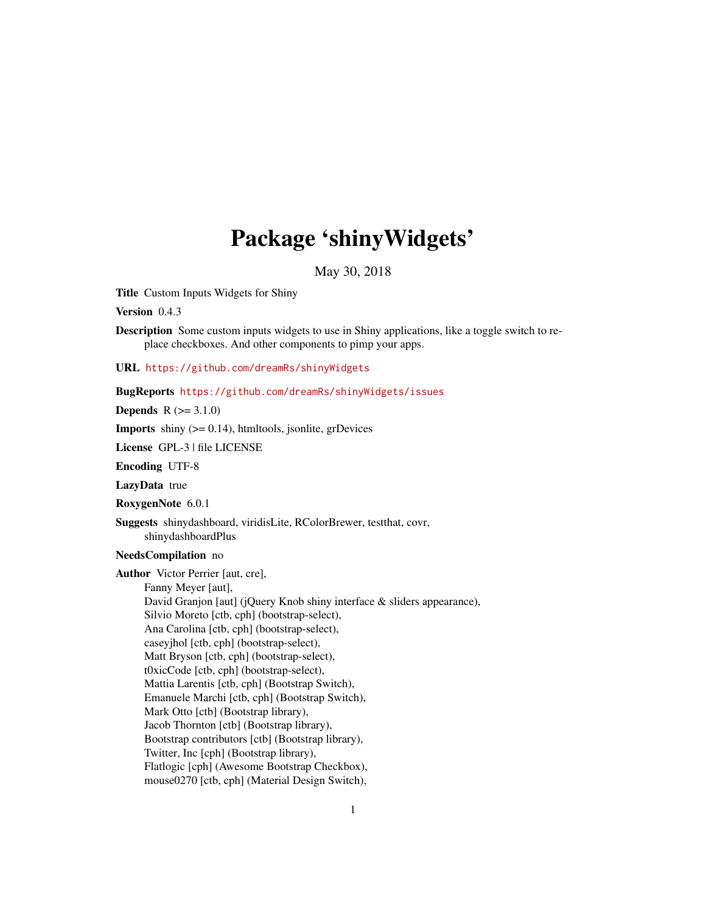# Package 'shinyWidgets'

May 30, 2018

**Title** Custom Inputs Widgets for Shiny

**Version** 0.4.3

**Description** Some custom inputs widgets to use in Shiny applications, like a toggle switch to replace checkboxes. And other components to pimp your apps.

**URL** https://github.com/dreamRs/shinyWidgets

**BugReports** https://github.com/dreamRs/shinyWidgets/issues

**Depends** R (>= 3.1.0)

**Imports** shiny (>= 0.14), htmltools, jsonlite, grDevices

**License** GPL-3 | file LICENSE

**Encoding** UTF-8

**LazyData** true

**RoxygenNote** 6.0.1

**Suggests** shinydashboard, viridisLite, RColorBrewer, testthat, covr, shinydashboardPlus

**NeedsCompilation** no

**Author** Victor Perrier [aut, cre],
Fanny Meyer [aut],
David Granjon [aut] (jQuery Knob shiny interface & sliders appearance),
Silvio Moreto [ctb, cph] (bootstrap-select),
Ana Carolina [ctb, cph] (bootstrap-select),
caseyjhol [ctb, cph] (bootstrap-select),
Matt Bryson [ctb, cph] (bootstrap-select),
t0xicCode [ctb, cph] (bootstrap-select),
Mattia Larentis [ctb, cph] (Bootstrap Switch),
Emanuele Marchi [ctb, cph] (Bootstrap Switch),
Mark Otto [ctb] (Bootstrap library),
Jacob Thornton [ctb] (Bootstrap library),
Bootstrap contributors [ctb] (Bootstrap library),
Twitter, Inc [cph] (Bootstrap library),
Flatlogic [cph] (Awesome Bootstrap Checkbox),
mouse0270 [ctb, cph] (Material Design Switch),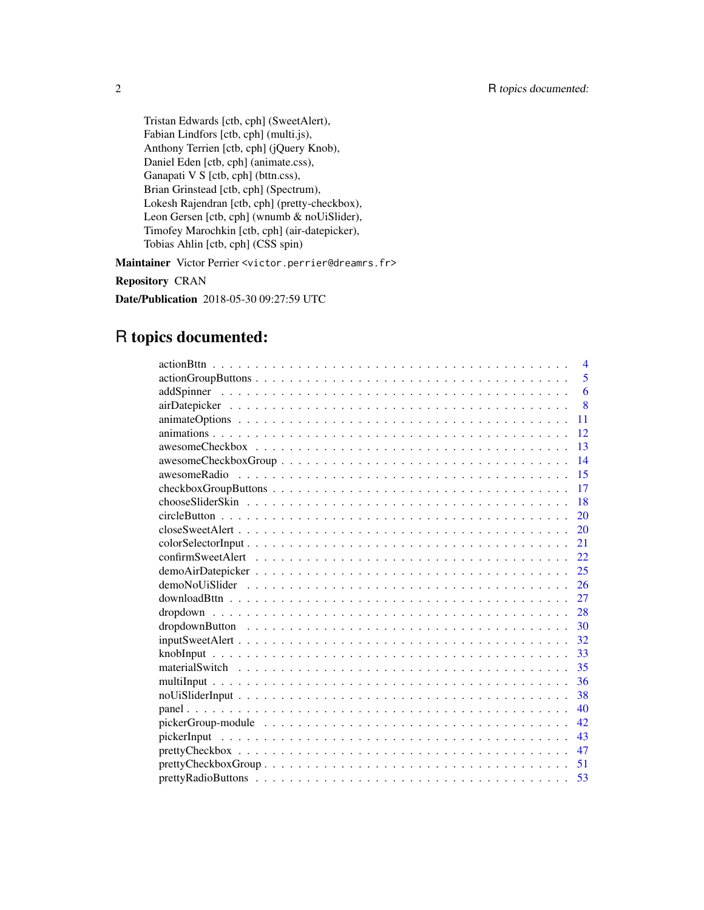Tristan Edwards [ctb, cph] (SweetAlert),
Fabian Lindfors [ctb, cph] (multi.js),
Anthony Terrien [ctb, cph] (jQuery Knob),
Daniel Eden [ctb, cph] (animate.css),
Ganapati V S [ctb, cph] (bttn.css),
Brian Grinstead [ctb, cph] (Spectrum),
Lokesh Rajendran [ctb, cph] (pretty-checkbox),
Leon Gersen [ctb, cph] (wnumb & noUiSlider),
Timofey Marochkin [ctb, cph] (air-datepicker),
Tobias Ahlin [ctb, cph] (CSS spin)

**Maintainer** Victor Perrier <victor.perrier@dreamrs.fr>

**Repository** CRAN

**Date/Publication** 2018-05-30 09:27:59 UTC

# R topics documented:

actionBttn . . . . . . . . . . . . . . . . . . . . . . . . . . . . . . . . . . . . . . . . 4
actionGroupButtons . . . . . . . . . . . . . . . . . . . . . . . . . . . . . . . . . . . 5
addSpinner . . . . . . . . . . . . . . . . . . . . . . . . . . . . . . . . . . . . . . . 6
airDatepicker . . . . . . . . . . . . . . . . . . . . . . . . . . . . . . . . . . . . . . 8
animateOptions . . . . . . . . . . . . . . . . . . . . . . . . . . . . . . . . . . . . . 11
animations . . . . . . . . . . . . . . . . . . . . . . . . . . . . . . . . . . . . . . . 12
awesomeCheckbox . . . . . . . . . . . . . . . . . . . . . . . . . . . . . . . . . . . 13
awesomeCheckboxGroup . . . . . . . . . . . . . . . . . . . . . . . . . . . . . . . . 14
awesomeRadio . . . . . . . . . . . . . . . . . . . . . . . . . . . . . . . . . . . . . 15
checkboxGroupButtons . . . . . . . . . . . . . . . . . . . . . . . . . . . . . . . . . 17
chooseSliderSkin . . . . . . . . . . . . . . . . . . . . . . . . . . . . . . . . . . . . 18
circleButton . . . . . . . . . . . . . . . . . . . . . . . . . . . . . . . . . . . . . . 20
closeSweetAlert . . . . . . . . . . . . . . . . . . . . . . . . . . . . . . . . . . . . 20
colorSelectorInput . . . . . . . . . . . . . . . . . . . . . . . . . . . . . . . . . . . 21
confirmSweetAlert . . . . . . . . . . . . . . . . . . . . . . . . . . . . . . . . . . . 22
demoAirDatepicker . . . . . . . . . . . . . . . . . . . . . . . . . . . . . . . . . . . 25
demoNoUiSlider . . . . . . . . . . . . . . . . . . . . . . . . . . . . . . . . . . . . 26
downloadBttn . . . . . . . . . . . . . . . . . . . . . . . . . . . . . . . . . . . . . . 27
dropdown . . . . . . . . . . . . . . . . . . . . . . . . . . . . . . . . . . . . . . . . 28
dropdownButton . . . . . . . . . . . . . . . . . . . . . . . . . . . . . . . . . . . . . 30
inputSweetAlert . . . . . . . . . . . . . . . . . . . . . . . . . . . . . . . . . . . . . 32
knobInput . . . . . . . . . . . . . . . . . . . . . . . . . . . . . . . . . . . . . . . . 33
materialSwitch . . . . . . . . . . . . . . . . . . . . . . . . . . . . . . . . . . . . . 35
multiInput . . . . . . . . . . . . . . . . . . . . . . . . . . . . . . . . . . . . . . . 36
noUiSliderInput . . . . . . . . . . . . . . . . . . . . . . . . . . . . . . . . . . . . . 38
panel . . . . . . . . . . . . . . . . . . . . . . . . . . . . . . . . . . . . . . . . . . 40
pickerGroup-module . . . . . . . . . . . . . . . . . . . . . . . . . . . . . . . . . . . 42
pickerInput . . . . . . . . . . . . . . . . . . . . . . . . . . . . . . . . . . . . . . . 43
prettyCheckbox . . . . . . . . . . . . . . . . . . . . . . . . . . . . . . . . . . . . . 47
prettyCheckboxGroup . . . . . . . . . . . . . . . . . . . . . . . . . . . . . . . . . . 51
prettyRadioButtons . . . . . . . . . . . . . . . . . . . . . . . . . . . . . . . . . . . 53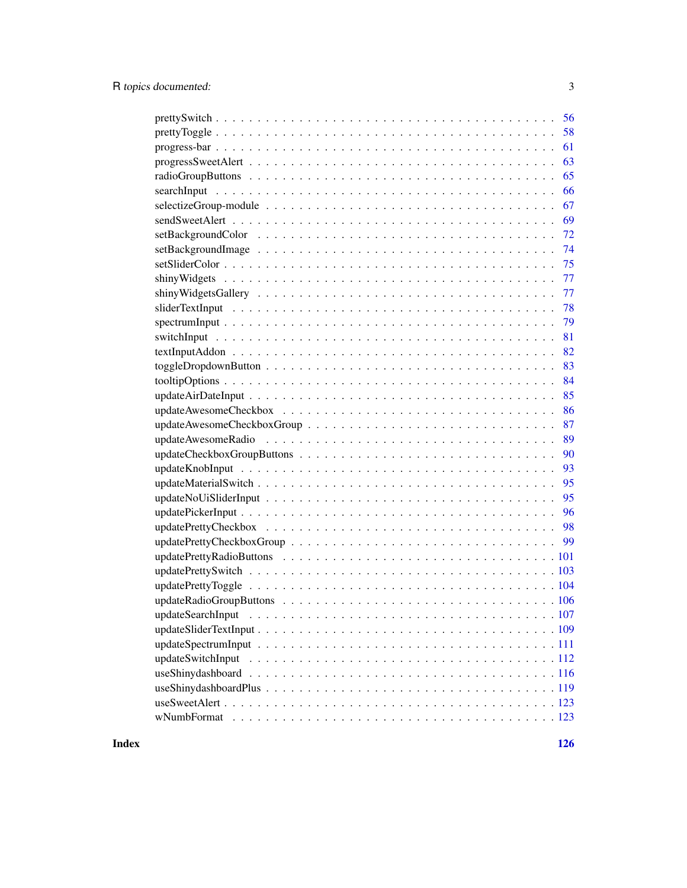| | |
|---|---|
| prettySwitch | 56 |
| prettyToggle | 58 |
| progress-bar | 61 |
| progressSweetAlert | 63 |
| radioGroupButtons | 65 |
| searchInput | 66 |
| selectizeGroup-module | 67 |
| sendSweetAlert | 69 |
| setBackgroundColor | 72 |
| setBackgroundImage | 74 |
| setSliderColor | 75 |
| shinyWidgets | 77 |
| shinyWidgetsGallery | 77 |
| sliderTextInput | 78 |
| spectrumInput | 79 |
| switchInput | 81 |
| textInputAddon | 82 |
| toggleDropdownButton | 83 |
| tooltipOptions | 84 |
| updateAirDateInput | 85 |
| updateAwesomeCheckbox | 86 |
| updateAwesomeCheckboxGroup | 87 |
| updateAwesomeRadio | 89 |
| updateCheckboxGroupButtons | 90 |
| updateKnobInput | 93 |
| updateMaterialSwitch | 95 |
| updateNoUiSliderInput | 95 |
| updatePickerInput | 96 |
| updatePrettyCheckbox | 98 |
| updatePrettyCheckboxGroup | 99 |
| updatePrettyRadioButtons | 101 |
| updatePrettySwitch | 103 |
| updatePrettyToggle | 104 |
| updateRadioGroupButtons | 106 |
| updateSearchInput | 107 |
| updateSliderTextInput | 109 |
| updateSpectrumInput | 111 |
| updateSwitchInput | 112 |
| useShinydashboard | 116 |
| useShinydashboardPlus | 119 |
| useSweetAlert | 123 |
| wNumbFormat | 123 |

**Index** **126**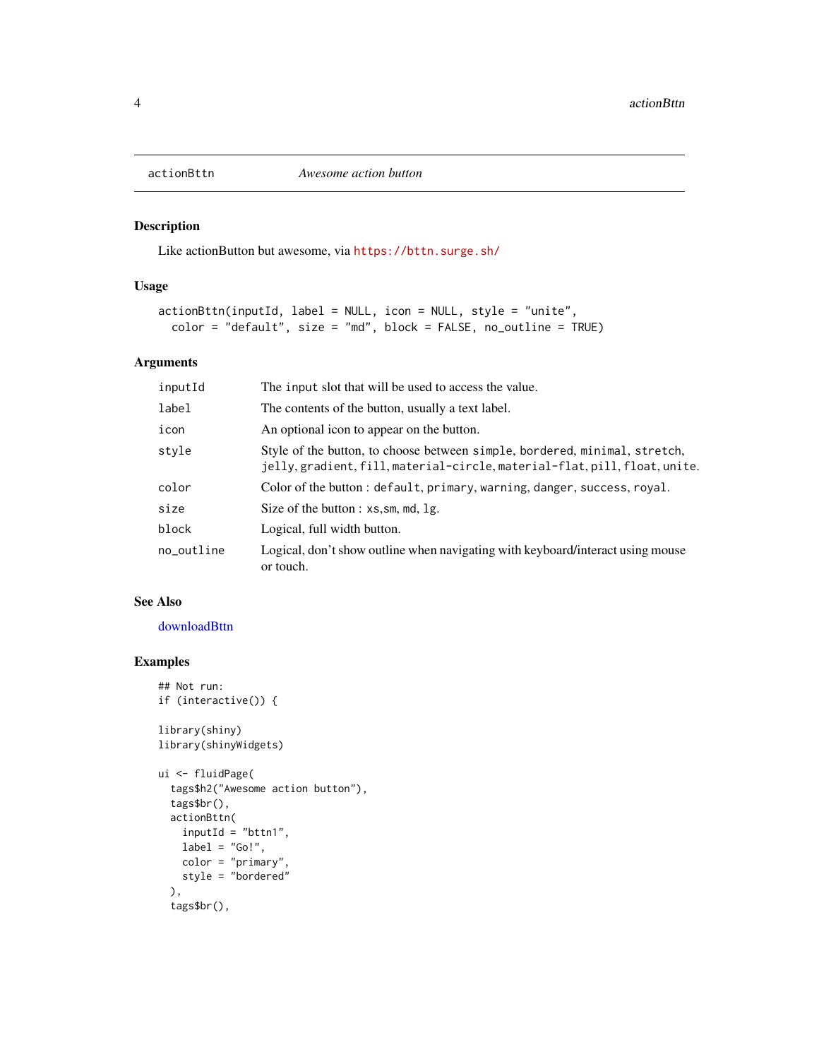actionBttn — *Awesome action button*

### Description

Like actionButton but awesome, via https://bttn.surge.sh/

### Usage

```
actionBttn(inputId, label = NULL, icon = NULL, style = "unite",
  color = "default", size = "md", block = FALSE, no_outline = TRUE)
```

### Arguments

| | |
|---|---|
| inputId | The input slot that will be used to access the value. |
| label | The contents of the button, usually a text label. |
| icon | An optional icon to appear on the button. |
| style | Style of the button, to choose between simple, bordered, minimal, stretch, jelly, gradient, fill, material-circle, material-flat, pill, float, unite. |
| color | Color of the button : default, primary, warning, danger, success, royal. |
| size | Size of the button : xs,sm, md, lg. |
| block | Logical, full width button. |
| no_outline | Logical, don't show outline when navigating with keyboard/interact using mouse or touch. |

### See Also

downloadBttn

### Examples

```
## Not run:
if (interactive()) {

library(shiny)
library(shinyWidgets)

ui <- fluidPage(
  tags$h2("Awesome action button"),
  tags$br(),
  actionBttn(
    inputId = "bttn1",
    label = "Go!",
    color = "primary",
    style = "bordered"
  ),
  tags$br(),
```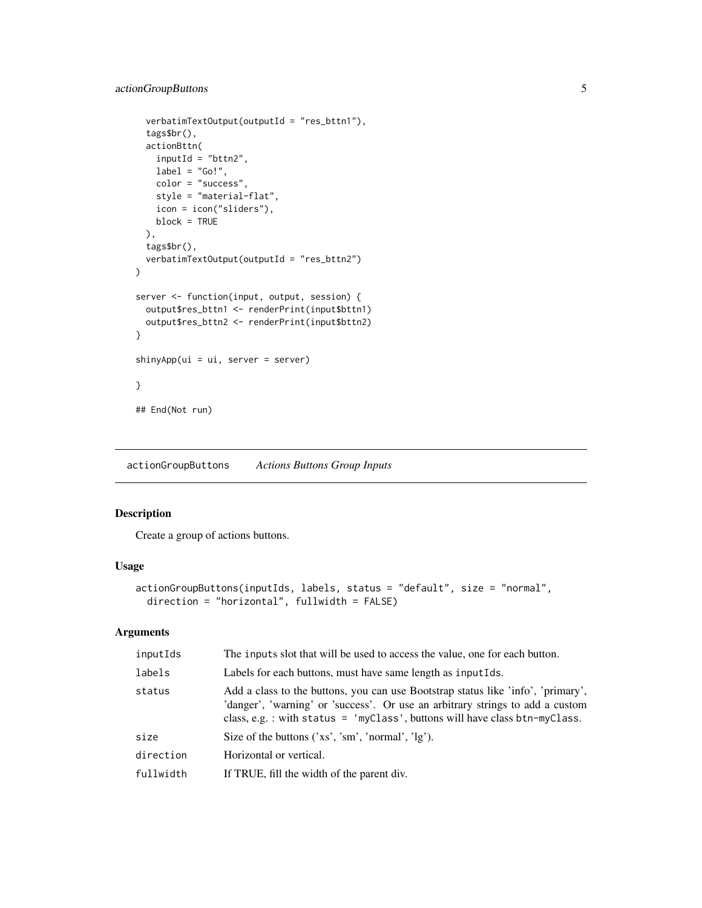```
    verbatimTextOutput(outputId = "res_bttn1"),
    tags$br(),
    actionBttn(
      inputId = "bttn2",
      label = "Go!",
      color = "success",
      style = "material-flat",
      icon = icon("sliders"),
      block = TRUE
    ),
    tags$br(),
    verbatimTextOutput(outputId = "res_bttn2")
  )

  server <- function(input, output, session) {
    output$res_bttn1 <- renderPrint(input$bttn1)
    output$res_bttn2 <- renderPrint(input$bttn2)
  }

  shinyApp(ui = ui, server = server)

  }

  ## End(Not run)
```

## actionGroupButtons *Actions Buttons Group Inputs*

### Description

Create a group of actions buttons.

### Usage

```
actionGroupButtons(inputIds, labels, status = "default", size = "normal",
  direction = "horizontal", fullwidth = FALSE)
```

### Arguments

| | |
|---|---|
| inputIds | The inputs slot that will be used to access the value, one for each button. |
| labels | Labels for each buttons, must have same length as inputIds. |
| status | Add a class to the buttons, you can use Bootstrap status like 'info', 'primary', 'danger', 'warning' or 'success'. Or use an arbitrary strings to add a custom class, e.g. : with status = 'myClass', buttons will have class btn-myClass. |
| size | Size of the buttons ('xs', 'sm', 'normal', 'lg'). |
| direction | Horizontal or vertical. |
| fullwidth | If TRUE, fill the width of the parent div. |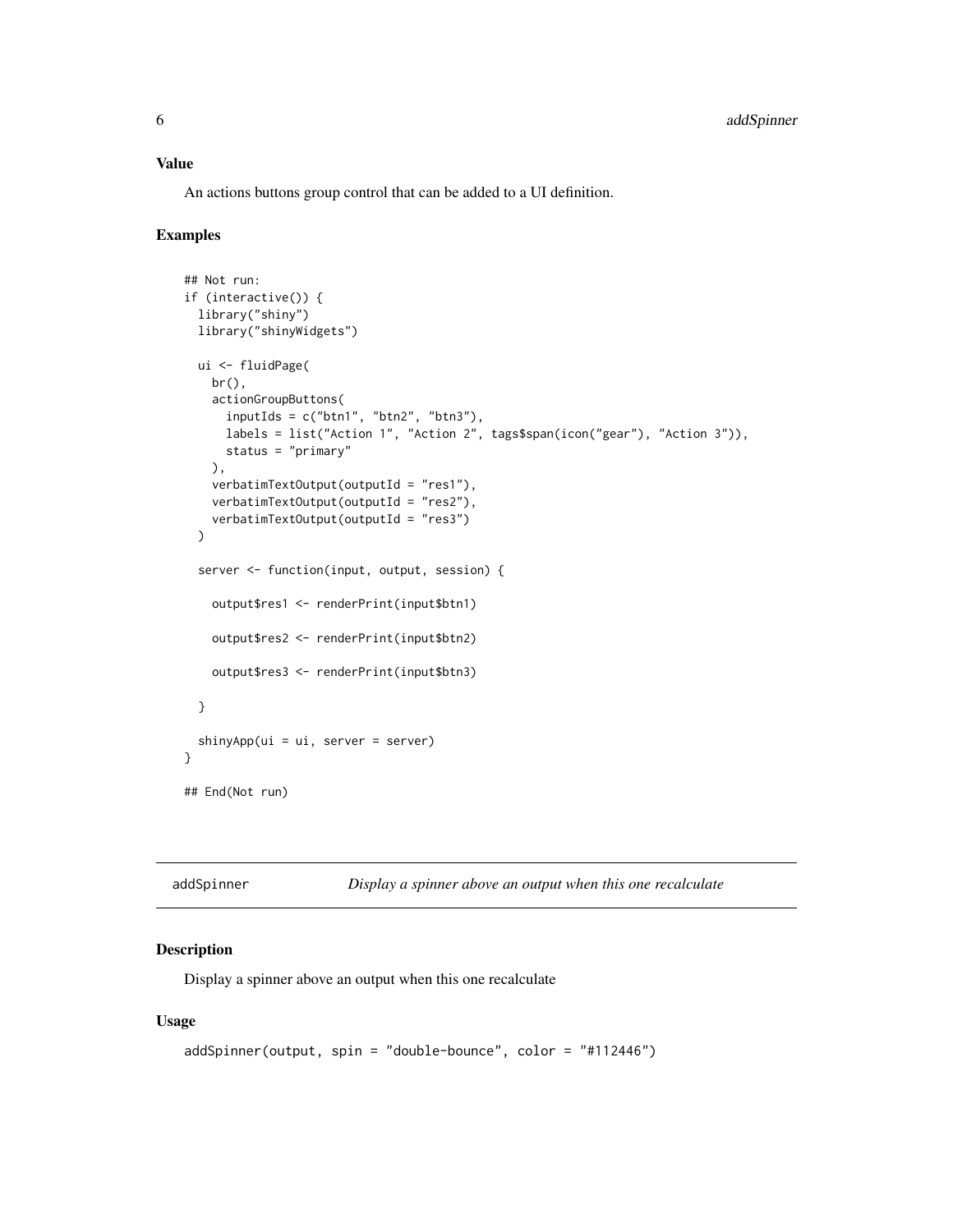## Value

An actions buttons group control that can be added to a UI definition.

## Examples

```
## Not run:
if (interactive()) {
  library("shiny")
  library("shinyWidgets")

  ui <- fluidPage(
    br(),
    actionGroupButtons(
      inputIds = c("btn1", "btn2", "btn3"),
      labels = list("Action 1", "Action 2", tags$span(icon("gear"), "Action 3")),
      status = "primary"
    ),
    verbatimTextOutput(outputId = "res1"),
    verbatimTextOutput(outputId = "res2"),
    verbatimTextOutput(outputId = "res3")
  )

  server <- function(input, output, session) {

    output$res1 <- renderPrint(input$btn1)

    output$res2 <- renderPrint(input$btn2)

    output$res3 <- renderPrint(input$btn3)

  }

  shinyApp(ui = ui, server = server)
}

## End(Not run)
```

---

# addSpinner *Display a spinner above an output when this one recalculate*

---

## Description

Display a spinner above an output when this one recalculate

## Usage

```
addSpinner(output, spin = "double-bounce", color = "#112446")
```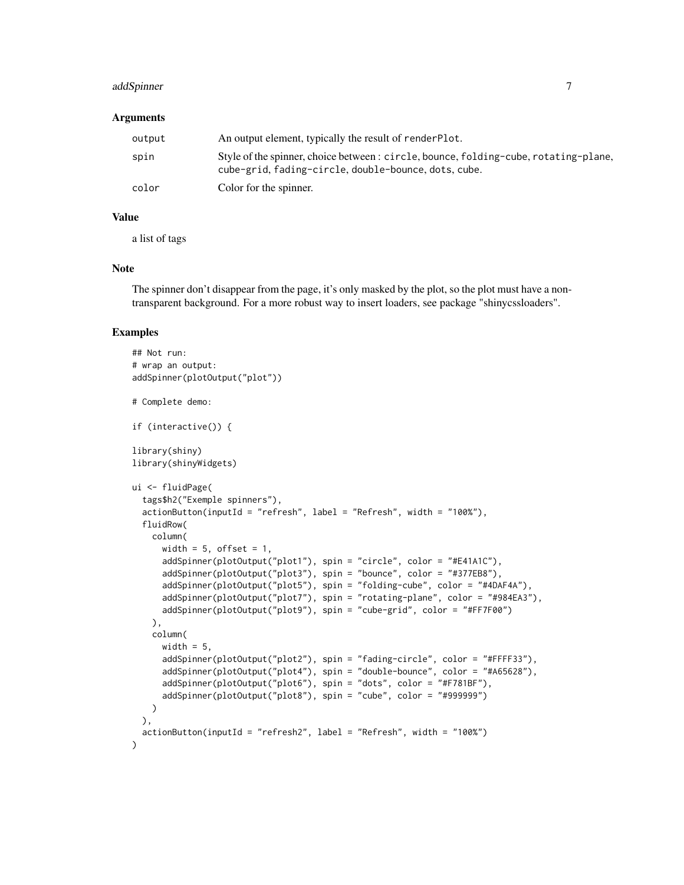### Arguments

| | |
|---|---|
| output | An output element, typically the result of renderPlot. |
| spin | Style of the spinner, choice between : circle, bounce, folding-cube, rotating-plane, cube-grid, fading-circle, double-bounce, dots, cube. |
| color | Color for the spinner. |

### Value

a list of tags

### Note

The spinner don't disappear from the page, it's only masked by the plot, so the plot must have a non-transparent background. For a more robust way to insert loaders, see package "shinycssloaders".

### Examples

```
## Not run:
# wrap an output:
addSpinner(plotOutput("plot"))

# Complete demo:

if (interactive()) {

library(shiny)
library(shinyWidgets)

ui <- fluidPage(
  tags$h2("Exemple spinners"),
  actionButton(inputId = "refresh", label = "Refresh", width = "100%"),
  fluidRow(
    column(
      width = 5, offset = 1,
      addSpinner(plotOutput("plot1"), spin = "circle", color = "#E41A1C"),
      addSpinner(plotOutput("plot3"), spin = "bounce", color = "#377EB8"),
      addSpinner(plotOutput("plot5"), spin = "folding-cube", color = "#4DAF4A"),
      addSpinner(plotOutput("plot7"), spin = "rotating-plane", color = "#984EA3"),
      addSpinner(plotOutput("plot9"), spin = "cube-grid", color = "#FF7F00")
    ),
    column(
      width = 5,
      addSpinner(plotOutput("plot2"), spin = "fading-circle", color = "#FFFF33"),
      addSpinner(plotOutput("plot4"), spin = "double-bounce", color = "#A65628"),
      addSpinner(plotOutput("plot6"), spin = "dots", color = "#F781BF"),
      addSpinner(plotOutput("plot8"), spin = "cube", color = "#999999")
    )
  ),
  actionButton(inputId = "refresh2", label = "Refresh", width = "100%")
)
```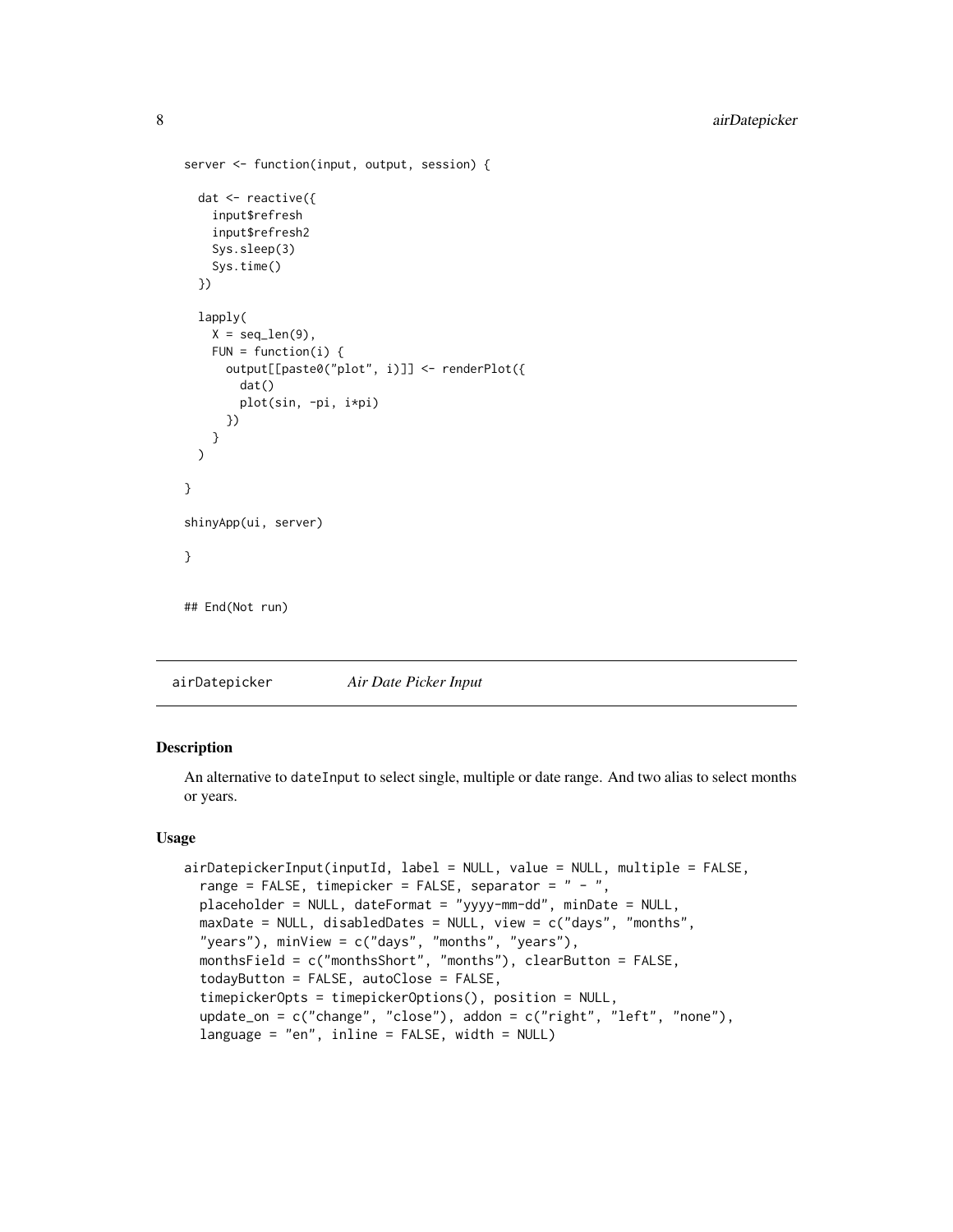```
server <- function(input, output, session) {

  dat <- reactive({
    input$refresh
    input$refresh2
    Sys.sleep(3)
    Sys.time()
  })

  lapply(
    X = seq_len(9),
    FUN = function(i) {
      output[[paste0("plot", i)]] <- renderPlot({
        dat()
        plot(sin, -pi, i*pi)
      })
    }
  )

}

shinyApp(ui, server)

}

## End(Not run)
```

---

## airDatepicker *Air Date Picker Input*

---

### Description

An alternative to `dateInput` to select single, multiple or date range. And two alias to select months or years.

### Usage

```
airDatepickerInput(inputId, label = NULL, value = NULL, multiple = FALSE,
  range = FALSE, timepicker = FALSE, separator = " - ",
  placeholder = NULL, dateFormat = "yyyy-mm-dd", minDate = NULL,
  maxDate = NULL, disabledDates = NULL, view = c("days", "months",
  "years"), minView = c("days", "months", "years"),
  monthsField = c("monthsShort", "months"), clearButton = FALSE,
  todayButton = FALSE, autoClose = FALSE,
  timepickerOpts = timepickerOptions(), position = NULL,
  update_on = c("change", "close"), addon = c("right", "left", "none"),
  language = "en", inline = FALSE, width = NULL)
```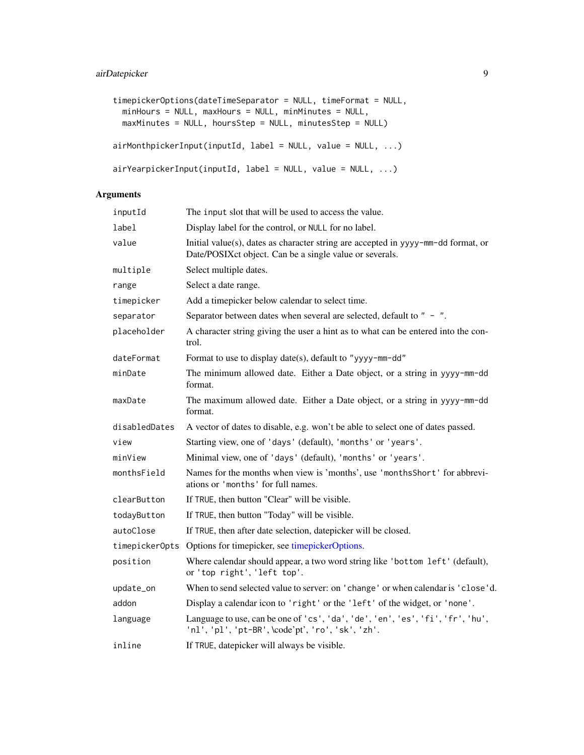```
timepickerOptions(dateTimeSeparator = NULL, timeFormat = NULL,
  minHours = NULL, maxHours = NULL, minMinutes = NULL,
  maxMinutes = NULL, hoursStep = NULL, minutesStep = NULL)

airMonthpickerInput(inputId, label = NULL, value = NULL, ...)

airYearpickerInput(inputId, label = NULL, value = NULL, ...)
```

## Arguments

| | |
|---|---|
| `inputId` | The input slot that will be used to access the value. |
| `label` | Display label for the control, or NULL for no label. |
| `value` | Initial value(s), dates as character string are accepted in yyyy-mm-dd format, or Date/POSIXct object. Can be a single value or severals. |
| `multiple` | Select multiple dates. |
| `range` | Select a date range. |
| `timepicker` | Add a timepicker below calendar to select time. |
| `separator` | Separator between dates when several are selected, default to " - ". |
| `placeholder` | A character string giving the user a hint as to what can be entered into the control. |
| `dateFormat` | Format to use to display date(s), default to "yyyy-mm-dd" |
| `minDate` | The minimum allowed date. Either a Date object, or a string in yyyy-mm-dd format. |
| `maxDate` | The maximum allowed date. Either a Date object, or a string in yyyy-mm-dd format. |
| `disabledDates` | A vector of dates to disable, e.g. won't be able to select one of dates passed. |
| `view` | Starting view, one of 'days' (default), 'months' or 'years'. |
| `minView` | Minimal view, one of 'days' (default), 'months' or 'years'. |
| `monthsField` | Names for the months when view is 'months', use 'monthsShort' for abbreviations or 'months' for full names. |
| `clearButton` | If TRUE, then button "Clear" will be visible. |
| `todayButton` | If TRUE, then button "Today" will be visible. |
| `autoClose` | If TRUE, then after date selection, datepicker will be closed. |
| `timepickerOpts` | Options for timepicker, see timepickerOptions. |
| `position` | Where calendar should appear, a two word string like 'bottom left' (default), or 'top right', 'left top'. |
| `update_on` | When to send selected value to server: on 'change' or when calendar is 'close'd. |
| `addon` | Display a calendar icon to 'right' or the 'left' of the widget, or 'none'. |
| `language` | Language to use, can be one of 'cs', 'da', 'de', 'en', 'es', 'fi', 'fr', 'hu', 'nl', 'pl', 'pt-BR', \code'pt', 'ro', 'sk', 'zh'. |
| `inline` | If TRUE, datepicker will always be visible. |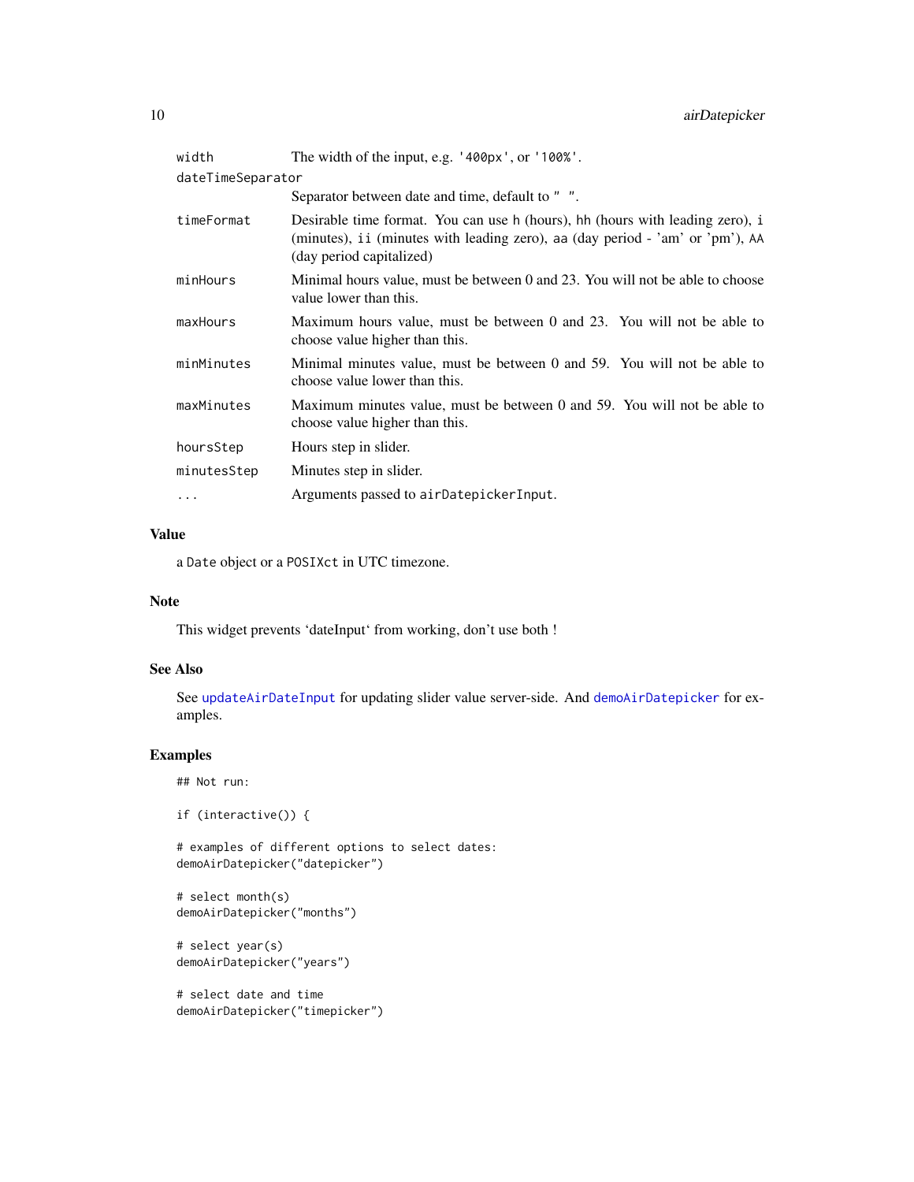| | |
|---|---|
| `width` | The width of the input, e.g. `'400px'`, or `'100%'`. |
| `dateTimeSeparator` | Separator between date and time, default to `" "`. |
| `timeFormat` | Desirable time format. You can use `h` (hours), `hh` (hours with leading zero), `i` (minutes), `ii` (minutes with leading zero), `aa` (day period - 'am' or 'pm'), `AA` (day period capitalized) |
| `minHours` | Minimal hours value, must be between 0 and 23. You will not be able to choose value lower than this. |
| `maxHours` | Maximum hours value, must be between 0 and 23. You will not be able to choose value higher than this. |
| `minMinutes` | Minimal minutes value, must be between 0 and 59. You will not be able to choose value lower than this. |
| `maxMinutes` | Maximum minutes value, must be between 0 and 59. You will not be able to choose value higher than this. |
| `hoursStep` | Hours step in slider. |
| `minutesStep` | Minutes step in slider. |
| `...` | Arguments passed to `airDatepickerInput`. |

### Value

a `Date` object or a `POSIXct` in UTC timezone.

### Note

This widget prevents 'dateInput' from working, don't use both !

### See Also

See `updateAirDateInput` for updating slider value server-side. And `demoAirDatepicker` for examples.

### Examples

```
## Not run:

if (interactive()) {

# examples of different options to select dates:
demoAirDatepicker("datepicker")

# select month(s)
demoAirDatepicker("months")

# select year(s)
demoAirDatepicker("years")

# select date and time
demoAirDatepicker("timepicker")
```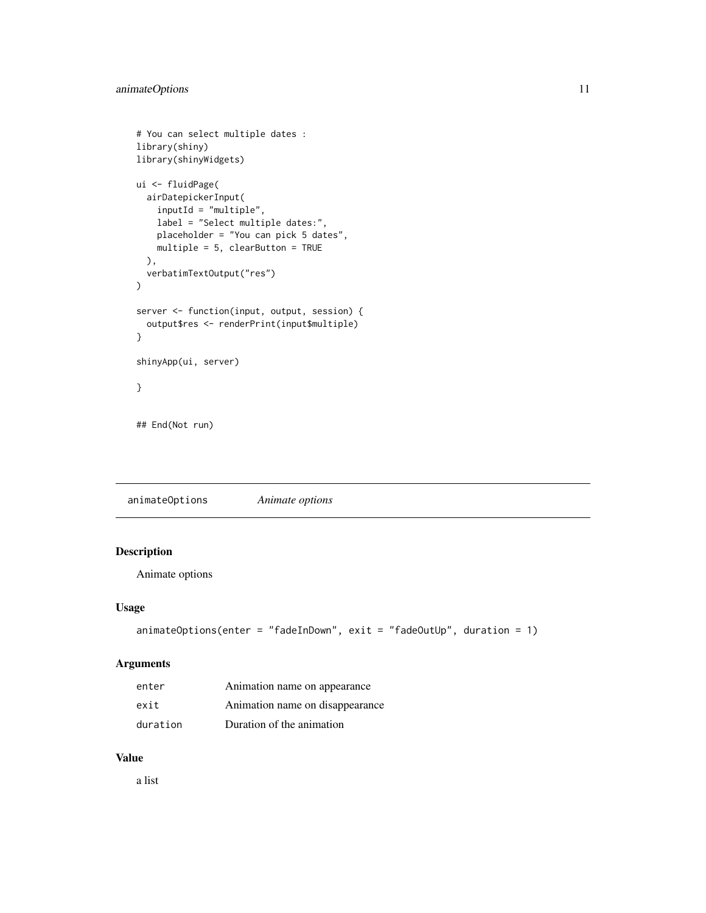```
# You can select multiple dates :
library(shiny)
library(shinyWidgets)

ui <- fluidPage(
  airDatepickerInput(
    inputId = "multiple",
    label = "Select multiple dates:",
    placeholder = "You can pick 5 dates",
    multiple = 5, clearButton = TRUE
  ),
  verbatimTextOutput("res")
)

server <- function(input, output, session) {
  output$res <- renderPrint(input$multiple)
}

shinyApp(ui, server)

}

## End(Not run)
```

---

## animateOptions *Animate options*

---

### Description

Animate options

### Usage

```
animateOptions(enter = "fadeInDown", exit = "fadeOutUp", duration = 1)
```

### Arguments

| | |
|---|---|
| enter | Animation name on appearance |
| exit | Animation name on disappearance |
| duration | Duration of the animation |

### Value

a list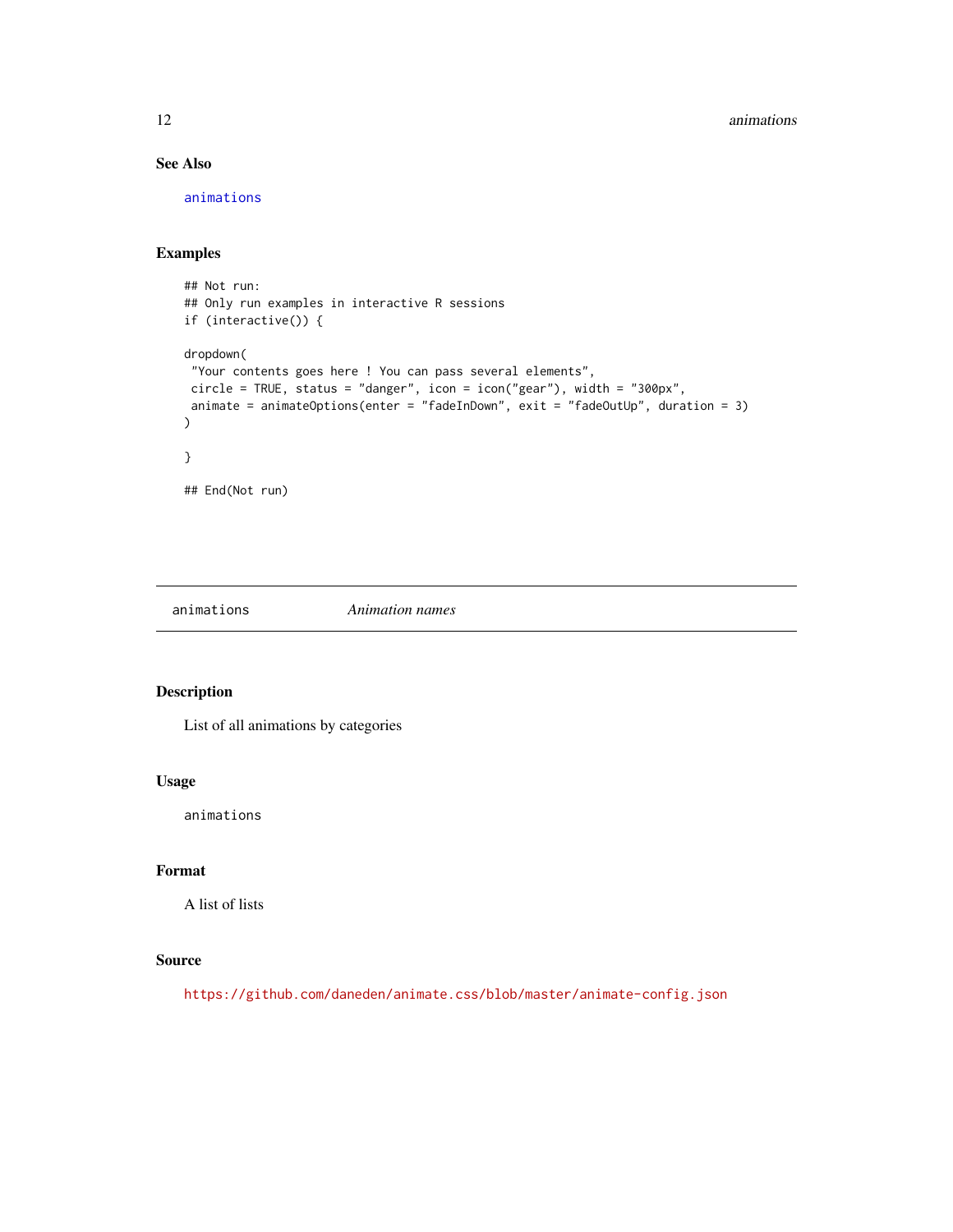### See Also

animations

### Examples

```
## Not run:
## Only run examples in interactive R sessions
if (interactive()) {

dropdown(
 "Your contents goes here ! You can pass several elements",
 circle = TRUE, status = "danger", icon = icon("gear"), width = "300px",
 animate = animateOptions(enter = "fadeInDown", exit = "fadeOutUp", duration = 3)
)

}

## End(Not run)
```

---

## animations — *Animation names*

---

### Description

List of all animations by categories

### Usage

```
animations
```

### Format

A list of lists

### Source

https://github.com/daneden/animate.css/blob/master/animate-config.json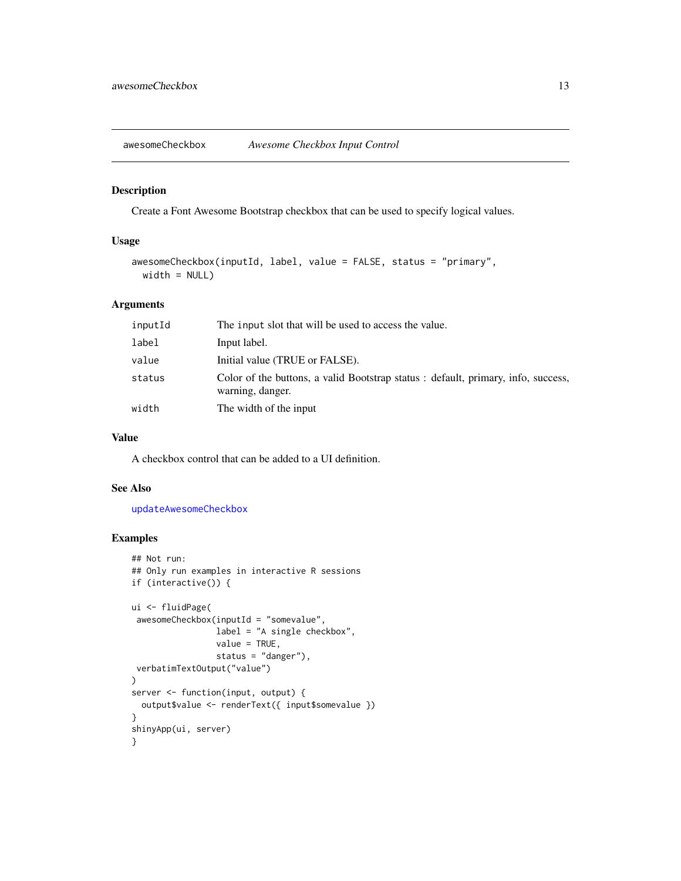# awesomeCheckbox — *Awesome Checkbox Input Control*

## Description

Create a Font Awesome Bootstrap checkbox that can be used to specify logical values.

## Usage

```
awesomeCheckbox(inputId, label, value = FALSE, status = "primary",
  width = NULL)
```

## Arguments

| | |
|---|---|
| `inputId` | The `input` slot that will be used to access the value. |
| `label` | Input label. |
| `value` | Initial value (TRUE or FALSE). |
| `status` | Color of the buttons, a valid Bootstrap status : default, primary, info, success, warning, danger. |
| `width` | The width of the input |

## Value

A checkbox control that can be added to a UI definition.

## See Also

`updateAwesomeCheckbox`

## Examples

```
## Not run:
## Only run examples in interactive R sessions
if (interactive()) {

ui <- fluidPage(
 awesomeCheckbox(inputId = "somevalue",
                 label = "A single checkbox",
                 value = TRUE,
                 status = "danger"),
 verbatimTextOutput("value")
)
server <- function(input, output) {
  output$value <- renderText({ input$somevalue })
}
shinyApp(ui, server)
}
```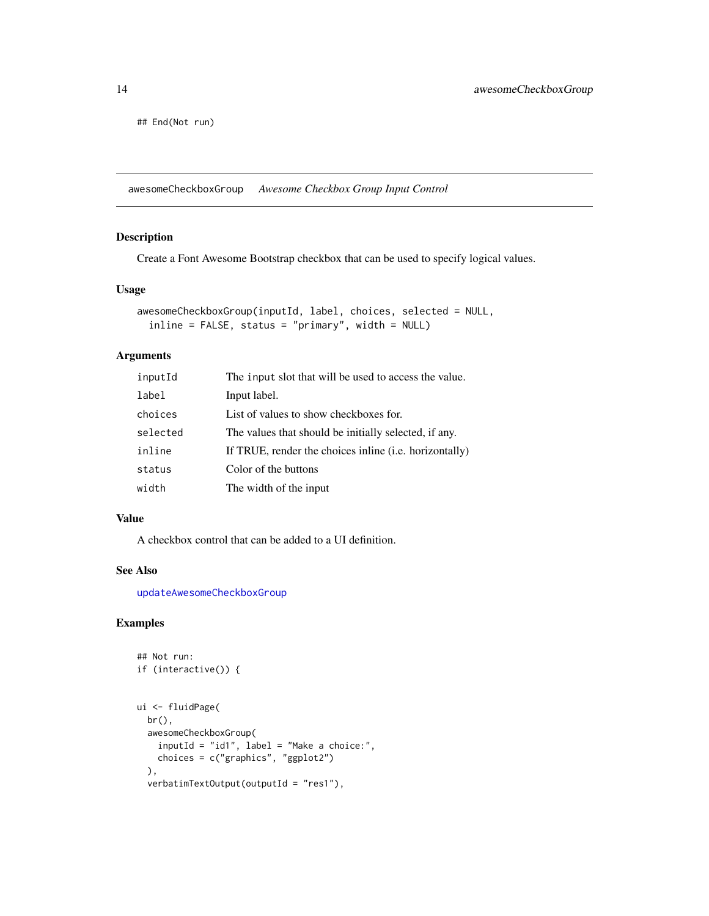```
## End(Not run)
```

## awesomeCheckboxGroup — *Awesome Checkbox Group Input Control*

### Description

Create a Font Awesome Bootstrap checkbox that can be used to specify logical values.

### Usage

```
awesomeCheckboxGroup(inputId, label, choices, selected = NULL,
  inline = FALSE, status = "primary", width = NULL)
```

### Arguments

| | |
|---|---|
| inputId | The input slot that will be used to access the value. |
| label | Input label. |
| choices | List of values to show checkboxes for. |
| selected | The values that should be initially selected, if any. |
| inline | If TRUE, render the choices inline (i.e. horizontally) |
| status | Color of the buttons |
| width | The width of the input |

### Value

A checkbox control that can be added to a UI definition.

### See Also

updateAwesomeCheckboxGroup

### Examples

```
## Not run:
if (interactive()) {


ui <- fluidPage(
  br(),
  awesomeCheckboxGroup(
    inputId = "id1", label = "Make a choice:",
    choices = c("graphics", "ggplot2")
  ),
  verbatimTextOutput(outputId = "res1"),
```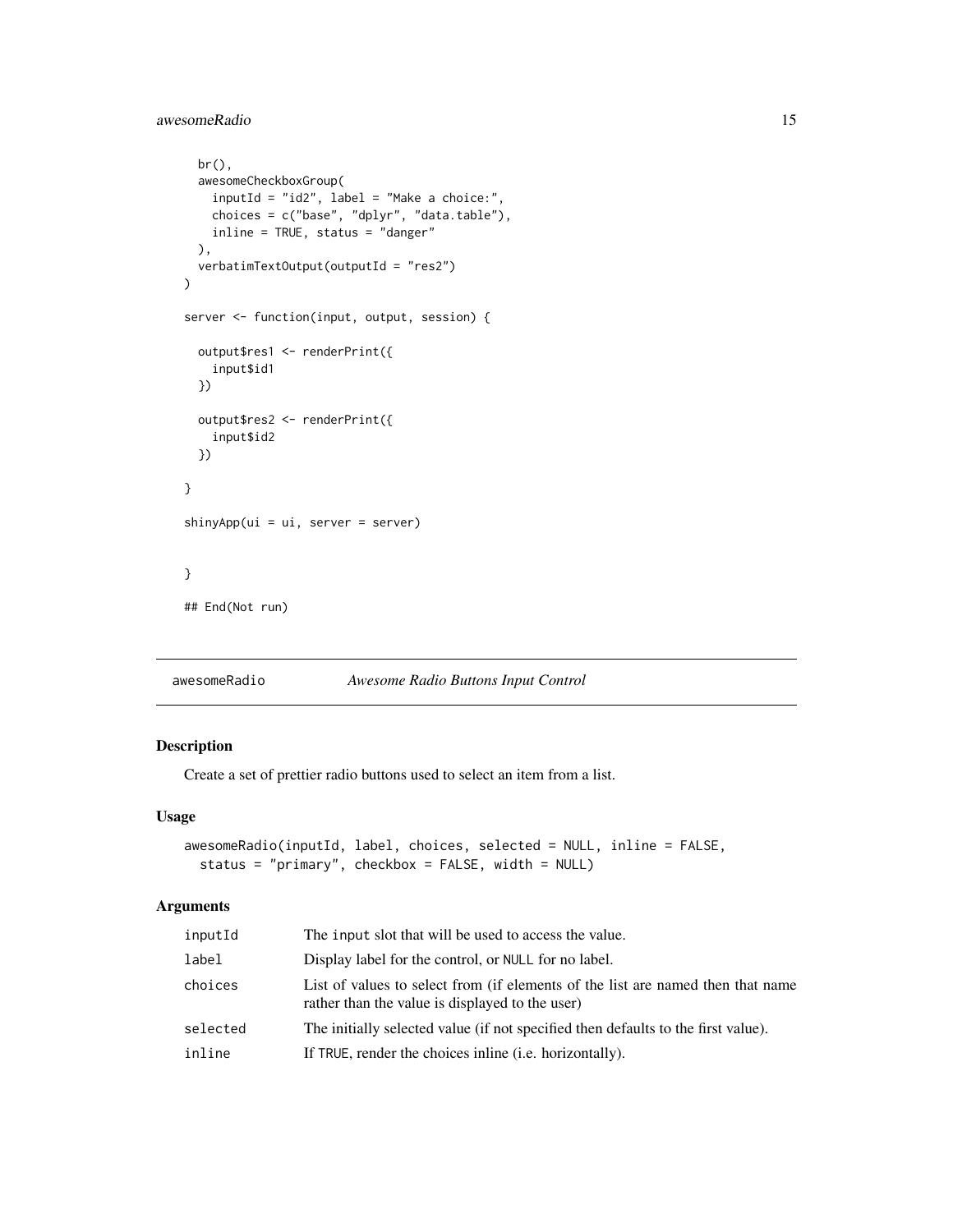```
  br(),
  awesomeCheckboxGroup(
    inputId = "id2", label = "Make a choice:",
    choices = c("base", "dplyr", "data.table"),
    inline = TRUE, status = "danger"
  ),
  verbatimTextOutput(outputId = "res2")
)

server <- function(input, output, session) {

  output$res1 <- renderPrint({
    input$id1
  })

  output$res2 <- renderPrint({
    input$id2
  })

}

shinyApp(ui = ui, server = server)


}

## End(Not run)
```

---

## awesomeRadio — *Awesome Radio Buttons Input Control*

### Description

Create a set of prettier radio buttons used to select an item from a list.

### Usage

```
awesomeRadio(inputId, label, choices, selected = NULL, inline = FALSE,
  status = "primary", checkbox = FALSE, width = NULL)
```

### Arguments

| | |
|---|---|
| inputId | The input slot that will be used to access the value. |
| label | Display label for the control, or NULL for no label. |
| choices | List of values to select from (if elements of the list are named then that name rather than the value is displayed to the user) |
| selected | The initially selected value (if not specified then defaults to the first value). |
| inline | If TRUE, render the choices inline (i.e. horizontally). |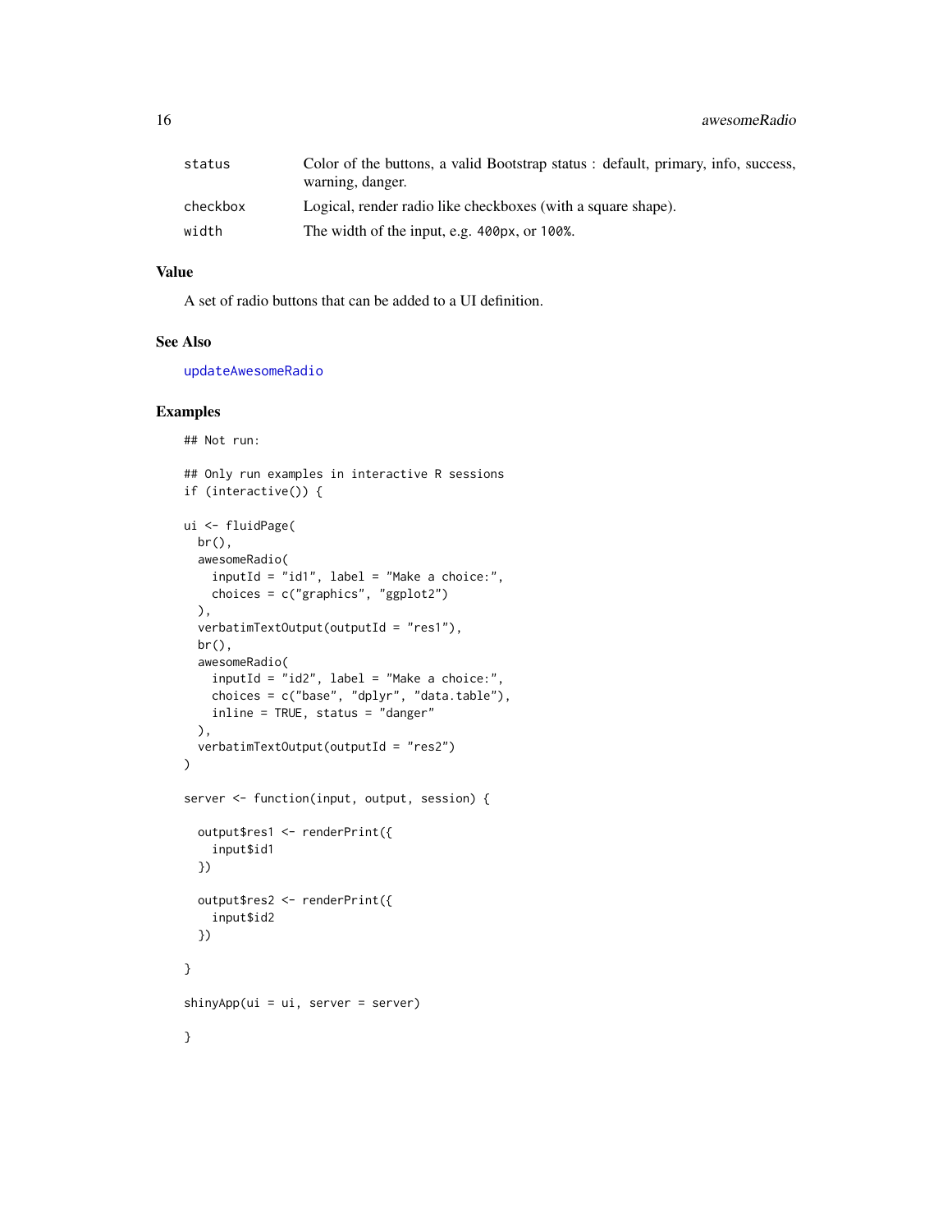| | |
|---|---|
| status | Color of the buttons, a valid Bootstrap status : default, primary, info, success, warning, danger. |
| checkbox | Logical, render radio like checkboxes (with a square shape). |
| width | The width of the input, e.g. `400px`, or `100%`. |

## Value

A set of radio buttons that can be added to a UI definition.

## See Also

updateAwesomeRadio

## Examples

```
## Not run:

## Only run examples in interactive R sessions
if (interactive()) {

ui <- fluidPage(
  br(),
  awesomeRadio(
    inputId = "id1", label = "Make a choice:",
    choices = c("graphics", "ggplot2")
  ),
  verbatimTextOutput(outputId = "res1"),
  br(),
  awesomeRadio(
    inputId = "id2", label = "Make a choice:",
    choices = c("base", "dplyr", "data.table"),
    inline = TRUE, status = "danger"
  ),
  verbatimTextOutput(outputId = "res2")
)

server <- function(input, output, session) {

  output$res1 <- renderPrint({
    input$id1
  })

  output$res2 <- renderPrint({
    input$id2
  })

}

shinyApp(ui = ui, server = server)

}
```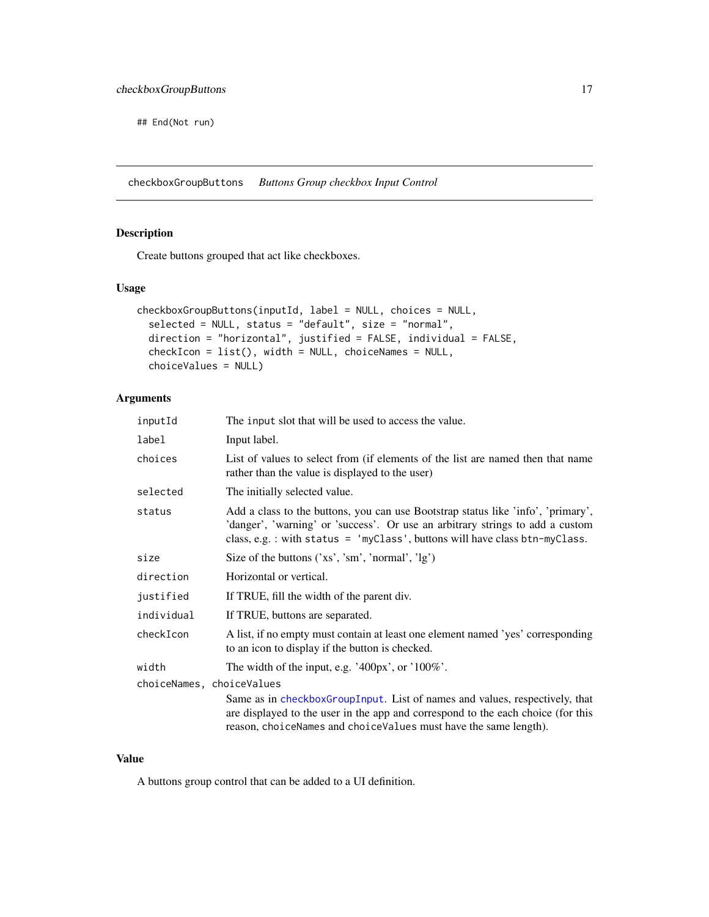## End(Not run)

---

checkboxGroupButtons *Buttons Group checkbox Input Control*

---

### Description

Create buttons grouped that act like checkboxes.

### Usage

```
checkboxGroupButtons(inputId, label = NULL, choices = NULL,
  selected = NULL, status = "default", size = "normal",
  direction = "horizontal", justified = FALSE, individual = FALSE,
  checkIcon = list(), width = NULL, choiceNames = NULL,
  choiceValues = NULL)
```

### Arguments

| | |
|---|---|
| `inputId` | The `input` slot that will be used to access the value. |
| `label` | Input label. |
| `choices` | List of values to select from (if elements of the list are named then that name rather than the value is displayed to the user) |
| `selected` | The initially selected value. |
| `status` | Add a class to the buttons, you can use Bootstrap status like 'info', 'primary', 'danger', 'warning' or 'success'. Or use an arbitrary strings to add a custom class, e.g. : with `status = 'myClass'`, buttons will have class `btn-myClass`. |
| `size` | Size of the buttons ('xs', 'sm', 'normal', 'lg') |
| `direction` | Horizontal or vertical. |
| `justified` | If TRUE, fill the width of the parent div. |
| `individual` | If TRUE, buttons are separated. |
| `checkIcon` | A list, if no empty must contain at least one element named 'yes' corresponding to an icon to display if the button is checked. |
| `width` | The width of the input, e.g. '400px', or '100%'. |
| `choiceNames, choiceValues` | Same as in `checkboxGroupInput`. List of names and values, respectively, that are displayed to the user in the app and correspond to the each choice (for this reason, `choiceNames` and `choiceValues` must have the same length). |

### Value

A buttons group control that can be added to a UI definition.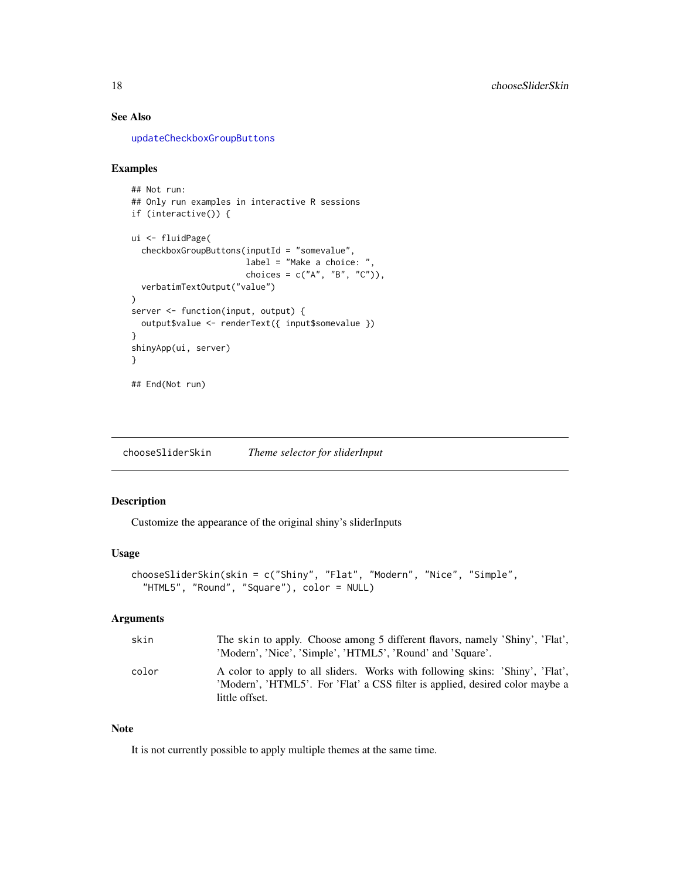### See Also

updateCheckboxGroupButtons

### Examples

```
## Not run:
## Only run examples in interactive R sessions
if (interactive()) {

ui <- fluidPage(
  checkboxGroupButtons(inputId = "somevalue",
                       label = "Make a choice: ",
                       choices = c("A", "B", "C")),
  verbatimTextOutput("value")
)
server <- function(input, output) {
  output$value <- renderText({ input$somevalue })
}
shinyApp(ui, server)
}

## End(Not run)
```

---

## chooseSliderSkin — *Theme selector for sliderInput*

### Description

Customize the appearance of the original shiny's sliderInputs

### Usage

```
chooseSliderSkin(skin = c("Shiny", "Flat", "Modern", "Nice", "Simple",
  "HTML5", "Round", "Square"), color = NULL)
```

### Arguments

| | |
|---|---|
| skin | The skin to apply. Choose among 5 different flavors, namely 'Shiny', 'Flat', 'Modern', 'Nice', 'Simple', 'HTML5', 'Round' and 'Square'. |
| color | A color to apply to all sliders. Works with following skins: 'Shiny', 'Flat', 'Modern', 'HTML5'. For 'Flat' a CSS filter is applied, desired color maybe a little offset. |

### Note

It is not currently possible to apply multiple themes at the same time.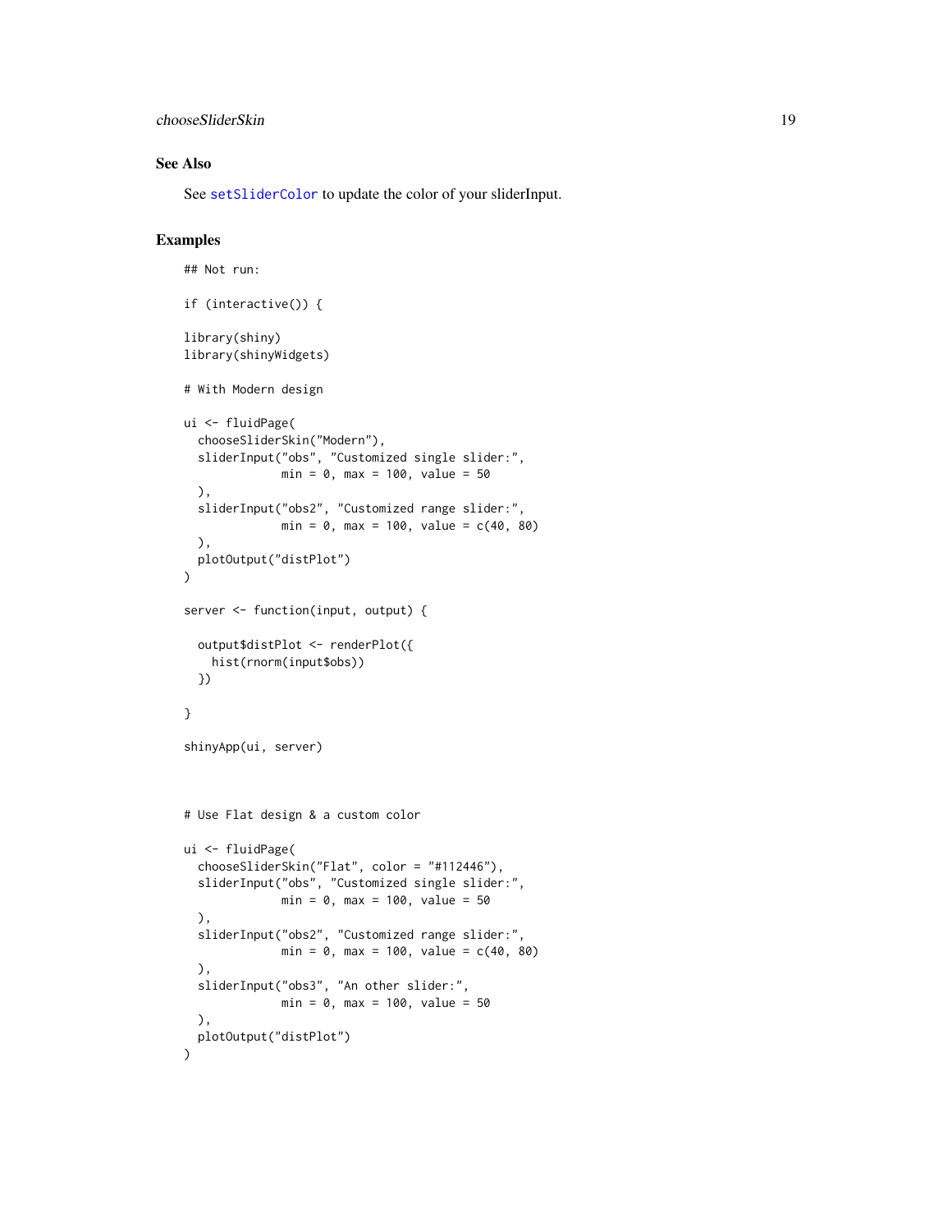### See Also

See `setSliderColor` to update the color of your sliderInput.

### Examples

```
## Not run:

if (interactive()) {

library(shiny)
library(shinyWidgets)

# With Modern design

ui <- fluidPage(
  chooseSliderSkin("Modern"),
  sliderInput("obs", "Customized single slider:",
              min = 0, max = 100, value = 50
  ),
  sliderInput("obs2", "Customized range slider:",
              min = 0, max = 100, value = c(40, 80)
  ),
  plotOutput("distPlot")
)

server <- function(input, output) {

  output$distPlot <- renderPlot({
    hist(rnorm(input$obs))
  })

}

shinyApp(ui, server)



# Use Flat design & a custom color

ui <- fluidPage(
  chooseSliderSkin("Flat", color = "#112446"),
  sliderInput("obs", "Customized single slider:",
              min = 0, max = 100, value = 50
  ),
  sliderInput("obs2", "Customized range slider:",
              min = 0, max = 100, value = c(40, 80)
  ),
  sliderInput("obs3", "An other slider:",
              min = 0, max = 100, value = 50
  ),
  plotOutput("distPlot")
)
```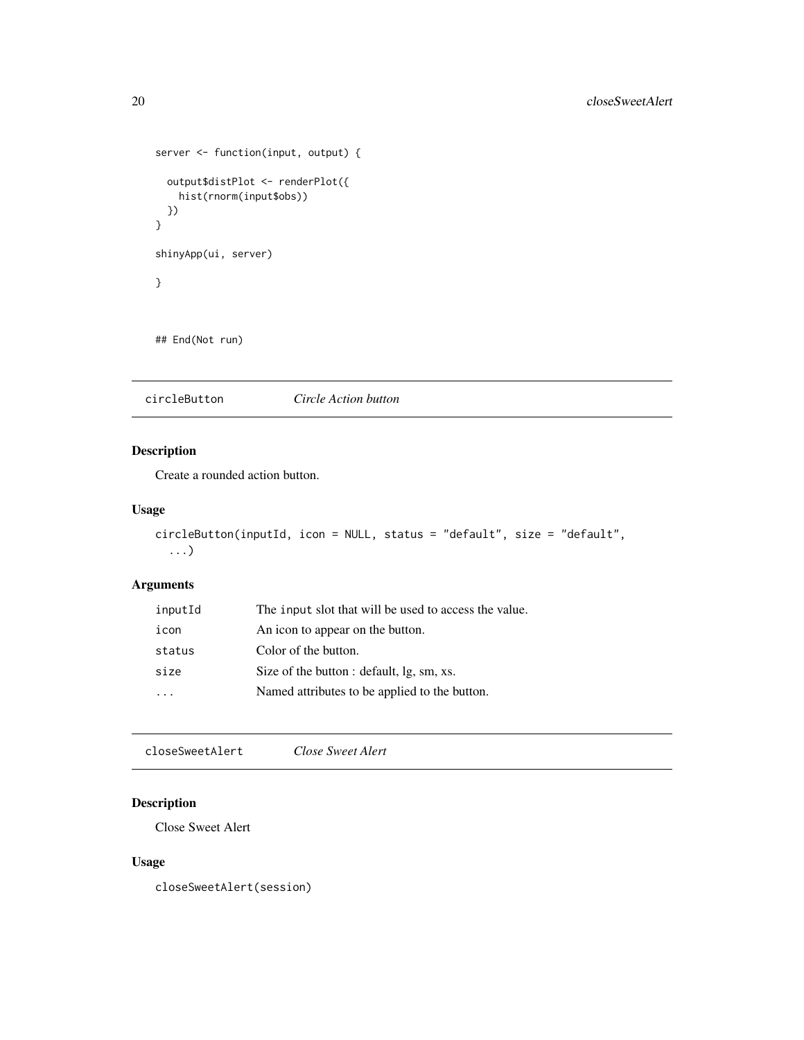```
server <- function(input, output) {

  output$distPlot <- renderPlot({
    hist(rnorm(input$obs))
  })
}

shinyApp(ui, server)

}


## End(Not run)
```

## circleButton *Circle Action button*

### Description

Create a rounded action button.

### Usage

```
circleButton(inputId, icon = NULL, status = "default", size = "default",
  ...)
```

### Arguments

| | |
|---|---|
| inputId | The input slot that will be used to access the value. |
| icon | An icon to appear on the button. |
| status | Color of the button. |
| size | Size of the button : default, lg, sm, xs. |
| ... | Named attributes to be applied to the button. |

## closeSweetAlert *Close Sweet Alert*

### Description

Close Sweet Alert

### Usage

```
closeSweetAlert(session)
```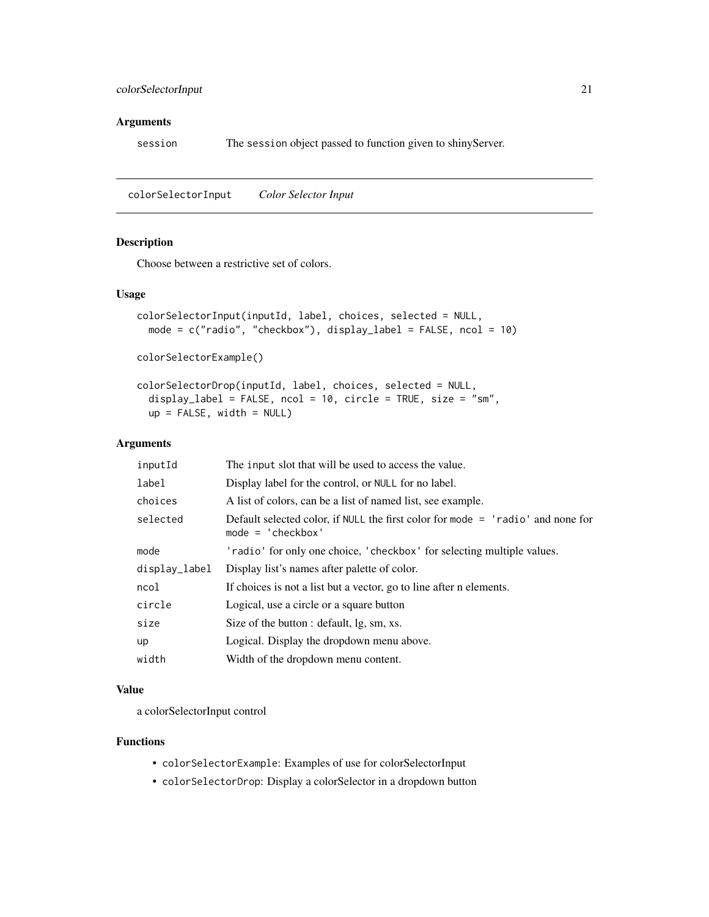## Arguments

| | |
|---|---|
| session | The session object passed to function given to shinyServer. |

---

## colorSelectorInput *Color Selector Input*

---

### Description

Choose between a restrictive set of colors.

### Usage

```
colorSelectorInput(inputId, label, choices, selected = NULL,
  mode = c("radio", "checkbox"), display_label = FALSE, ncol = 10)

colorSelectorExample()

colorSelectorDrop(inputId, label, choices, selected = NULL,
  display_label = FALSE, ncol = 10, circle = TRUE, size = "sm",
  up = FALSE, width = NULL)
```

### Arguments

| | |
|---|---|
| inputId | The input slot that will be used to access the value. |
| label | Display label for the control, or NULL for no label. |
| choices | A list of colors, can be a list of named list, see example. |
| selected | Default selected color, if NULL the first color for mode = 'radio' and none for mode = 'checkbox' |
| mode | 'radio' for only one choice, 'checkbox' for selecting multiple values. |
| display_label | Display list's names after palette of color. |
| ncol | If choices is not a list but a vector, go to line after n elements. |
| circle | Logical, use a circle or a square button |
| size | Size of the button : default, lg, sm, xs. |
| up | Logical. Display the dropdown menu above. |
| width | Width of the dropdown menu content. |

### Value

a colorSelectorInput control

### Functions

- `colorSelectorExample`: Examples of use for colorSelectorInput
- `colorSelectorDrop`: Display a colorSelector in a dropdown button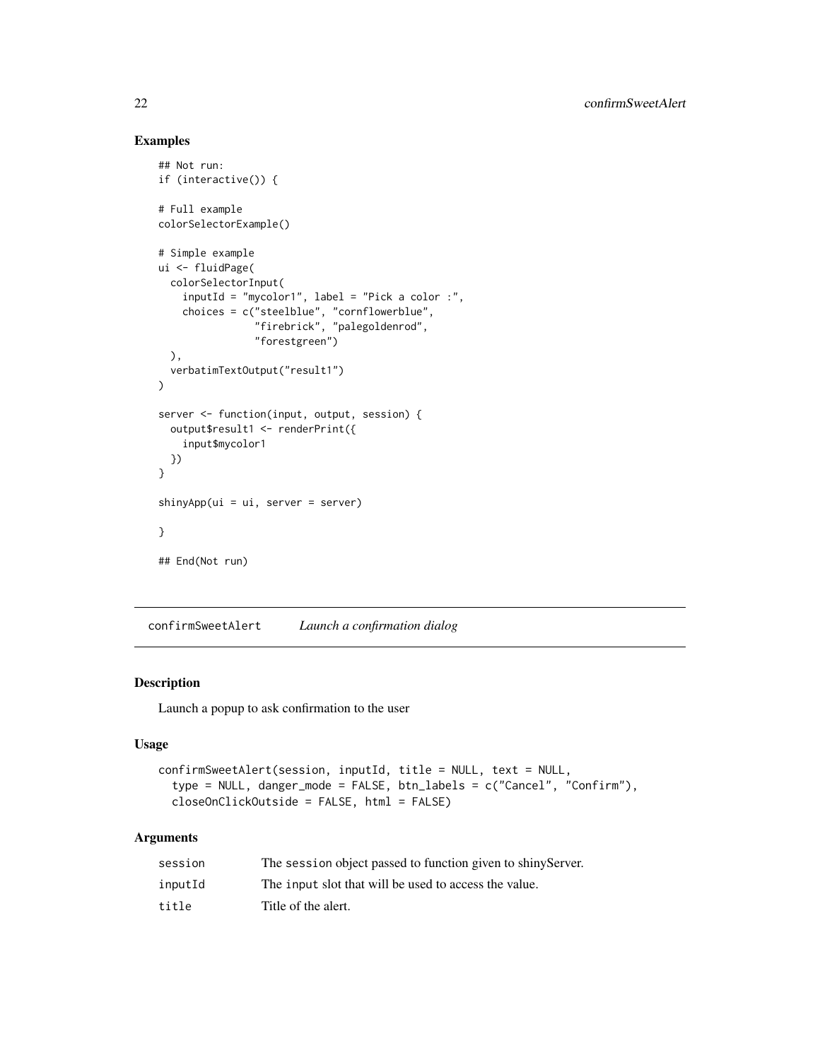### Examples

```
## Not run:
if (interactive()) {

# Full example
colorSelectorExample()

# Simple example
ui <- fluidPage(
  colorSelectorInput(
    inputId = "mycolor1", label = "Pick a color :",
    choices = c("steelblue", "cornflowerblue",
                "firebrick", "palegoldenrod",
                "forestgreen")
  ),
  verbatimTextOutput("result1")
)

server <- function(input, output, session) {
  output$result1 <- renderPrint({
    input$mycolor1
  })
}

shinyApp(ui = ui, server = server)

}

## End(Not run)
```

---

## confirmSweetAlert    *Launch a confirmation dialog*

---

### Description

Launch a popup to ask confirmation to the user

### Usage

```
confirmSweetAlert(session, inputId, title = NULL, text = NULL,
  type = NULL, danger_mode = FALSE, btn_labels = c("Cancel", "Confirm"),
  closeOnClickOutside = FALSE, html = FALSE)
```

### Arguments

| | |
|---|---|
| session | The session object passed to function given to shinyServer. |
| inputId | The input slot that will be used to access the value. |
| title | Title of the alert. |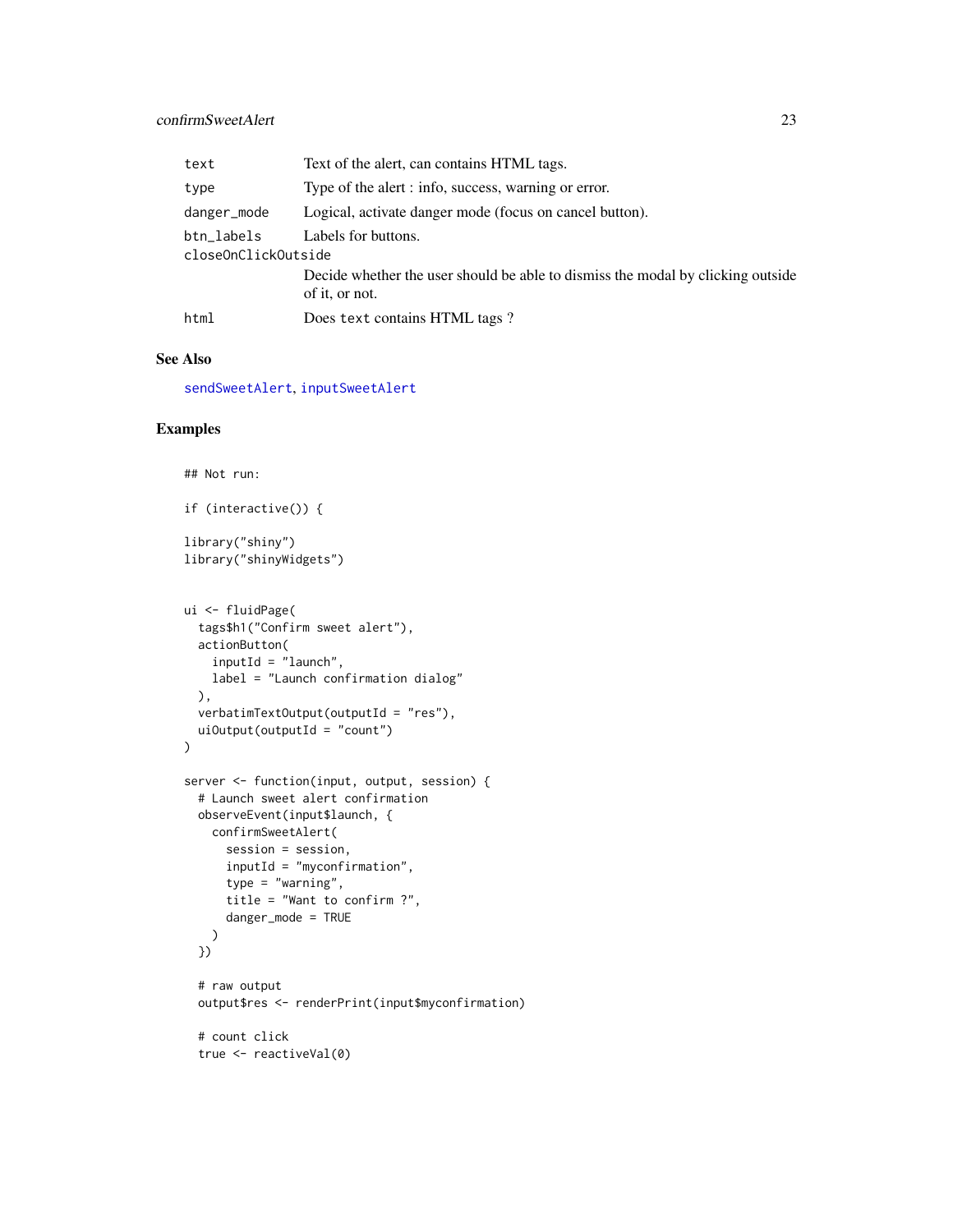| | |
|---|---|
| text | Text of the alert, can contains HTML tags. |
| type | Type of the alert : info, success, warning or error. |
| danger_mode | Logical, activate danger mode (focus on cancel button). |
| btn_labels | Labels for buttons. |
| closeOnClickOutside | Decide whether the user should be able to dismiss the modal by clicking outside of it, or not. |
| html | Does text contains HTML tags ? |

## See Also

sendSweetAlert, inputSweetAlert

## Examples

```
## Not run:

if (interactive()) {

library("shiny")
library("shinyWidgets")


ui <- fluidPage(
  tags$h1("Confirm sweet alert"),
  actionButton(
    inputId = "launch",
    label = "Launch confirmation dialog"
  ),
  verbatimTextOutput(outputId = "res"),
  uiOutput(outputId = "count")
)

server <- function(input, output, session) {
  # Launch sweet alert confirmation
  observeEvent(input$launch, {
    confirmSweetAlert(
      session = session,
      inputId = "myconfirmation",
      type = "warning",
      title = "Want to confirm ?",
      danger_mode = TRUE
    )
  })

  # raw output
  output$res <- renderPrint(input$myconfirmation)

  # count click
  true <- reactiveVal(0)
```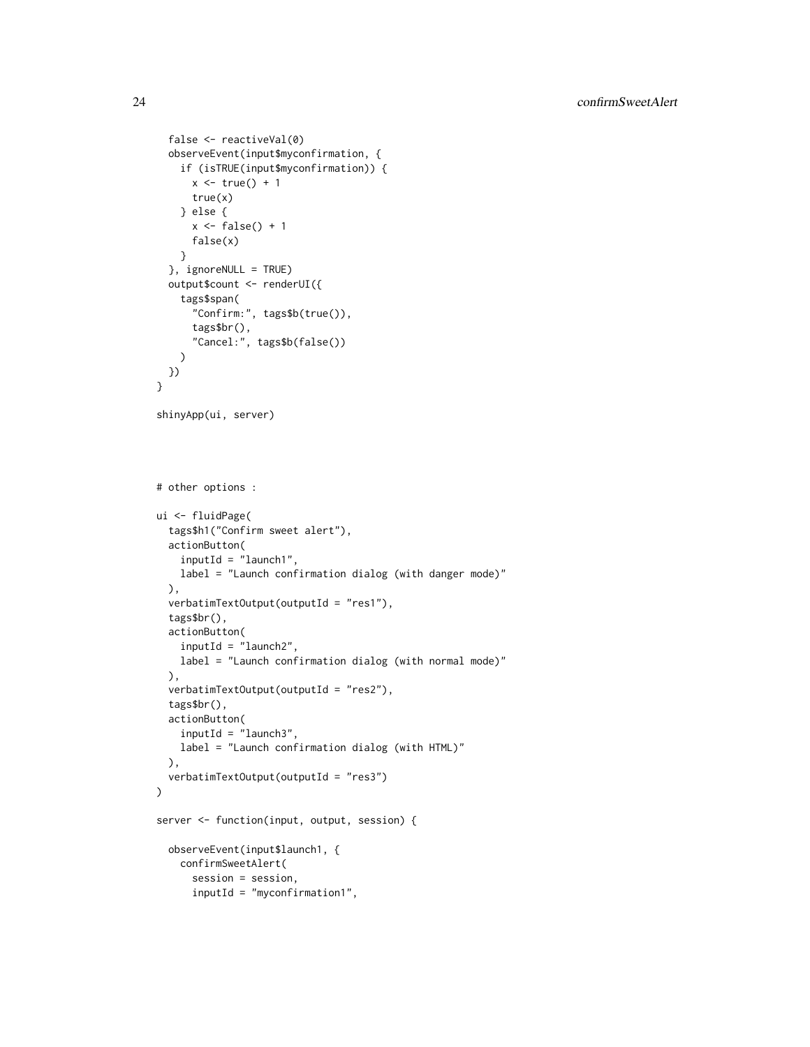```
  false <- reactiveVal(0)
  observeEvent(input$myconfirmation, {
    if (isTRUE(input$myconfirmation)) {
      x <- true() + 1
      true(x)
    } else {
      x <- false() + 1
      false(x)
    }
  }, ignoreNULL = TRUE)
  output$count <- renderUI({
    tags$span(
      "Confirm:", tags$b(true()),
      tags$br(),
      "Cancel:", tags$b(false())
    )
  })
}

shinyApp(ui, server)




# other options :

ui <- fluidPage(
  tags$h1("Confirm sweet alert"),
  actionButton(
    inputId = "launch1",
    label = "Launch confirmation dialog (with danger mode)"
  ),
  verbatimTextOutput(outputId = "res1"),
  tags$br(),
  actionButton(
    inputId = "launch2",
    label = "Launch confirmation dialog (with normal mode)"
  ),
  verbatimTextOutput(outputId = "res2"),
  tags$br(),
  actionButton(
    inputId = "launch3",
    label = "Launch confirmation dialog (with HTML)"
  ),
  verbatimTextOutput(outputId = "res3")
)

server <- function(input, output, session) {

  observeEvent(input$launch1, {
    confirmSweetAlert(
      session = session,
      inputId = "myconfirmation1",
```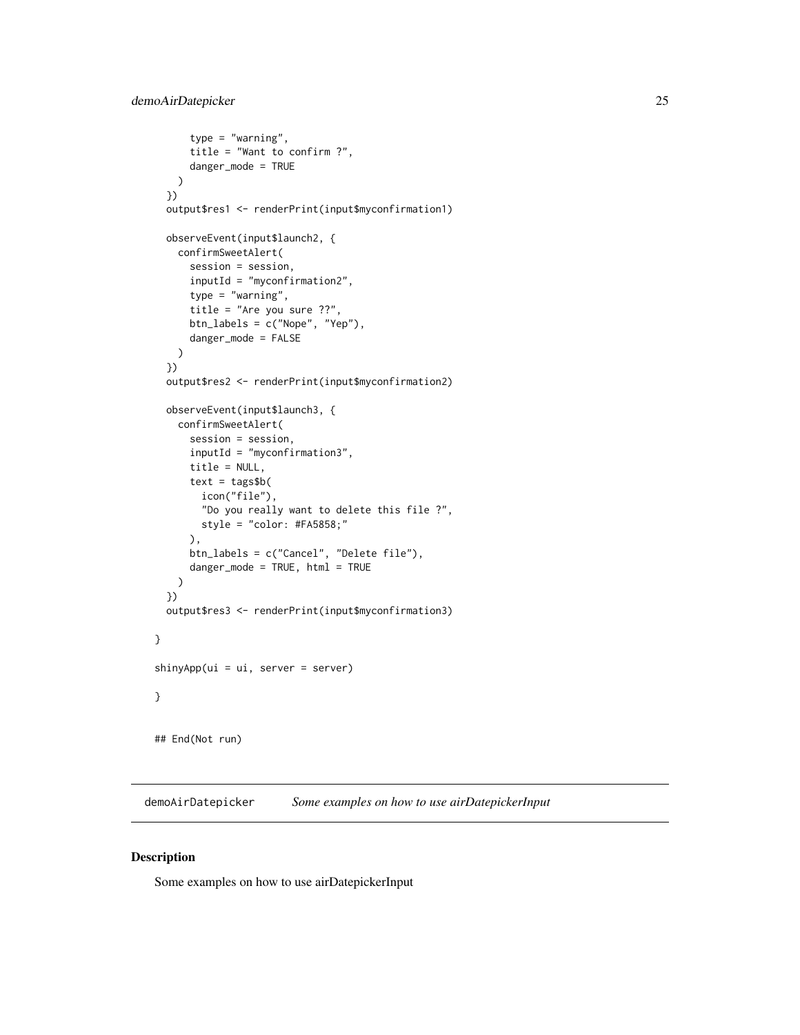```
      type = "warning",
      title = "Want to confirm ?",
      danger_mode = TRUE
    )
  })
  output$res1 <- renderPrint(input$myconfirmation1)

  observeEvent(input$launch2, {
    confirmSweetAlert(
      session = session,
      inputId = "myconfirmation2",
      type = "warning",
      title = "Are you sure ??",
      btn_labels = c("Nope", "Yep"),
      danger_mode = FALSE
    )
  })
  output$res2 <- renderPrint(input$myconfirmation2)

  observeEvent(input$launch3, {
    confirmSweetAlert(
      session = session,
      inputId = "myconfirmation3",
      title = NULL,
      text = tags$b(
        icon("file"),
        "Do you really want to delete this file ?",
        style = "color: #FA5858;"
      ),
      btn_labels = c("Cancel", "Delete file"),
      danger_mode = TRUE, html = TRUE
    )
  })
  output$res3 <- renderPrint(input$myconfirmation3)

}

shinyApp(ui = ui, server = server)

}

## End(Not run)
```

## demoAirDatepicker *Some examples on how to use airDatepickerInput*

### Description

Some examples on how to use airDatepickerInput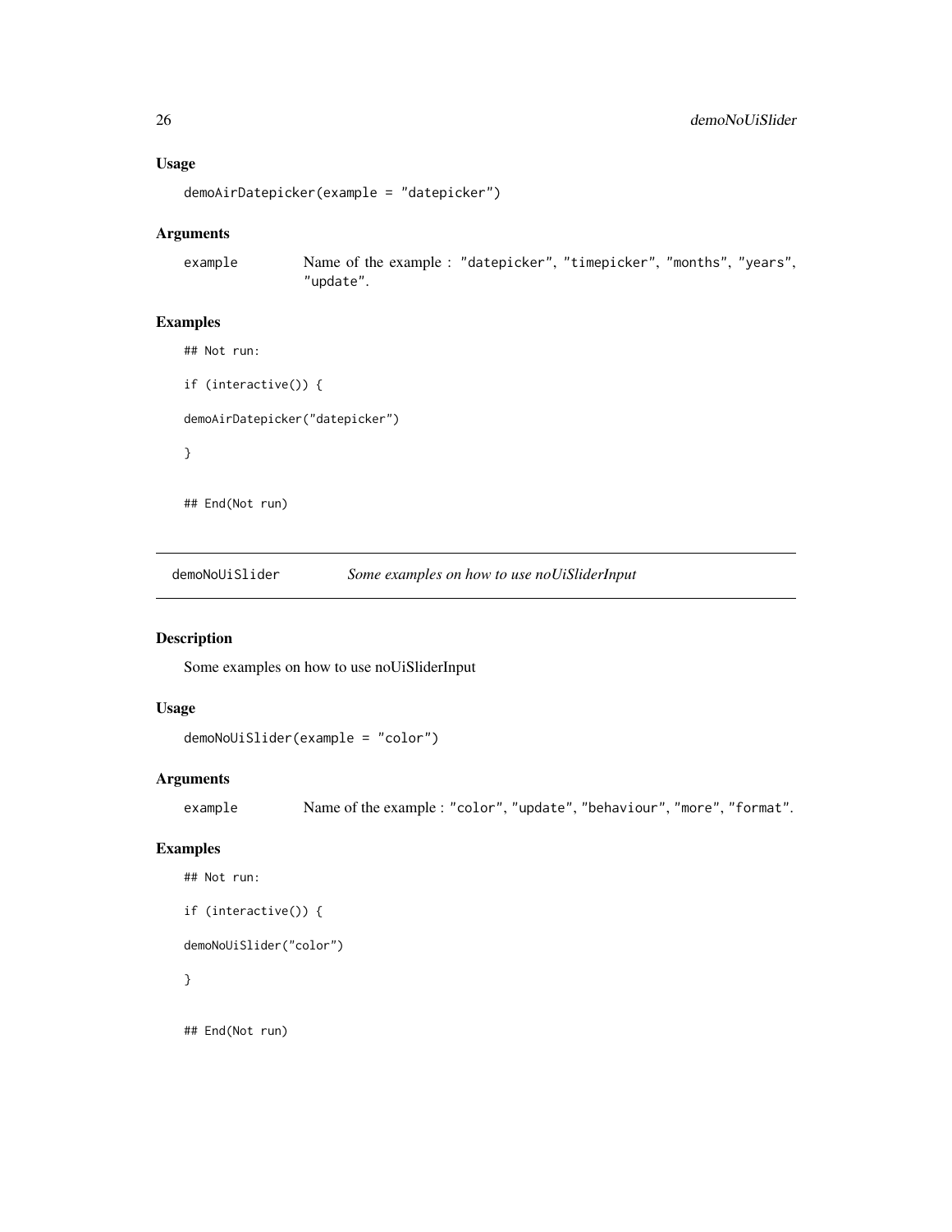### Usage

```
demoAirDatepicker(example = "datepicker")
```

### Arguments

example  Name of the example : "datepicker", "timepicker", "months", "years", "update".

### Examples

```
## Not run:

if (interactive()) {

demoAirDatepicker("datepicker")

}

## End(Not run)
```

---

## demoNoUiSlider  *Some examples on how to use noUiSliderInput*

### Description

Some examples on how to use noUiSliderInput

### Usage

```
demoNoUiSlider(example = "color")
```

### Arguments

example  Name of the example : "color", "update", "behaviour", "more", "format".

### Examples

```
## Not run:

if (interactive()) {

demoNoUiSlider("color")

}

## End(Not run)
```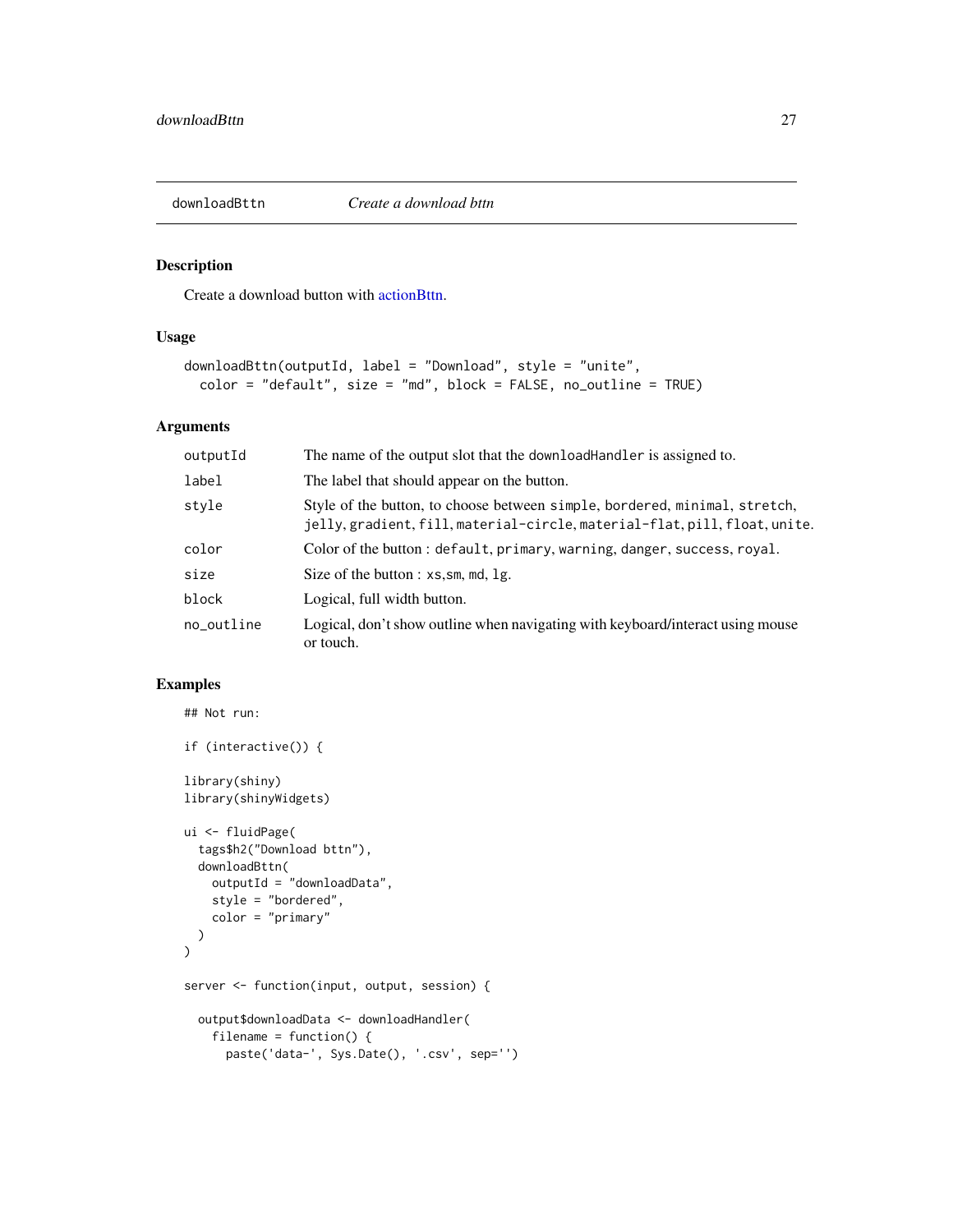## downloadBttn — *Create a download bttn*

### Description

Create a download button with actionBttn.

### Usage

```
downloadBttn(outputId, label = "Download", style = "unite",
  color = "default", size = "md", block = FALSE, no_outline = TRUE)
```

### Arguments

| | |
|---|---|
| outputId | The name of the output slot that the `downloadHandler` is assigned to. |
| label | The label that should appear on the button. |
| style | Style of the button, to choose between `simple`, `bordered`, `minimal`, `stretch`, `jelly`, `gradient`, `fill`, `material-circle`, `material-flat`, `pill`, `float`, `unite`. |
| color | Color of the button : `default`, `primary`, `warning`, `danger`, `success`, `royal`. |
| size | Size of the button : `xs`,`sm`, `md`, `lg`. |
| block | Logical, full width button. |
| no_outline | Logical, don't show outline when navigating with keyboard/interact using mouse or touch. |

### Examples

```
## Not run:

if (interactive()) {

library(shiny)
library(shinyWidgets)

ui <- fluidPage(
  tags$h2("Download bttn"),
  downloadBttn(
    outputId = "downloadData",
    style = "bordered",
    color = "primary"
  )
)

server <- function(input, output, session) {

  output$downloadData <- downloadHandler(
    filename = function() {
      paste('data-', Sys.Date(), '.csv', sep='')
```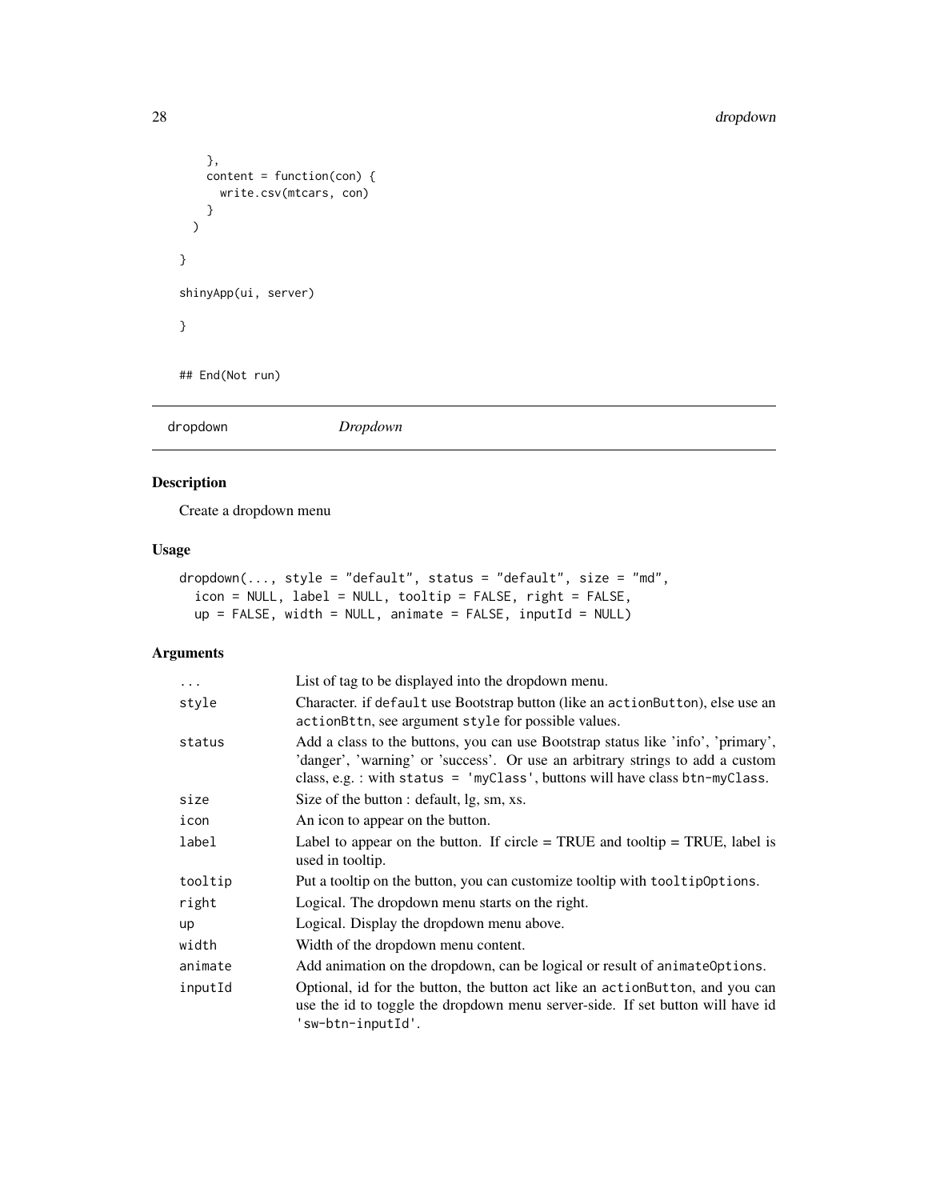```
    },
    content = function(con) {
      write.csv(mtcars, con)
    }
  )

}

shinyApp(ui, server)

}

## End(Not run)
```

## dropdown *Dropdown*

### Description

Create a dropdown menu

### Usage

```
dropdown(..., style = "default", status = "default", size = "md",
  icon = NULL, label = NULL, tooltip = FALSE, right = FALSE,
  up = FALSE, width = NULL, animate = FALSE, inputId = NULL)
```

### Arguments

| | |
|---|---|
| `...` | List of tag to be displayed into the dropdown menu. |
| `style` | Character. if `default` use Bootstrap button (like an `actionButton`), else use an `actionBttn`, see argument `style` for possible values. |
| `status` | Add a class to the buttons, you can use Bootstrap status like 'info', 'primary', 'danger', 'warning' or 'success'. Or use an arbitrary strings to add a custom class, e.g. : with `status = 'myClass'`, buttons will have class `btn-myClass`. |
| `size` | Size of the button : default, lg, sm, xs. |
| `icon` | An icon to appear on the button. |
| `label` | Label to appear on the button. If circle = TRUE and tooltip = TRUE, label is used in tooltip. |
| `tooltip` | Put a tooltip on the button, you can customize tooltip with `tooltipOptions`. |
| `right` | Logical. The dropdown menu starts on the right. |
| `up` | Logical. Display the dropdown menu above. |
| `width` | Width of the dropdown menu content. |
| `animate` | Add animation on the dropdown, can be logical or result of `animateOptions`. |
| `inputId` | Optional, id for the button, the button act like an `actionButton`, and you can use the id to toggle the dropdown menu server-side. If set button will have id `'sw-btn-inputId'`. |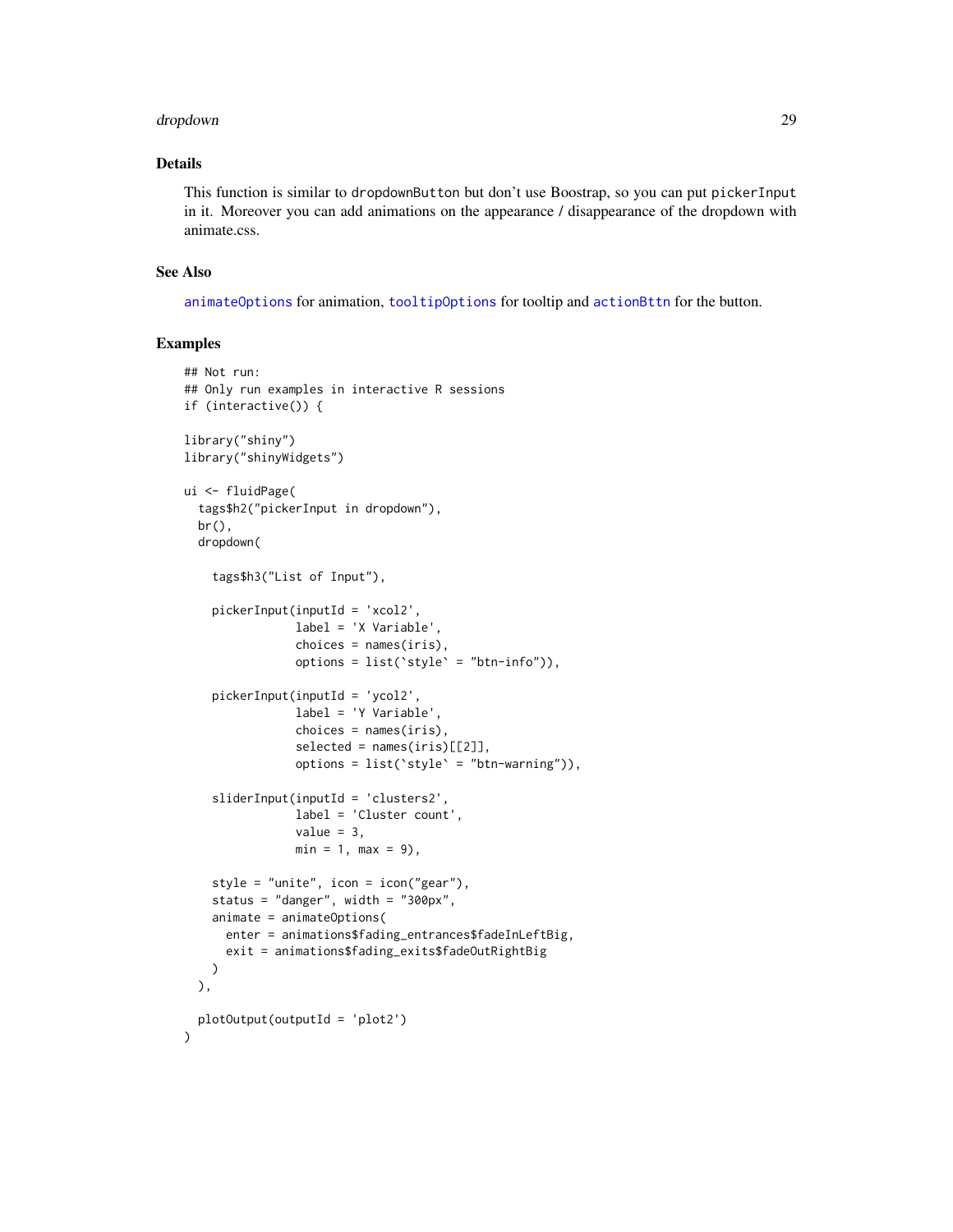### Details

This function is similar to dropdownButton but don't use Boostrap, so you can put pickerInput in it. Moreover you can add animations on the appearance / disappearance of the dropdown with animate.css.

### See Also

animateOptions for animation, tooltipOptions for tooltip and actionBttn for the button.

### Examples

```
## Not run:
## Only run examples in interactive R sessions
if (interactive()) {

library("shiny")
library("shinyWidgets")

ui <- fluidPage(
  tags$h2("pickerInput in dropdown"),
  br(),
  dropdown(

    tags$h3("List of Input"),

    pickerInput(inputId = 'xcol2',
                label = 'X Variable',
                choices = names(iris),
                options = list(`style` = "btn-info")),

    pickerInput(inputId = 'ycol2',
                label = 'Y Variable',
                choices = names(iris),
                selected = names(iris)[[2]],
                options = list(`style` = "btn-warning")),

    sliderInput(inputId = 'clusters2',
                label = 'Cluster count',
                value = 3,
                min = 1, max = 9),

    style = "unite", icon = icon("gear"),
    status = "danger", width = "300px",
    animate = animateOptions(
      enter = animations$fading_entrances$fadeInLeftBig,
      exit = animations$fading_exits$fadeOutRightBig
    )
  ),

  plotOutput(outputId = 'plot2')
)
```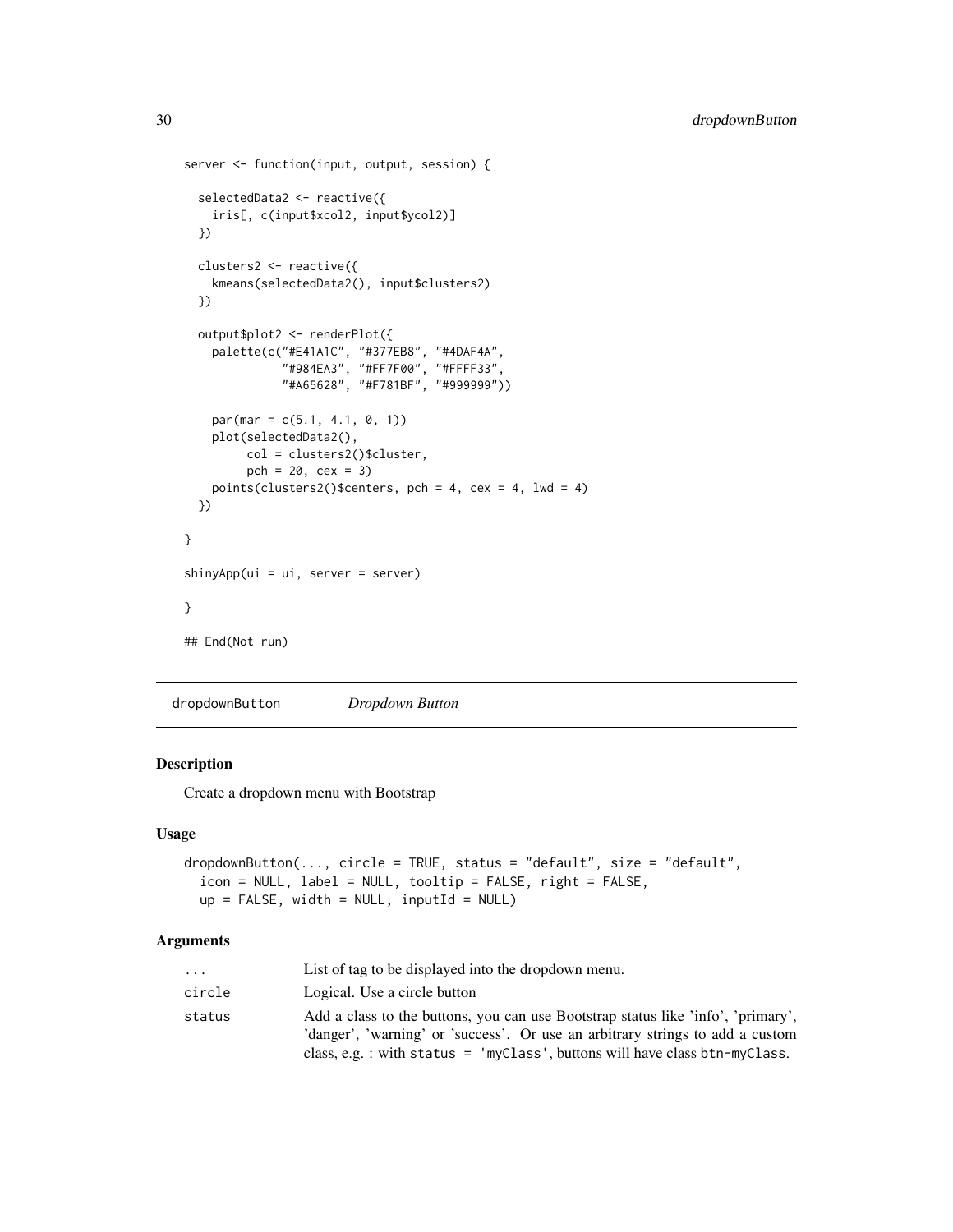```
server <- function(input, output, session) {

  selectedData2 <- reactive({
    iris[, c(input$xcol2, input$ycol2)]
  })

  clusters2 <- reactive({
    kmeans(selectedData2(), input$clusters2)
  })

  output$plot2 <- renderPlot({
    palette(c("#E41A1C", "#377EB8", "#4DAF4A",
              "#984EA3", "#FF7F00", "#FFFF33",
              "#A65628", "#F781BF", "#999999"))

    par(mar = c(5.1, 4.1, 0, 1))
    plot(selectedData2(),
         col = clusters2()$cluster,
         pch = 20, cex = 3)
    points(clusters2()$centers, pch = 4, cex = 4, lwd = 4)
  })

}

shinyApp(ui = ui, server = server)

}

## End(Not run)
```

---

## dropdownButton *Dropdown Button*

---

### Description

Create a dropdown menu with Bootstrap

### Usage

```
dropdownButton(..., circle = TRUE, status = "default", size = "default",
  icon = NULL, label = NULL, tooltip = FALSE, right = FALSE,
  up = FALSE, width = NULL, inputId = NULL)
```

### Arguments

| | |
|---|---|
| ... | List of tag to be displayed into the dropdown menu. |
| circle | Logical. Use a circle button |
| status | Add a class to the buttons, you can use Bootstrap status like 'info', 'primary', 'danger', 'warning' or 'success'. Or use an arbitrary strings to add a custom class, e.g. : with `status = 'myClass'`, buttons will have class `btn-myClass`. |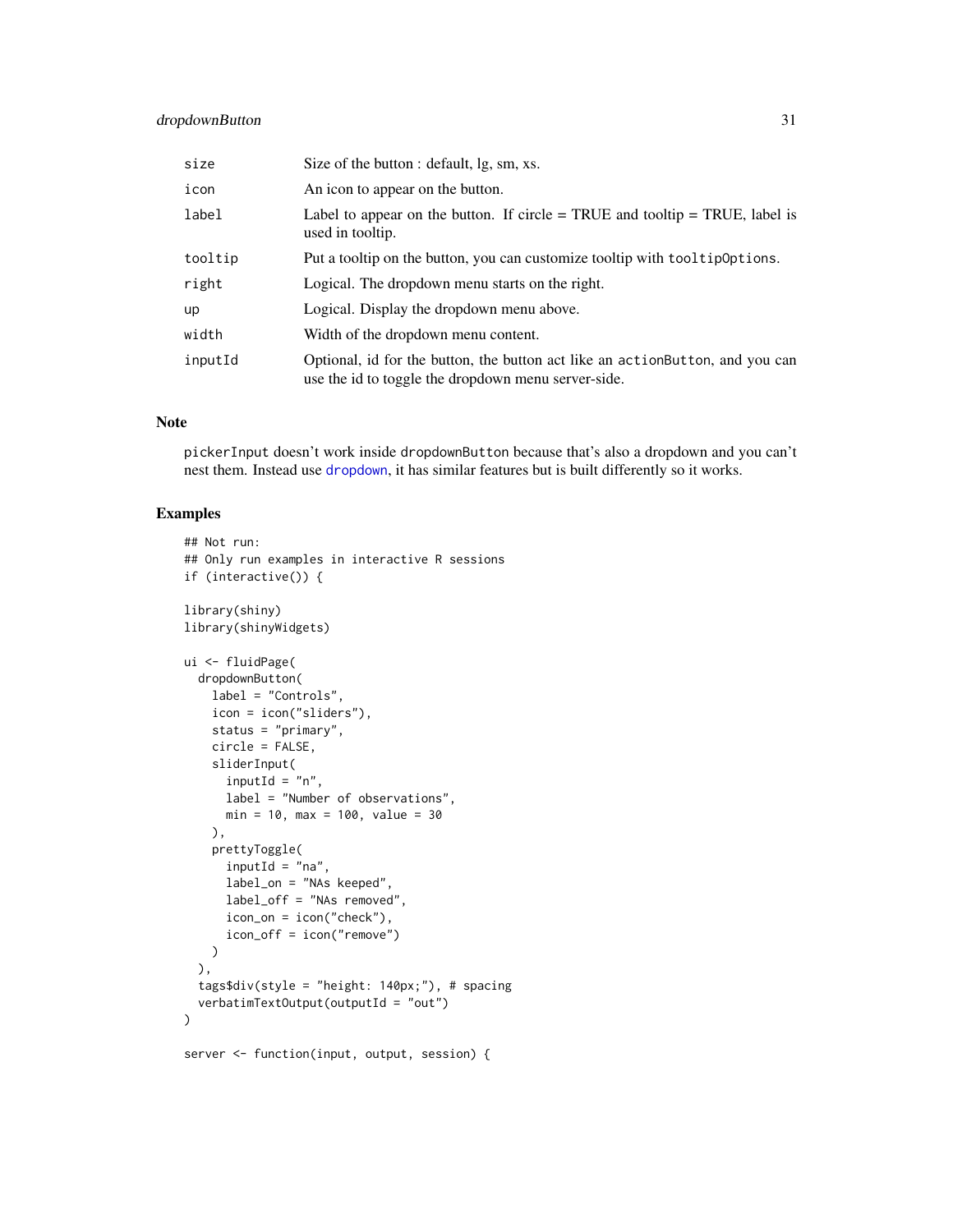| | |
|---|---|
| size | Size of the button : default, lg, sm, xs. |
| icon | An icon to appear on the button. |
| label | Label to appear on the button. If circle = TRUE and tooltip = TRUE, label is used in tooltip. |
| tooltip | Put a tooltip on the button, you can customize tooltip with tooltipOptions. |
| right | Logical. The dropdown menu starts on the right. |
| up | Logical. Display the dropdown menu above. |
| width | Width of the dropdown menu content. |
| inputId | Optional, id for the button, the button act like an actionButton, and you can use the id to toggle the dropdown menu server-side. |

## Note

pickerInput doesn't work inside dropdownButton because that's also a dropdown and you can't nest them. Instead use dropdown, it has similar features but is built differently so it works.

## Examples

```
## Not run:
## Only run examples in interactive R sessions
if (interactive()) {

library(shiny)
library(shinyWidgets)

ui <- fluidPage(
  dropdownButton(
    label = "Controls",
    icon = icon("sliders"),
    status = "primary",
    circle = FALSE,
    sliderInput(
      inputId = "n",
      label = "Number of observations",
      min = 10, max = 100, value = 30
    ),
    prettyToggle(
      inputId = "na",
      label_on = "NAs keeped",
      label_off = "NAs removed",
      icon_on = icon("check"),
      icon_off = icon("remove")
    )
  ),
  tags$div(style = "height: 140px;"), # spacing
  verbatimTextOutput(outputId = "out")
)

server <- function(input, output, session) {
```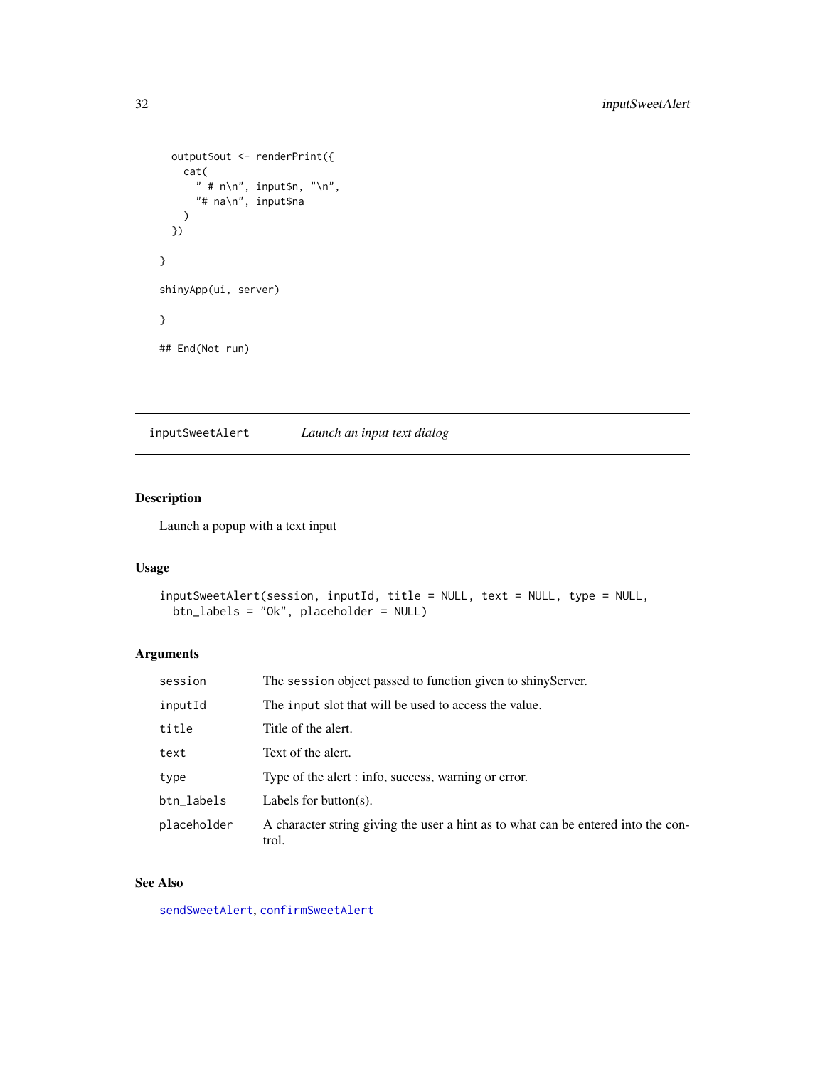```
  output$out <- renderPrint({
    cat(
      " # n\n", input$n, "\n",
      "# na\n", input$na
    )
  })

}

shinyApp(ui, server)

}

## End(Not run)
```

---

`inputSweetAlert` *Launch an input text dialog*

---

### Description

Launch a popup with a text input

### Usage

```
inputSweetAlert(session, inputId, title = NULL, text = NULL, type = NULL,
  btn_labels = "Ok", placeholder = NULL)
```

### Arguments

| | |
|---|---|
| `session` | The `session` object passed to function given to shinyServer. |
| `inputId` | The `input` slot that will be used to access the value. |
| `title` | Title of the alert. |
| `text` | Text of the alert. |
| `type` | Type of the alert : info, success, warning or error. |
| `btn_labels` | Labels for button(s). |
| `placeholder` | A character string giving the user a hint as to what can be entered into the control. |

### See Also

`sendSweetAlert`, `confirmSweetAlert`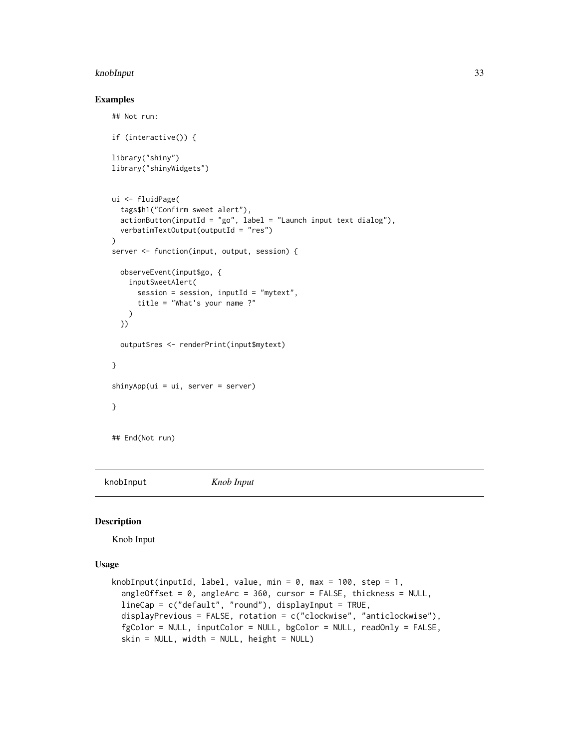### Examples

```
## Not run:

if (interactive()) {

library("shiny")
library("shinyWidgets")


ui <- fluidPage(
  tags$h1("Confirm sweet alert"),
  actionButton(inputId = "go", label = "Launch input text dialog"),
  verbatimTextOutput(outputId = "res")
)
server <- function(input, output, session) {

  observeEvent(input$go, {
    inputSweetAlert(
      session = session, inputId = "mytext",
      title = "What's your name ?"
    )
  })

  output$res <- renderPrint(input$mytext)

}

shinyApp(ui = ui, server = server)

}


## End(Not run)
```

---

## knobInput *Knob Input*

### Description

Knob Input

### Usage

```
knobInput(inputId, label, value, min = 0, max = 100, step = 1,
  angleOffset = 0, angleArc = 360, cursor = FALSE, thickness = NULL,
  lineCap = c("default", "round"), displayInput = TRUE,
  displayPrevious = FALSE, rotation = c("clockwise", "anticlockwise"),
  fgColor = NULL, inputColor = NULL, bgColor = NULL, readOnly = FALSE,
  skin = NULL, width = NULL, height = NULL)
```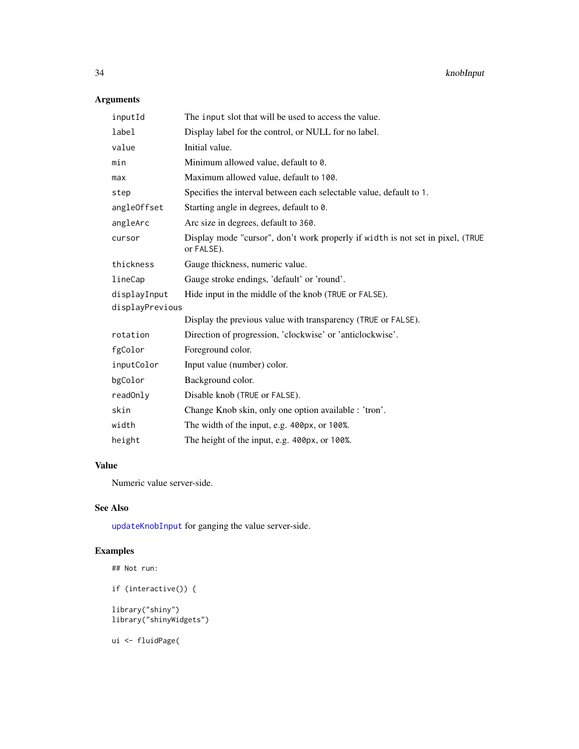## Arguments

| | |
|---|---|
| `inputId` | The `input` slot that will be used to access the value. |
| `label` | Display label for the control, or NULL for no label. |
| `value` | Initial value. |
| `min` | Minimum allowed value, default to `0`. |
| `max` | Maximum allowed value, default to `100`. |
| `step` | Specifies the interval between each selectable value, default to `1`. |
| `angleOffset` | Starting angle in degrees, default to `0`. |
| `angleArc` | Arc size in degrees, default to `360`. |
| `cursor` | Display mode "cursor", don't work properly if `width` is not set in pixel, (`TRUE` or `FALSE`). |
| `thickness` | Gauge thickness, numeric value. |
| `lineCap` | Gauge stroke endings, 'default' or 'round'. |
| `displayInput` | Hide input in the middle of the knob (`TRUE` or `FALSE`). |
| `displayPrevious` | Display the previous value with transparency (`TRUE` or `FALSE`). |
| `rotation` | Direction of progression, 'clockwise' or 'anticlockwise'. |
| `fgColor` | Foreground color. |
| `inputColor` | Input value (number) color. |
| `bgColor` | Background color. |
| `readOnly` | Disable knob (`TRUE` or `FALSE`). |
| `skin` | Change Knob skin, only one option available : 'tron'. |
| `width` | The width of the input, e.g. `400px`, or `100%`. |
| `height` | The height of the input, e.g. `400px`, or `100%`. |

## Value

Numeric value server-side.

## See Also

`updateKnobInput` for ganging the value server-side.

## Examples

```
## Not run:

if (interactive()) {

library("shiny")
library("shinyWidgets")

ui <- fluidPage(
```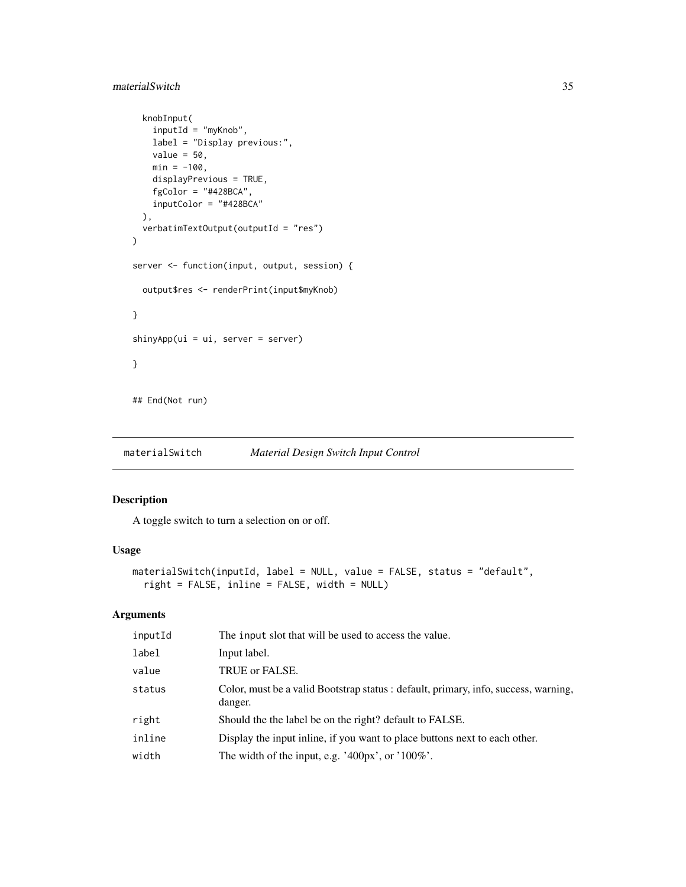```
  knobInput(
    inputId = "myKnob",
    label = "Display previous:",
    value = 50,
    min = -100,
    displayPrevious = TRUE,
    fgColor = "#428BCA",
    inputColor = "#428BCA"
  ),
  verbatimTextOutput(outputId = "res")
)

server <- function(input, output, session) {

  output$res <- renderPrint(input$myKnob)

}

shinyApp(ui = ui, server = server)

}

## End(Not run)
```

## materialSwitch *Material Design Switch Input Control*

### Description

A toggle switch to turn a selection on or off.

### Usage

```
materialSwitch(inputId, label = NULL, value = FALSE, status = "default",
  right = FALSE, inline = FALSE, width = NULL)
```

### Arguments

| | |
|---|---|
| `inputId` | The `input` slot that will be used to access the value. |
| `label` | Input label. |
| `value` | TRUE or FALSE. |
| `status` | Color, must be a valid Bootstrap status : default, primary, info, success, warning, danger. |
| `right` | Should the the label be on the right? default to FALSE. |
| `inline` | Display the input inline, if you want to place buttons next to each other. |
| `width` | The width of the input, e.g. '400px', or '100%'. |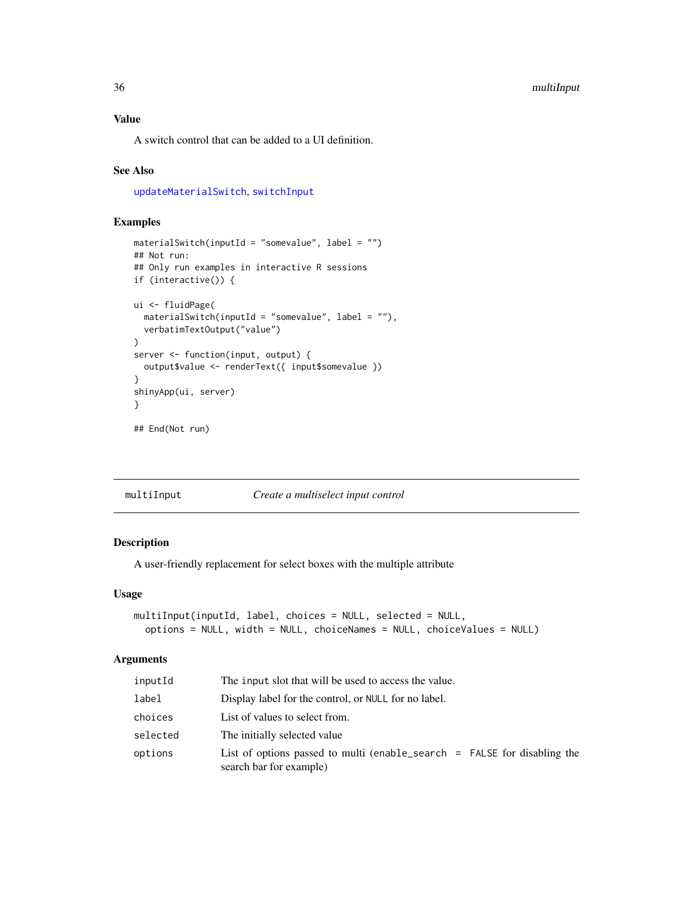### Value

A switch control that can be added to a UI definition.

### See Also

updateMaterialSwitch, switchInput

### Examples

```
materialSwitch(inputId = "somevalue", label = "")
## Not run:
## Only run examples in interactive R sessions
if (interactive()) {

ui <- fluidPage(
  materialSwitch(inputId = "somevalue", label = ""),
  verbatimTextOutput("value")
)
server <- function(input, output) {
  output$value <- renderText({ input$somevalue })
}
shinyApp(ui, server)
}

## End(Not run)
```

---

## multiInput — *Create a multiselect input control*

### Description

A user-friendly replacement for select boxes with the multiple attribute

### Usage

```
multiInput(inputId, label, choices = NULL, selected = NULL,
  options = NULL, width = NULL, choiceNames = NULL, choiceValues = NULL)
```

### Arguments

| | |
|---|---|
| inputId | The input slot that will be used to access the value. |
| label | Display label for the control, or NULL for no label. |
| choices | List of values to select from. |
| selected | The initially selected value |
| options | List of options passed to multi (enable_search = FALSE for disabling the search bar for example) |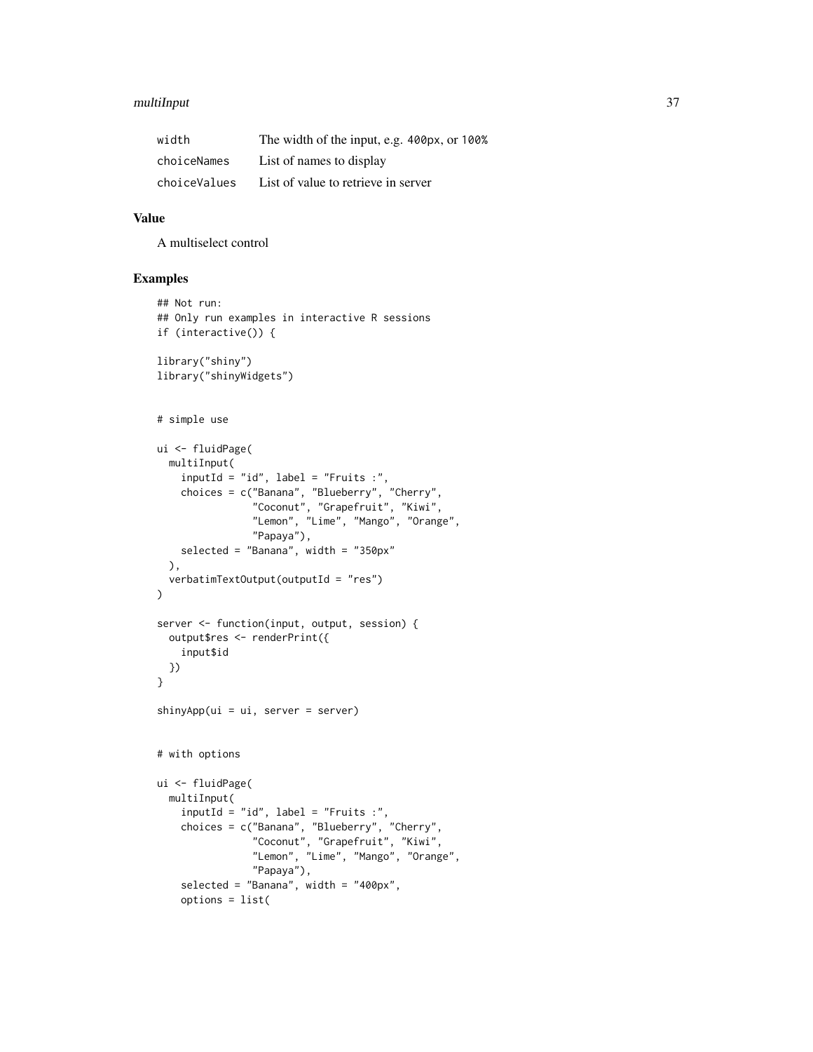| | |
|---|---|
| width | The width of the input, e.g. 400px, or 100% |
| choiceNames | List of names to display |
| choiceValues | List of value to retrieve in server |

## Value

A multiselect control

## Examples

```
## Not run:
## Only run examples in interactive R sessions
if (interactive()) {

library("shiny")
library("shinyWidgets")


# simple use

ui <- fluidPage(
  multiInput(
    inputId = "id", label = "Fruits :",
    choices = c("Banana", "Blueberry", "Cherry",
                "Coconut", "Grapefruit", "Kiwi",
                "Lemon", "Lime", "Mango", "Orange",
                "Papaya"),
    selected = "Banana", width = "350px"
  ),
  verbatimTextOutput(outputId = "res")
)

server <- function(input, output, session) {
  output$res <- renderPrint({
    input$id
  })
}

shinyApp(ui = ui, server = server)


# with options

ui <- fluidPage(
  multiInput(
    inputId = "id", label = "Fruits :",
    choices = c("Banana", "Blueberry", "Cherry",
                "Coconut", "Grapefruit", "Kiwi",
                "Lemon", "Lime", "Mango", "Orange",
                "Papaya"),
    selected = "Banana", width = "400px",
    options = list(
```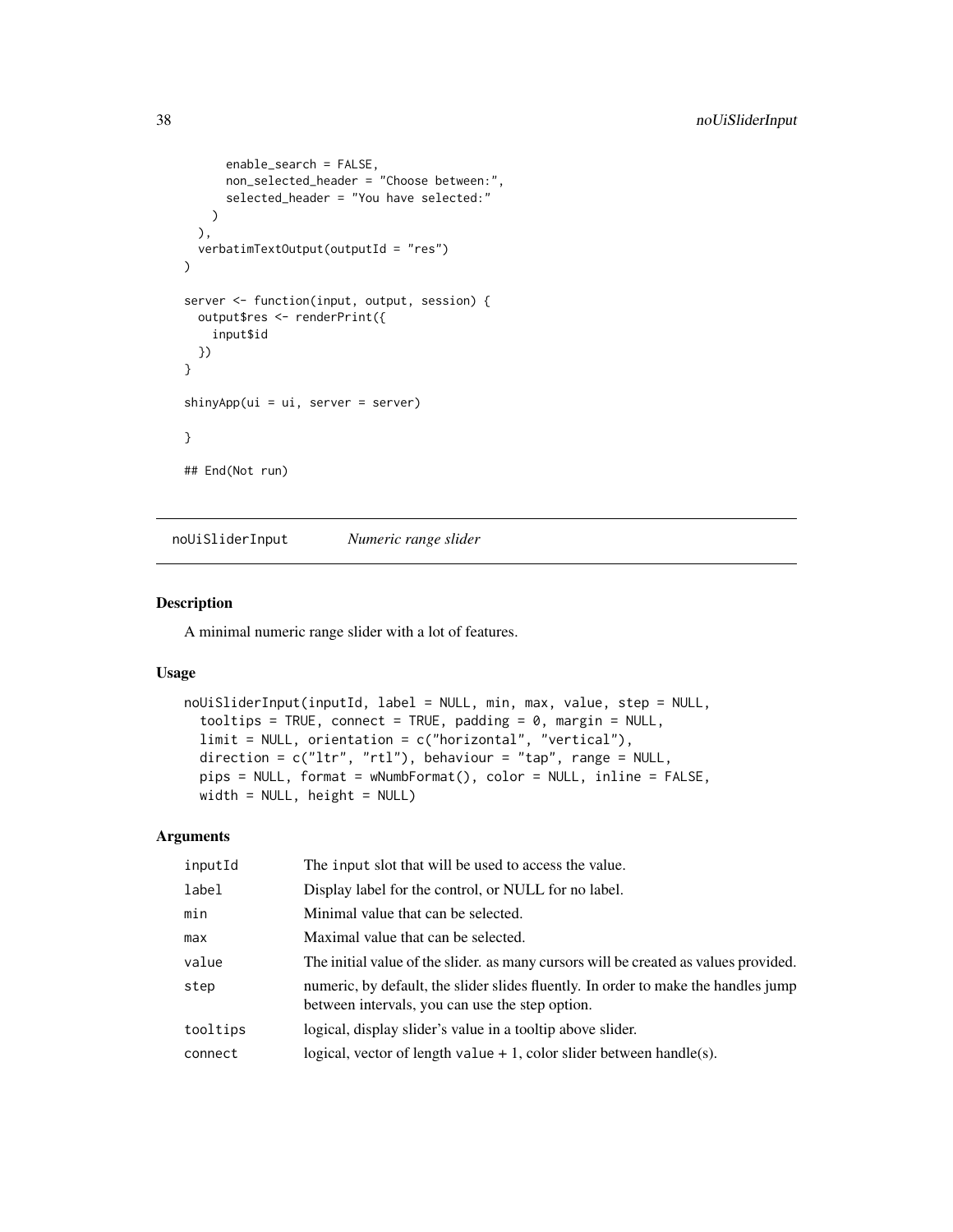```
    enable_search = FALSE,
    non_selected_header = "Choose between:",
    selected_header = "You have selected:"
  )
),
verbatimTextOutput(outputId = "res")
)

server <- function(input, output, session) {
  output$res <- renderPrint({
    input$id
  })
}

shinyApp(ui = ui, server = server)

}

## End(Not run)
```

---

## noUiSliderInput *Numeric range slider*

---

### Description

A minimal numeric range slider with a lot of features.

### Usage

```
noUiSliderInput(inputId, label = NULL, min, max, value, step = NULL,
  tooltips = TRUE, connect = TRUE, padding = 0, margin = NULL,
  limit = NULL, orientation = c("horizontal", "vertical"),
  direction = c("ltr", "rtl"), behaviour = "tap", range = NULL,
  pips = NULL, format = wNumbFormat(), color = NULL, inline = FALSE,
  width = NULL, height = NULL)
```

### Arguments

| | |
|---|---|
| `inputId` | The `input` slot that will be used to access the value. |
| `label` | Display label for the control, or NULL for no label. |
| `min` | Minimal value that can be selected. |
| `max` | Maximal value that can be selected. |
| `value` | The initial value of the slider. as many cursors will be created as values provided. |
| `step` | numeric, by default, the slider slides fluently. In order to make the handles jump between intervals, you can use the step option. |
| `tooltips` | logical, display slider's value in a tooltip above slider. |
| `connect` | logical, vector of length `value` + 1, color slider between handle(s). |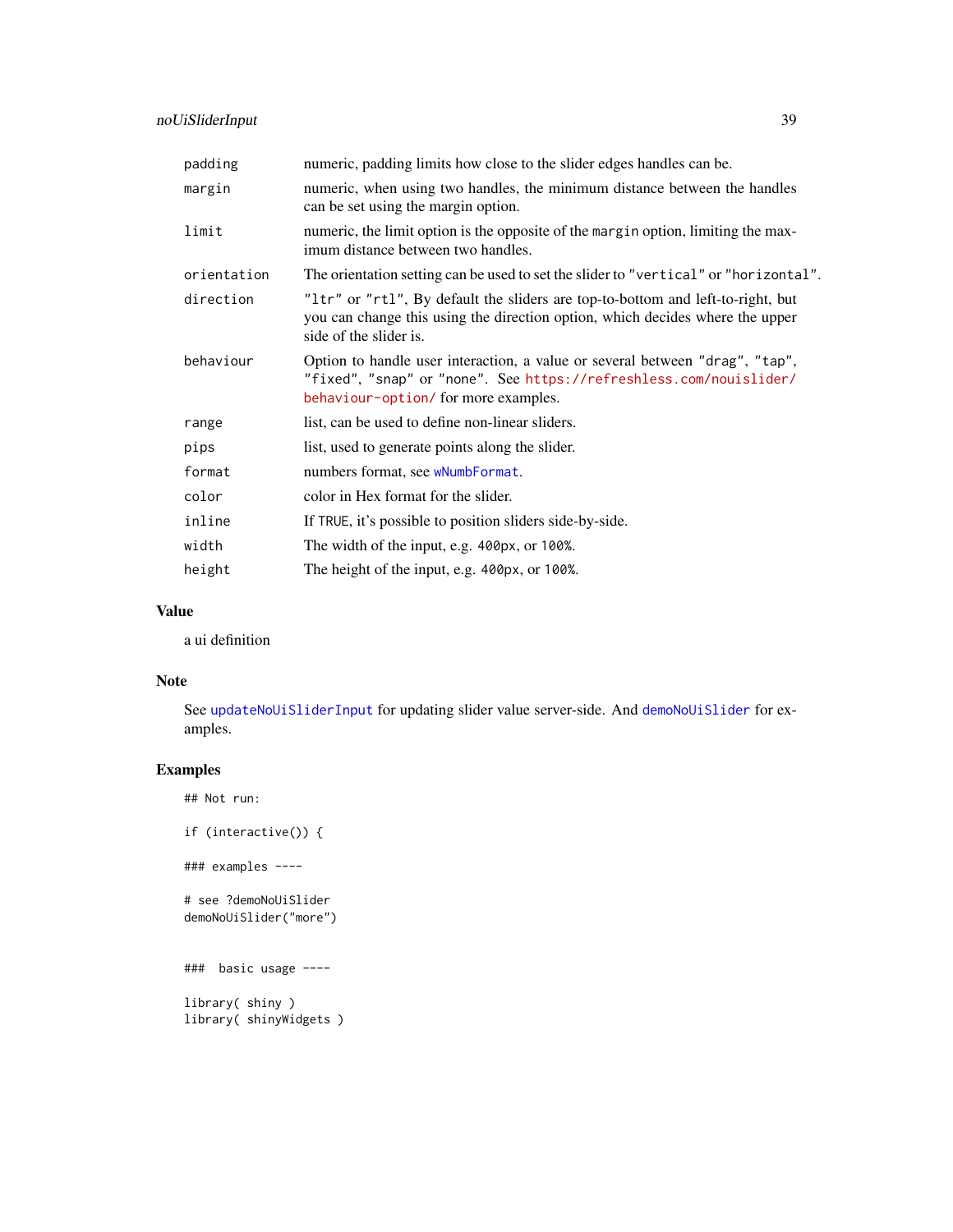| | |
|---|---|
| `padding` | numeric, padding limits how close to the slider edges handles can be. |
| `margin` | numeric, when using two handles, the minimum distance between the handles can be set using the margin option. |
| `limit` | numeric, the limit option is the opposite of the `margin` option, limiting the maximum distance between two handles. |
| `orientation` | The orientation setting can be used to set the slider to `"vertical"` or `"horizontal"`. |
| `direction` | `"ltr"` or `"rtl"`, By default the sliders are top-to-bottom and left-to-right, but you can change this using the direction option, which decides where the upper side of the slider is. |
| `behaviour` | Option to handle user interaction, a value or several between `"drag"`, `"tap"`, `"fixed"`, `"snap"` or `"none"`. See https://refreshless.com/nouislider/behaviour-option/ for more examples. |
| `range` | list, can be used to define non-linear sliders. |
| `pips` | list, used to generate points along the slider. |
| `format` | numbers format, see `wNumbFormat`. |
| `color` | color in Hex format for the slider. |
| `inline` | If `TRUE`, it's possible to position sliders side-by-side. |
| `width` | The width of the input, e.g. `400px`, or `100%`. |
| `height` | The height of the input, e.g. `400px`, or `100%`. |

## Value

a ui definition

## Note

See `updateNoUiSliderInput` for updating slider value server-side. And `demoNoUiSlider` for examples.

## Examples

```
## Not run:

if (interactive()) {

### examples ----

# see ?demoNoUiSlider
demoNoUiSlider("more")


###  basic usage ----

library( shiny )
library( shinyWidgets )
```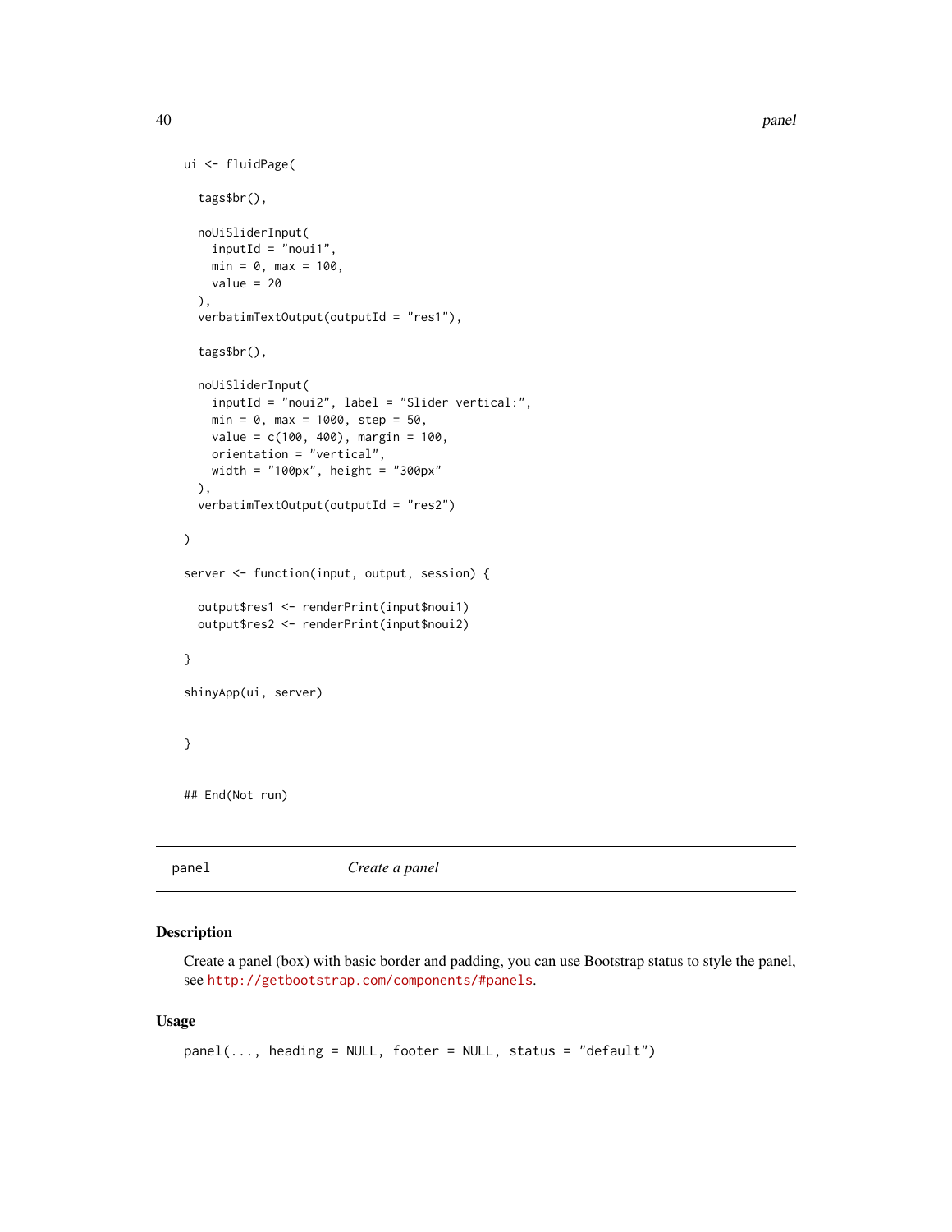```
ui <- fluidPage(

  tags$br(),

  noUiSliderInput(
    inputId = "noui1",
    min = 0, max = 100,
    value = 20
  ),
  verbatimTextOutput(outputId = "res1"),

  tags$br(),

  noUiSliderInput(
    inputId = "noui2", label = "Slider vertical:",
    min = 0, max = 1000, step = 50,
    value = c(100, 400), margin = 100,
    orientation = "vertical",
    width = "100px", height = "300px"
  ),
  verbatimTextOutput(outputId = "res2")

)

server <- function(input, output, session) {

  output$res1 <- renderPrint(input$noui1)
  output$res2 <- renderPrint(input$noui2)

}

shinyApp(ui, server)


}

## End(Not run)
```

---

`panel` *Create a panel*

---

## Description

Create a panel (box) with basic border and padding, you can use Bootstrap status to style the panel, see http://getbootstrap.com/components/#panels.

## Usage

```
panel(..., heading = NULL, footer = NULL, status = "default")
```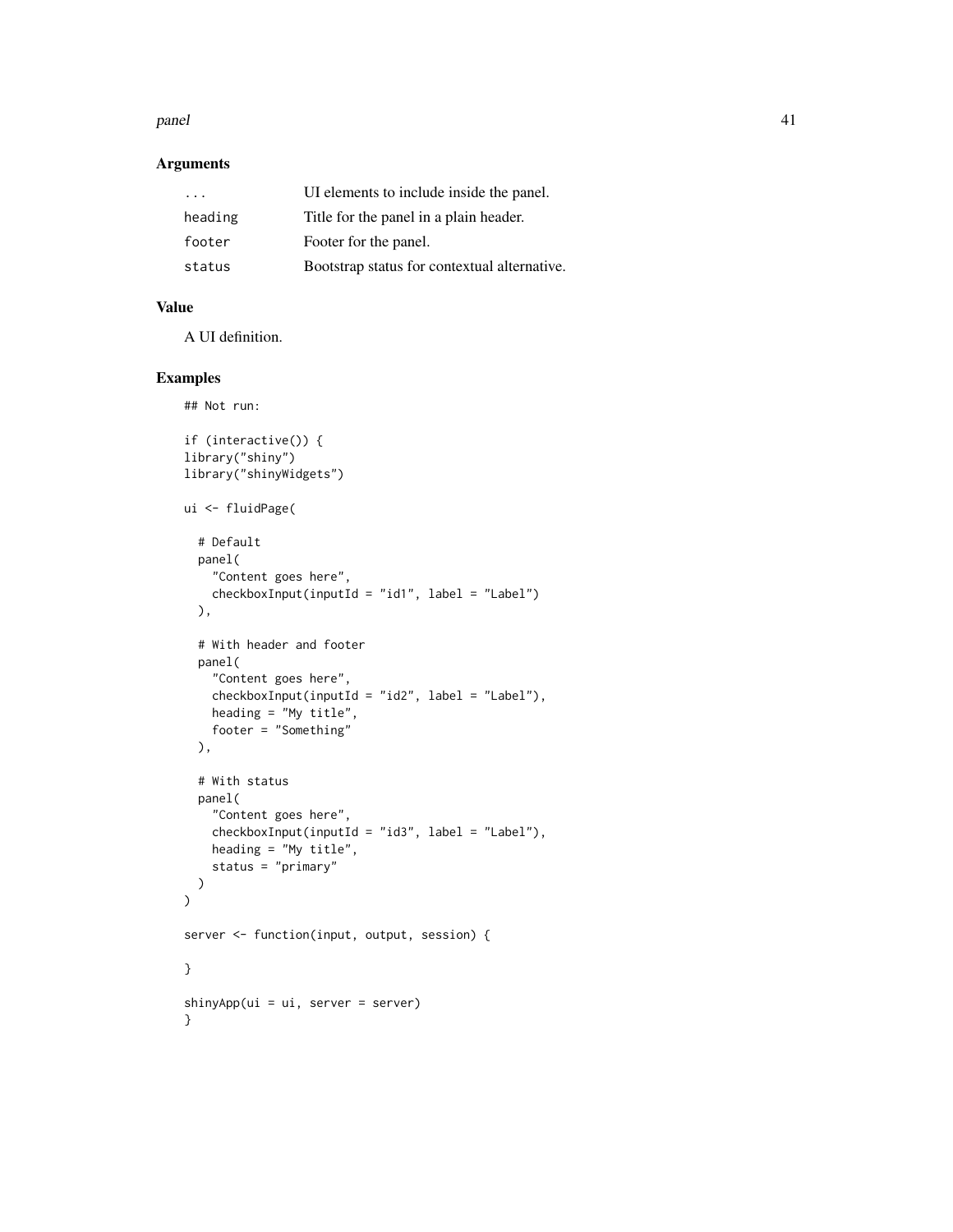## Arguments

| | |
|---|---|
| ... | UI elements to include inside the panel. |
| heading | Title for the panel in a plain header. |
| footer | Footer for the panel. |
| status | Bootstrap status for contextual alternative. |

## Value

A UI definition.

## Examples

```
## Not run:

if (interactive()) {
library("shiny")
library("shinyWidgets")

ui <- fluidPage(

  # Default
  panel(
    "Content goes here",
    checkboxInput(inputId = "id1", label = "Label")
  ),

  # With header and footer
  panel(
    "Content goes here",
    checkboxInput(inputId = "id2", label = "Label"),
    heading = "My title",
    footer = "Something"
  ),

  # With status
  panel(
    "Content goes here",
    checkboxInput(inputId = "id3", label = "Label"),
    heading = "My title",
    status = "primary"
  )
)

server <- function(input, output, session) {

}

shinyApp(ui = ui, server = server)
}
```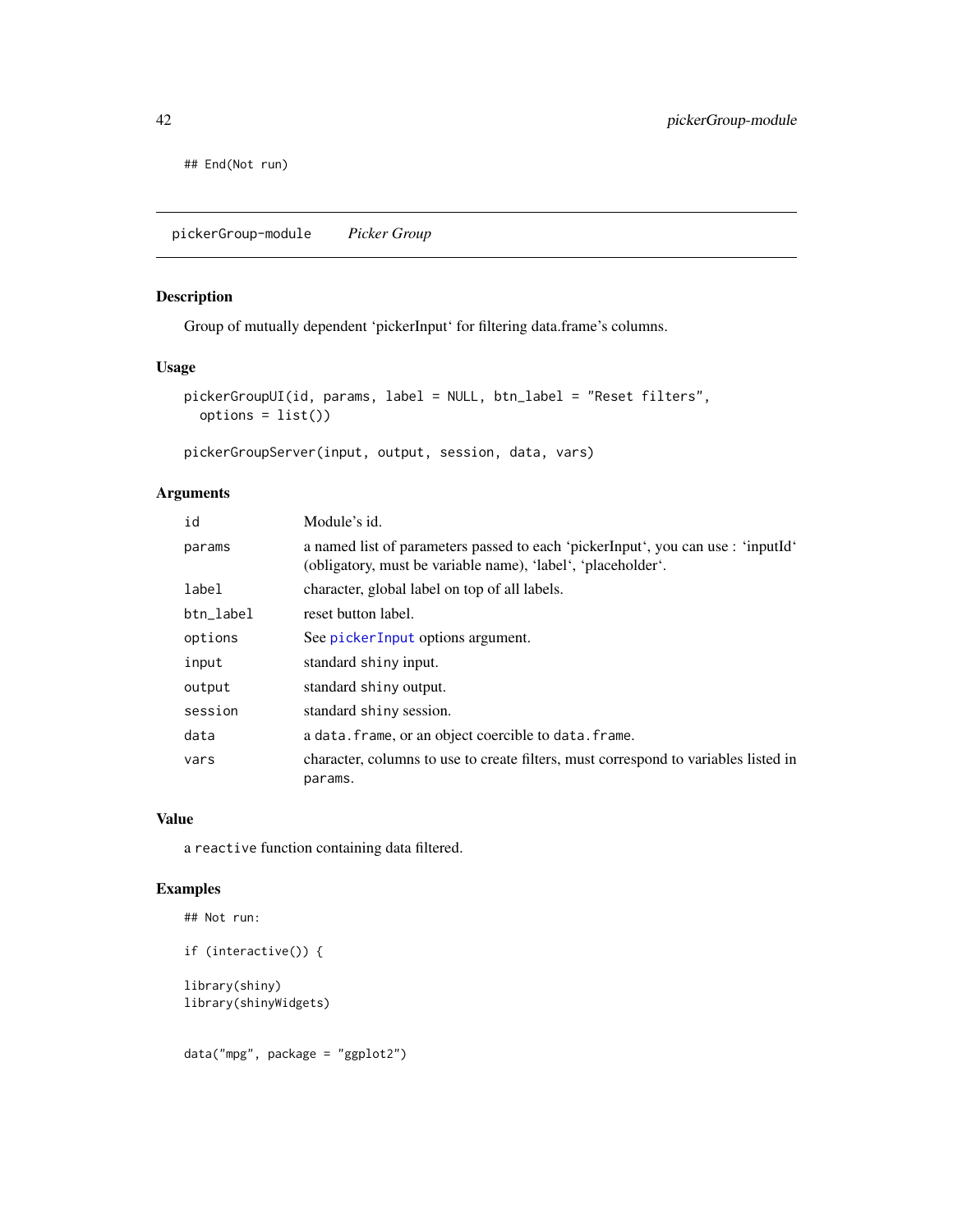```
## End(Not run)
```

---

pickerGroup-module    *Picker Group*

---

### Description

Group of mutually dependent 'pickerInput' for filtering data.frame's columns.

### Usage

```
pickerGroupUI(id, params, label = NULL, btn_label = "Reset filters",
  options = list())

pickerGroupServer(input, output, session, data, vars)
```

### Arguments

| | |
|---|---|
| id | Module's id. |
| params | a named list of parameters passed to each 'pickerInput', you can use : 'inputId' (obligatory, must be variable name), 'label', 'placeholder'. |
| label | character, global label on top of all labels. |
| btn_label | reset button label. |
| options | See pickerInput options argument. |
| input | standard shiny input. |
| output | standard shiny output. |
| session | standard shiny session. |
| data | a data.frame, or an object coercible to data.frame. |
| vars | character, columns to use to create filters, must correspond to variables listed in params. |

### Value

a reactive function containing data filtered.

### Examples

```
## Not run:

if (interactive()) {

library(shiny)
library(shinyWidgets)


data("mpg", package = "ggplot2")
```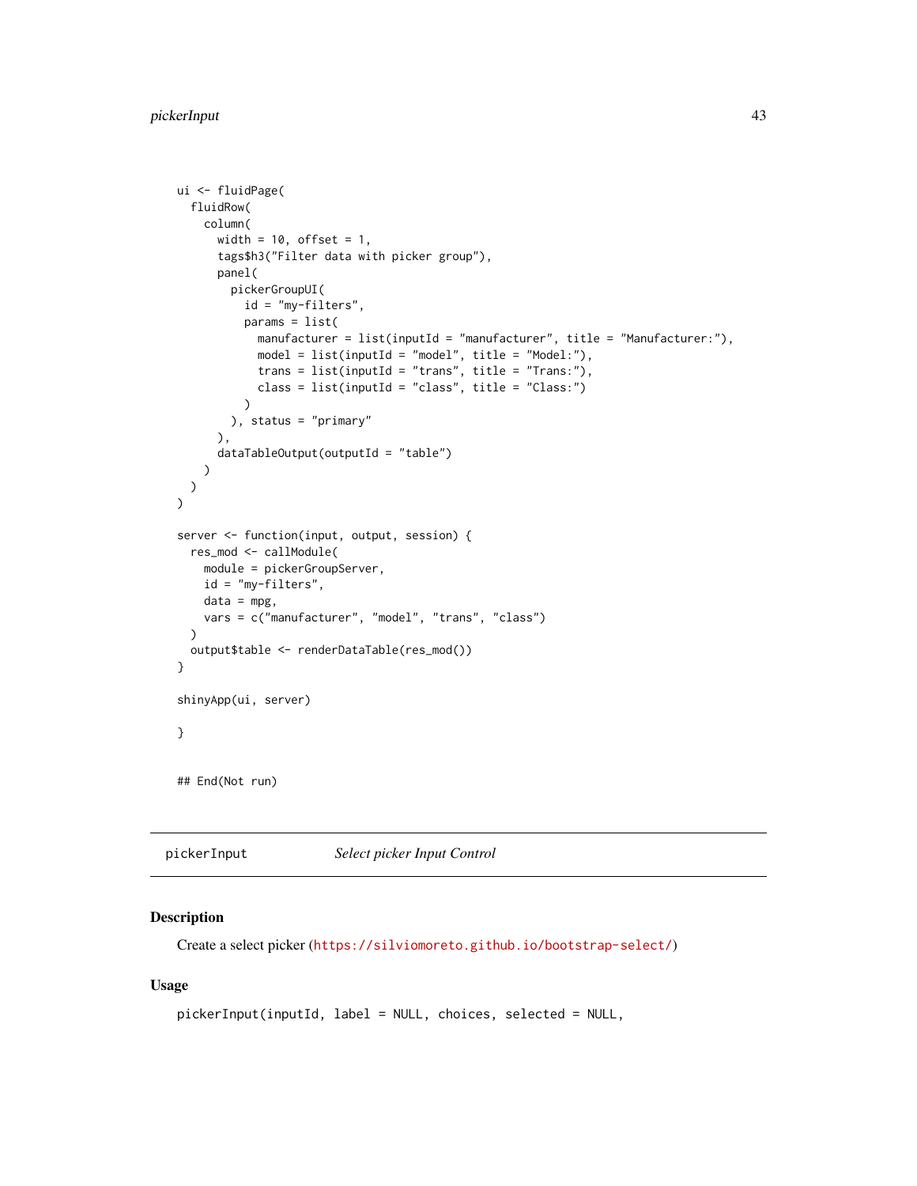```
ui <- fluidPage(
  fluidRow(
    column(
      width = 10, offset = 1,
      tags$h3("Filter data with picker group"),
      panel(
        pickerGroupUI(
          id = "my-filters",
          params = list(
            manufacturer = list(inputId = "manufacturer", title = "Manufacturer:"),
            model = list(inputId = "model", title = "Model:"),
            trans = list(inputId = "trans", title = "Trans:"),
            class = list(inputId = "class", title = "Class:")
          )
        ), status = "primary"
      ),
      dataTableOutput(outputId = "table")
    )
  )
)

server <- function(input, output, session) {
  res_mod <- callModule(
    module = pickerGroupServer,
    id = "my-filters",
    data = mpg,
    vars = c("manufacturer", "model", "trans", "class")
  )
  output$table <- renderDataTable(res_mod())
}

shinyApp(ui, server)

}

## End(Not run)
```

---

pickerInput    *Select picker Input Control*

---

## Description

Create a select picker (https://silviomoreto.github.io/bootstrap-select/)

## Usage

```
pickerInput(inputId, label = NULL, choices, selected = NULL,
```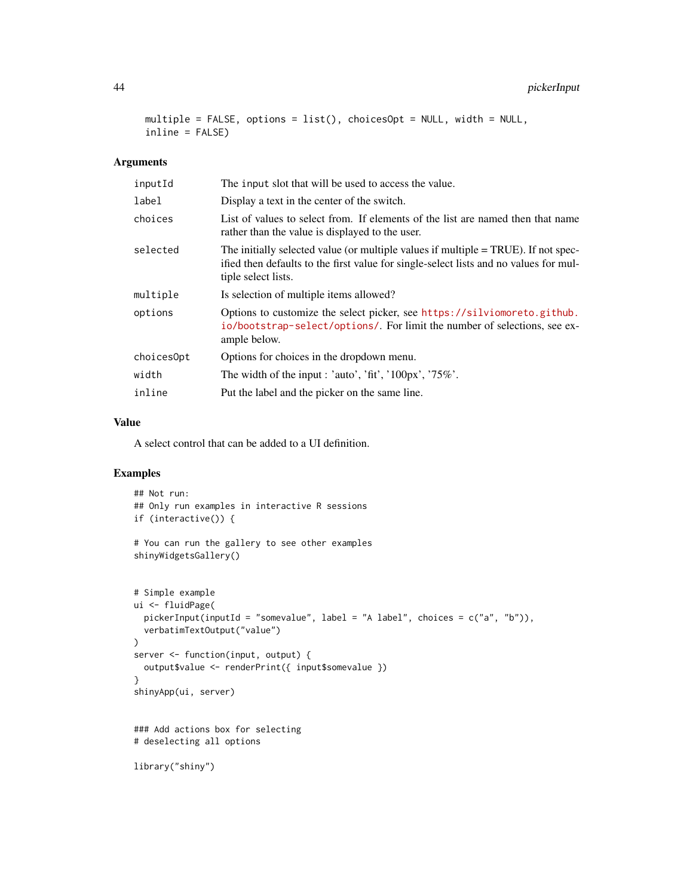```
multiple = FALSE, options = list(), choicesOpt = NULL, width = NULL,
inline = FALSE)
```

## Arguments

| | |
|---|---|
| inputId | The input slot that will be used to access the value. |
| label | Display a text in the center of the switch. |
| choices | List of values to select from. If elements of the list are named then that name rather than the value is displayed to the user. |
| selected | The initially selected value (or multiple values if multiple = TRUE). If not specified then defaults to the first value for single-select lists and no values for multiple select lists. |
| multiple | Is selection of multiple items allowed? |
| options | Options to customize the select picker, see https://silviomoreto.github.io/bootstrap-select/options/. For limit the number of selections, see example below. |
| choicesOpt | Options for choices in the dropdown menu. |
| width | The width of the input : 'auto', 'fit', '100px', '75%'. |
| inline | Put the label and the picker on the same line. |

## Value

A select control that can be added to a UI definition.

## Examples

```
## Not run:
## Only run examples in interactive R sessions
if (interactive()) {

# You can run the gallery to see other examples
shinyWidgetsGallery()


# Simple example
ui <- fluidPage(
  pickerInput(inputId = "somevalue", label = "A label", choices = c("a", "b")),
  verbatimTextOutput("value")
)
server <- function(input, output) {
  output$value <- renderPrint({ input$somevalue })
}
shinyApp(ui, server)


### Add actions box for selecting
# deselecting all options

library("shiny")
```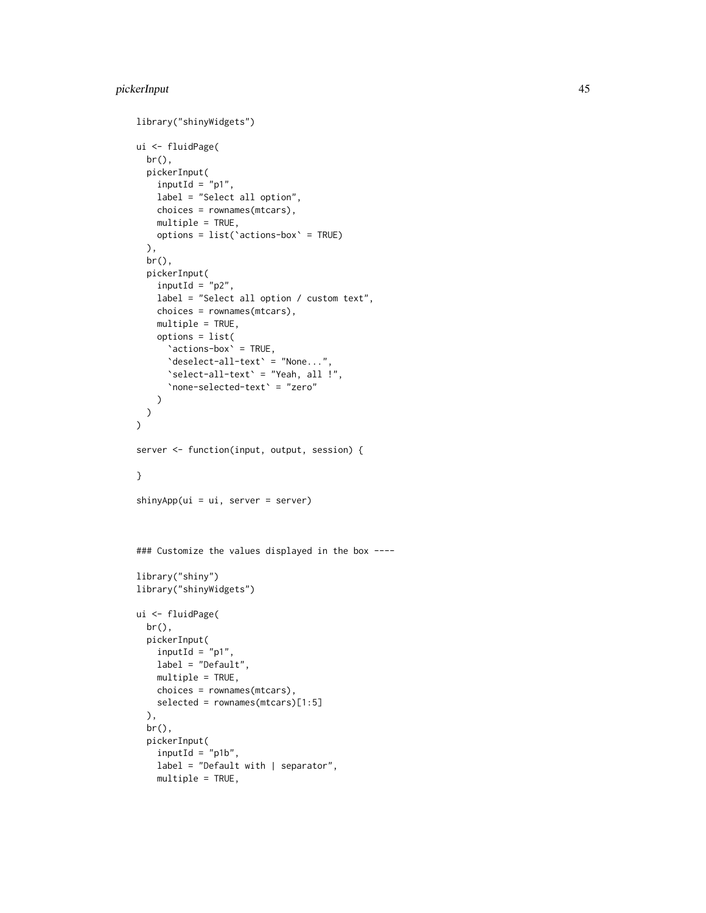```
library("shinyWidgets")

ui <- fluidPage(
  br(),
  pickerInput(
    inputId = "p1",
    label = "Select all option",
    choices = rownames(mtcars),
    multiple = TRUE,
    options = list(`actions-box` = TRUE)
  ),
  br(),
  pickerInput(
    inputId = "p2",
    label = "Select all option / custom text",
    choices = rownames(mtcars),
    multiple = TRUE,
    options = list(
      `actions-box` = TRUE,
      `deselect-all-text` = "None...",
      `select-all-text` = "Yeah, all !",
      `none-selected-text` = "zero"
    )
  )
)

server <- function(input, output, session) {

}

shinyApp(ui = ui, server = server)



### Customize the values displayed in the box ----

library("shiny")
library("shinyWidgets")

ui <- fluidPage(
  br(),
  pickerInput(
    inputId = "p1",
    label = "Default",
    multiple = TRUE,
    choices = rownames(mtcars),
    selected = rownames(mtcars)[1:5]
  ),
  br(),
  pickerInput(
    inputId = "p1b",
    label = "Default with | separator",
    multiple = TRUE,
```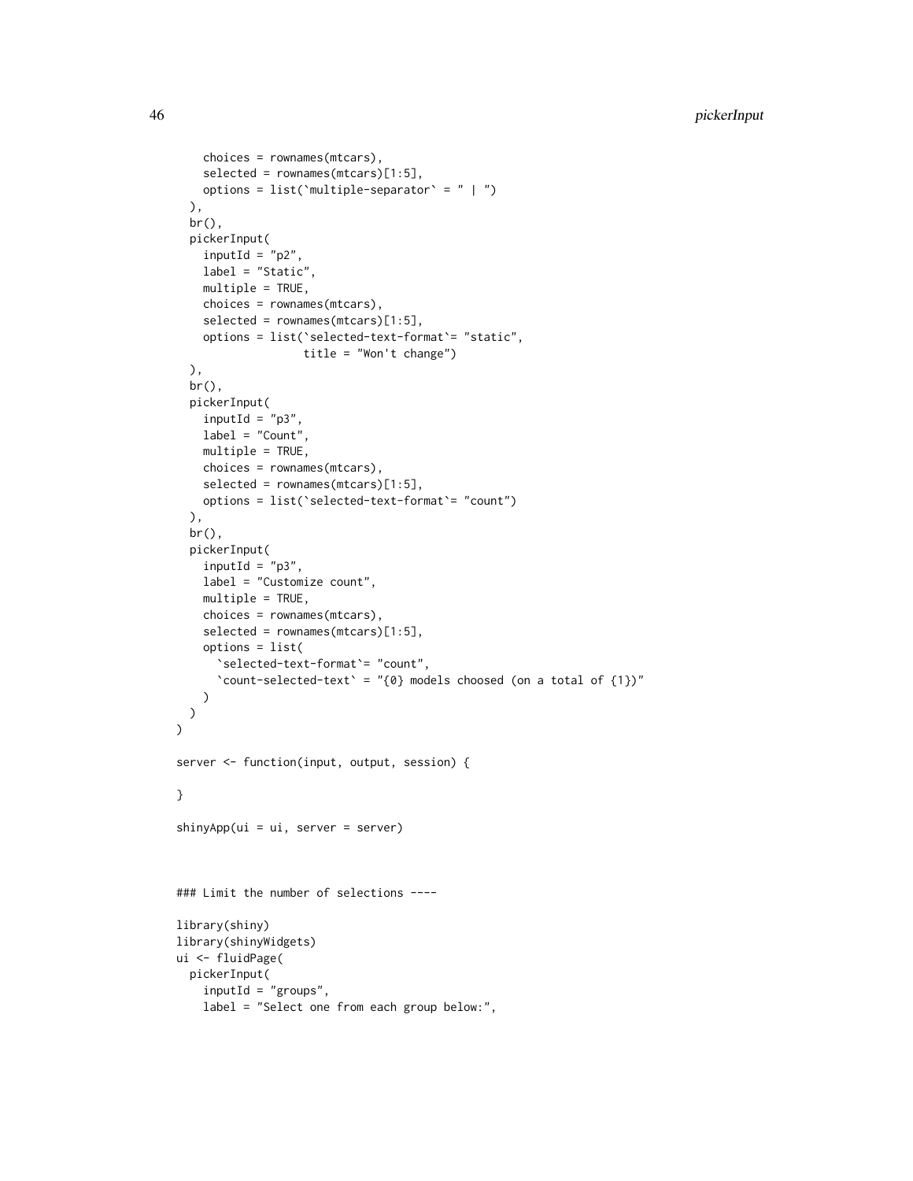```
    choices = rownames(mtcars),
    selected = rownames(mtcars)[1:5],
    options = list(`multiple-separator` = " | ")
  ),
  br(),
  pickerInput(
    inputId = "p2",
    label = "Static",
    multiple = TRUE,
    choices = rownames(mtcars),
    selected = rownames(mtcars)[1:5],
    options = list(`selected-text-format`= "static",
                   title = "Won't change")
  ),
  br(),
  pickerInput(
    inputId = "p3",
    label = "Count",
    multiple = TRUE,
    choices = rownames(mtcars),
    selected = rownames(mtcars)[1:5],
    options = list(`selected-text-format`= "count")
  ),
  br(),
  pickerInput(
    inputId = "p3",
    label = "Customize count",
    multiple = TRUE,
    choices = rownames(mtcars),
    selected = rownames(mtcars)[1:5],
    options = list(
      `selected-text-format`= "count",
      `count-selected-text` = "{0} models choosed (on a total of {1})"
    )
  )
)

server <- function(input, output, session) {

}

shinyApp(ui = ui, server = server)



### Limit the number of selections ----

library(shiny)
library(shinyWidgets)
ui <- fluidPage(
  pickerInput(
    inputId = "groups",
    label = "Select one from each group below:",
```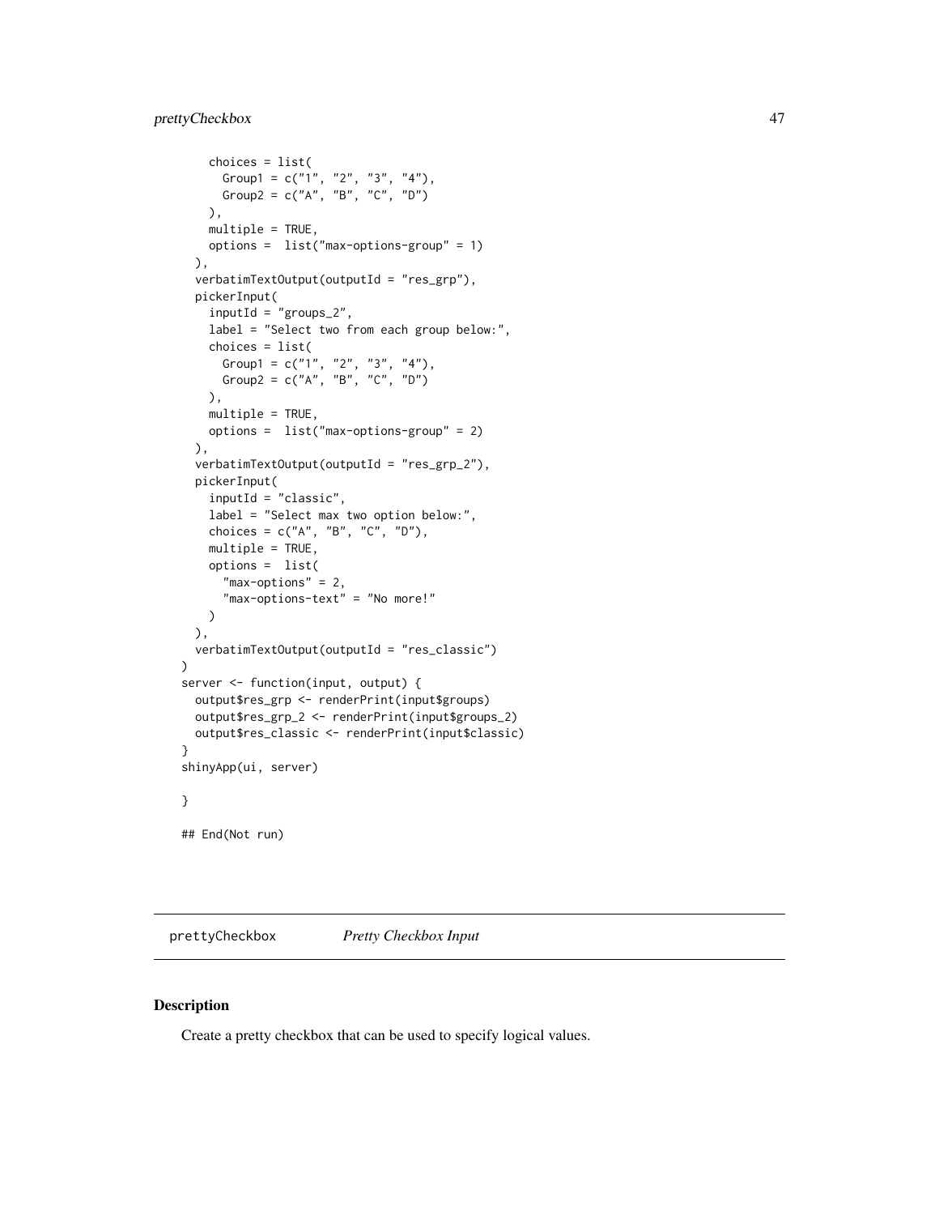```
    choices = list(
      Group1 = c("1", "2", "3", "4"),
      Group2 = c("A", "B", "C", "D")
    ),
    multiple = TRUE,
    options =  list("max-options-group" = 1)
  ),
  verbatimTextOutput(outputId = "res_grp"),
  pickerInput(
    inputId = "groups_2",
    label = "Select two from each group below:",
    choices = list(
      Group1 = c("1", "2", "3", "4"),
      Group2 = c("A", "B", "C", "D")
    ),
    multiple = TRUE,
    options =  list("max-options-group" = 2)
  ),
  verbatimTextOutput(outputId = "res_grp_2"),
  pickerInput(
    inputId = "classic",
    label = "Select max two option below:",
    choices = c("A", "B", "C", "D"),
    multiple = TRUE,
    options =  list(
      "max-options" = 2,
      "max-options-text" = "No more!"
    )
  ),
  verbatimTextOutput(outputId = "res_classic")
)
server <- function(input, output) {
  output$res_grp <- renderPrint(input$groups)
  output$res_grp_2 <- renderPrint(input$groups_2)
  output$res_classic <- renderPrint(input$classic)
}
shinyApp(ui, server)

}

## End(Not run)
```

---

`prettyCheckbox` *Pretty Checkbox Input*

---

## Description

Create a pretty checkbox that can be used to specify logical values.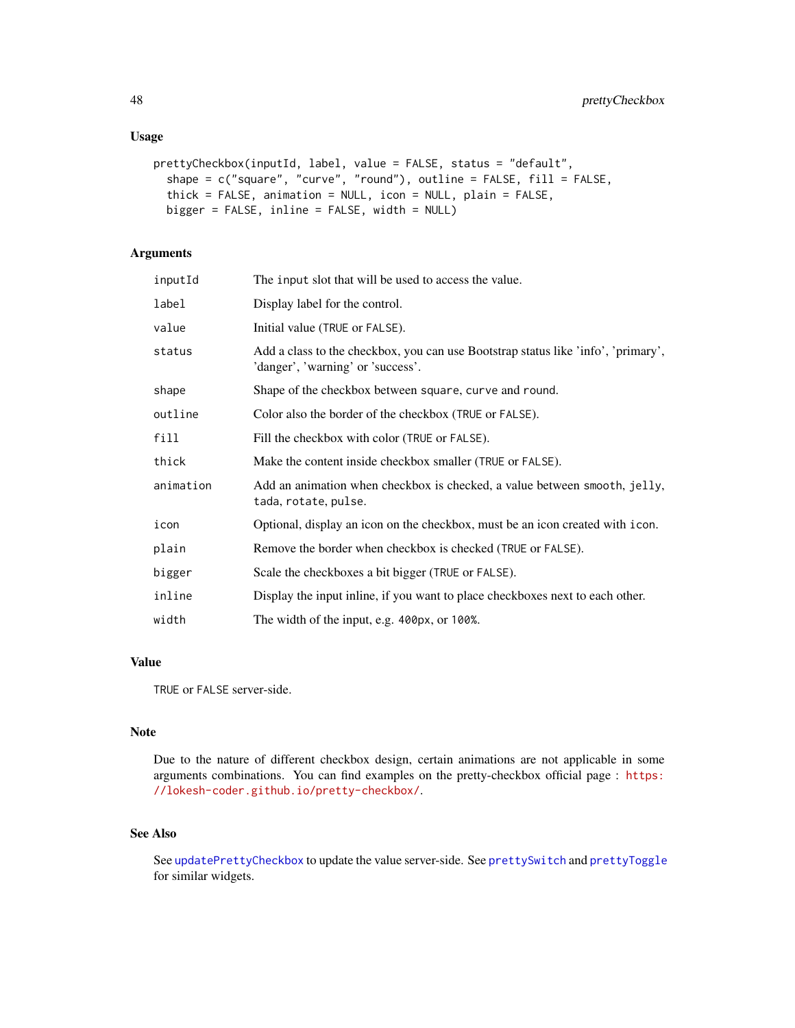## Usage

```
prettyCheckbox(inputId, label, value = FALSE, status = "default",
  shape = c("square", "curve", "round"), outline = FALSE, fill = FALSE,
  thick = FALSE, animation = NULL, icon = NULL, plain = FALSE,
  bigger = FALSE, inline = FALSE, width = NULL)
```

## Arguments

| | |
|---|---|
| inputId | The input slot that will be used to access the value. |
| label | Display label for the control. |
| value | Initial value (TRUE or FALSE). |
| status | Add a class to the checkbox, you can use Bootstrap status like 'info', 'primary', 'danger', 'warning' or 'success'. |
| shape | Shape of the checkbox between square, curve and round. |
| outline | Color also the border of the checkbox (TRUE or FALSE). |
| fill | Fill the checkbox with color (TRUE or FALSE). |
| thick | Make the content inside checkbox smaller (TRUE or FALSE). |
| animation | Add an animation when checkbox is checked, a value between smooth, jelly, tada, rotate, pulse. |
| icon | Optional, display an icon on the checkbox, must be an icon created with icon. |
| plain | Remove the border when checkbox is checked (TRUE or FALSE). |
| bigger | Scale the checkboxes a bit bigger (TRUE or FALSE). |
| inline | Display the input inline, if you want to place checkboxes next to each other. |
| width | The width of the input, e.g. 400px, or 100%. |

## Value

TRUE or FALSE server-side.

## Note

Due to the nature of different checkbox design, certain animations are not applicable in some arguments combinations. You can find examples on the pretty-checkbox official page : https://lokesh-coder.github.io/pretty-checkbox/.

## See Also

See updatePrettyCheckbox to update the value server-side. See prettySwitch and prettyToggle for similar widgets.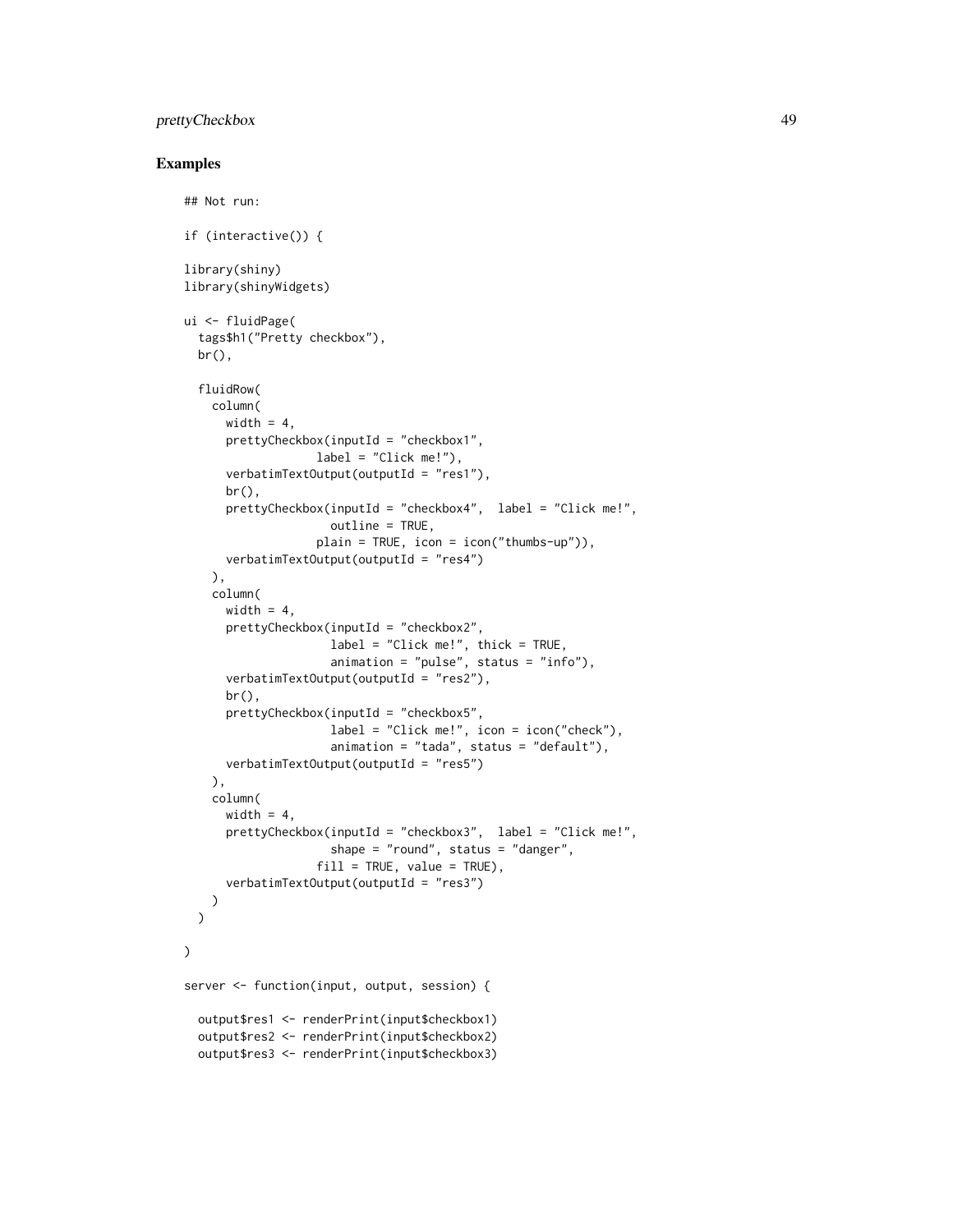## Examples

```
## Not run:

if (interactive()) {

library(shiny)
library(shinyWidgets)

ui <- fluidPage(
  tags$h1("Pretty checkbox"),
  br(),

  fluidRow(
    column(
      width = 4,
      prettyCheckbox(inputId = "checkbox1",
                     label = "Click me!"),
      verbatimTextOutput(outputId = "res1"),
      br(),
      prettyCheckbox(inputId = "checkbox4",  label = "Click me!",
                      outline = TRUE,
                     plain = TRUE, icon = icon("thumbs-up")),
      verbatimTextOutput(outputId = "res4")
    ),
    column(
      width = 4,
      prettyCheckbox(inputId = "checkbox2",
                      label = "Click me!", thick = TRUE,
                      animation = "pulse", status = "info"),
      verbatimTextOutput(outputId = "res2"),
      br(),
      prettyCheckbox(inputId = "checkbox5",
                      label = "Click me!", icon = icon("check"),
                      animation = "tada", status = "default"),
      verbatimTextOutput(outputId = "res5")
    ),
    column(
      width = 4,
      prettyCheckbox(inputId = "checkbox3",  label = "Click me!",
                      shape = "round", status = "danger",
                     fill = TRUE, value = TRUE),
      verbatimTextOutput(outputId = "res3")
    )
  )

)

server <- function(input, output, session) {

  output$res1 <- renderPrint(input$checkbox1)
  output$res2 <- renderPrint(input$checkbox2)
  output$res3 <- renderPrint(input$checkbox3)
```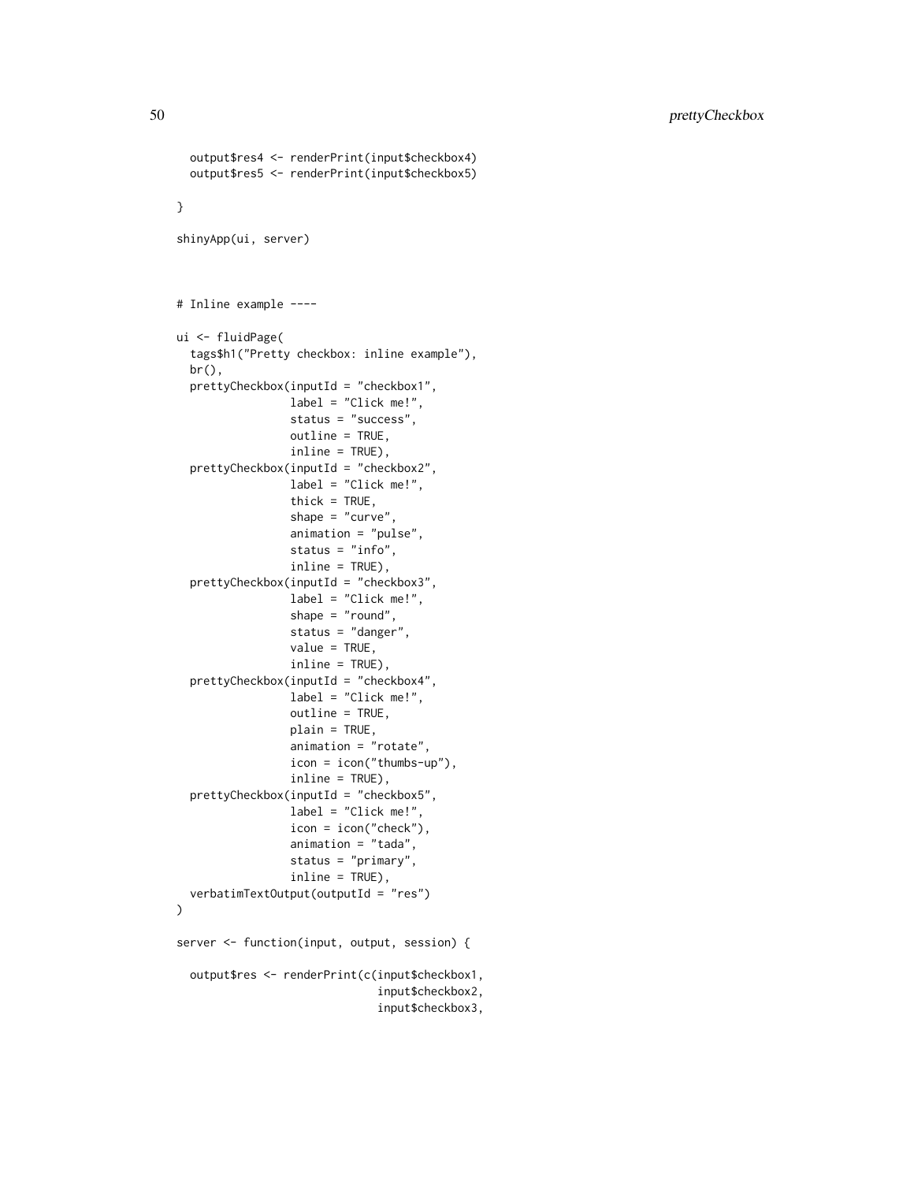```
  output$res4 <- renderPrint(input$checkbox4)
  output$res5 <- renderPrint(input$checkbox5)

}

shinyApp(ui, server)



# Inline example ----

ui <- fluidPage(
  tags$h1("Pretty checkbox: inline example"),
  br(),
  prettyCheckbox(inputId = "checkbox1",
                 label = "Click me!",
                 status = "success",
                 outline = TRUE,
                 inline = TRUE),
  prettyCheckbox(inputId = "checkbox2",
                 label = "Click me!",
                 thick = TRUE,
                 shape = "curve",
                 animation = "pulse",
                 status = "info",
                 inline = TRUE),
  prettyCheckbox(inputId = "checkbox3",
                 label = "Click me!",
                 shape = "round",
                 status = "danger",
                 value = TRUE,
                 inline = TRUE),
  prettyCheckbox(inputId = "checkbox4",
                 label = "Click me!",
                 outline = TRUE,
                 plain = TRUE,
                 animation = "rotate",
                 icon = icon("thumbs-up"),
                 inline = TRUE),
  prettyCheckbox(inputId = "checkbox5",
                 label = "Click me!",
                 icon = icon("check"),
                 animation = "tada",
                 status = "primary",
                 inline = TRUE),
  verbatimTextOutput(outputId = "res")
)

server <- function(input, output, session) {

  output$res <- renderPrint(c(input$checkbox1,
                              input$checkbox2,
                              input$checkbox3,
```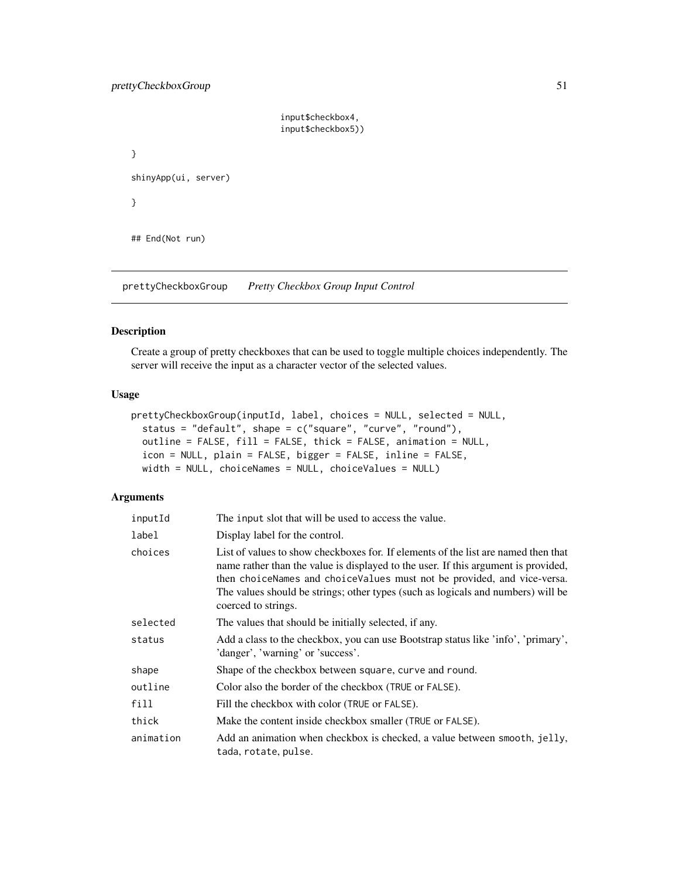```
                          input$checkbox4,
                          input$checkbox5))

}

shinyApp(ui, server)

}

## End(Not run)
```

## prettyCheckboxGroup *Pretty Checkbox Group Input Control*

### Description

Create a group of pretty checkboxes that can be used to toggle multiple choices independently. The server will receive the input as a character vector of the selected values.

### Usage

```
prettyCheckboxGroup(inputId, label, choices = NULL, selected = NULL,
  status = "default", shape = c("square", "curve", "round"),
  outline = FALSE, fill = FALSE, thick = FALSE, animation = NULL,
  icon = NULL, plain = FALSE, bigger = FALSE, inline = FALSE,
  width = NULL, choiceNames = NULL, choiceValues = NULL)
```

### Arguments

| | |
|---|---|
| inputId | The input slot that will be used to access the value. |
| label | Display label for the control. |
| choices | List of values to show checkboxes for. If elements of the list are named then that name rather than the value is displayed to the user. If this argument is provided, then choiceNames and choiceValues must not be provided, and vice-versa. The values should be strings; other types (such as logicals and numbers) will be coerced to strings. |
| selected | The values that should be initially selected, if any. |
| status | Add a class to the checkbox, you can use Bootstrap status like 'info', 'primary', 'danger', 'warning' or 'success'. |
| shape | Shape of the checkbox between square, curve and round. |
| outline | Color also the border of the checkbox (TRUE or FALSE). |
| fill | Fill the checkbox with color (TRUE or FALSE). |
| thick | Make the content inside checkbox smaller (TRUE or FALSE). |
| animation | Add an animation when checkbox is checked, a value between smooth, jelly, tada, rotate, pulse. |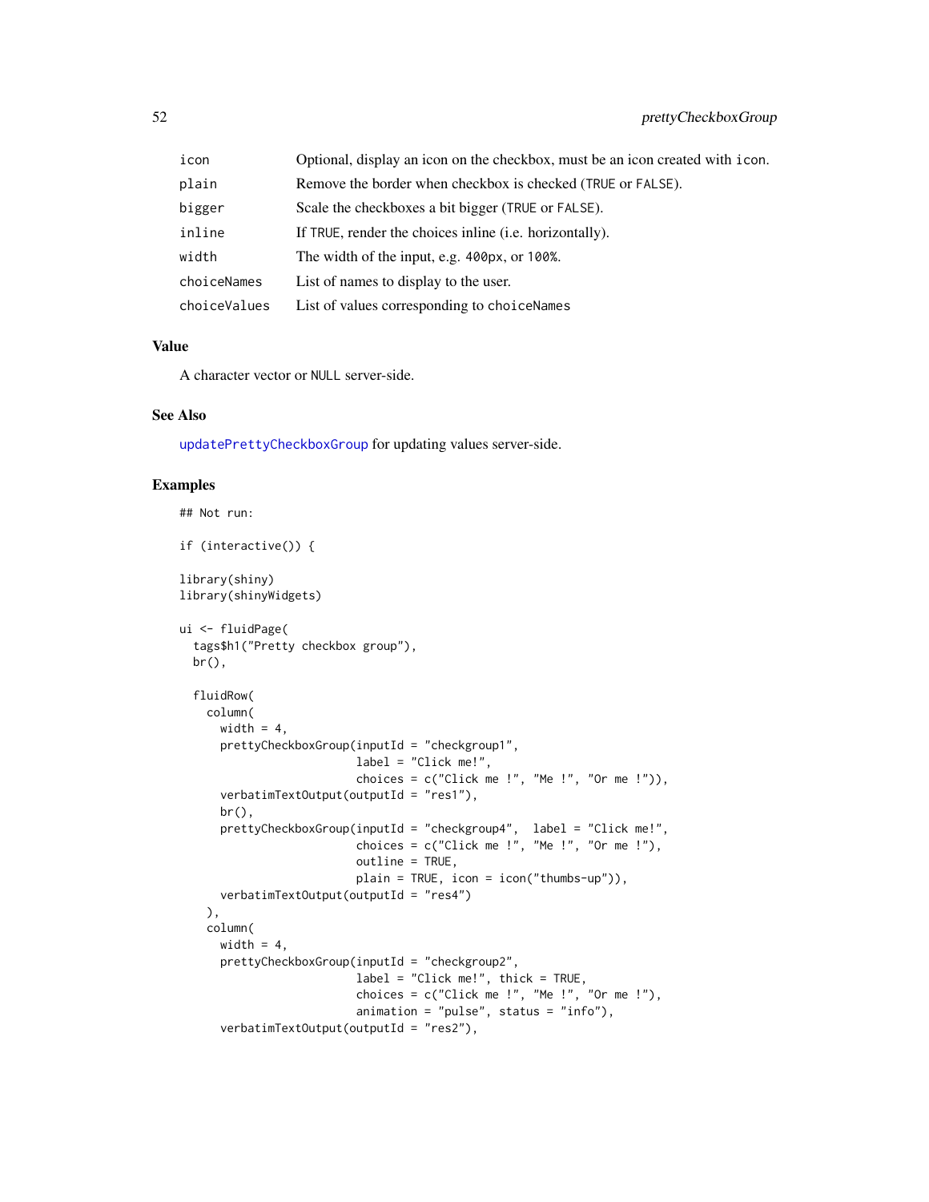| | |
|---|---|
| icon | Optional, display an icon on the checkbox, must be an icon created with icon. |
| plain | Remove the border when checkbox is checked (TRUE or FALSE). |
| bigger | Scale the checkboxes a bit bigger (TRUE or FALSE). |
| inline | If TRUE, render the choices inline (i.e. horizontally). |
| width | The width of the input, e.g. 400px, or 100%. |
| choiceNames | List of names to display to the user. |
| choiceValues | List of values corresponding to choiceNames |

### Value

A character vector or NULL server-side.

### See Also

updatePrettyCheckboxGroup for updating values server-side.

### Examples

```
## Not run:

if (interactive()) {

library(shiny)
library(shinyWidgets)

ui <- fluidPage(
  tags$h1("Pretty checkbox group"),
  br(),

  fluidRow(
    column(
      width = 4,
      prettyCheckboxGroup(inputId = "checkgroup1",
                          label = "Click me!",
                          choices = c("Click me !", "Me !", "Or me !")),
      verbatimTextOutput(outputId = "res1"),
      br(),
      prettyCheckboxGroup(inputId = "checkgroup4",  label = "Click me!",
                          choices = c("Click me !", "Me !", "Or me !"),
                          outline = TRUE,
                          plain = TRUE, icon = icon("thumbs-up")),
      verbatimTextOutput(outputId = "res4")
    ),
    column(
      width = 4,
      prettyCheckboxGroup(inputId = "checkgroup2",
                          label = "Click me!", thick = TRUE,
                          choices = c("Click me !", "Me !", "Or me !"),
                          animation = "pulse", status = "info"),
      verbatimTextOutput(outputId = "res2"),
```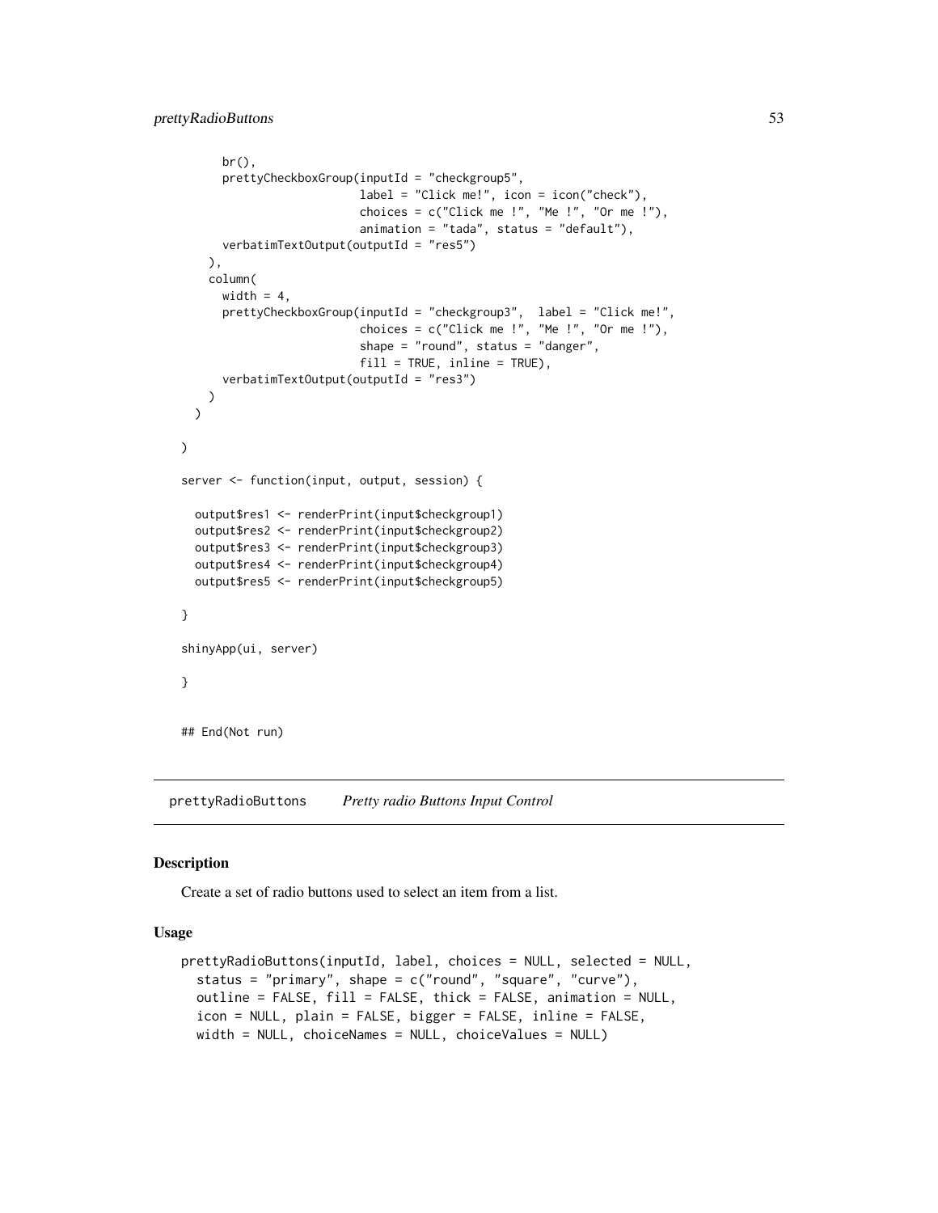```
      br(),
      prettyCheckboxGroup(inputId = "checkgroup5",
                          label = "Click me!", icon = icon("check"),
                          choices = c("Click me !", "Me !", "Or me !"),
                          animation = "tada", status = "default"),
      verbatimTextOutput(outputId = "res5")
    ),
    column(
      width = 4,
      prettyCheckboxGroup(inputId = "checkgroup3",  label = "Click me!",
                          choices = c("Click me !", "Me !", "Or me !"),
                          shape = "round", status = "danger",
                          fill = TRUE, inline = TRUE),
      verbatimTextOutput(outputId = "res3")
    )
  )

)

server <- function(input, output, session) {

  output$res1 <- renderPrint(input$checkgroup1)
  output$res2 <- renderPrint(input$checkgroup2)
  output$res3 <- renderPrint(input$checkgroup3)
  output$res4 <- renderPrint(input$checkgroup4)
  output$res5 <- renderPrint(input$checkgroup5)

}

shinyApp(ui, server)

}

## End(Not run)
```

## prettyRadioButtons *Pretty radio Buttons Input Control*

### Description

Create a set of radio buttons used to select an item from a list.

### Usage

```
prettyRadioButtons(inputId, label, choices = NULL, selected = NULL,
  status = "primary", shape = c("round", "square", "curve"),
  outline = FALSE, fill = FALSE, thick = FALSE, animation = NULL,
  icon = NULL, plain = FALSE, bigger = FALSE, inline = FALSE,
  width = NULL, choiceNames = NULL, choiceValues = NULL)
```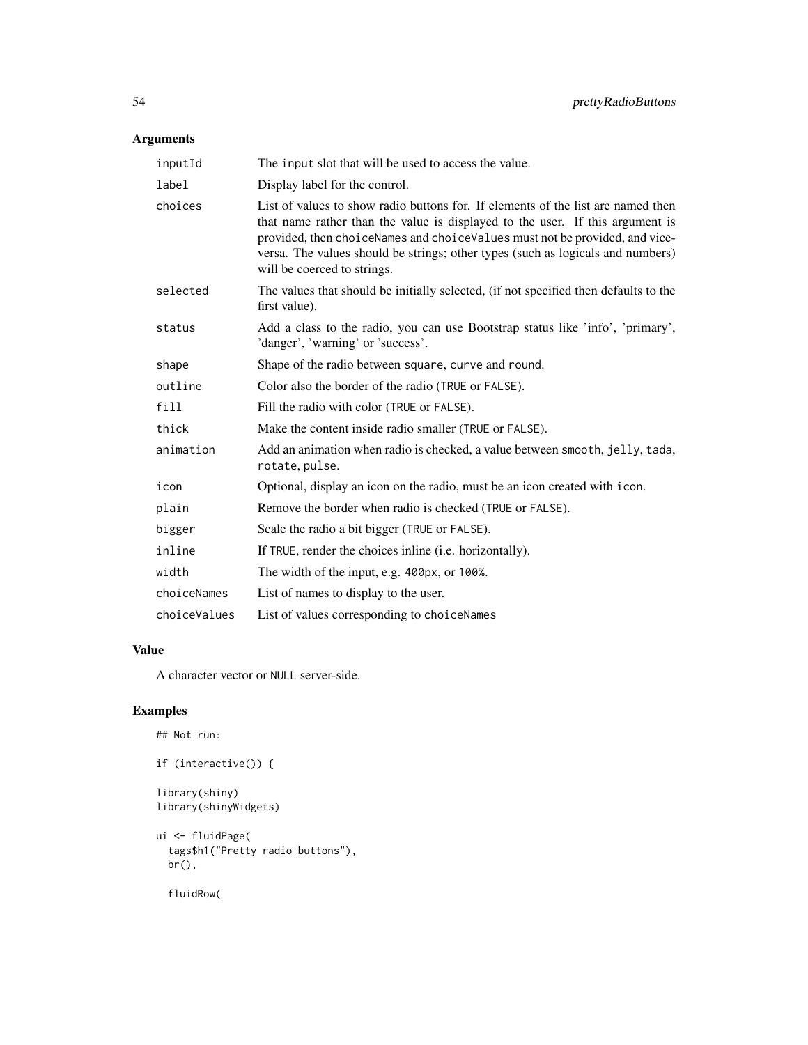## Arguments

| | |
|---|---|
| inputId | The `input` slot that will be used to access the value. |
| label | Display label for the control. |
| choices | List of values to show radio buttons for. If elements of the list are named then that name rather than the value is displayed to the user. If this argument is provided, then `choiceNames` and `choiceValues` must not be provided, and vice-versa. The values should be strings; other types (such as logicals and numbers) will be coerced to strings. |
| selected | The values that should be initially selected, (if not specified then defaults to the first value). |
| status | Add a class to the radio, you can use Bootstrap status like 'info', 'primary', 'danger', 'warning' or 'success'. |
| shape | Shape of the radio between `square`, `curve` and `round`. |
| outline | Color also the border of the radio (`TRUE` or `FALSE`). |
| fill | Fill the radio with color (`TRUE` or `FALSE`). |
| thick | Make the content inside radio smaller (`TRUE` or `FALSE`). |
| animation | Add an animation when radio is checked, a value between `smooth`, `jelly`, `tada`, `rotate`, `pulse`. |
| icon | Optional, display an icon on the radio, must be an icon created with `icon`. |
| plain | Remove the border when radio is checked (`TRUE` or `FALSE`). |
| bigger | Scale the radio a bit bigger (`TRUE` or `FALSE`). |
| inline | If `TRUE`, render the choices inline (i.e. horizontally). |
| width | The width of the input, e.g. `400px`, or `100%`. |
| choiceNames | List of names to display to the user. |
| choiceValues | List of values corresponding to `choiceNames` |

## Value

A character vector or `NULL` server-side.

## Examples

```
## Not run:

if (interactive()) {

library(shiny)
library(shinyWidgets)

ui <- fluidPage(
  tags$h1("Pretty radio buttons"),
  br(),

  fluidRow(
```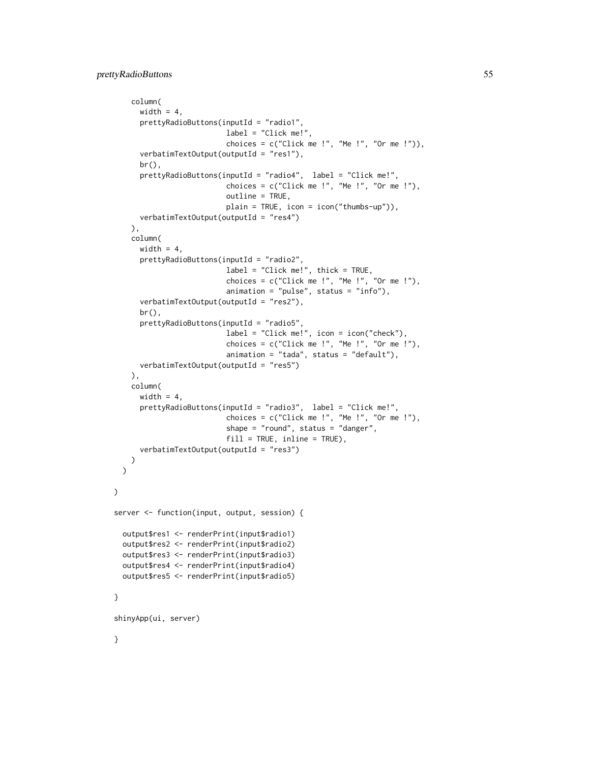```
    column(
      width = 4,
      prettyRadioButtons(inputId = "radio1",
                         label = "Click me!",
                         choices = c("Click me !", "Me !", "Or me !")),
      verbatimTextOutput(outputId = "res1"),
      br(),
      prettyRadioButtons(inputId = "radio4",  label = "Click me!",
                         choices = c("Click me !", "Me !", "Or me !"),
                         outline = TRUE,
                         plain = TRUE, icon = icon("thumbs-up")),
      verbatimTextOutput(outputId = "res4")
    ),
    column(
      width = 4,
      prettyRadioButtons(inputId = "radio2",
                         label = "Click me!", thick = TRUE,
                         choices = c("Click me !", "Me !", "Or me !"),
                         animation = "pulse", status = "info"),
      verbatimTextOutput(outputId = "res2"),
      br(),
      prettyRadioButtons(inputId = "radio5",
                         label = "Click me!", icon = icon("check"),
                         choices = c("Click me !", "Me !", "Or me !"),
                         animation = "tada", status = "default"),
      verbatimTextOutput(outputId = "res5")
    ),
    column(
      width = 4,
      prettyRadioButtons(inputId = "radio3",  label = "Click me!",
                         choices = c("Click me !", "Me !", "Or me !"),
                         shape = "round", status = "danger",
                         fill = TRUE, inline = TRUE),
      verbatimTextOutput(outputId = "res3")
    )
  )

)

server <- function(input, output, session) {

  output$res1 <- renderPrint(input$radio1)
  output$res2 <- renderPrint(input$radio2)
  output$res3 <- renderPrint(input$radio3)
  output$res4 <- renderPrint(input$radio4)
  output$res5 <- renderPrint(input$radio5)

}

shinyApp(ui, server)

}
```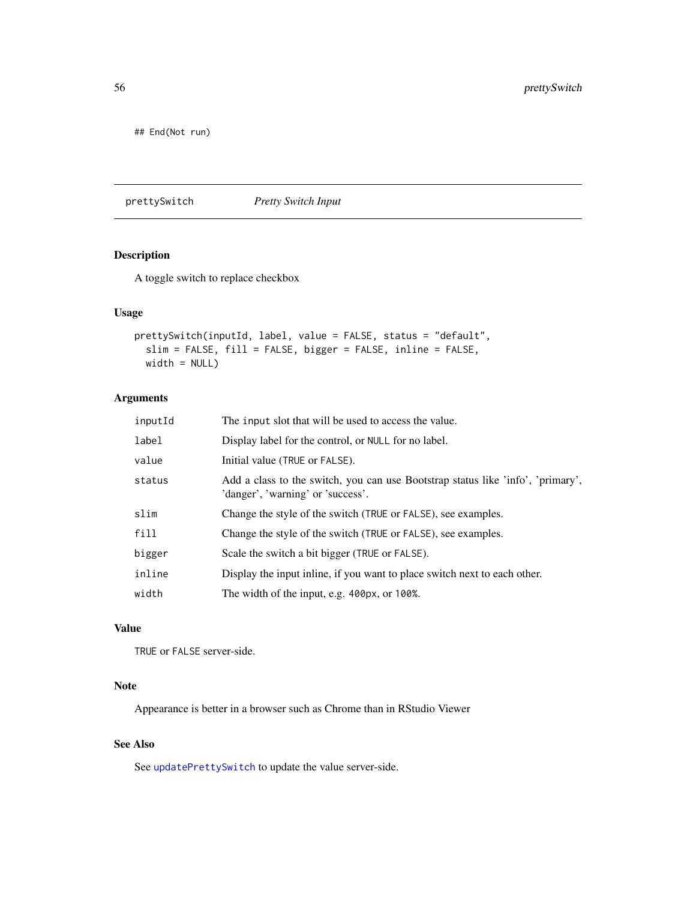```
## End(Not run)
```

---

## prettySwitch *Pretty Switch Input*

### Description

A toggle switch to replace checkbox

### Usage

```
prettySwitch(inputId, label, value = FALSE, status = "default",
  slim = FALSE, fill = FALSE, bigger = FALSE, inline = FALSE,
  width = NULL)
```

### Arguments

| | |
|---|---|
| `inputId` | The `input` slot that will be used to access the value. |
| `label` | Display label for the control, or `NULL` for no label. |
| `value` | Initial value (`TRUE` or `FALSE`). |
| `status` | Add a class to the switch, you can use Bootstrap status like 'info', 'primary', 'danger', 'warning' or 'success'. |
| `slim` | Change the style of the switch (`TRUE` or `FALSE`), see examples. |
| `fill` | Change the style of the switch (`TRUE` or `FALSE`), see examples. |
| `bigger` | Scale the switch a bit bigger (`TRUE` or `FALSE`). |
| `inline` | Display the input inline, if you want to place switch next to each other. |
| `width` | The width of the input, e.g. `400px`, or `100%`. |

### Value

`TRUE` or `FALSE` server-side.

### Note

Appearance is better in a browser such as Chrome than in RStudio Viewer

### See Also

See `updatePrettySwitch` to update the value server-side.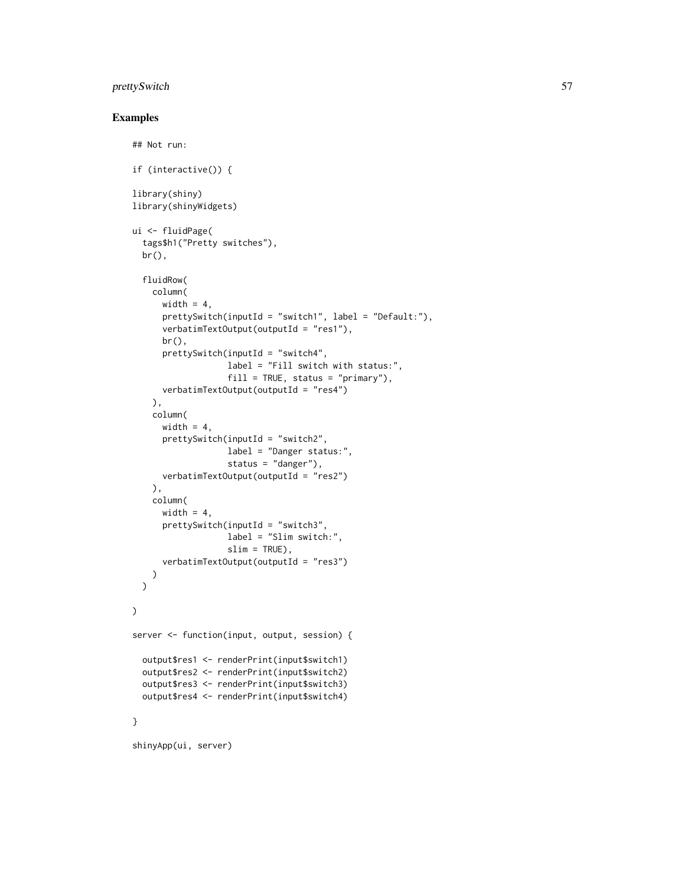## Examples

```
## Not run:

if (interactive()) {

library(shiny)
library(shinyWidgets)

ui <- fluidPage(
  tags$h1("Pretty switches"),
  br(),

  fluidRow(
    column(
      width = 4,
      prettySwitch(inputId = "switch1", label = "Default:"),
      verbatimTextOutput(outputId = "res1"),
      br(),
      prettySwitch(inputId = "switch4",
                   label = "Fill switch with status:",
                   fill = TRUE, status = "primary"),
      verbatimTextOutput(outputId = "res4")
    ),
    column(
      width = 4,
      prettySwitch(inputId = "switch2",
                   label = "Danger status:",
                   status = "danger"),
      verbatimTextOutput(outputId = "res2")
    ),
    column(
      width = 4,
      prettySwitch(inputId = "switch3",
                   label = "Slim switch:",
                   slim = TRUE),
      verbatimTextOutput(outputId = "res3")
    )
  )

)

server <- function(input, output, session) {

  output$res1 <- renderPrint(input$switch1)
  output$res2 <- renderPrint(input$switch2)
  output$res3 <- renderPrint(input$switch3)
  output$res4 <- renderPrint(input$switch4)

}

shinyApp(ui, server)
```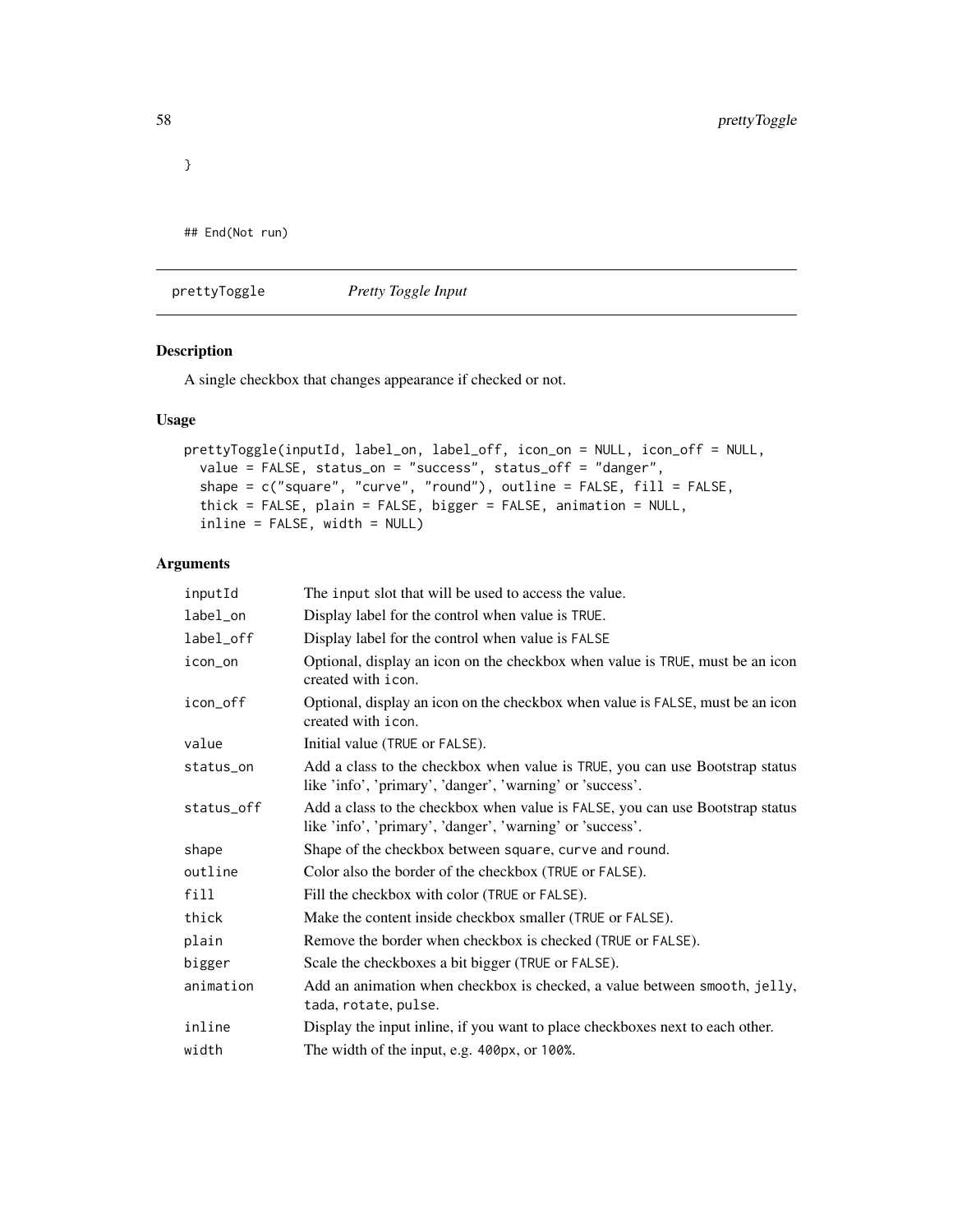```
}

## End(Not run)
```

## prettyToggle *Pretty Toggle Input*

### Description

A single checkbox that changes appearance if checked or not.

### Usage

```
prettyToggle(inputId, label_on, label_off, icon_on = NULL, icon_off = NULL,
  value = FALSE, status_on = "success", status_off = "danger",
  shape = c("square", "curve", "round"), outline = FALSE, fill = FALSE,
  thick = FALSE, plain = FALSE, bigger = FALSE, animation = NULL,
  inline = FALSE, width = NULL)
```

### Arguments

| | |
|---|---|
| inputId | The input slot that will be used to access the value. |
| label_on | Display label for the control when value is TRUE. |
| label_off | Display label for the control when value is FALSE |
| icon_on | Optional, display an icon on the checkbox when value is TRUE, must be an icon created with icon. |
| icon_off | Optional, display an icon on the checkbox when value is FALSE, must be an icon created with icon. |
| value | Initial value (TRUE or FALSE). |
| status_on | Add a class to the checkbox when value is TRUE, you can use Bootstrap status like 'info', 'primary', 'danger', 'warning' or 'success'. |
| status_off | Add a class to the checkbox when value is FALSE, you can use Bootstrap status like 'info', 'primary', 'danger', 'warning' or 'success'. |
| shape | Shape of the checkbox between square, curve and round. |
| outline | Color also the border of the checkbox (TRUE or FALSE). |
| fill | Fill the checkbox with color (TRUE or FALSE). |
| thick | Make the content inside checkbox smaller (TRUE or FALSE). |
| plain | Remove the border when checkbox is checked (TRUE or FALSE). |
| bigger | Scale the checkboxes a bit bigger (TRUE or FALSE). |
| animation | Add an animation when checkbox is checked, a value between smooth, jelly, tada, rotate, pulse. |
| inline | Display the input inline, if you want to place checkboxes next to each other. |
| width | The width of the input, e.g. 400px, or 100%. |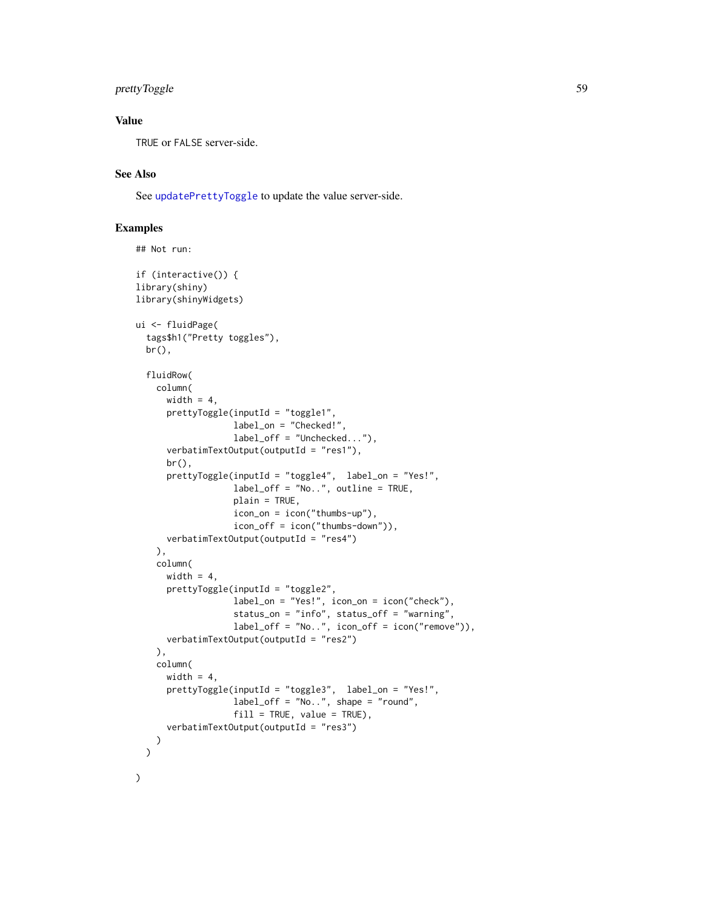## Value

TRUE or FALSE server-side.

## See Also

See updatePrettyToggle to update the value server-side.

## Examples

```
## Not run:

if (interactive()) {
library(shiny)
library(shinyWidgets)

ui <- fluidPage(
  tags$h1("Pretty toggles"),
  br(),

  fluidRow(
    column(
      width = 4,
      prettyToggle(inputId = "toggle1",
                   label_on = "Checked!",
                   label_off = "Unchecked..."),
      verbatimTextOutput(outputId = "res1"),
      br(),
      prettyToggle(inputId = "toggle4",  label_on = "Yes!",
                   label_off = "No..", outline = TRUE,
                   plain = TRUE,
                   icon_on = icon("thumbs-up"),
                   icon_off = icon("thumbs-down")),
      verbatimTextOutput(outputId = "res4")
    ),
    column(
      width = 4,
      prettyToggle(inputId = "toggle2",
                   label_on = "Yes!", icon_on = icon("check"),
                   status_on = "info", status_off = "warning",
                   label_off = "No..", icon_off = icon("remove")),
      verbatimTextOutput(outputId = "res2")
    ),
    column(
      width = 4,
      prettyToggle(inputId = "toggle3",  label_on = "Yes!",
                   label_off = "No..", shape = "round",
                   fill = TRUE, value = TRUE),
      verbatimTextOutput(outputId = "res3")
    )
  )

)
```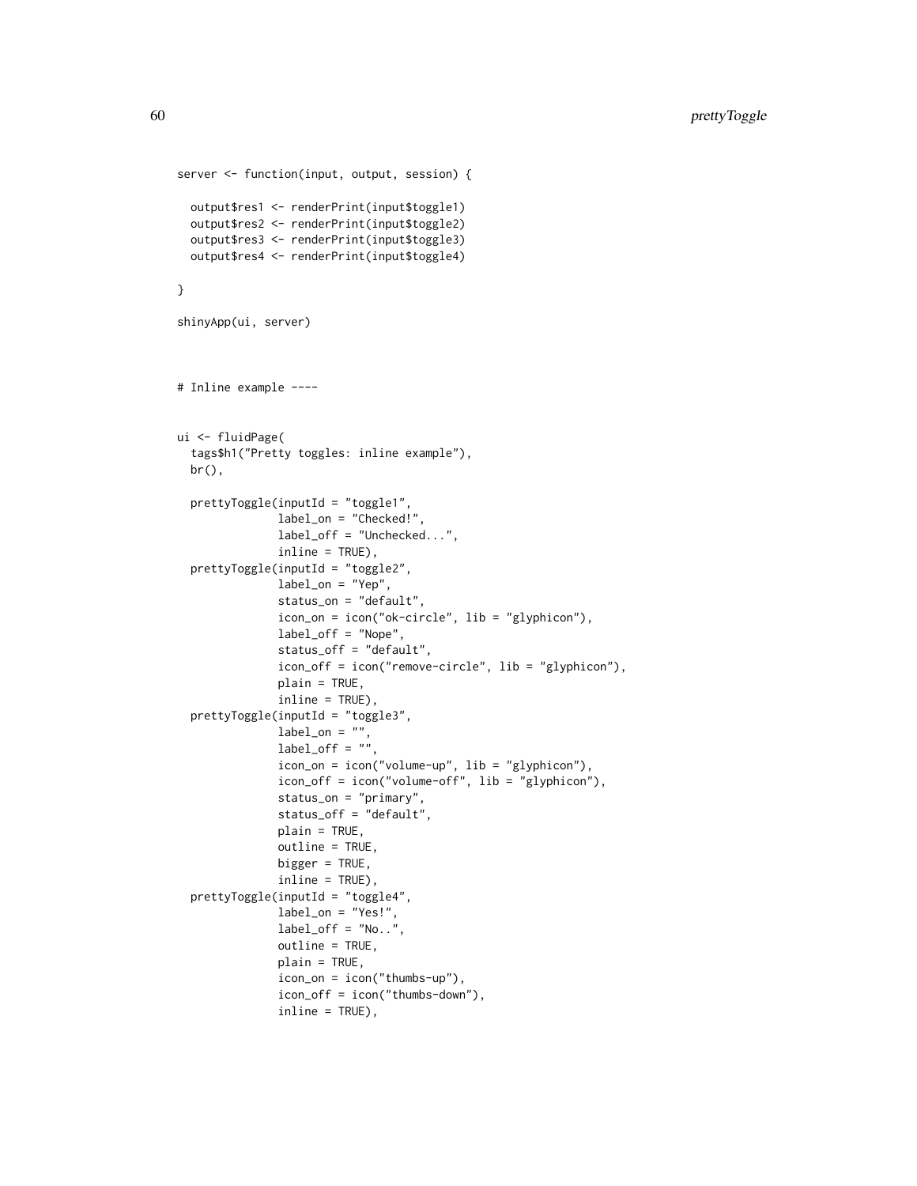```
server <- function(input, output, session) {

  output$res1 <- renderPrint(input$toggle1)
  output$res2 <- renderPrint(input$toggle2)
  output$res3 <- renderPrint(input$toggle3)
  output$res4 <- renderPrint(input$toggle4)

}

shinyApp(ui, server)



# Inline example ----


ui <- fluidPage(
  tags$h1("Pretty toggles: inline example"),
  br(),

  prettyToggle(inputId = "toggle1",
               label_on = "Checked!",
               label_off = "Unchecked...",
               inline = TRUE),
  prettyToggle(inputId = "toggle2",
               label_on = "Yep",
               status_on = "default",
               icon_on = icon("ok-circle", lib = "glyphicon"),
               label_off = "Nope",
               status_off = "default",
               icon_off = icon("remove-circle", lib = "glyphicon"),
               plain = TRUE,
               inline = TRUE),
  prettyToggle(inputId = "toggle3",
               label_on = "",
               label_off = "",
               icon_on = icon("volume-up", lib = "glyphicon"),
               icon_off = icon("volume-off", lib = "glyphicon"),
               status_on = "primary",
               status_off = "default",
               plain = TRUE,
               outline = TRUE,
               bigger = TRUE,
               inline = TRUE),
  prettyToggle(inputId = "toggle4",
               label_on = "Yes!",
               label_off = "No..",
               outline = TRUE,
               plain = TRUE,
               icon_on = icon("thumbs-up"),
               icon_off = icon("thumbs-down"),
               inline = TRUE),
```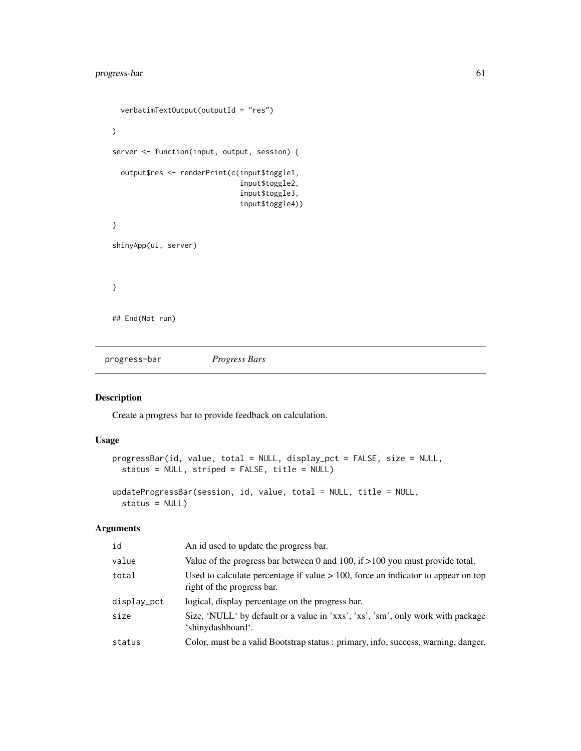```
  verbatimTextOutput(outputId = "res")

)

server <- function(input, output, session) {

  output$res <- renderPrint(c(input$toggle1,
                              input$toggle2,
                              input$toggle3,
                              input$toggle4))

}

shinyApp(ui, server)



}

## End(Not run)
```

---

## progress-bar    *Progress Bars*

---

### Description

Create a progress bar to provide feedback on calculation.

### Usage

```
progressBar(id, value, total = NULL, display_pct = FALSE, size = NULL,
  status = NULL, striped = FALSE, title = NULL)

updateProgressBar(session, id, value, total = NULL, title = NULL,
  status = NULL)
```

### Arguments

| | |
|---|---|
| id | An id used to update the progress bar. |
| value | Value of the progress bar between 0 and 100, if >100 you must provide total. |
| total | Used to calculate percentage if value > 100, force an indicator to appear on top right of the progress bar. |
| display_pct | logical, display percentage on the progress bar. |
| size | Size, 'NULL' by default or a value in 'xxs', 'xs', 'sm', only work with package 'shinydashboard'. |
| status | Color, must be a valid Bootstrap status : primary, info, success, warning, danger. |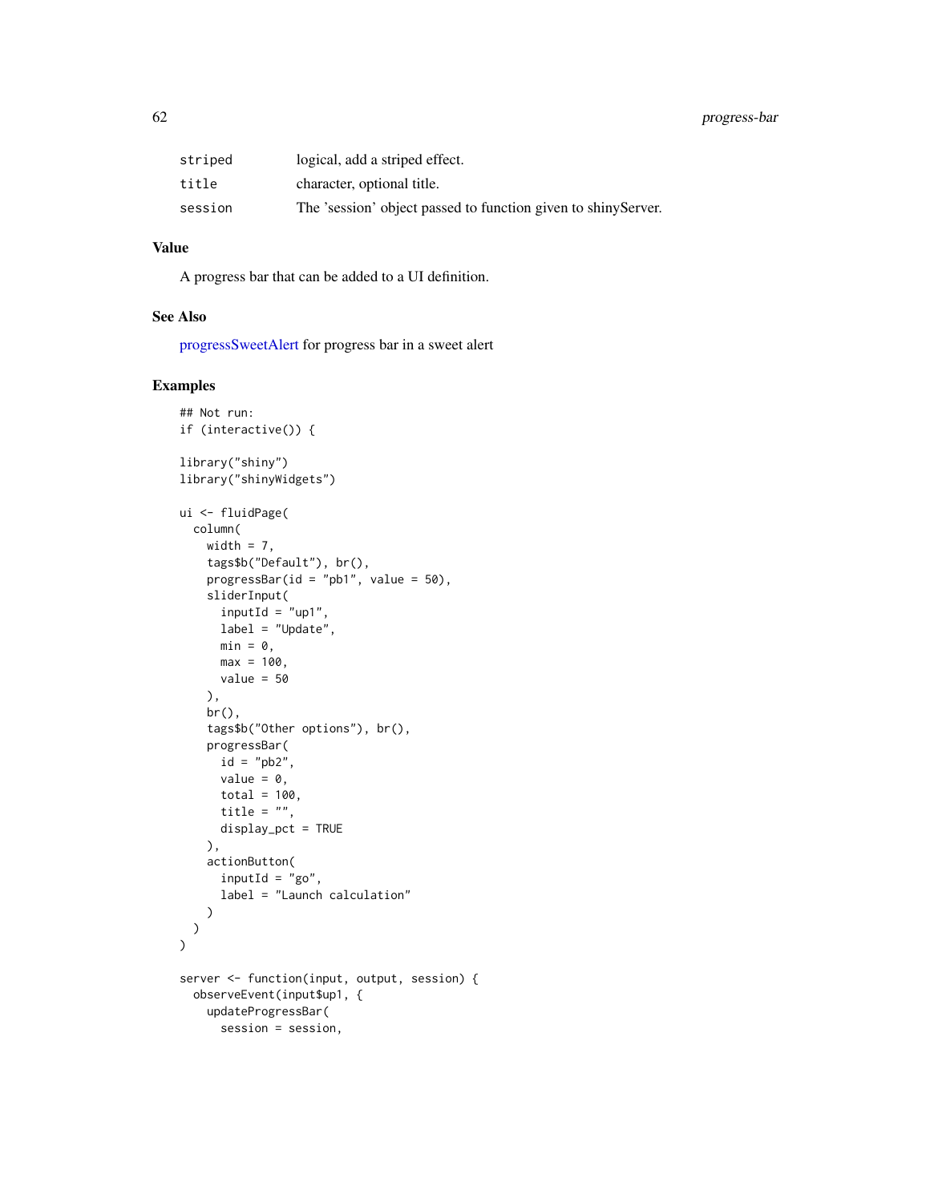| | |
|---|---|
| striped | logical, add a striped effect. |
| title | character, optional title. |
| session | The 'session' object passed to function given to shinyServer. |

## Value

A progress bar that can be added to a UI definition.

## See Also

progressSweetAlert for progress bar in a sweet alert

## Examples

```
## Not run:
if (interactive()) {

library("shiny")
library("shinyWidgets")

ui <- fluidPage(
  column(
    width = 7,
    tags$b("Default"), br(),
    progressBar(id = "pb1", value = 50),
    sliderInput(
      inputId = "up1",
      label = "Update",
      min = 0,
      max = 100,
      value = 50
    ),
    br(),
    tags$b("Other options"), br(),
    progressBar(
      id = "pb2",
      value = 0,
      total = 100,
      title = "",
      display_pct = TRUE
    ),
    actionButton(
      inputId = "go",
      label = "Launch calculation"
    )
  )
)

server <- function(input, output, session) {
  observeEvent(input$up1, {
    updateProgressBar(
      session = session,
```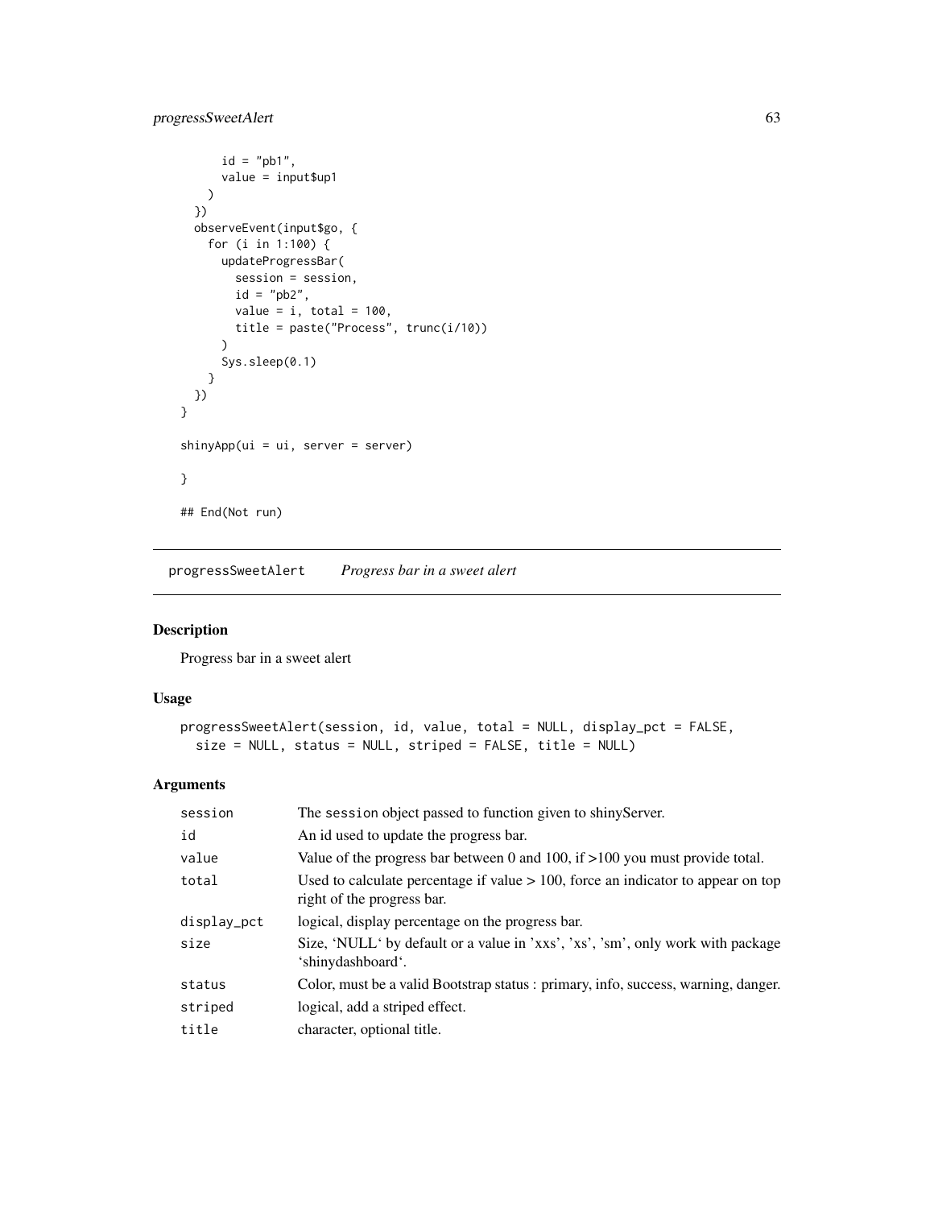```
      id = "pb1",
      value = input$up1
    )
  })
  observeEvent(input$go, {
    for (i in 1:100) {
      updateProgressBar(
        session = session,
        id = "pb2",
        value = i, total = 100,
        title = paste("Process", trunc(i/10))
      )
      Sys.sleep(0.1)
    }
  })
}

shinyApp(ui = ui, server = server)

}

## End(Not run)
```

---

## progressSweetAlert *Progress bar in a sweet alert*

### Description

Progress bar in a sweet alert

### Usage

```
progressSweetAlert(session, id, value, total = NULL, display_pct = FALSE,
  size = NULL, status = NULL, striped = FALSE, title = NULL)
```

### Arguments

| | |
|---|---|
| session | The session object passed to function given to shinyServer. |
| id | An id used to update the progress bar. |
| value | Value of the progress bar between 0 and 100, if >100 you must provide total. |
| total | Used to calculate percentage if value > 100, force an indicator to appear on top right of the progress bar. |
| display_pct | logical, display percentage on the progress bar. |
| size | Size, 'NULL' by default or a value in 'xxs', 'xs', 'sm', only work with package 'shinydashboard'. |
| status | Color, must be a valid Bootstrap status : primary, info, success, warning, danger. |
| striped | logical, add a striped effect. |
| title | character, optional title. |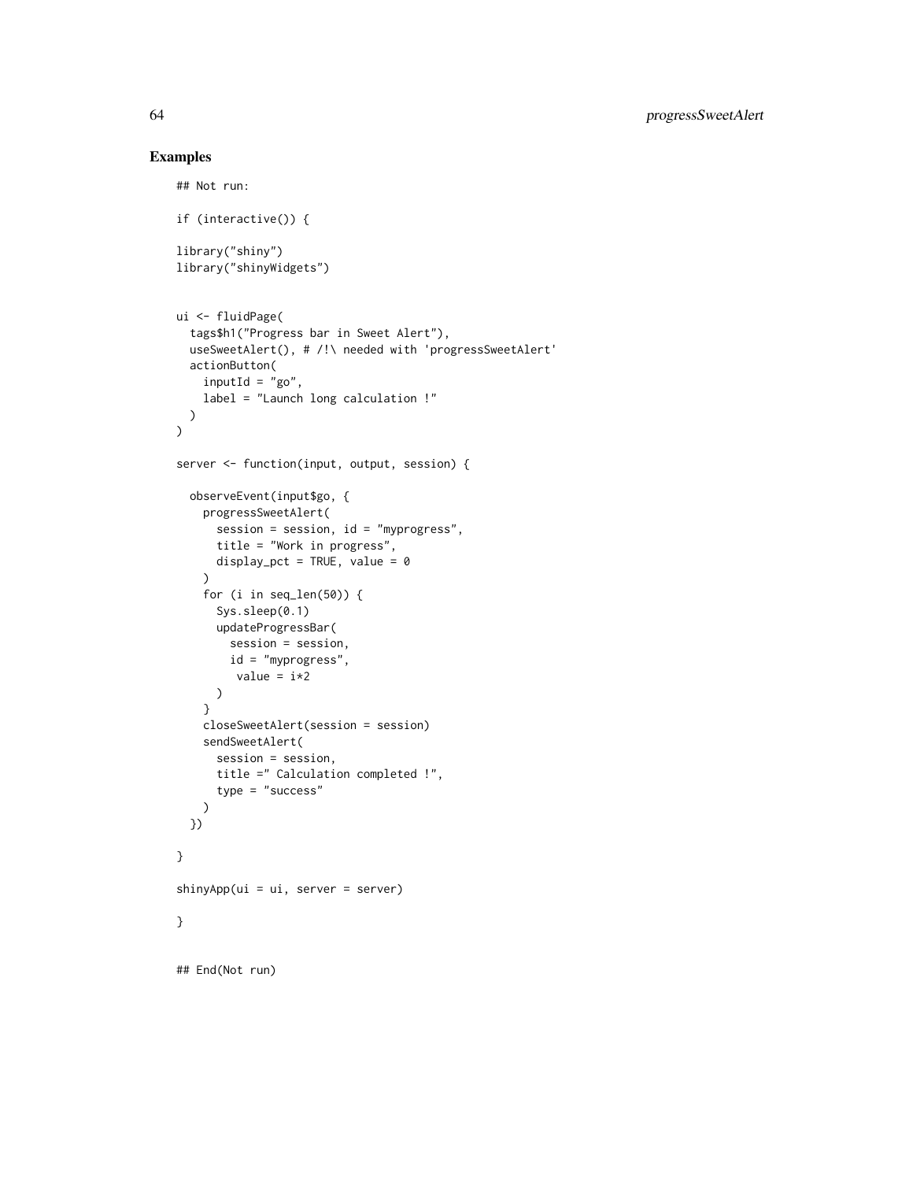## Examples

```
## Not run:

if (interactive()) {

library("shiny")
library("shinyWidgets")


ui <- fluidPage(
  tags$h1("Progress bar in Sweet Alert"),
  useSweetAlert(), # /!\ needed with 'progressSweetAlert'
  actionButton(
    inputId = "go",
    label = "Launch long calculation !"
  )
)

server <- function(input, output, session) {

  observeEvent(input$go, {
    progressSweetAlert(
      session = session, id = "myprogress",
      title = "Work in progress",
      display_pct = TRUE, value = 0
    )
    for (i in seq_len(50)) {
      Sys.sleep(0.1)
      updateProgressBar(
        session = session,
        id = "myprogress",
         value = i*2
      )
    }
    closeSweetAlert(session = session)
    sendSweetAlert(
      session = session,
      title =" Calculation completed !",
      type = "success"
    )
  })

}

shinyApp(ui = ui, server = server)

}


## End(Not run)
```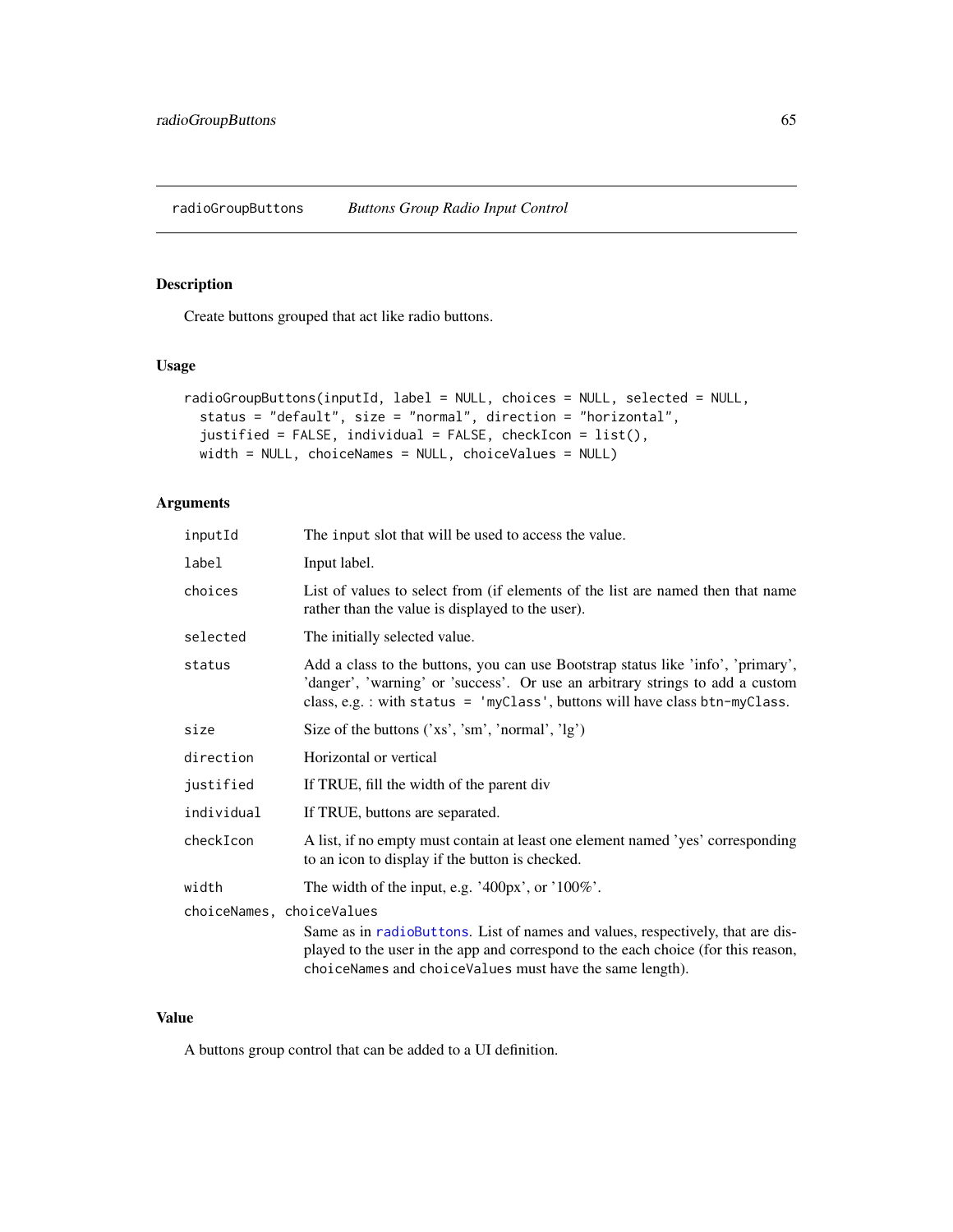# radioGroupButtons *Buttons Group Radio Input Control*

## Description

Create buttons grouped that act like radio buttons.

## Usage

```
radioGroupButtons(inputId, label = NULL, choices = NULL, selected = NULL,
  status = "default", size = "normal", direction = "horizontal",
  justified = FALSE, individual = FALSE, checkIcon = list(),
  width = NULL, choiceNames = NULL, choiceValues = NULL)
```

## Arguments

| | |
|---|---|
| `inputId` | The `input` slot that will be used to access the value. |
| `label` | Input label. |
| `choices` | List of values to select from (if elements of the list are named then that name rather than the value is displayed to the user). |
| `selected` | The initially selected value. |
| `status` | Add a class to the buttons, you can use Bootstrap status like 'info', 'primary', 'danger', 'warning' or 'success'. Or use an arbitrary strings to add a custom class, e.g. : with `status = 'myClass'`, buttons will have class `btn-myClass`. |
| `size` | Size of the buttons ('xs', 'sm', 'normal', 'lg') |
| `direction` | Horizontal or vertical |
| `justified` | If TRUE, fill the width of the parent div |
| `individual` | If TRUE, buttons are separated. |
| `checkIcon` | A list, if no empty must contain at least one element named 'yes' corresponding to an icon to display if the button is checked. |
| `width` | The width of the input, e.g. '400px', or '100%'. |
| `choiceNames, choiceValues` | Same as in `radioButtons`. List of names and values, respectively, that are displayed to the user in the app and correspond to the each choice (for this reason, `choiceNames` and `choiceValues` must have the same length). |

## Value

A buttons group control that can be added to a UI definition.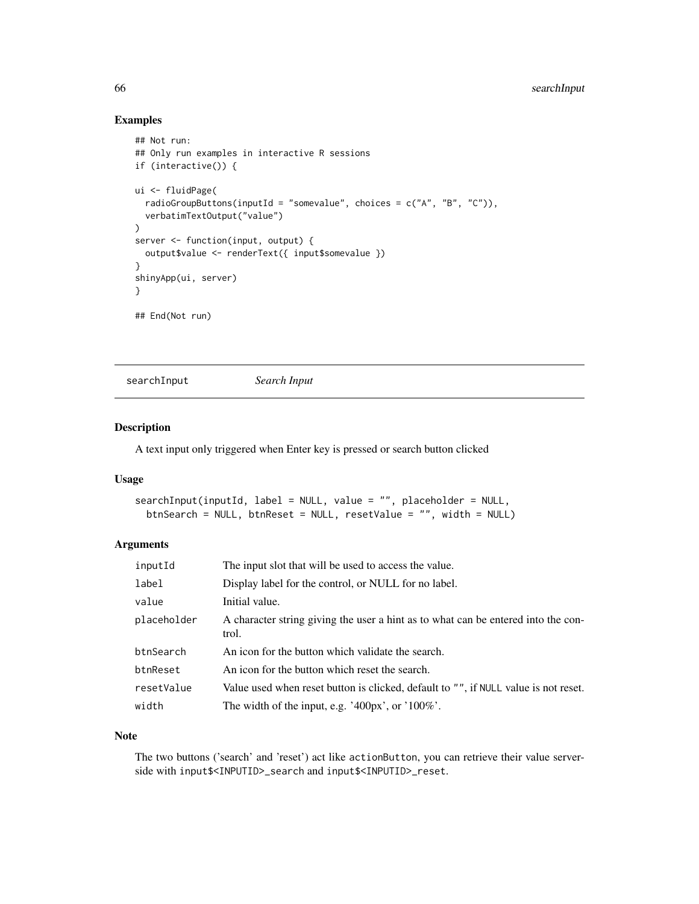## Examples

```
## Not run:
## Only run examples in interactive R sessions
if (interactive()) {

ui <- fluidPage(
  radioGroupButtons(inputId = "somevalue", choices = c("A", "B", "C")),
  verbatimTextOutput("value")
)
server <- function(input, output) {
  output$value <- renderText({ input$somevalue })
}
shinyApp(ui, server)
}

## End(Not run)
```

---

# searchInput *Search Input*

---

## Description

A text input only triggered when Enter key is pressed or search button clicked

## Usage

```
searchInput(inputId, label = NULL, value = "", placeholder = NULL,
  btnSearch = NULL, btnReset = NULL, resetValue = "", width = NULL)
```

## Arguments

| | |
|---|---|
| inputId | The input slot that will be used to access the value. |
| label | Display label for the control, or NULL for no label. |
| value | Initial value. |
| placeholder | A character string giving the user a hint as to what can be entered into the control. |
| btnSearch | An icon for the button which validate the search. |
| btnReset | An icon for the button which reset the search. |
| resetValue | Value used when reset button is clicked, default to "", if NULL value is not reset. |
| width | The width of the input, e.g. '400px', or '100%'. |

## Note

The two buttons ('search' and 'reset') act like actionButton, you can retrieve their value server-side with input$<INPUTID>_search and input$<INPUTID>_reset.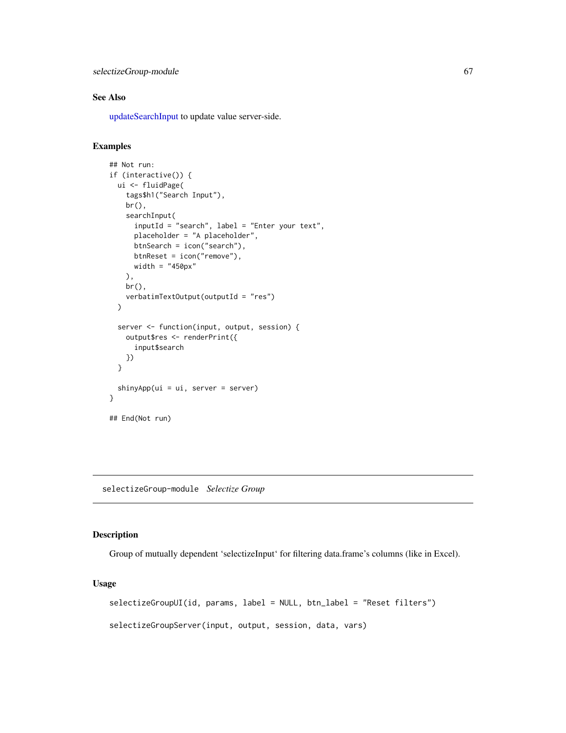## See Also

updateSearchInput to update value server-side.

## Examples

```
## Not run:
if (interactive()) {
  ui <- fluidPage(
    tags$h1("Search Input"),
    br(),
    searchInput(
      inputId = "search", label = "Enter your text",
      placeholder = "A placeholder",
      btnSearch = icon("search"),
      btnReset = icon("remove"),
      width = "450px"
    ),
    br(),
    verbatimTextOutput(outputId = "res")
  )

  server <- function(input, output, session) {
    output$res <- renderPrint({
      input$search
    })
  }

  shinyApp(ui = ui, server = server)
}

## End(Not run)
```

---

# selectizeGroup-module *Selectize Group*

## Description

Group of mutually dependent 'selectizeInput' for filtering data.frame's columns (like in Excel).

## Usage

```
selectizeGroupUI(id, params, label = NULL, btn_label = "Reset filters")

selectizeGroupServer(input, output, session, data, vars)
```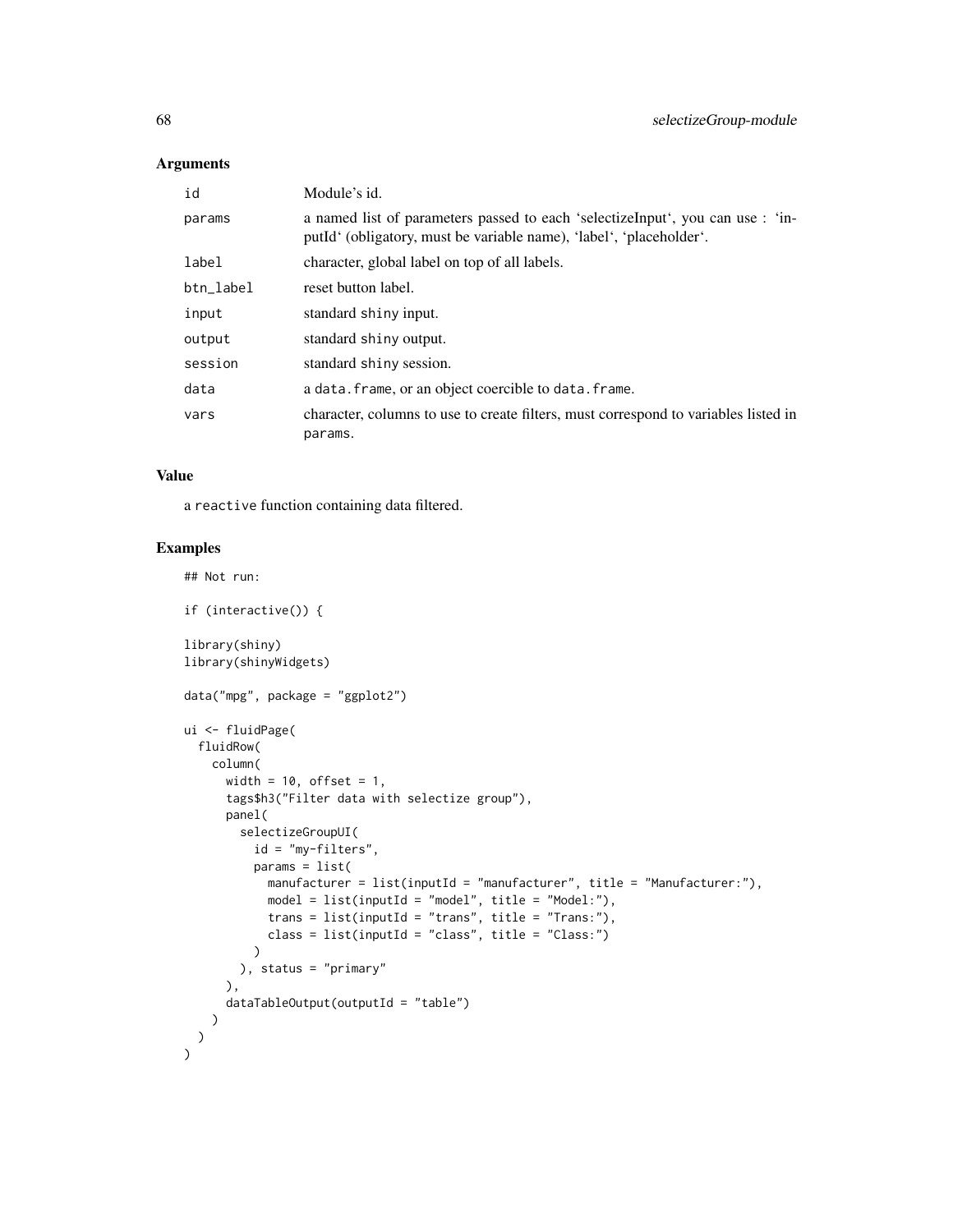## Arguments

| | |
|---|---|
| id | Module's id. |
| params | a named list of parameters passed to each 'selectizeInput', you can use : 'inputId' (obligatory, must be variable name), 'label', 'placeholder'. |
| label | character, global label on top of all labels. |
| btn_label | reset button label. |
| input | standard shiny input. |
| output | standard shiny output. |
| session | standard shiny session. |
| data | a data.frame, or an object coercible to data.frame. |
| vars | character, columns to use to create filters, must correspond to variables listed in params. |

## Value

a reactive function containing data filtered.

## Examples

```
## Not run:

if (interactive()) {

library(shiny)
library(shinyWidgets)

data("mpg", package = "ggplot2")

ui <- fluidPage(
  fluidRow(
    column(
      width = 10, offset = 1,
      tags$h3("Filter data with selectize group"),
      panel(
        selectizeGroupUI(
          id = "my-filters",
          params = list(
            manufacturer = list(inputId = "manufacturer", title = "Manufacturer:"),
            model = list(inputId = "model", title = "Model:"),
            trans = list(inputId = "trans", title = "Trans:"),
            class = list(inputId = "class", title = "Class:")
          )
        ), status = "primary"
      ),
      dataTableOutput(outputId = "table")
    )
  )
)
```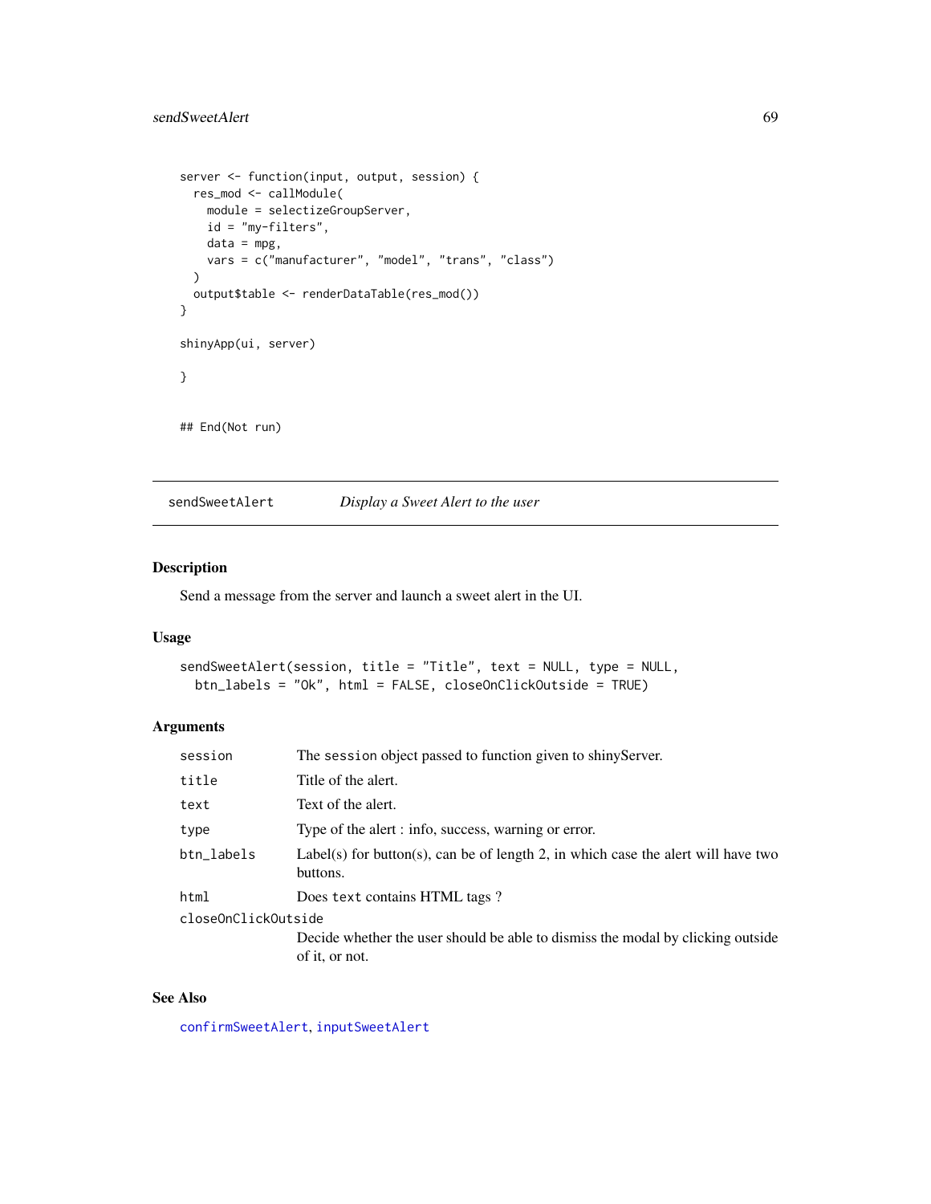```
server <- function(input, output, session) {
  res_mod <- callModule(
    module = selectizeGroupServer,
    id = "my-filters",
    data = mpg,
    vars = c("manufacturer", "model", "trans", "class")
  )
  output$table <- renderDataTable(res_mod())
}

shinyApp(ui, server)

}

## End(Not run)
```

---

## sendSweetAlert — *Display a Sweet Alert to the user*

### Description

Send a message from the server and launch a sweet alert in the UI.

### Usage

```
sendSweetAlert(session, title = "Title", text = NULL, type = NULL,
  btn_labels = "Ok", html = FALSE, closeOnClickOutside = TRUE)
```

### Arguments

| | |
|---|---|
| `session` | The `session` object passed to function given to shinyServer. |
| `title` | Title of the alert. |
| `text` | Text of the alert. |
| `type` | Type of the alert : info, success, warning or error. |
| `btn_labels` | Label(s) for button(s), can be of length 2, in which case the alert will have two buttons. |
| `html` | Does `text` contains HTML tags ? |
| `closeOnClickOutside` | Decide whether the user should be able to dismiss the modal by clicking outside of it, or not. |

### See Also

`confirmSweetAlert`, `inputSweetAlert`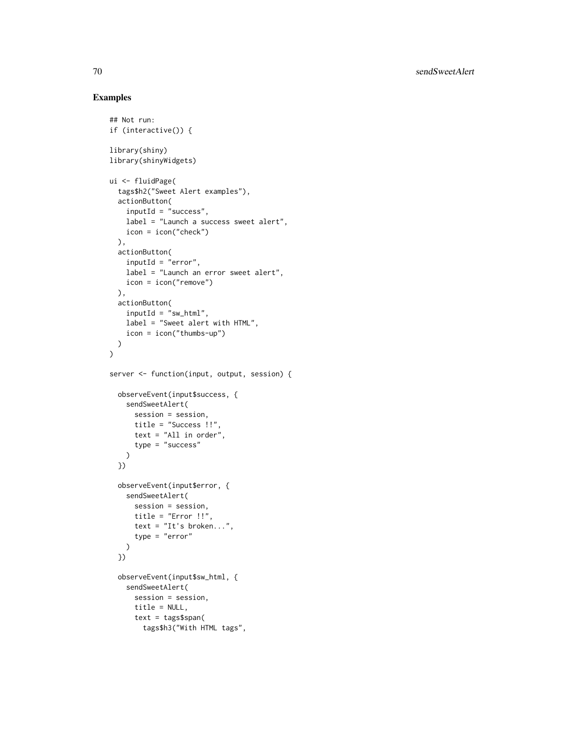## Examples

```
## Not run:
if (interactive()) {

library(shiny)
library(shinyWidgets)

ui <- fluidPage(
  tags$h2("Sweet Alert examples"),
  actionButton(
    inputId = "success",
    label = "Launch a success sweet alert",
    icon = icon("check")
  ),
  actionButton(
    inputId = "error",
    label = "Launch an error sweet alert",
    icon = icon("remove")
  ),
  actionButton(
    inputId = "sw_html",
    label = "Sweet alert with HTML",
    icon = icon("thumbs-up")
  )
)

server <- function(input, output, session) {

  observeEvent(input$success, {
    sendSweetAlert(
      session = session,
      title = "Success !!",
      text = "All in order",
      type = "success"
    )
  })

  observeEvent(input$error, {
    sendSweetAlert(
      session = session,
      title = "Error !!",
      text = "It's broken...",
      type = "error"
    )
  })

  observeEvent(input$sw_html, {
    sendSweetAlert(
      session = session,
      title = NULL,
      text = tags$span(
        tags$h3("With HTML tags",
```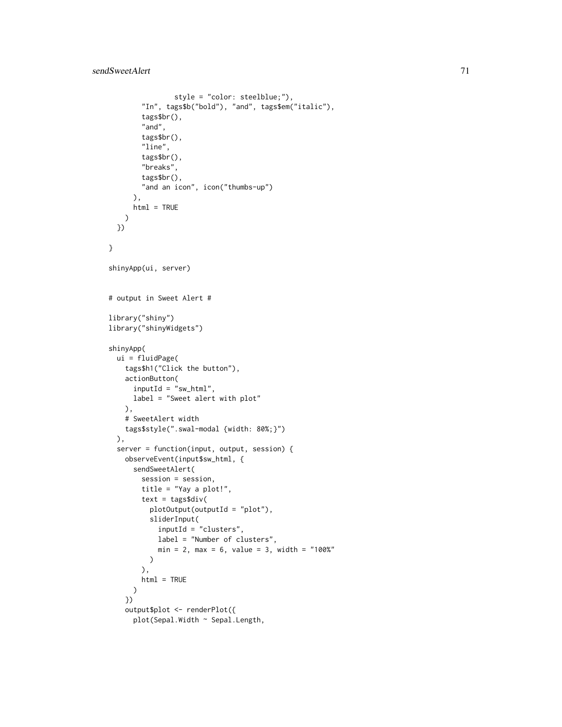```
                style = "color: steelblue;"),
        "In", tags$b("bold"), "and", tags$em("italic"),
        tags$br(),
        "and",
        tags$br(),
        "line",
        tags$br(),
        "breaks",
        tags$br(),
        "and an icon", icon("thumbs-up")
      ),
      html = TRUE
    )
  })

}

shinyApp(ui, server)


# output in Sweet Alert #

library("shiny")
library("shinyWidgets")

shinyApp(
  ui = fluidPage(
    tags$h1("Click the button"),
    actionButton(
      inputId = "sw_html",
      label = "Sweet alert with plot"
    ),
    # SweetAlert width
    tags$style(".swal-modal {width: 80%;}")
  ),
  server = function(input, output, session) {
    observeEvent(input$sw_html, {
      sendSweetAlert(
        session = session,
        title = "Yay a plot!",
        text = tags$div(
          plotOutput(outputId = "plot"),
          sliderInput(
            inputId = "clusters",
            label = "Number of clusters",
            min = 2, max = 6, value = 3, width = "100%"
          )
        ),
        html = TRUE
      )
    })
    output$plot <- renderPlot({
      plot(Sepal.Width ~ Sepal.Length,
```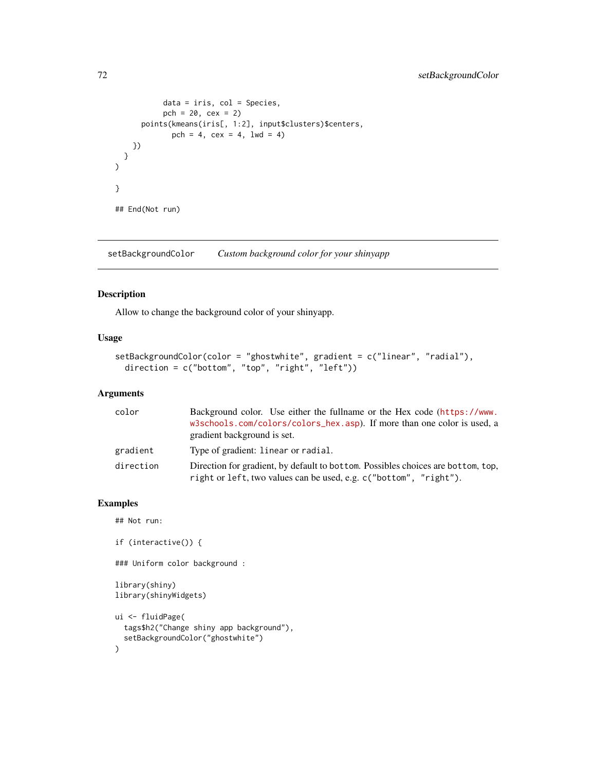```
            data = iris, col = Species,
            pch = 20, cex = 2)
      points(kmeans(iris[, 1:2], input$clusters)$centers,
             pch = 4, cex = 4, lwd = 4)
    })
  }
)

}

## End(Not run)
```

---

setBackgroundColor — *Custom background color for your shinyapp*

---

## Description

Allow to change the background color of your shinyapp.

## Usage

```
setBackgroundColor(color = "ghostwhite", gradient = c("linear", "radial"),
  direction = c("bottom", "top", "right", "left"))
```

## Arguments

| | |
|---|---|
| `color` | Background color. Use either the fullname or the Hex code (https://www.w3schools.com/colors/colors_hex.asp). If more than one color is used, a gradient background is set. |
| `gradient` | Type of gradient: `linear` or `radial`. |
| `direction` | Direction for gradient, by default to `bottom`. Possibles choices are `bottom`, `top`, `right` or `left`, two values can be used, e.g. `c("bottom", "right")`. |

## Examples

```
## Not run:

if (interactive()) {

### Uniform color background :

library(shiny)
library(shinyWidgets)

ui <- fluidPage(
  tags$h2("Change shiny app background"),
  setBackgroundColor("ghostwhite")
)
```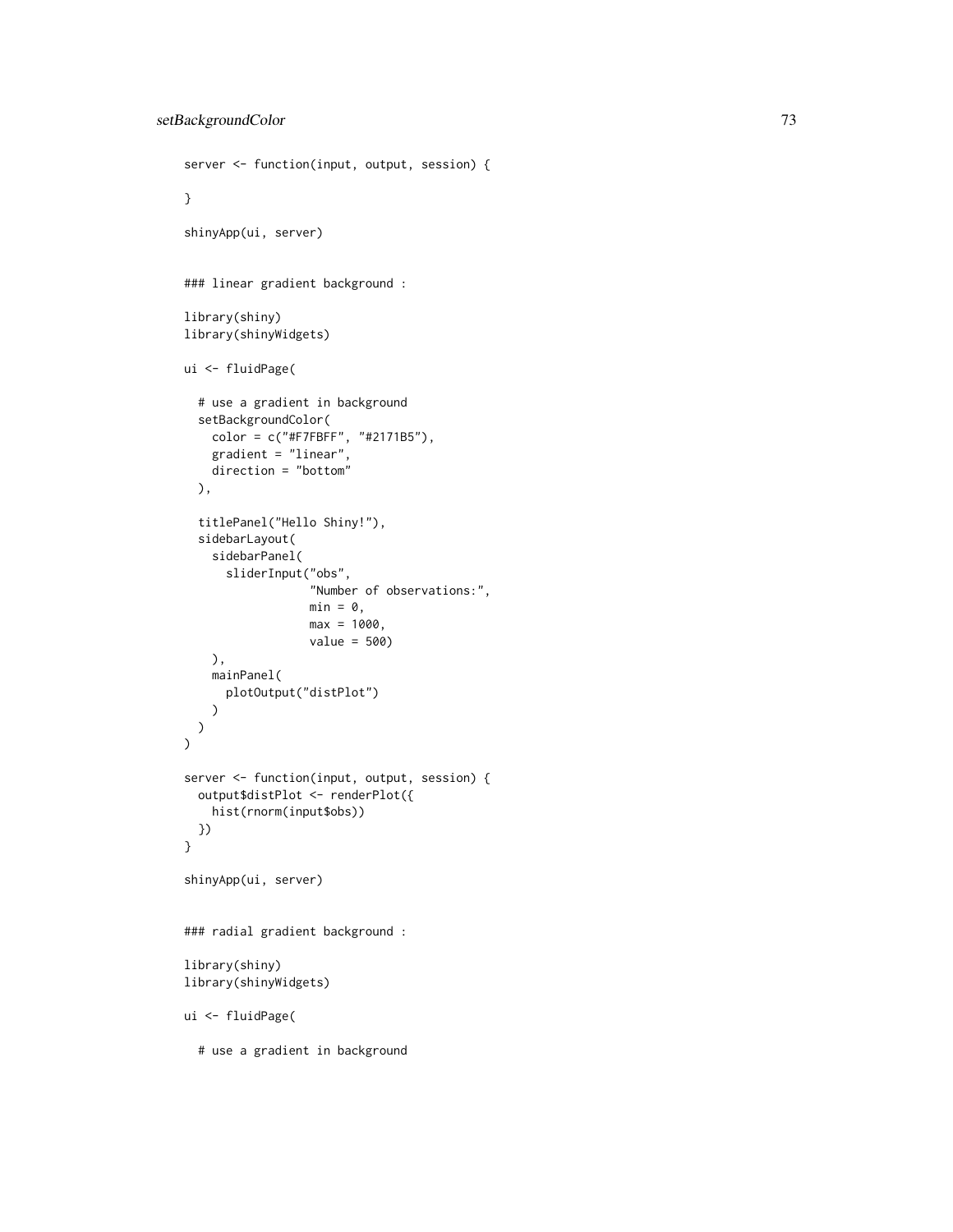```
server <- function(input, output, session) {

}

shinyApp(ui, server)


### linear gradient background :

library(shiny)
library(shinyWidgets)

ui <- fluidPage(

  # use a gradient in background
  setBackgroundColor(
    color = c("#F7FBFF", "#2171B5"),
    gradient = "linear",
    direction = "bottom"
  ),

  titlePanel("Hello Shiny!"),
  sidebarLayout(
    sidebarPanel(
      sliderInput("obs",
                  "Number of observations:",
                  min = 0,
                  max = 1000,
                  value = 500)
    ),
    mainPanel(
      plotOutput("distPlot")
    )
  )
)

server <- function(input, output, session) {
  output$distPlot <- renderPlot({
    hist(rnorm(input$obs))
  })
}

shinyApp(ui, server)


### radial gradient background :

library(shiny)
library(shinyWidgets)

ui <- fluidPage(

  # use a gradient in background
```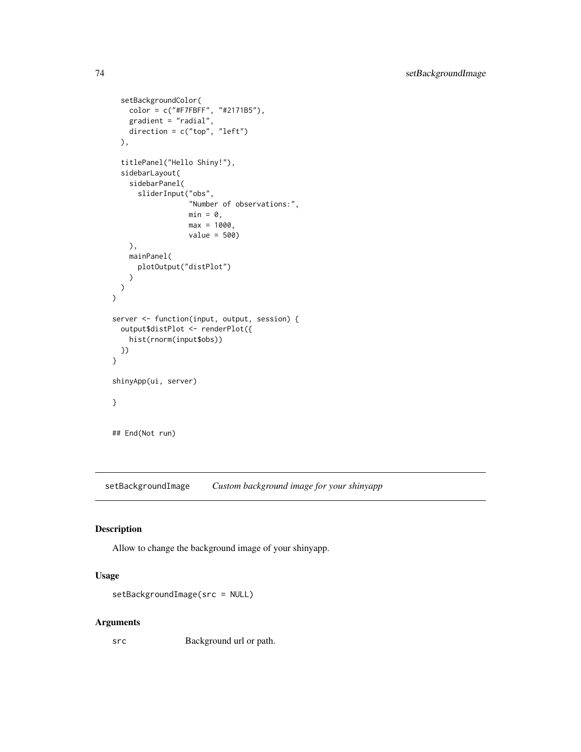```
  setBackgroundColor(
    color = c("#F7FBFF", "#2171B5"),
    gradient = "radial",
    direction = c("top", "left")
  ),

  titlePanel("Hello Shiny!"),
  sidebarLayout(
    sidebarPanel(
      sliderInput("obs",
                  "Number of observations:",
                  min = 0,
                  max = 1000,
                  value = 500)
    ),
    mainPanel(
      plotOutput("distPlot")
    )
  )
)

server <- function(input, output, session) {
  output$distPlot <- renderPlot({
    hist(rnorm(input$obs))
  })
}

shinyApp(ui, server)

}


## End(Not run)
```

## setBackgroundImage — *Custom background image for your shinyapp*

### Description

Allow to change the background image of your shinyapp.

### Usage

```
setBackgroundImage(src = NULL)
```

### Arguments

| | |
|---|---|
| src | Background url or path. |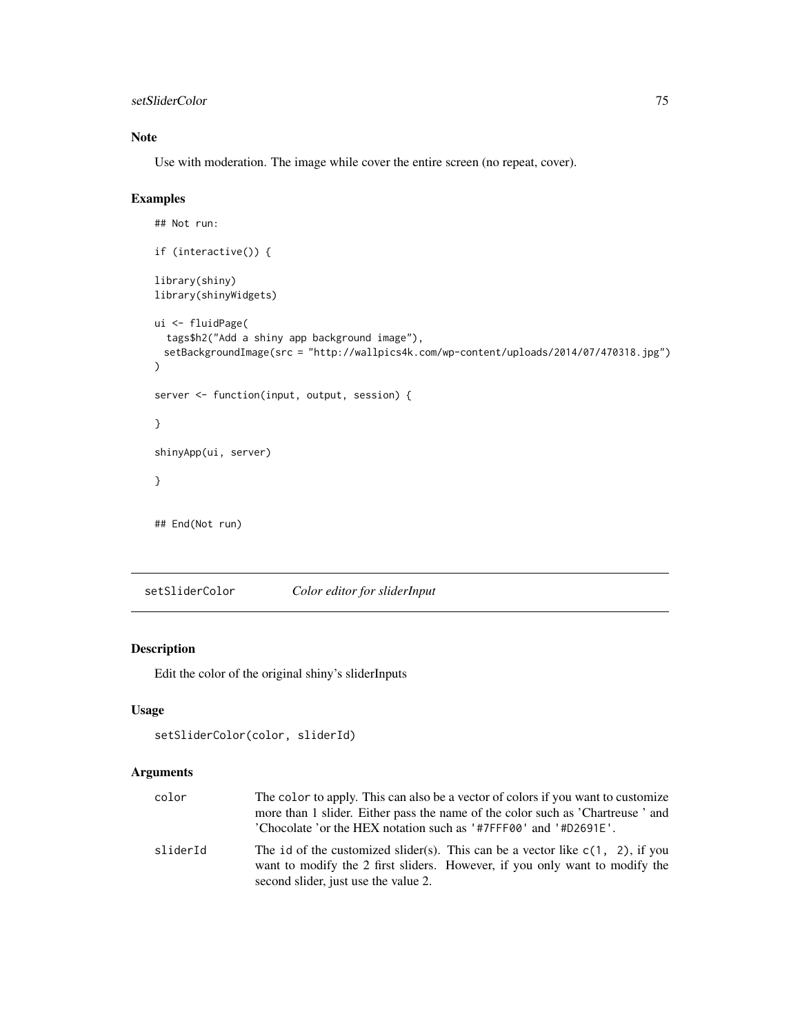## Note

Use with moderation. The image while cover the entire screen (no repeat, cover).

## Examples

```
## Not run:

if (interactive()) {

library(shiny)
library(shinyWidgets)

ui <- fluidPage(
  tags$h2("Add a shiny app background image"),
  setBackgroundImage(src = "http://wallpics4k.com/wp-content/uploads/2014/07/470318.jpg")
)

server <- function(input, output, session) {

}

shinyApp(ui, server)

}


## End(Not run)
```

---

# setSliderColor *Color editor for sliderInput*

---

## Description

Edit the color of the original shiny's sliderInputs

## Usage

```
setSliderColor(color, sliderId)
```

## Arguments

| | |
|---|---|
| color | The color to apply. This can also be a vector of colors if you want to customize more than 1 slider. Either pass the name of the color such as 'Chartreuse ' and 'Chocolate 'or the HEX notation such as '#7FFF00' and '#D2691E'. |
| sliderId | The id of the customized slider(s). This can be a vector like c(1, 2), if you want to modify the 2 first sliders. However, if you only want to modify the second slider, just use the value 2. |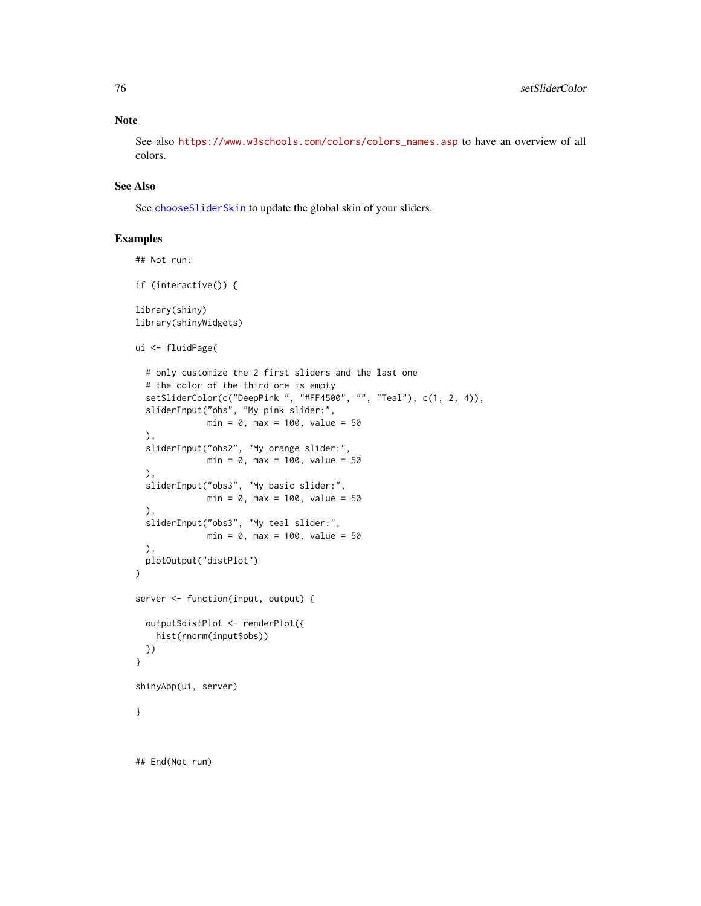## Note

See also https://www.w3schools.com/colors/colors_names.asp to have an overview of all colors.

## See Also

See chooseSliderSkin to update the global skin of your sliders.

## Examples

```
## Not run:

if (interactive()) {

library(shiny)
library(shinyWidgets)

ui <- fluidPage(

  # only customize the 2 first sliders and the last one
  # the color of the third one is empty
  setSliderColor(c("DeepPink ", "#FF4500", "", "Teal"), c(1, 2, 4)),
  sliderInput("obs", "My pink slider:",
              min = 0, max = 100, value = 50
  ),
  sliderInput("obs2", "My orange slider:",
              min = 0, max = 100, value = 50
  ),
  sliderInput("obs3", "My basic slider:",
              min = 0, max = 100, value = 50
  ),
  sliderInput("obs3", "My teal slider:",
              min = 0, max = 100, value = 50
  ),
  plotOutput("distPlot")
)

server <- function(input, output) {

  output$distPlot <- renderPlot({
    hist(rnorm(input$obs))
  })
}

shinyApp(ui, server)

}


## End(Not run)
```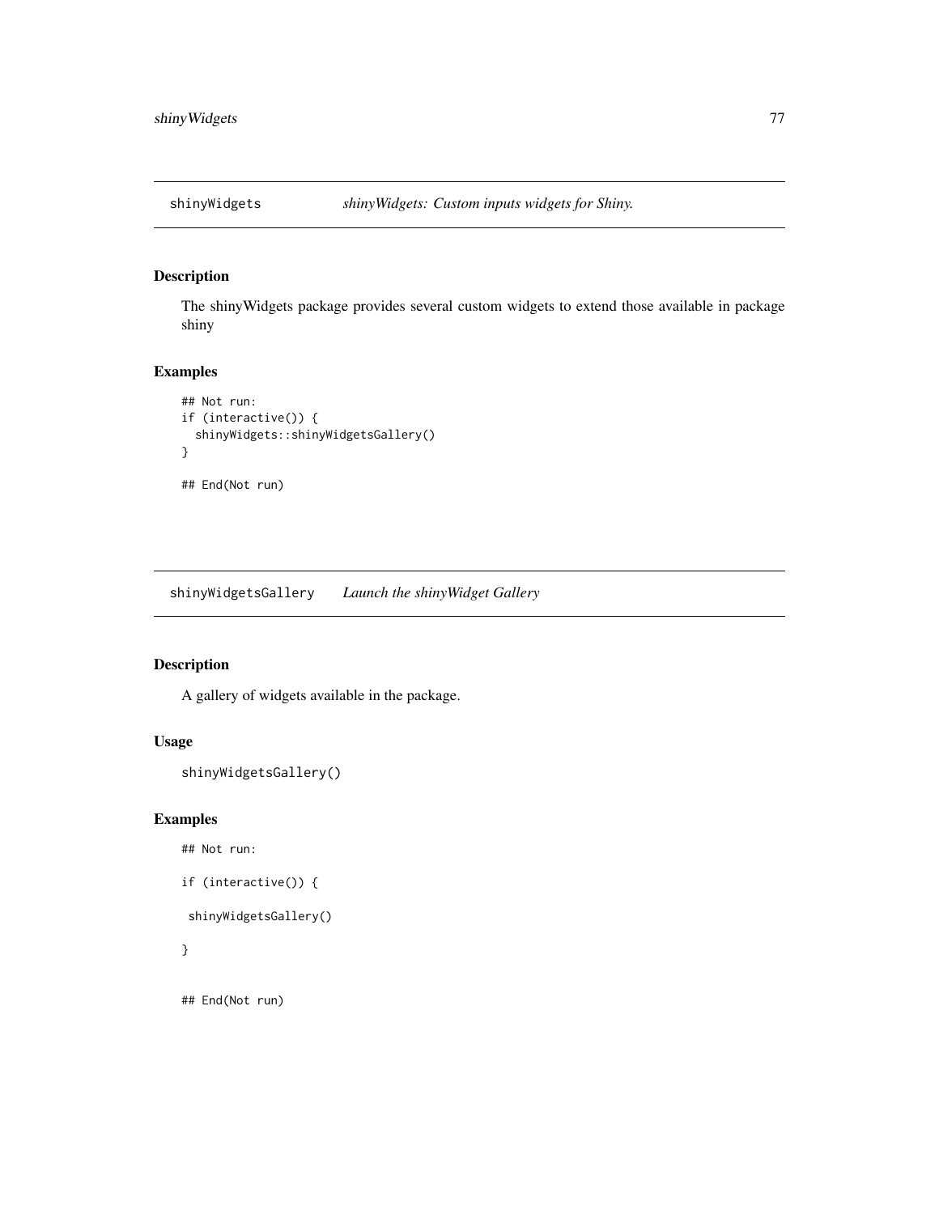## shinyWidgets — *shinyWidgets: Custom inputs widgets for Shiny.*

### Description

The shinyWidgets package provides several custom widgets to extend those available in package shiny

### Examples

```
## Not run:
if (interactive()) {
  shinyWidgets::shinyWidgetsGallery()
}

## End(Not run)
```

## shinyWidgetsGallery — *Launch the shinyWidget Gallery*

### Description

A gallery of widgets available in the package.

### Usage

```
shinyWidgetsGallery()
```

### Examples

```
## Not run:

if (interactive()) {

 shinyWidgetsGallery()

}


## End(Not run)
```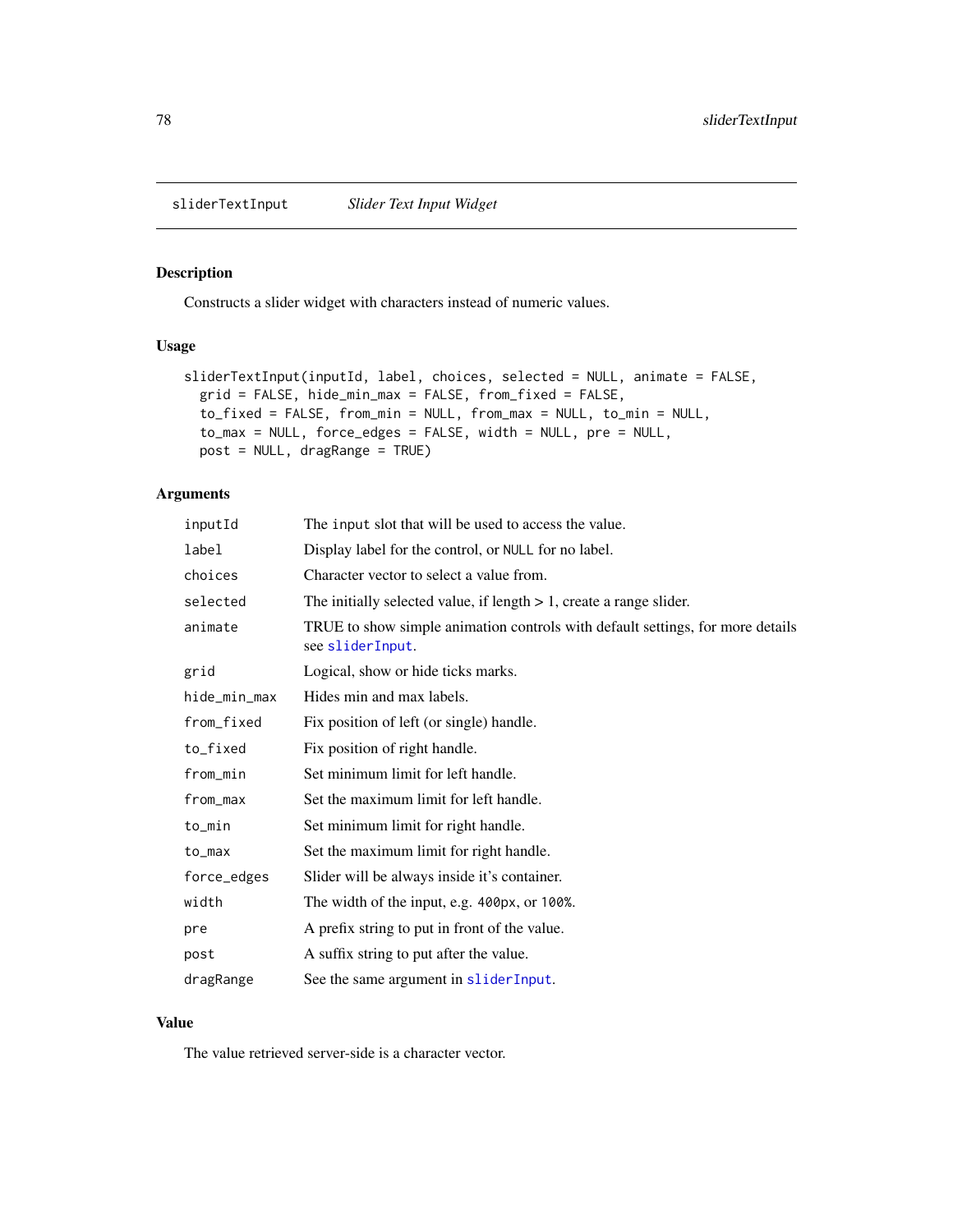sliderTextInput *Slider Text Input Widget*

## Description

Constructs a slider widget with characters instead of numeric values.

## Usage

```
sliderTextInput(inputId, label, choices, selected = NULL, animate = FALSE,
  grid = FALSE, hide_min_max = FALSE, from_fixed = FALSE,
  to_fixed = FALSE, from_min = NULL, from_max = NULL, to_min = NULL,
  to_max = NULL, force_edges = FALSE, width = NULL, pre = NULL,
  post = NULL, dragRange = TRUE)
```

## Arguments

| | |
|---|---|
| inputId | The input slot that will be used to access the value. |
| label | Display label for the control, or NULL for no label. |
| choices | Character vector to select a value from. |
| selected | The initially selected value, if length > 1, create a range slider. |
| animate | TRUE to show simple animation controls with default settings, for more details see sliderInput. |
| grid | Logical, show or hide ticks marks. |
| hide_min_max | Hides min and max labels. |
| from_fixed | Fix position of left (or single) handle. |
| to_fixed | Fix position of right handle. |
| from_min | Set minimum limit for left handle. |
| from_max | Set the maximum limit for left handle. |
| to_min | Set minimum limit for right handle. |
| to_max | Set the maximum limit for right handle. |
| force_edges | Slider will be always inside it's container. |
| width | The width of the input, e.g. 400px, or 100%. |
| pre | A prefix string to put in front of the value. |
| post | A suffix string to put after the value. |
| dragRange | See the same argument in sliderInput. |

## Value

The value retrieved server-side is a character vector.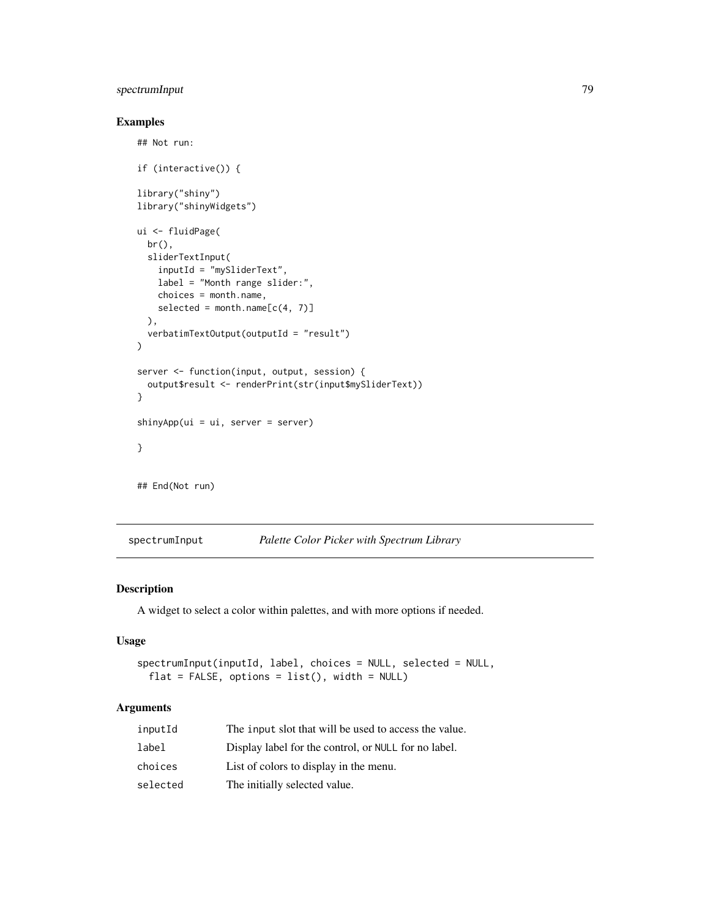## Examples

```
## Not run:

if (interactive()) {

library("shiny")
library("shinyWidgets")

ui <- fluidPage(
  br(),
  sliderTextInput(
    inputId = "mySliderText",
    label = "Month range slider:",
    choices = month.name,
    selected = month.name[c(4, 7)]
  ),
  verbatimTextOutput(outputId = "result")
)

server <- function(input, output, session) {
  output$result <- renderPrint(str(input$mySliderText))
}

shinyApp(ui = ui, server = server)

}


## End(Not run)
```

---

# spectrumInput *Palette Color Picker with Spectrum Library*

---

## Description

A widget to select a color within palettes, and with more options if needed.

## Usage

```
spectrumInput(inputId, label, choices = NULL, selected = NULL,
  flat = FALSE, options = list(), width = NULL)
```

## Arguments

| | |
|---|---|
| inputId | The input slot that will be used to access the value. |
| label | Display label for the control, or NULL for no label. |
| choices | List of colors to display in the menu. |
| selected | The initially selected value. |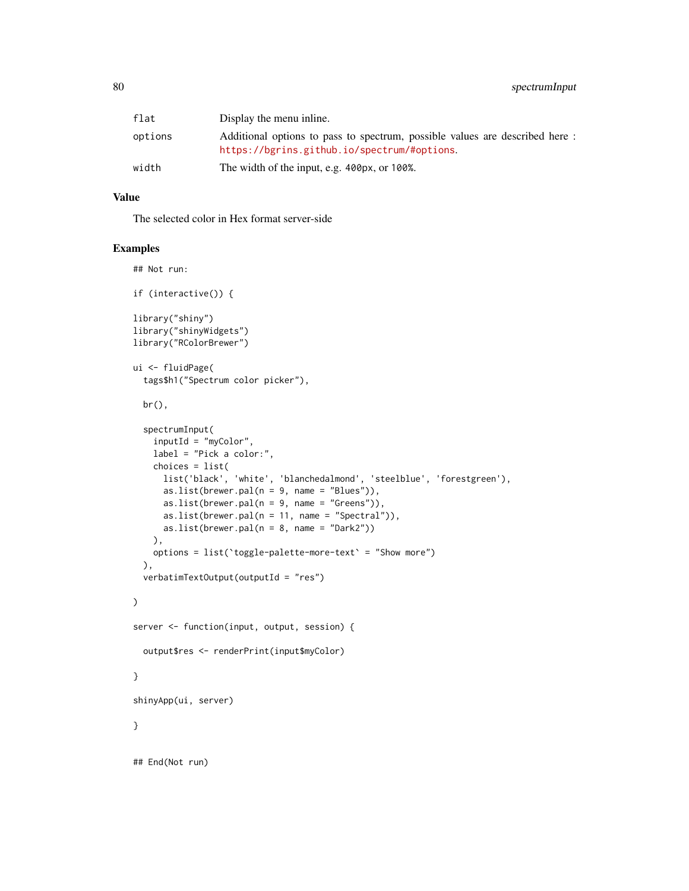| | |
|---|---|
| flat | Display the menu inline. |
| options | Additional options to pass to spectrum, possible values are described here : https://bgrins.github.io/spectrum/#options. |
| width | The width of the input, e.g. 400px, or 100%. |

## Value

The selected color in Hex format server-side

## Examples

```
## Not run:

if (interactive()) {

library("shiny")
library("shinyWidgets")
library("RColorBrewer")

ui <- fluidPage(
  tags$h1("Spectrum color picker"),

  br(),

  spectrumInput(
    inputId = "myColor",
    label = "Pick a color:",
    choices = list(
      list('black', 'white', 'blanchedalmond', 'steelblue', 'forestgreen'),
      as.list(brewer.pal(n = 9, name = "Blues")),
      as.list(brewer.pal(n = 9, name = "Greens")),
      as.list(brewer.pal(n = 11, name = "Spectral")),
      as.list(brewer.pal(n = 8, name = "Dark2"))
    ),
    options = list(`toggle-palette-more-text` = "Show more")
  ),
  verbatimTextOutput(outputId = "res")

)

server <- function(input, output, session) {

  output$res <- renderPrint(input$myColor)

}

shinyApp(ui, server)

}


## End(Not run)
```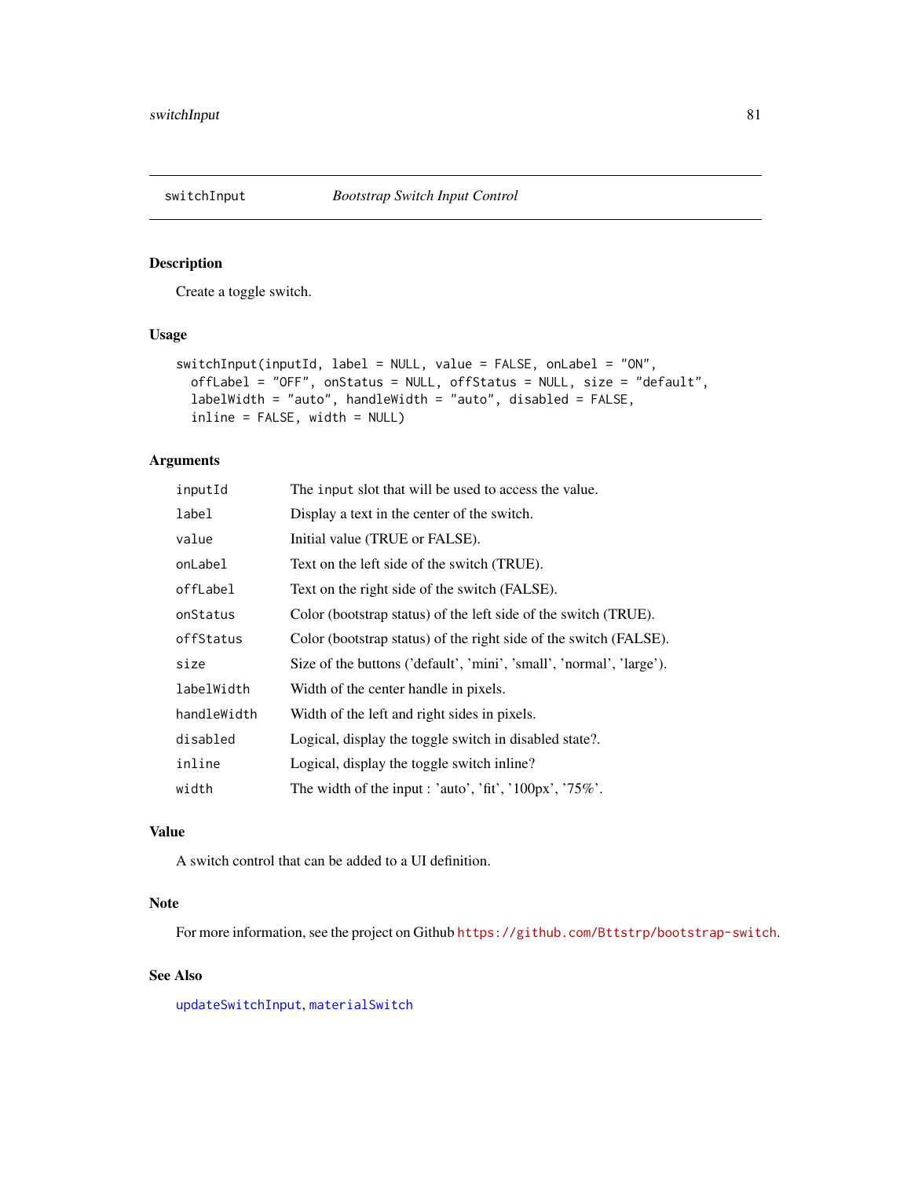## switchInput — *Bootstrap Switch Input Control*

### Description

Create a toggle switch.

### Usage

```
switchInput(inputId, label = NULL, value = FALSE, onLabel = "ON",
  offLabel = "OFF", onStatus = NULL, offStatus = NULL, size = "default",
  labelWidth = "auto", handleWidth = "auto", disabled = FALSE,
  inline = FALSE, width = NULL)
```

### Arguments

| | |
|---|---|
| `inputId` | The `input` slot that will be used to access the value. |
| `label` | Display a text in the center of the switch. |
| `value` | Initial value (TRUE or FALSE). |
| `onLabel` | Text on the left side of the switch (TRUE). |
| `offLabel` | Text on the right side of the switch (FALSE). |
| `onStatus` | Color (bootstrap status) of the left side of the switch (TRUE). |
| `offStatus` | Color (bootstrap status) of the right side of the switch (FALSE). |
| `size` | Size of the buttons ('default', 'mini', 'small', 'normal', 'large'). |
| `labelWidth` | Width of the center handle in pixels. |
| `handleWidth` | Width of the left and right sides in pixels. |
| `disabled` | Logical, display the toggle switch in disabled state?. |
| `inline` | Logical, display the toggle switch inline? |
| `width` | The width of the input : 'auto', 'fit', '100px', '75%'. |

### Value

A switch control that can be added to a UI definition.

### Note

For more information, see the project on Github https://github.com/Bttstrp/bootstrap-switch.

### See Also

`updateSwitchInput`, `materialSwitch`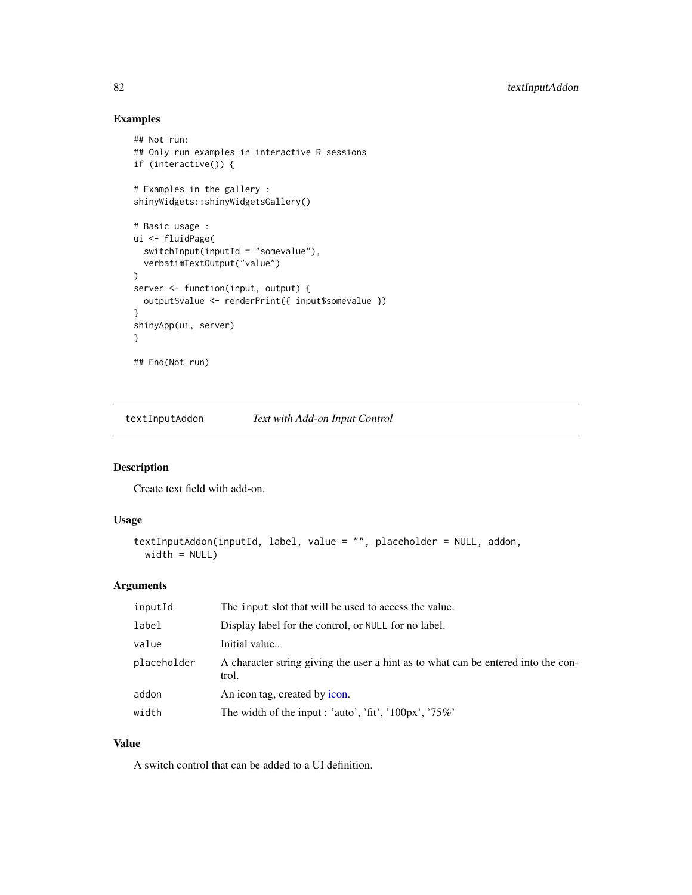## Examples

```
## Not run:
## Only run examples in interactive R sessions
if (interactive()) {

# Examples in the gallery :
shinyWidgets::shinyWidgetsGallery()

# Basic usage :
ui <- fluidPage(
  switchInput(inputId = "somevalue"),
  verbatimTextOutput("value")
)
server <- function(input, output) {
  output$value <- renderPrint({ input$somevalue })
}
shinyApp(ui, server)
}

## End(Not run)
```

---

# textInputAddon — *Text with Add-on Input Control*

---

## Description

Create text field with add-on.

## Usage

```
textInputAddon(inputId, label, value = "", placeholder = NULL, addon,
  width = NULL)
```

## Arguments

| | |
|---|---|
| inputId | The input slot that will be used to access the value. |
| label | Display label for the control, or NULL for no label. |
| value | Initial value.. |
| placeholder | A character string giving the user a hint as to what can be entered into the control. |
| addon | An icon tag, created by icon. |
| width | The width of the input : 'auto', 'fit', '100px', '75%' |

## Value

A switch control that can be added to a UI definition.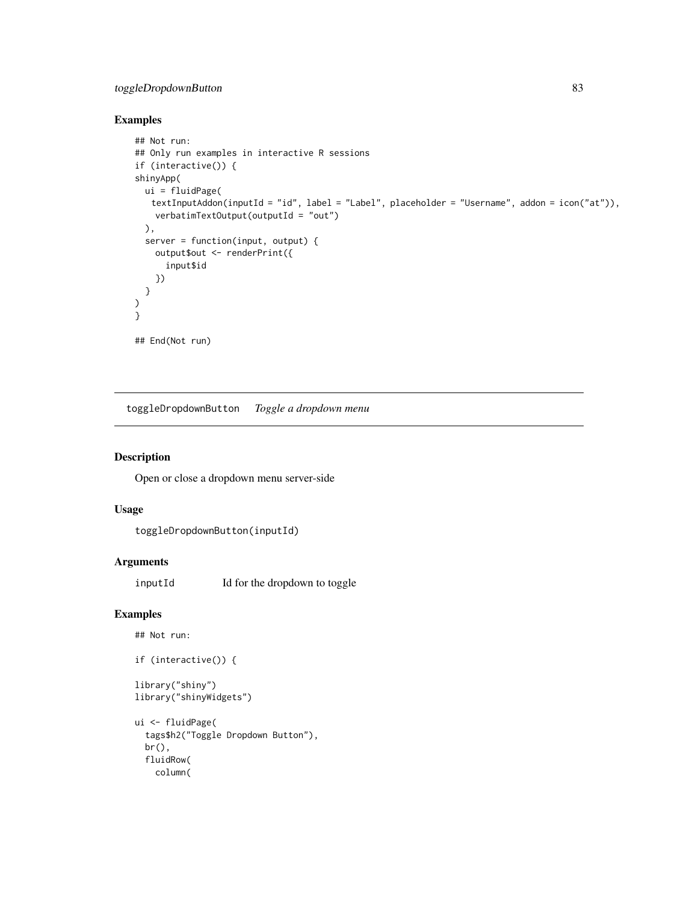## Examples

```
## Not run:
## Only run examples in interactive R sessions
if (interactive()) {
shinyApp(
  ui = fluidPage(
   textInputAddon(inputId = "id", label = "Label", placeholder = "Username", addon = icon("at")),
    verbatimTextOutput(outputId = "out")
  ),
  server = function(input, output) {
    output$out <- renderPrint({
      input$id
    })
  }
)
}

## End(Not run)
```

---

## toggleDropdownButton *Toggle a dropdown menu*

---

### Description

Open or close a dropdown menu server-side

### Usage

```
toggleDropdownButton(inputId)
```

### Arguments

| | |
|---|---|
| inputId | Id for the dropdown to toggle |

### Examples

```
## Not run:

if (interactive()) {

library("shiny")
library("shinyWidgets")

ui <- fluidPage(
  tags$h2("Toggle Dropdown Button"),
  br(),
  fluidRow(
    column(
```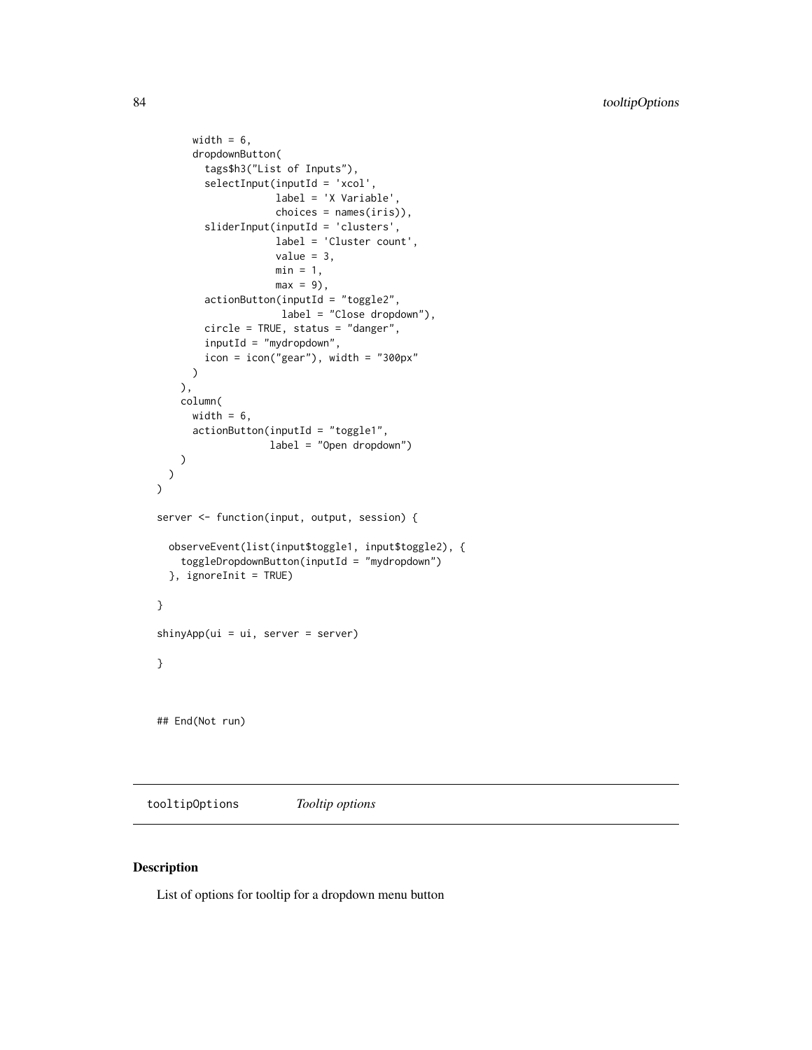```
    width = 6,
    dropdownButton(
      tags$h3("List of Inputs"),
      selectInput(inputId = 'xcol',
                  label = 'X Variable',
                  choices = names(iris)),
      sliderInput(inputId = 'clusters',
                  label = 'Cluster count',
                  value = 3,
                  min = 1,
                  max = 9),
      actionButton(inputId = "toggle2",
                   label = "Close dropdown"),
      circle = TRUE, status = "danger",
      inputId = "mydropdown",
      icon = icon("gear"), width = "300px"
    )
  ),
  column(
    width = 6,
    actionButton(inputId = "toggle1",
                 label = "Open dropdown")
  )
 )
)

server <- function(input, output, session) {

  observeEvent(list(input$toggle1, input$toggle2), {
    toggleDropdownButton(inputId = "mydropdown")
  }, ignoreInit = TRUE)

}

shinyApp(ui = ui, server = server)

}

## End(Not run)
```

## tooltipOptions *Tooltip options*

### Description

List of options for tooltip for a dropdown menu button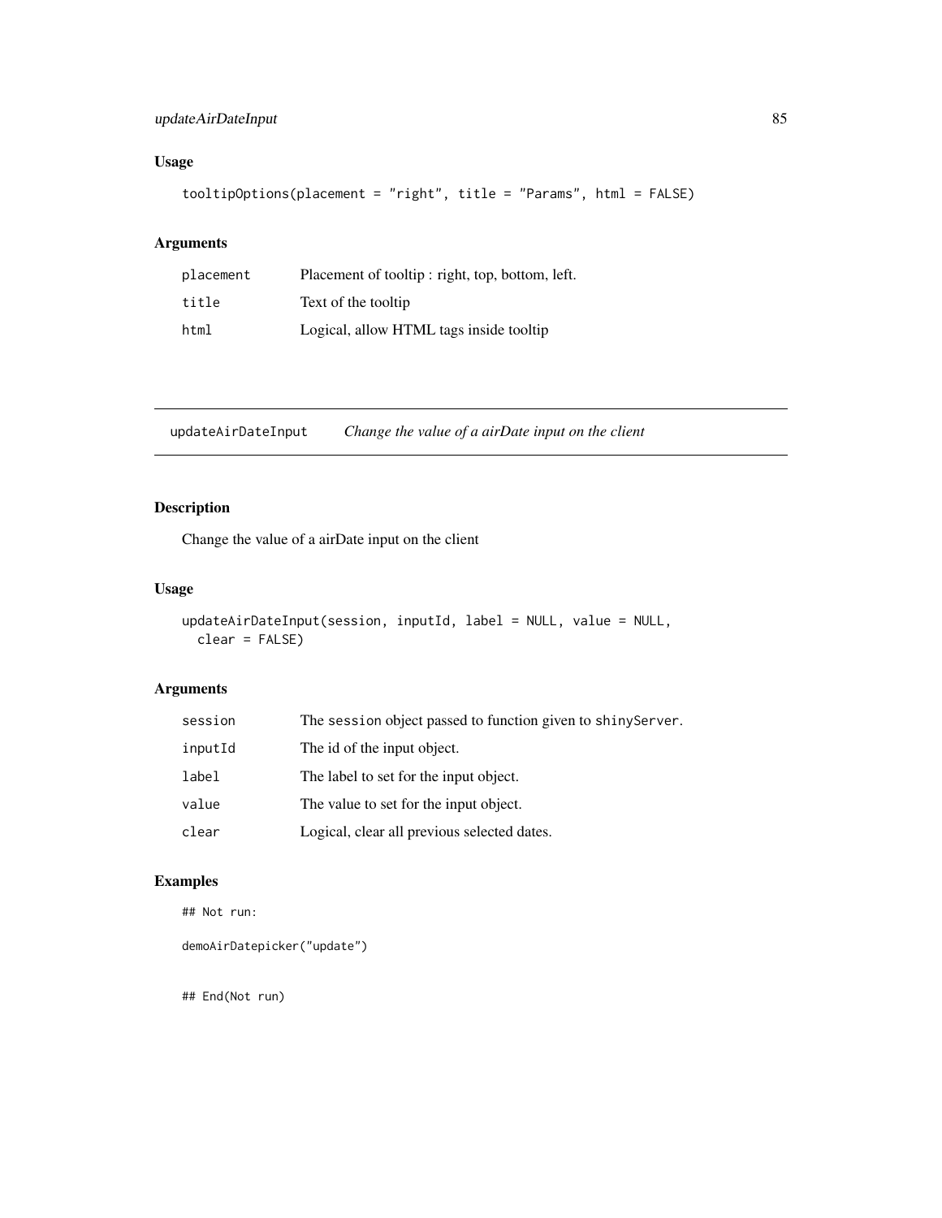## Usage

```
tooltipOptions(placement = "right", title = "Params", html = FALSE)
```

## Arguments

| | |
|---|---|
| placement | Placement of tooltip : right, top, bottom, left. |
| title | Text of the tooltip |
| html | Logical, allow HTML tags inside tooltip |

---

# updateAirDateInput *Change the value of a airDate input on the client*

---

## Description

Change the value of a airDate input on the client

## Usage

```
updateAirDateInput(session, inputId, label = NULL, value = NULL,
  clear = FALSE)
```

## Arguments

| | |
|---|---|
| session | The session object passed to function given to shinyServer. |
| inputId | The id of the input object. |
| label | The label to set for the input object. |
| value | The value to set for the input object. |
| clear | Logical, clear all previous selected dates. |

## Examples

```
## Not run:

demoAirDatepicker("update")


## End(Not run)
```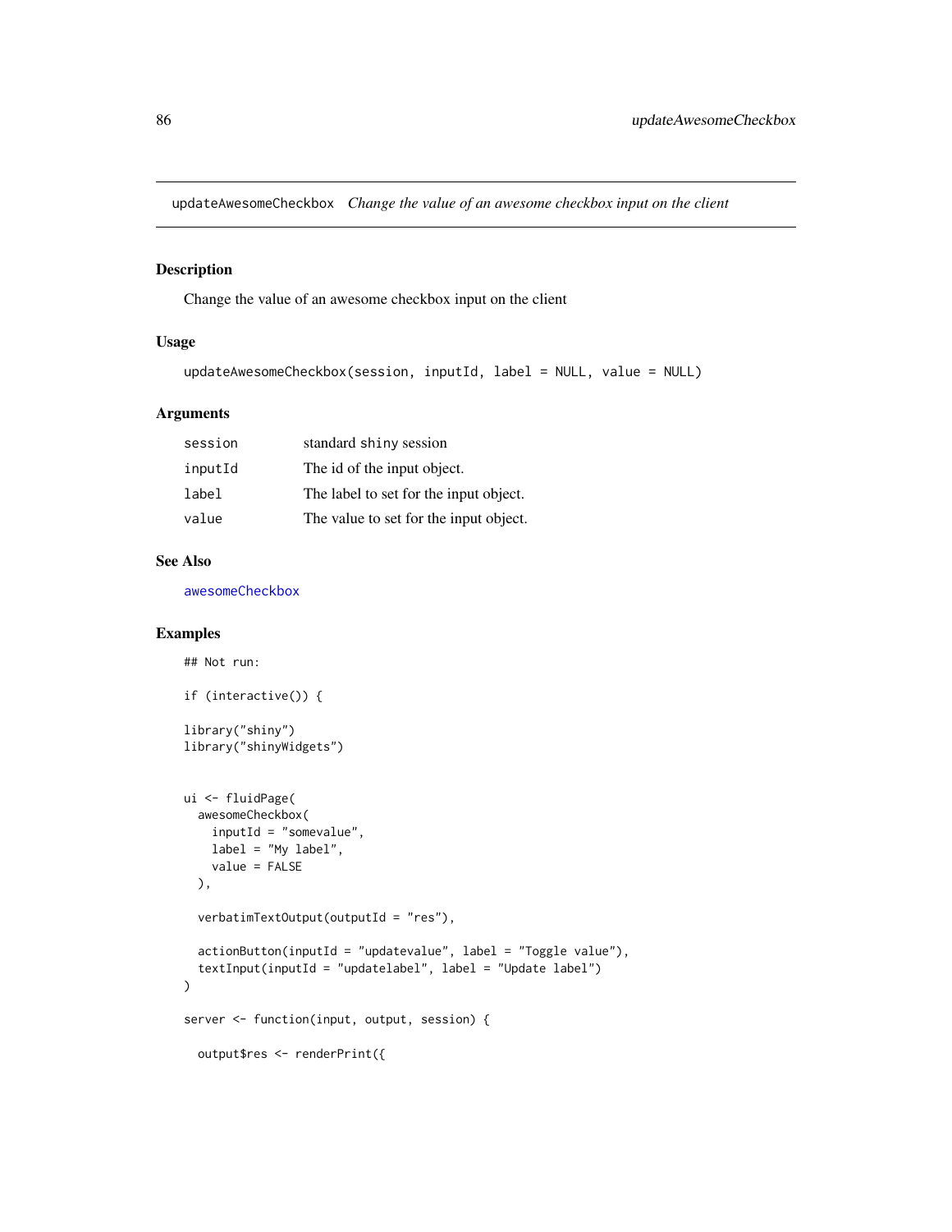updateAwesomeCheckbox    *Change the value of an awesome checkbox input on the client*

## Description

Change the value of an awesome checkbox input on the client

## Usage

```
updateAwesomeCheckbox(session, inputId, label = NULL, value = NULL)
```

## Arguments

| | |
|---|---|
| session | standard shiny session |
| inputId | The id of the input object. |
| label | The label to set for the input object. |
| value | The value to set for the input object. |

## See Also

awesomeCheckbox

## Examples

```
## Not run:

if (interactive()) {

library("shiny")
library("shinyWidgets")


ui <- fluidPage(
  awesomeCheckbox(
    inputId = "somevalue",
    label = "My label",
    value = FALSE
  ),

  verbatimTextOutput(outputId = "res"),

  actionButton(inputId = "updatevalue", label = "Toggle value"),
  textInput(inputId = "updatelabel", label = "Update label")
)

server <- function(input, output, session) {

  output$res <- renderPrint({
```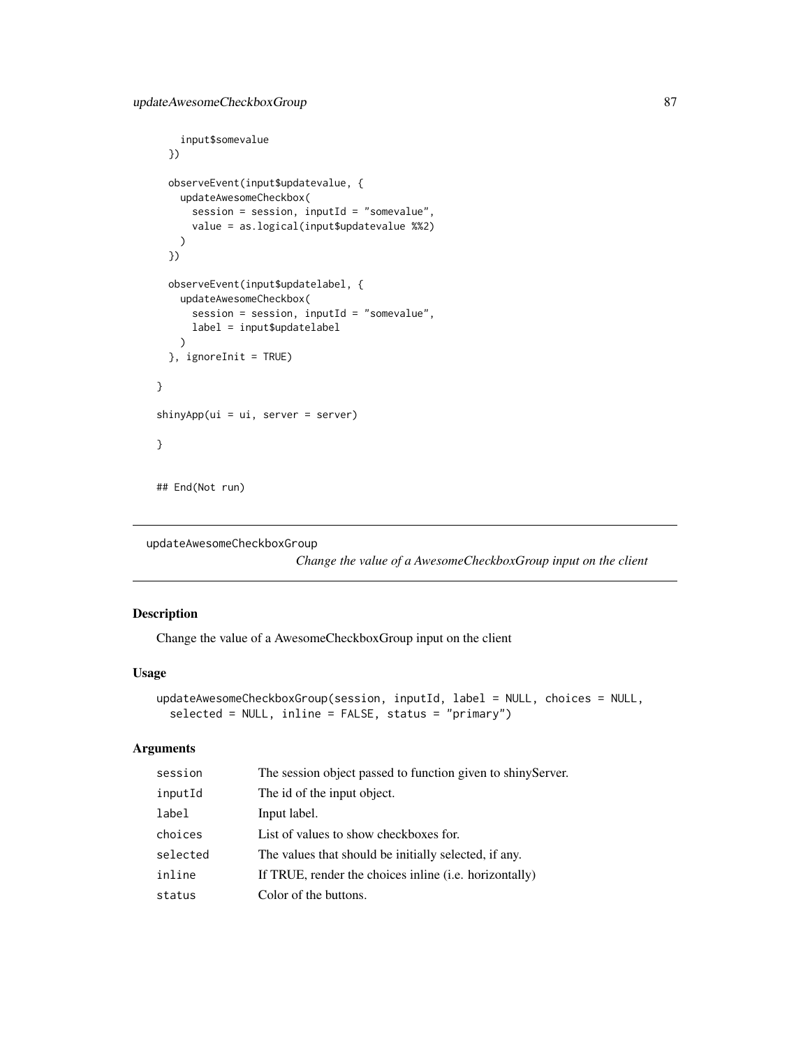```
    input$somevalue
  })

  observeEvent(input$updatevalue, {
    updateAwesomeCheckbox(
      session = session, inputId = "somevalue",
      value = as.logical(input$updatevalue %%2)
    )
  })

  observeEvent(input$updatelabel, {
    updateAwesomeCheckbox(
      session = session, inputId = "somevalue",
      label = input$updatelabel
    )
  }, ignoreInit = TRUE)

}

shinyApp(ui = ui, server = server)

}

## End(Not run)
```

## updateAwesomeCheckboxGroup

*Change the value of a AwesomeCheckboxGroup input on the client*

### Description

Change the value of a AwesomeCheckboxGroup input on the client

### Usage

```
updateAwesomeCheckboxGroup(session, inputId, label = NULL, choices = NULL,
  selected = NULL, inline = FALSE, status = "primary")
```

### Arguments

| | |
|---|---|
| session | The session object passed to function given to shinyServer. |
| inputId | The id of the input object. |
| label | Input label. |
| choices | List of values to show checkboxes for. |
| selected | The values that should be initially selected, if any. |
| inline | If TRUE, render the choices inline (i.e. horizontally) |
| status | Color of the buttons. |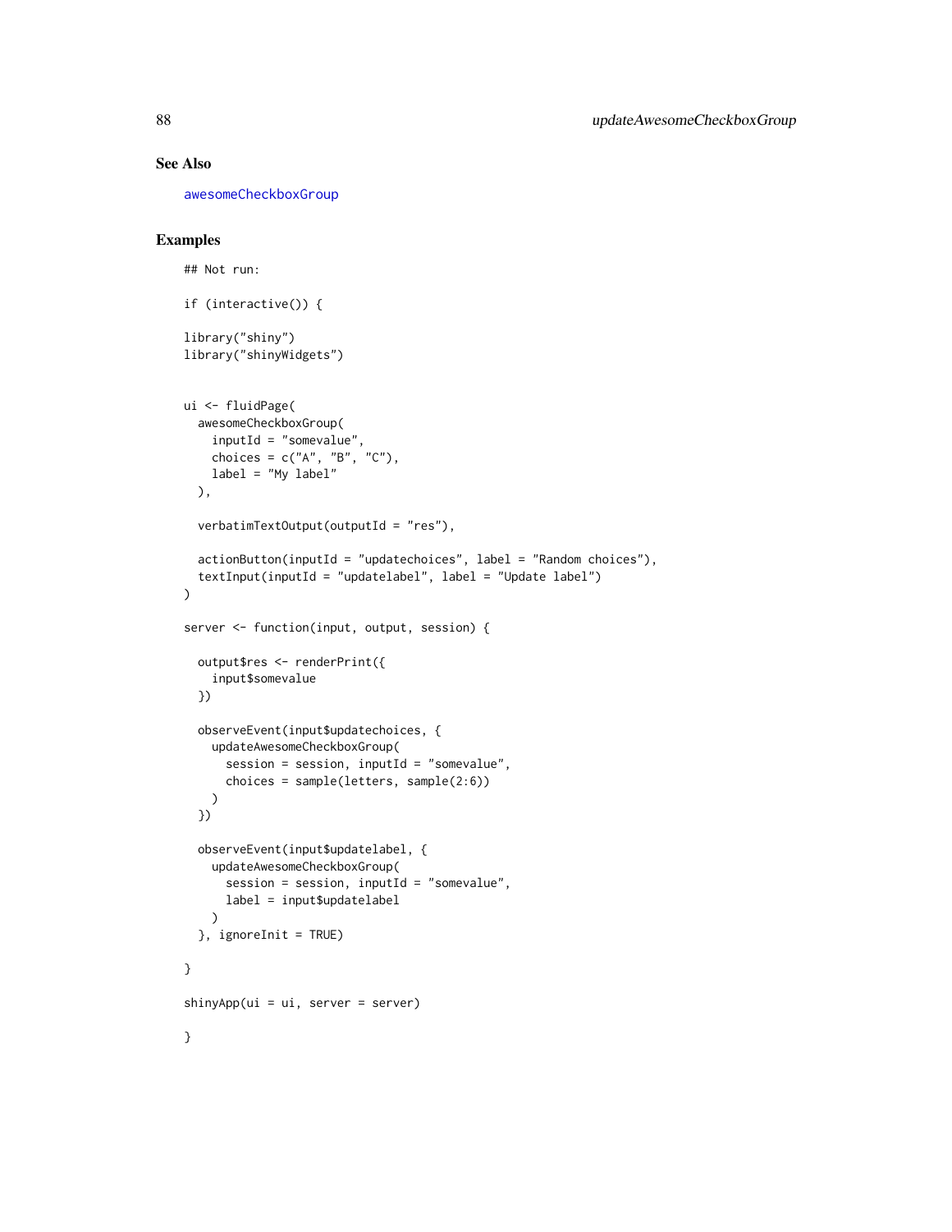## See Also

awesomeCheckboxGroup

## Examples

```
## Not run:

if (interactive()) {

library("shiny")
library("shinyWidgets")


ui <- fluidPage(
  awesomeCheckboxGroup(
    inputId = "somevalue",
    choices = c("A", "B", "C"),
    label = "My label"
  ),

  verbatimTextOutput(outputId = "res"),

  actionButton(inputId = "updatechoices", label = "Random choices"),
  textInput(inputId = "updatelabel", label = "Update label")
)

server <- function(input, output, session) {

  output$res <- renderPrint({
    input$somevalue
  })

  observeEvent(input$updatechoices, {
    updateAwesomeCheckboxGroup(
      session = session, inputId = "somevalue",
      choices = sample(letters, sample(2:6))
    )
  })

  observeEvent(input$updatelabel, {
    updateAwesomeCheckboxGroup(
      session = session, inputId = "somevalue",
      label = input$updatelabel
    )
  }, ignoreInit = TRUE)

}

shinyApp(ui = ui, server = server)

}
```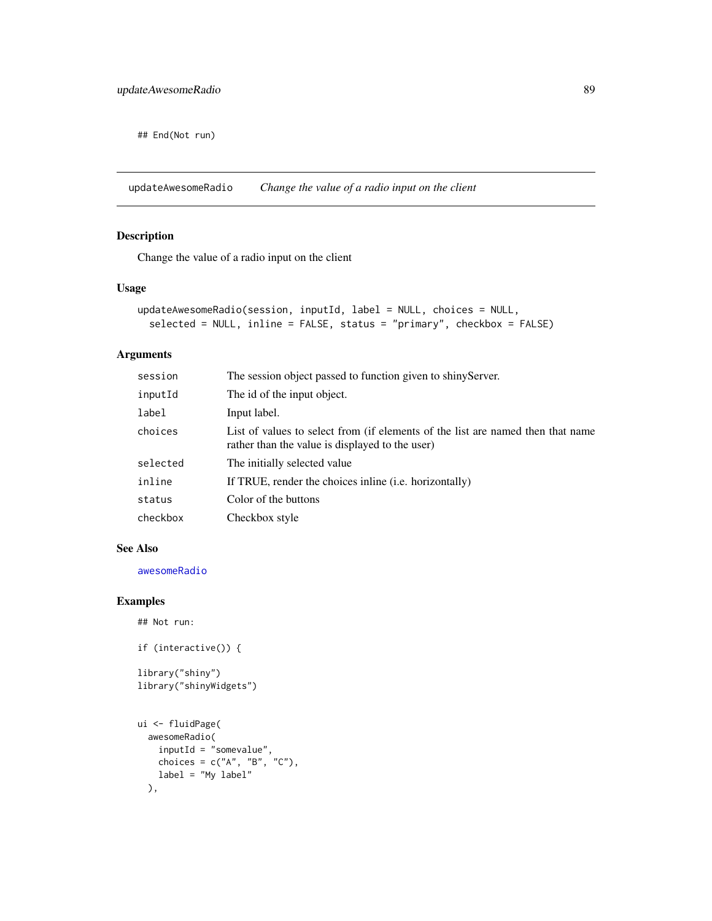```
## End(Not run)
```

## updateAwesomeRadio — *Change the value of a radio input on the client*

### Description

Change the value of a radio input on the client

### Usage

```
updateAwesomeRadio(session, inputId, label = NULL, choices = NULL,
  selected = NULL, inline = FALSE, status = "primary", checkbox = FALSE)
```

### Arguments

| | |
|---|---|
| session | The session object passed to function given to shinyServer. |
| inputId | The id of the input object. |
| label | Input label. |
| choices | List of values to select from (if elements of the list are named then that name rather than the value is displayed to the user) |
| selected | The initially selected value |
| inline | If TRUE, render the choices inline (i.e. horizontally) |
| status | Color of the buttons |
| checkbox | Checkbox style |

### See Also

awesomeRadio

### Examples

```
## Not run:

if (interactive()) {

library("shiny")
library("shinyWidgets")


ui <- fluidPage(
  awesomeRadio(
    inputId = "somevalue",
    choices = c("A", "B", "C"),
    label = "My label"
  ),
```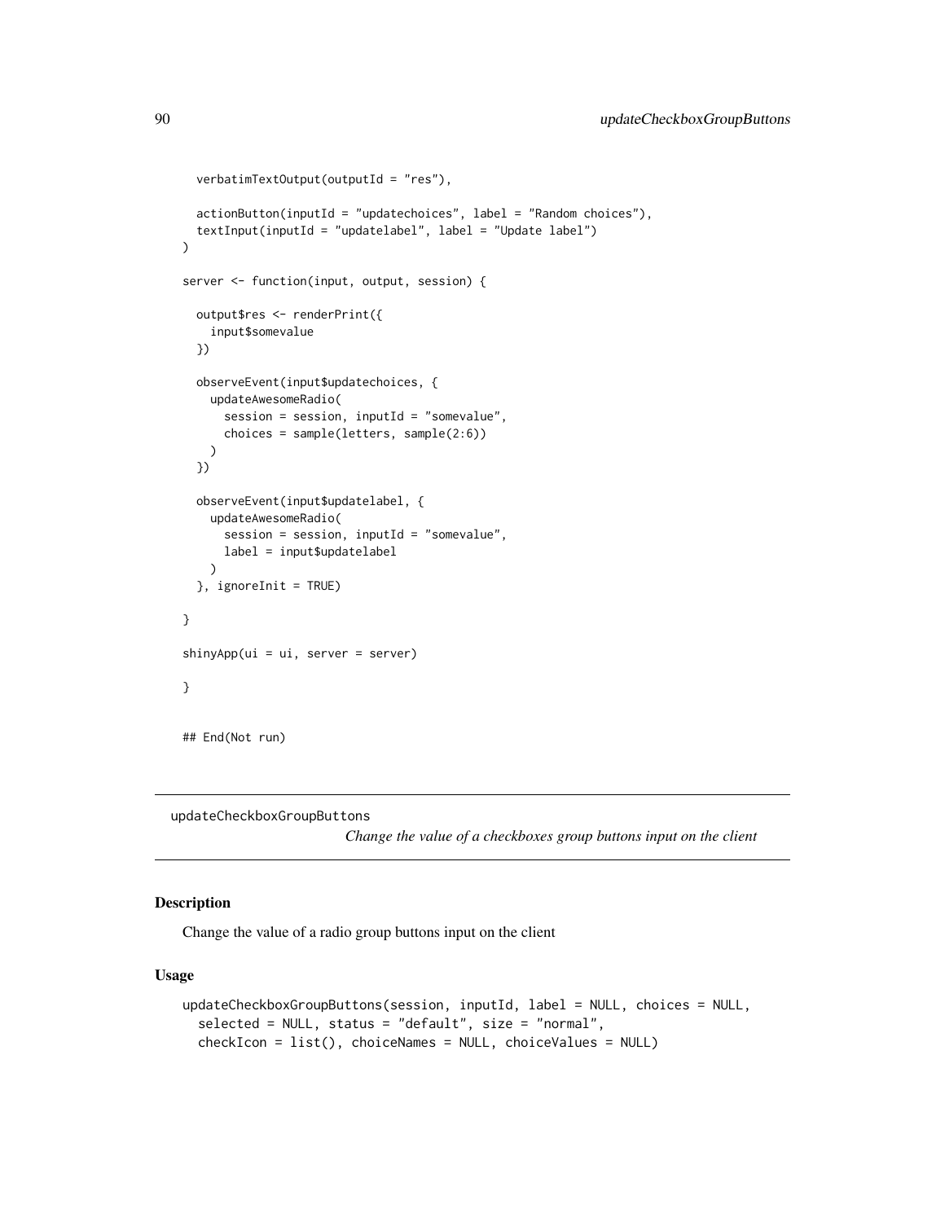```
  verbatimTextOutput(outputId = "res"),

  actionButton(inputId = "updatechoices", label = "Random choices"),
  textInput(inputId = "updatelabel", label = "Update label")
)

server <- function(input, output, session) {

  output$res <- renderPrint({
    input$somevalue
  })

  observeEvent(input$updatechoices, {
    updateAwesomeRadio(
      session = session, inputId = "somevalue",
      choices = sample(letters, sample(2:6))
    )
  })

  observeEvent(input$updatelabel, {
    updateAwesomeRadio(
      session = session, inputId = "somevalue",
      label = input$updatelabel
    )
  }, ignoreInit = TRUE)

}

shinyApp(ui = ui, server = server)

}


## End(Not run)
```

---

## updateCheckboxGroupButtons

*Change the value of a checkboxes group buttons input on the client*

---

### Description

Change the value of a radio group buttons input on the client

### Usage

```
updateCheckboxGroupButtons(session, inputId, label = NULL, choices = NULL,
  selected = NULL, status = "default", size = "normal",
  checkIcon = list(), choiceNames = NULL, choiceValues = NULL)
```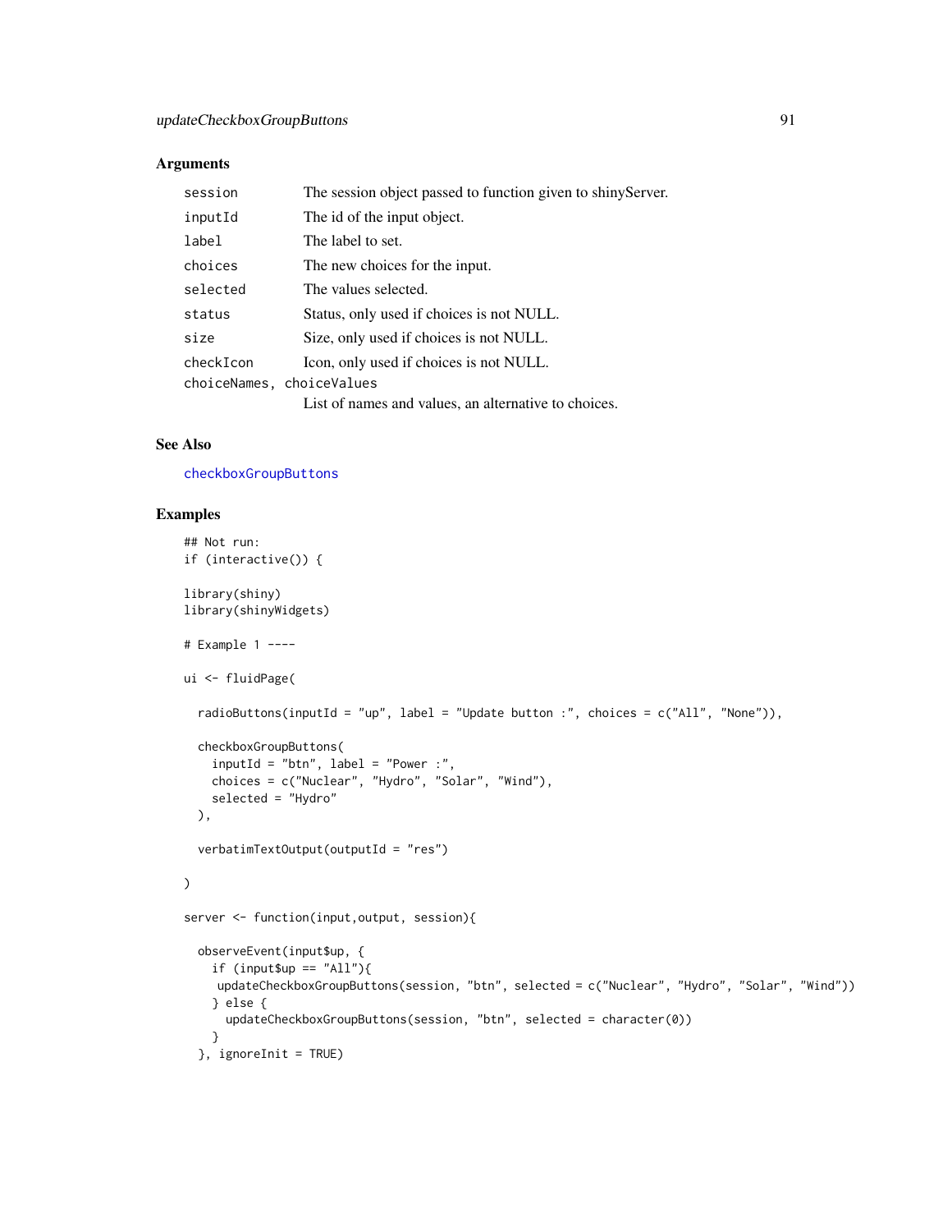### Arguments

| | |
|---|---|
| session | The session object passed to function given to shinyServer. |
| inputId | The id of the input object. |
| label | The label to set. |
| choices | The new choices for the input. |
| selected | The values selected. |
| status | Status, only used if choices is not NULL. |
| size | Size, only used if choices is not NULL. |
| checkIcon | Icon, only used if choices is not NULL. |
| choiceNames, choiceValues | List of names and values, an alternative to choices. |

### See Also

checkboxGroupButtons

### Examples

```
## Not run:
if (interactive()) {

library(shiny)
library(shinyWidgets)

# Example 1 ----

ui <- fluidPage(

  radioButtons(inputId = "up", label = "Update button :", choices = c("All", "None")),

  checkboxGroupButtons(
    inputId = "btn", label = "Power :",
    choices = c("Nuclear", "Hydro", "Solar", "Wind"),
    selected = "Hydro"
  ),

  verbatimTextOutput(outputId = "res")

)

server <- function(input,output, session){

  observeEvent(input$up, {
    if (input$up == "All"){
     updateCheckboxGroupButtons(session, "btn", selected = c("Nuclear", "Hydro", "Solar", "Wind"))
    } else {
      updateCheckboxGroupButtons(session, "btn", selected = character(0))
    }
  }, ignoreInit = TRUE)
```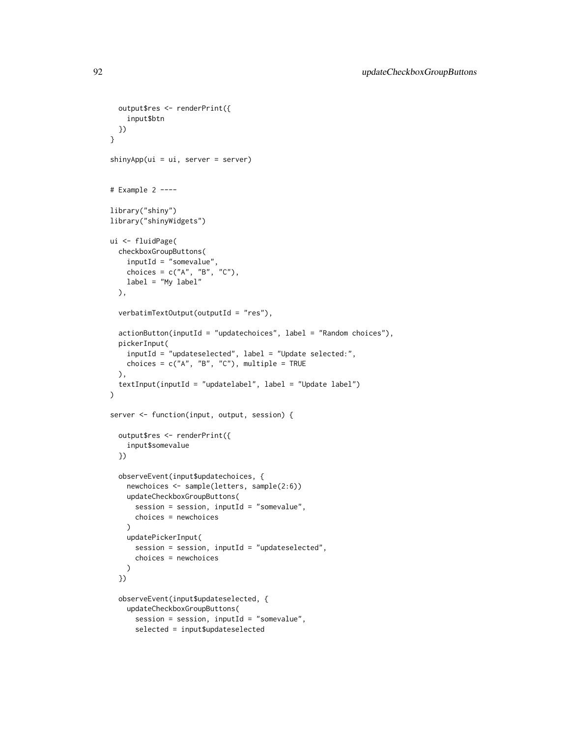```
  output$res <- renderPrint({
    input$btn
  })
}

shinyApp(ui = ui, server = server)


# Example 2 ----

library("shiny")
library("shinyWidgets")

ui <- fluidPage(
  checkboxGroupButtons(
    inputId = "somevalue",
    choices = c("A", "B", "C"),
    label = "My label"
  ),

  verbatimTextOutput(outputId = "res"),

  actionButton(inputId = "updatechoices", label = "Random choices"),
  pickerInput(
    inputId = "updateselected", label = "Update selected:",
    choices = c("A", "B", "C"), multiple = TRUE
  ),
  textInput(inputId = "updatelabel", label = "Update label")
)

server <- function(input, output, session) {

  output$res <- renderPrint({
    input$somevalue
  })

  observeEvent(input$updatechoices, {
    newchoices <- sample(letters, sample(2:6))
    updateCheckboxGroupButtons(
      session = session, inputId = "somevalue",
      choices = newchoices
    )
    updatePickerInput(
      session = session, inputId = "updateselected",
      choices = newchoices
    )
  })

  observeEvent(input$updateselected, {
    updateCheckboxGroupButtons(
      session = session, inputId = "somevalue",
      selected = input$updateselected
```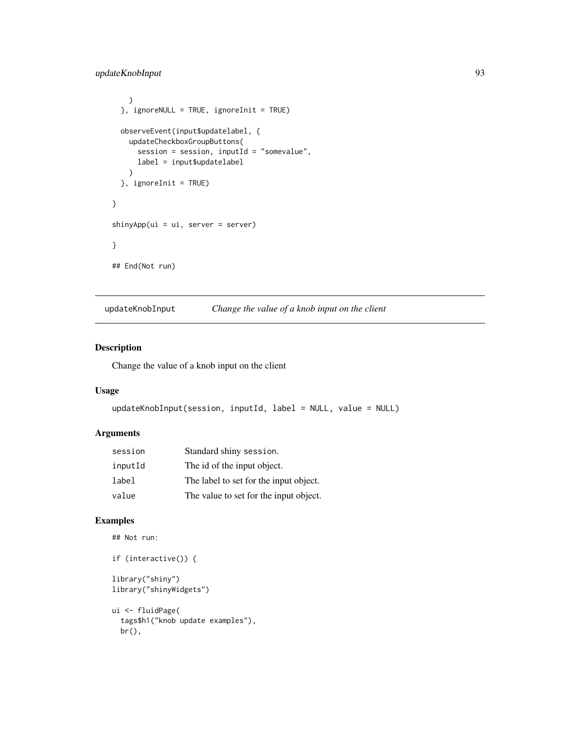```
    )
  }, ignoreNULL = TRUE, ignoreInit = TRUE)

  observeEvent(input$updatelabel, {
    updateCheckboxGroupButtons(
      session = session, inputId = "somevalue",
      label = input$updatelabel
    )
  }, ignoreInit = TRUE)

}

shinyApp(ui = ui, server = server)

}

## End(Not run)
```

## updateKnobInput *Change the value of a knob input on the client*

### Description

Change the value of a knob input on the client

### Usage

```
updateKnobInput(session, inputId, label = NULL, value = NULL)
```

### Arguments

| | |
|---|---|
| session | Standard shiny session. |
| inputId | The id of the input object. |
| label | The label to set for the input object. |
| value | The value to set for the input object. |

### Examples

```
## Not run:

if (interactive()) {

library("shiny")
library("shinyWidgets")

ui <- fluidPage(
  tags$h1("knob update examples"),
  br(),
```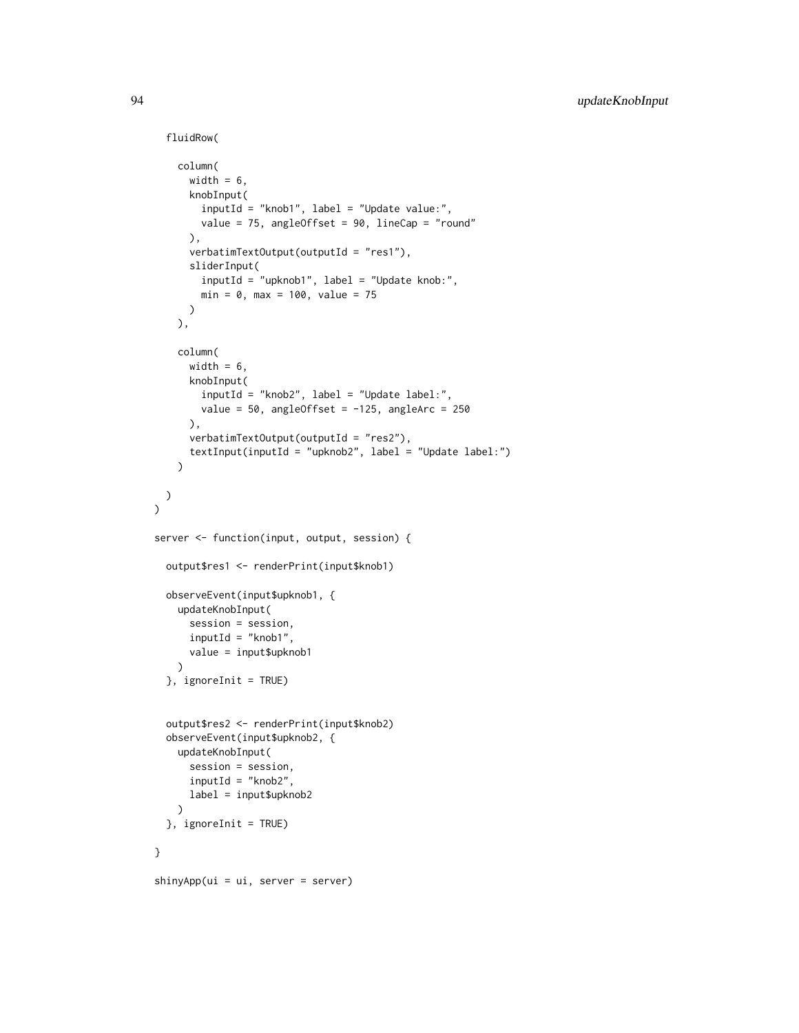```
  fluidRow(

    column(
      width = 6,
      knobInput(
        inputId = "knob1", label = "Update value:",
        value = 75, angleOffset = 90, lineCap = "round"
      ),
      verbatimTextOutput(outputId = "res1"),
      sliderInput(
        inputId = "upknob1", label = "Update knob:",
        min = 0, max = 100, value = 75
      )
    ),

    column(
      width = 6,
      knobInput(
        inputId = "knob2", label = "Update label:",
        value = 50, angleOffset = -125, angleArc = 250
      ),
      verbatimTextOutput(outputId = "res2"),
      textInput(inputId = "upknob2", label = "Update label:")
    )

  )
)

server <- function(input, output, session) {

  output$res1 <- renderPrint(input$knob1)

  observeEvent(input$upknob1, {
    updateKnobInput(
      session = session,
      inputId = "knob1",
      value = input$upknob1
    )
  }, ignoreInit = TRUE)


  output$res2 <- renderPrint(input$knob2)
  observeEvent(input$upknob2, {
    updateKnobInput(
      session = session,
      inputId = "knob2",
      label = input$upknob2
    )
  }, ignoreInit = TRUE)

}

shinyApp(ui = ui, server = server)
```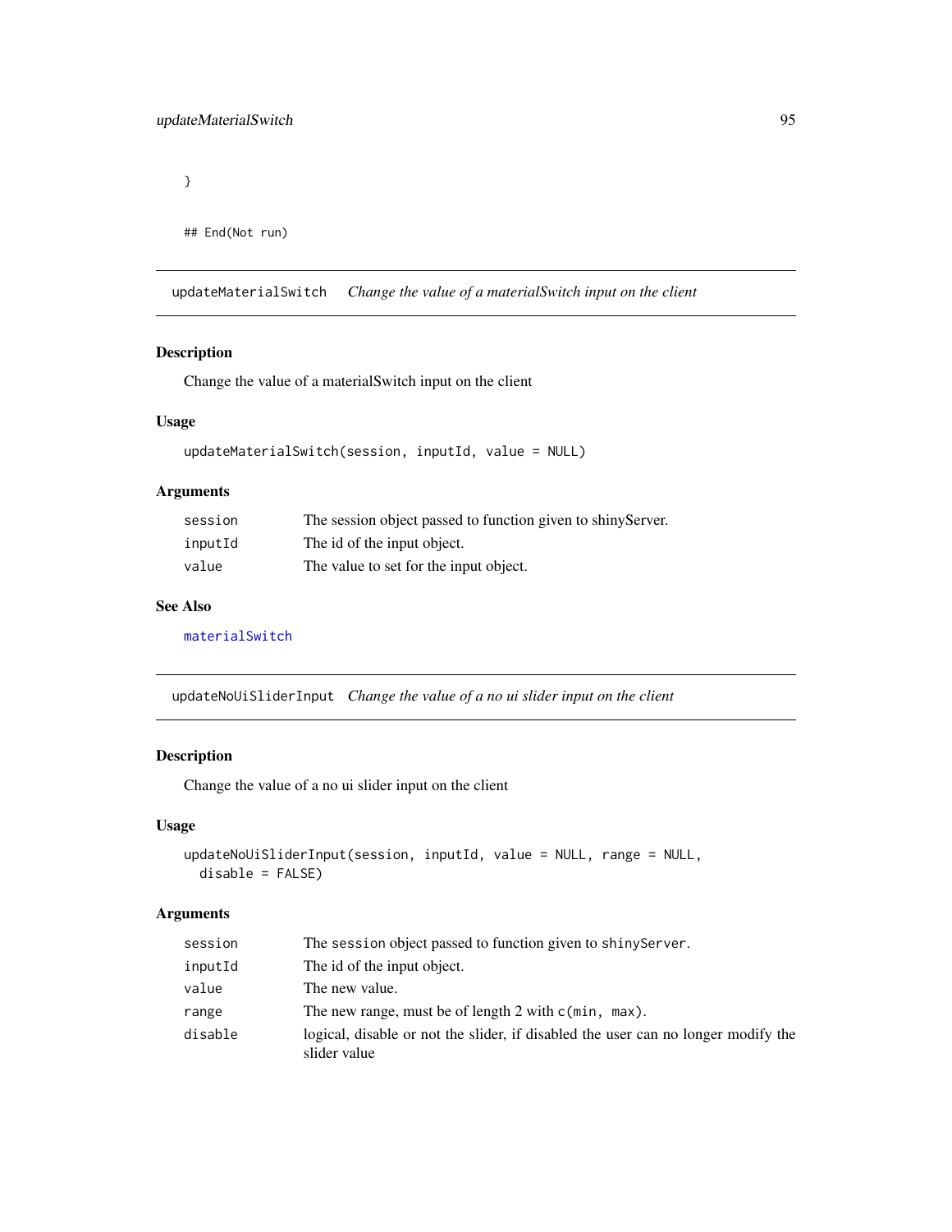```
}

## End(Not run)
```

---

## updateMaterialSwitch — *Change the value of a materialSwitch input on the client*

### Description

Change the value of a materialSwitch input on the client

### Usage

```
updateMaterialSwitch(session, inputId, value = NULL)
```

### Arguments

| | |
|---|---|
| `session` | The session object passed to function given to shinyServer. |
| `inputId` | The id of the input object. |
| `value` | The value to set for the input object. |

### See Also

`materialSwitch`

---

## updateNoUiSliderInput — *Change the value of a no ui slider input on the client*

### Description

Change the value of a no ui slider input on the client

### Usage

```
updateNoUiSliderInput(session, inputId, value = NULL, range = NULL,
  disable = FALSE)
```

### Arguments

| | |
|---|---|
| `session` | The `session` object passed to function given to `shinyServer`. |
| `inputId` | The id of the input object. |
| `value` | The new value. |
| `range` | The new range, must be of length 2 with `c(min, max)`. |
| `disable` | logical, disable or not the slider, if disabled the user can no longer modify the slider value |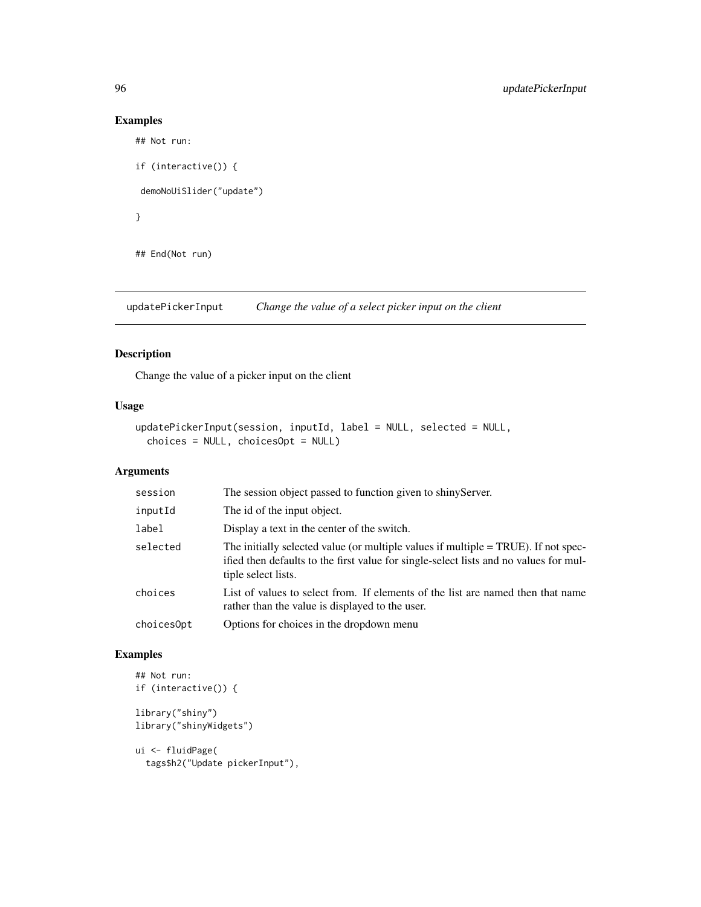## Examples

```
## Not run:

if (interactive()) {

 demoNoUiSlider("update")

}

## End(Not run)
```

---

## updatePickerInput — *Change the value of a select picker input on the client*

### Description

Change the value of a picker input on the client

### Usage

```
updatePickerInput(session, inputId, label = NULL, selected = NULL,
  choices = NULL, choicesOpt = NULL)
```

### Arguments

| | |
|---|---|
| session | The session object passed to function given to shinyServer. |
| inputId | The id of the input object. |
| label | Display a text in the center of the switch. |
| selected | The initially selected value (or multiple values if multiple = TRUE). If not specified then defaults to the first value for single-select lists and no values for multiple select lists. |
| choices | List of values to select from. If elements of the list are named then that name rather than the value is displayed to the user. |
| choicesOpt | Options for choices in the dropdown menu |

### Examples

```
## Not run:
if (interactive()) {

library("shiny")
library("shinyWidgets")

ui <- fluidPage(
  tags$h2("Update pickerInput"),
```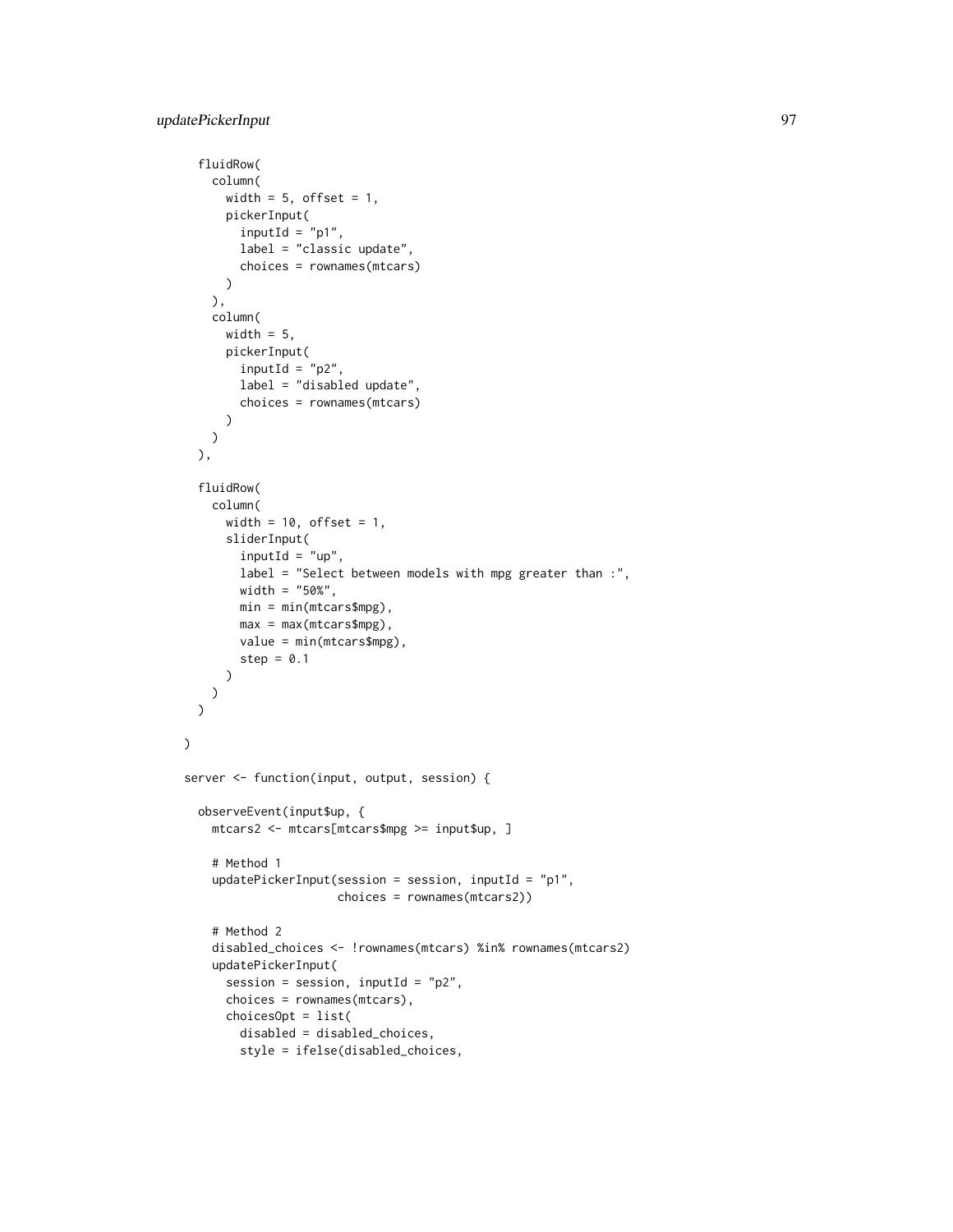```
  fluidRow(
    column(
      width = 5, offset = 1,
      pickerInput(
        inputId = "p1",
        label = "classic update",
        choices = rownames(mtcars)
      )
    ),
    column(
      width = 5,
      pickerInput(
        inputId = "p2",
        label = "disabled update",
        choices = rownames(mtcars)
      )
    )
  ),

  fluidRow(
    column(
      width = 10, offset = 1,
      sliderInput(
        inputId = "up",
        label = "Select between models with mpg greater than :",
        width = "50%",
        min = min(mtcars$mpg),
        max = max(mtcars$mpg),
        value = min(mtcars$mpg),
        step = 0.1
      )
    )
  )

)

server <- function(input, output, session) {

  observeEvent(input$up, {
    mtcars2 <- mtcars[mtcars$mpg >= input$up, ]

    # Method 1
    updatePickerInput(session = session, inputId = "p1",
                      choices = rownames(mtcars2))

    # Method 2
    disabled_choices <- !rownames(mtcars) %in% rownames(mtcars2)
    updatePickerInput(
      session = session, inputId = "p2",
      choices = rownames(mtcars),
      choicesOpt = list(
        disabled = disabled_choices,
        style = ifelse(disabled_choices,
```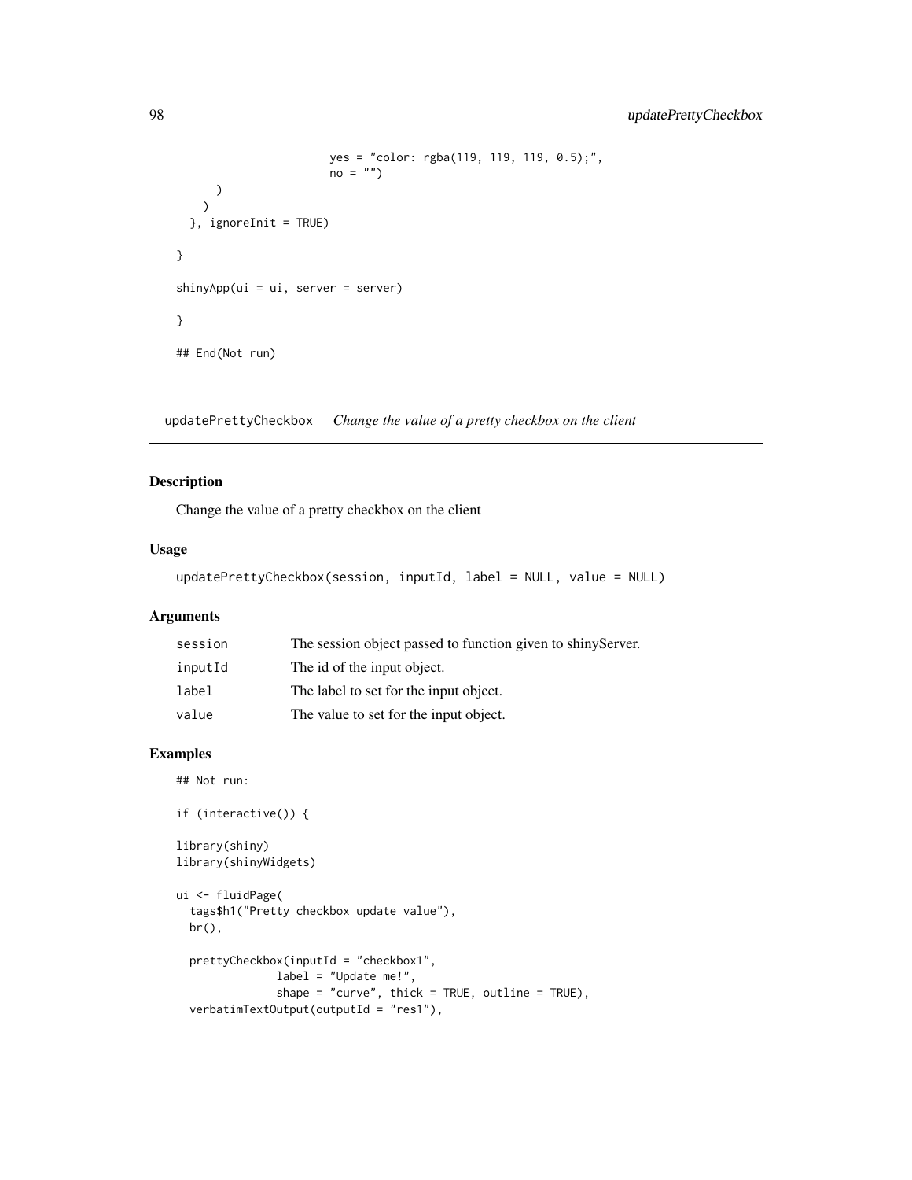```
                        yes = "color: rgba(119, 119, 119, 0.5);",
                        no = "")
      )
    )
  }, ignoreInit = TRUE)

}

shinyApp(ui = ui, server = server)

}

## End(Not run)
```

## updatePrettyCheckbox *Change the value of a pretty checkbox on the client*

### Description

Change the value of a pretty checkbox on the client

### Usage

```
updatePrettyCheckbox(session, inputId, label = NULL, value = NULL)
```

### Arguments

| | |
|---|---|
| session | The session object passed to function given to shinyServer. |
| inputId | The id of the input object. |
| label | The label to set for the input object. |
| value | The value to set for the input object. |

### Examples

```
## Not run:

if (interactive()) {

library(shiny)
library(shinyWidgets)

ui <- fluidPage(
  tags$h1("Pretty checkbox update value"),
  br(),

  prettyCheckbox(inputId = "checkbox1",
                 label = "Update me!",
                 shape = "curve", thick = TRUE, outline = TRUE),
  verbatimTextOutput(outputId = "res1"),
```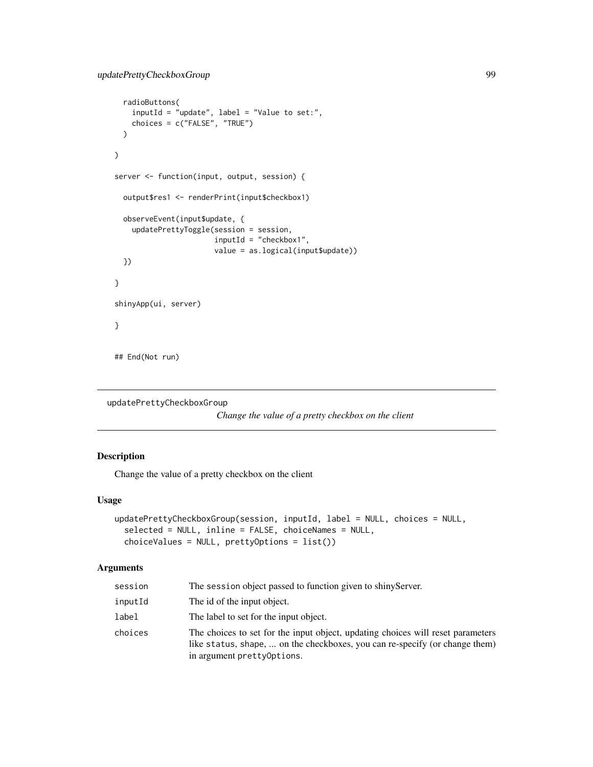```
  radioButtons(
    inputId = "update", label = "Value to set:",
    choices = c("FALSE", "TRUE")
  )

)

server <- function(input, output, session) {

  output$res1 <- renderPrint(input$checkbox1)

  observeEvent(input$update, {
    updatePrettyToggle(session = session,
                       inputId = "checkbox1",
                       value = as.logical(input$update))
  })

}

shinyApp(ui, server)

}

## End(Not run)
```

## updatePrettyCheckboxGroup

*Change the value of a pretty checkbox on the client*

### Description

Change the value of a pretty checkbox on the client

### Usage

```
updatePrettyCheckboxGroup(session, inputId, label = NULL, choices = NULL,
  selected = NULL, inline = FALSE, choiceNames = NULL,
  choiceValues = NULL, prettyOptions = list())
```

### Arguments

| | |
|---|---|
| session | The session object passed to function given to shinyServer. |
| inputId | The id of the input object. |
| label | The label to set for the input object. |
| choices | The choices to set for the input object, updating choices will reset parameters like status, shape, ... on the checkboxes, you can re-specify (or change them) in argument prettyOptions. |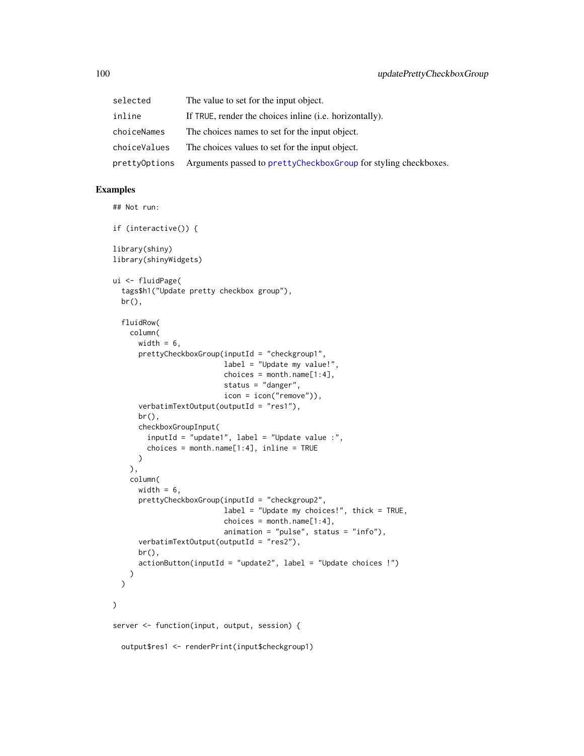| | |
|---|---|
| selected | The value to set for the input object. |
| inline | If TRUE, render the choices inline (i.e. horizontally). |
| choiceNames | The choices names to set for the input object. |
| choiceValues | The choices values to set for the input object. |
| prettyOptions | Arguments passed to prettyCheckboxGroup for styling checkboxes. |

## Examples

```
## Not run:

if (interactive()) {

library(shiny)
library(shinyWidgets)

ui <- fluidPage(
  tags$h1("Update pretty checkbox group"),
  br(),

  fluidRow(
    column(
      width = 6,
      prettyCheckboxGroup(inputId = "checkgroup1",
                          label = "Update my value!",
                          choices = month.name[1:4],
                          status = "danger",
                          icon = icon("remove")),
      verbatimTextOutput(outputId = "res1"),
      br(),
      checkboxGroupInput(
        inputId = "update1", label = "Update value :",
        choices = month.name[1:4], inline = TRUE
      )
    ),
    column(
      width = 6,
      prettyCheckboxGroup(inputId = "checkgroup2",
                          label = "Update my choices!", thick = TRUE,
                          choices = month.name[1:4],
                          animation = "pulse", status = "info"),
      verbatimTextOutput(outputId = "res2"),
      br(),
      actionButton(inputId = "update2", label = "Update choices !")
    )
  )

)

server <- function(input, output, session) {

  output$res1 <- renderPrint(input$checkgroup1)
```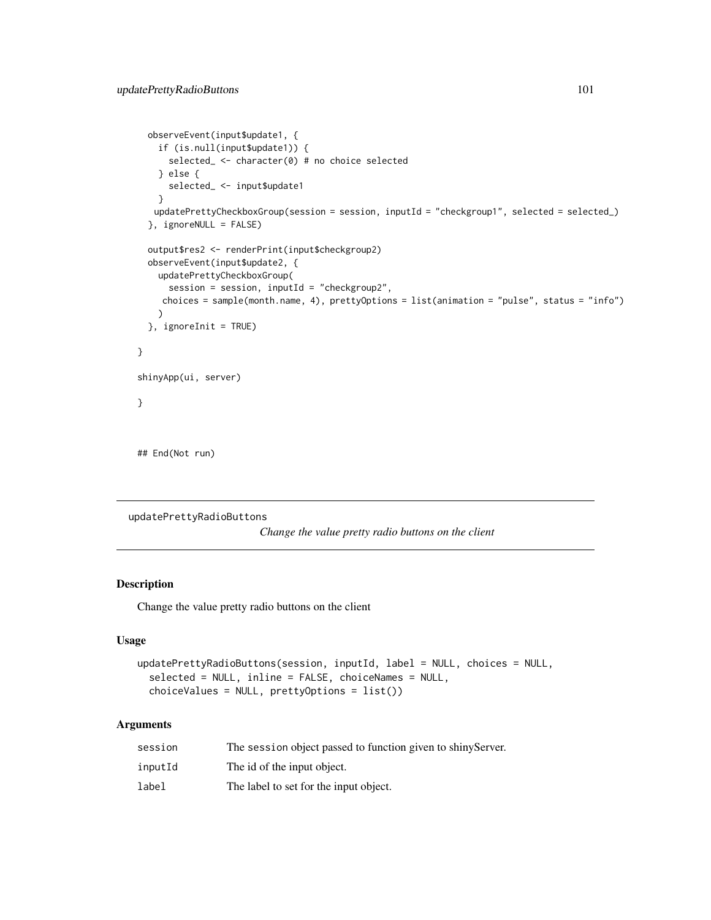```
  observeEvent(input$update1, {
    if (is.null(input$update1)) {
      selected_ <- character(0) # no choice selected
    } else {
      selected_ <- input$update1
    }
   updatePrettyCheckboxGroup(session = session, inputId = "checkgroup1", selected = selected_)
  }, ignoreNULL = FALSE)

  output$res2 <- renderPrint(input$checkgroup2)
  observeEvent(input$update2, {
    updatePrettyCheckboxGroup(
      session = session, inputId = "checkgroup2",
     choices = sample(month.name, 4), prettyOptions = list(animation = "pulse", status = "info")
    )
  }, ignoreInit = TRUE)

}

shinyApp(ui, server)

}


## End(Not run)
```

---

`updatePrettyRadioButtons` *Change the value pretty radio buttons on the client*

---

## Description

Change the value pretty radio buttons on the client

## Usage

```
updatePrettyRadioButtons(session, inputId, label = NULL, choices = NULL,
  selected = NULL, inline = FALSE, choiceNames = NULL,
  choiceValues = NULL, prettyOptions = list())
```

## Arguments

| | |
|---|---|
| `session` | The `session` object passed to function given to shinyServer. |
| `inputId` | The id of the input object. |
| `label` | The label to set for the input object. |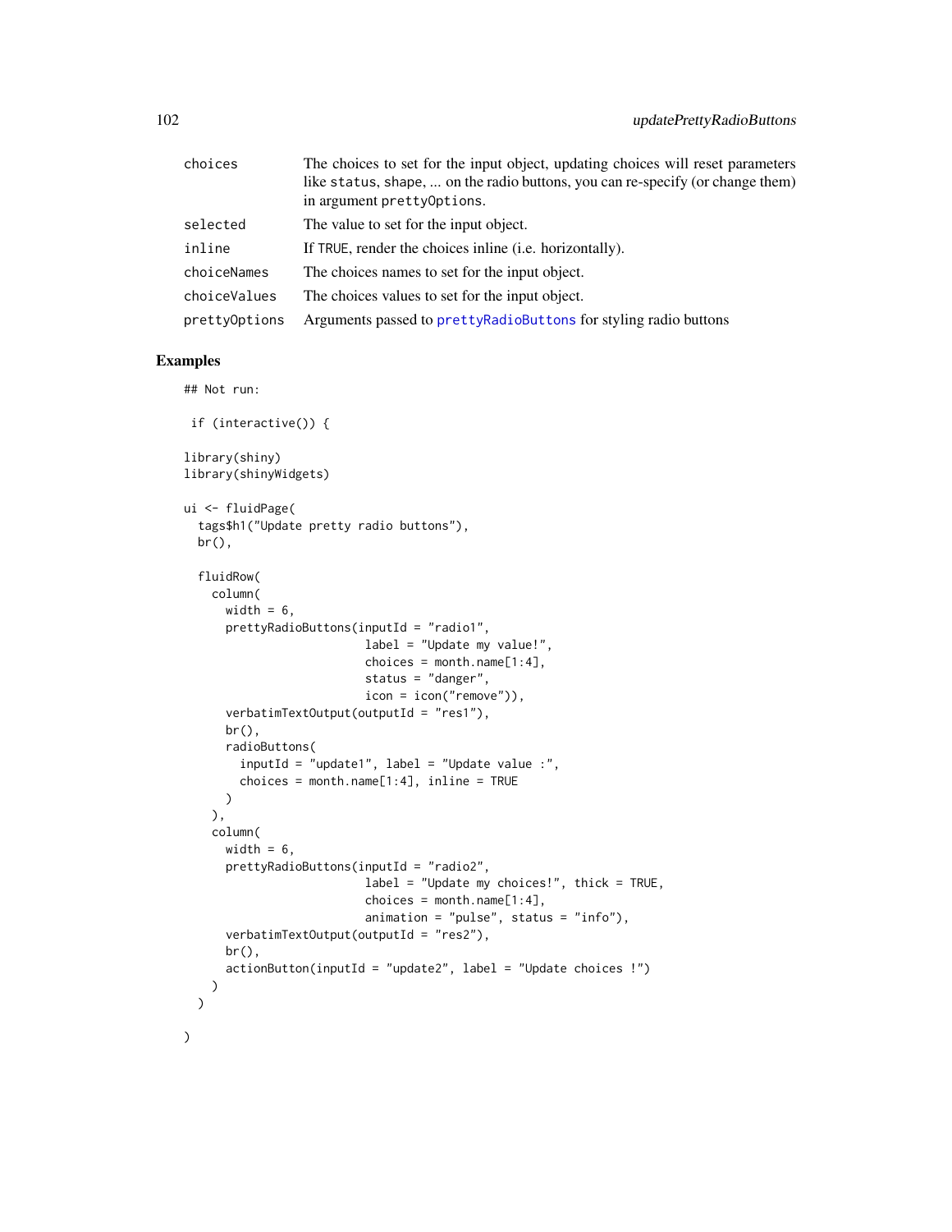| | |
|---|---|
| choices | The choices to set for the input object, updating choices will reset parameters like status, shape, ... on the radio buttons, you can re-specify (or change them) in argument prettyOptions. |
| selected | The value to set for the input object. |
| inline | If TRUE, render the choices inline (i.e. horizontally). |
| choiceNames | The choices names to set for the input object. |
| choiceValues | The choices values to set for the input object. |
| prettyOptions | Arguments passed to prettyRadioButtons for styling radio buttons |

## Examples

```
## Not run:

 if (interactive()) {

library(shiny)
library(shinyWidgets)

ui <- fluidPage(
  tags$h1("Update pretty radio buttons"),
  br(),

  fluidRow(
    column(
      width = 6,
      prettyRadioButtons(inputId = "radio1",
                         label = "Update my value!",
                         choices = month.name[1:4],
                         status = "danger",
                         icon = icon("remove")),
      verbatimTextOutput(outputId = "res1"),
      br(),
      radioButtons(
        inputId = "update1", label = "Update value :",
        choices = month.name[1:4], inline = TRUE
      )
    ),
    column(
      width = 6,
      prettyRadioButtons(inputId = "radio2",
                         label = "Update my choices!", thick = TRUE,
                         choices = month.name[1:4],
                         animation = "pulse", status = "info"),
      verbatimTextOutput(outputId = "res2"),
      br(),
      actionButton(inputId = "update2", label = "Update choices !")
    )
  )

)
```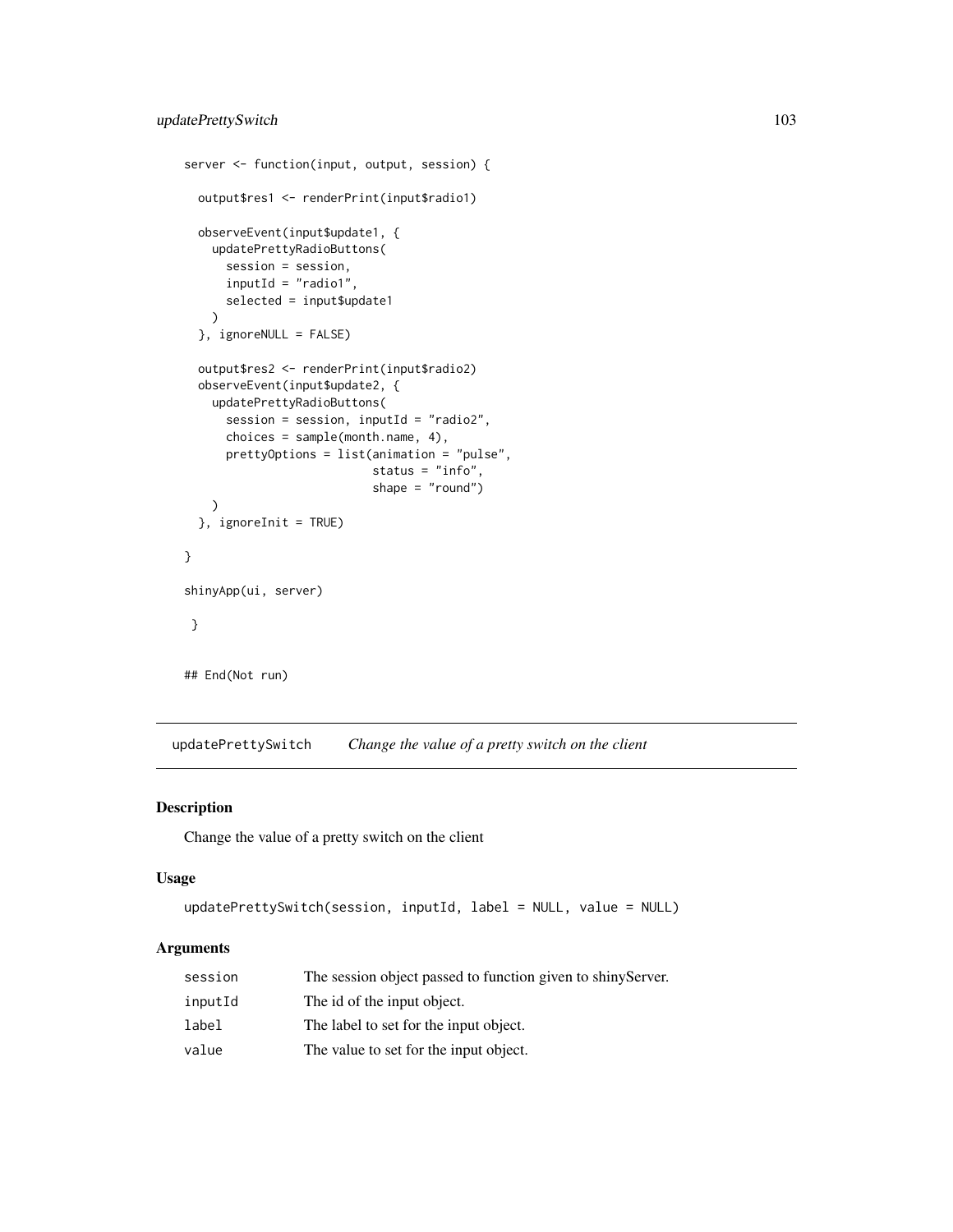```
server <- function(input, output, session) {

  output$res1 <- renderPrint(input$radio1)

  observeEvent(input$update1, {
    updatePrettyRadioButtons(
      session = session,
      inputId = "radio1",
      selected = input$update1
    )
  }, ignoreNULL = FALSE)

  output$res2 <- renderPrint(input$radio2)
  observeEvent(input$update2, {
    updatePrettyRadioButtons(
      session = session, inputId = "radio2",
      choices = sample(month.name, 4),
      prettyOptions = list(animation = "pulse",
                           status = "info",
                           shape = "round")
    )
  }, ignoreInit = TRUE)

}

shinyApp(ui, server)

 }

## End(Not run)
```

## updatePrettySwitch *Change the value of a pretty switch on the client*

### Description

Change the value of a pretty switch on the client

### Usage

```
updatePrettySwitch(session, inputId, label = NULL, value = NULL)
```

### Arguments

| | |
|---|---|
| session | The session object passed to function given to shinyServer. |
| inputId | The id of the input object. |
| label | The label to set for the input object. |
| value | The value to set for the input object. |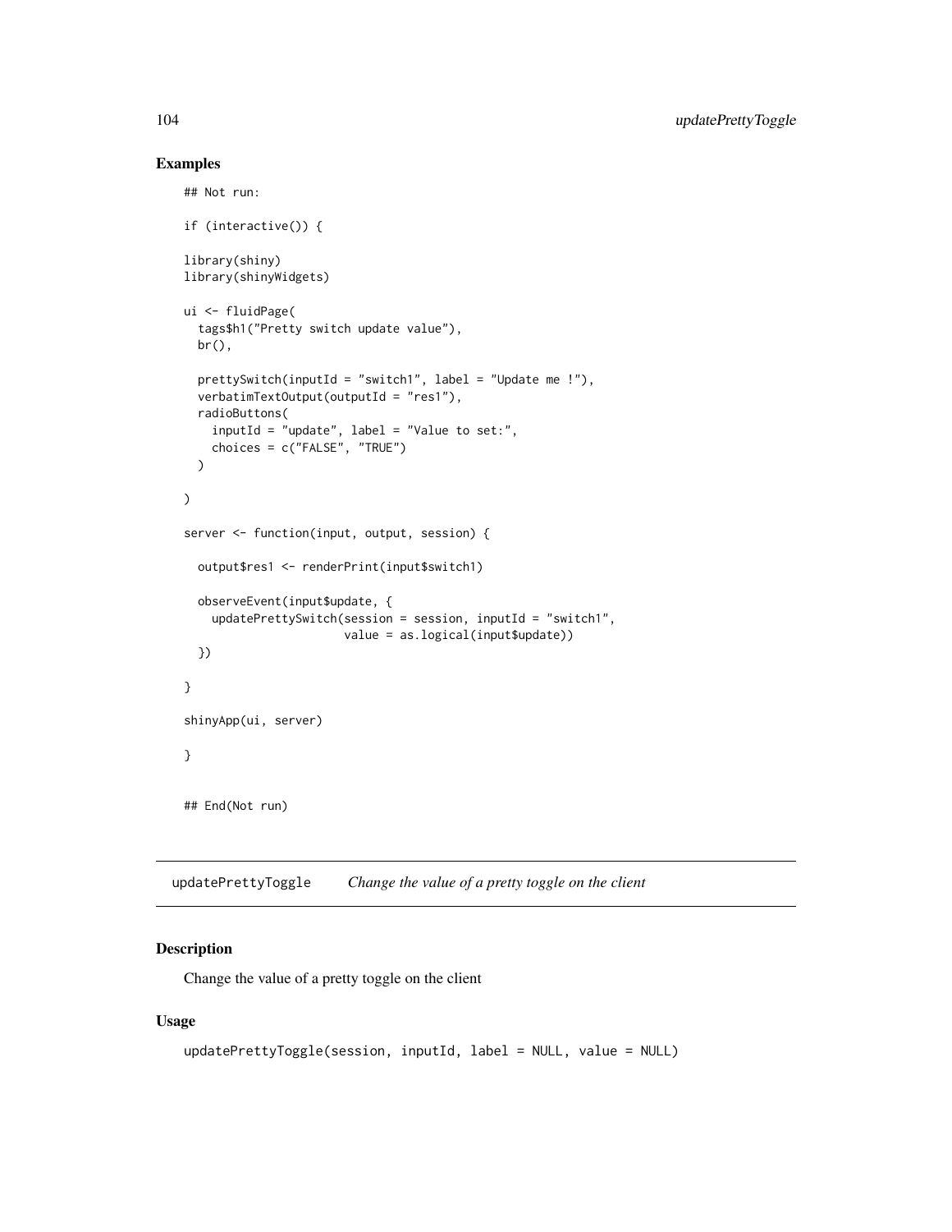## Examples

```
## Not run:

if (interactive()) {

library(shiny)
library(shinyWidgets)

ui <- fluidPage(
  tags$h1("Pretty switch update value"),
  br(),

  prettySwitch(inputId = "switch1", label = "Update me !"),
  verbatimTextOutput(outputId = "res1"),
  radioButtons(
    inputId = "update", label = "Value to set:",
    choices = c("FALSE", "TRUE")
  )

)

server <- function(input, output, session) {

  output$res1 <- renderPrint(input$switch1)

  observeEvent(input$update, {
    updatePrettySwitch(session = session, inputId = "switch1",
                       value = as.logical(input$update))
  })

}

shinyApp(ui, server)

}

## End(Not run)
```

---

## updatePrettyToggle    *Change the value of a pretty toggle on the client*

---

### Description

Change the value of a pretty toggle on the client

### Usage

```
updatePrettyToggle(session, inputId, label = NULL, value = NULL)
```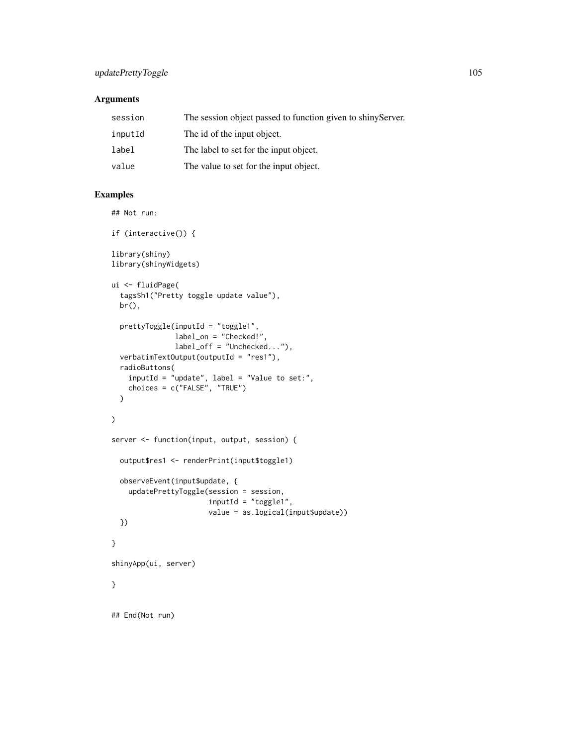## Arguments

| | |
|---|---|
| session | The session object passed to function given to shinyServer. |
| inputId | The id of the input object. |
| label | The label to set for the input object. |
| value | The value to set for the input object. |

## Examples

```
## Not run:

if (interactive()) {

library(shiny)
library(shinyWidgets)

ui <- fluidPage(
  tags$h1("Pretty toggle update value"),
  br(),

  prettyToggle(inputId = "toggle1",
               label_on = "Checked!",
               label_off = "Unchecked..."),
  verbatimTextOutput(outputId = "res1"),
  radioButtons(
    inputId = "update", label = "Value to set:",
    choices = c("FALSE", "TRUE")
  )

)

server <- function(input, output, session) {

  output$res1 <- renderPrint(input$toggle1)

  observeEvent(input$update, {
    updatePrettyToggle(session = session,
                       inputId = "toggle1",
                       value = as.logical(input$update))
  })

}

shinyApp(ui, server)

}


## End(Not run)
```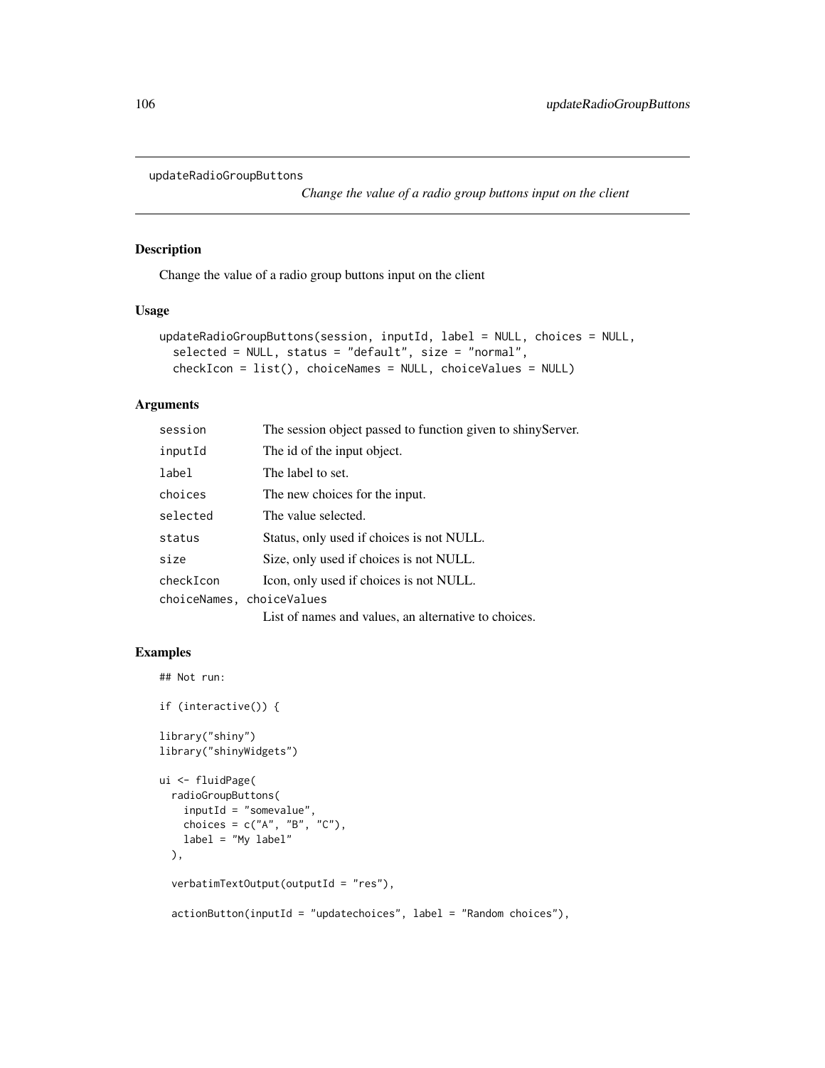updateRadioGroupButtons

*Change the value of a radio group buttons input on the client*

## Description

Change the value of a radio group buttons input on the client

## Usage

```
updateRadioGroupButtons(session, inputId, label = NULL, choices = NULL,
  selected = NULL, status = "default", size = "normal",
  checkIcon = list(), choiceNames = NULL, choiceValues = NULL)
```

## Arguments

| | |
|---|---|
| session | The session object passed to function given to shinyServer. |
| inputId | The id of the input object. |
| label | The label to set. |
| choices | The new choices for the input. |
| selected | The value selected. |
| status | Status, only used if choices is not NULL. |
| size | Size, only used if choices is not NULL. |
| checkIcon | Icon, only used if choices is not NULL. |
| choiceNames, choiceValues | List of names and values, an alternative to choices. |

## Examples

```
## Not run:

if (interactive()) {

library("shiny")
library("shinyWidgets")

ui <- fluidPage(
  radioGroupButtons(
    inputId = "somevalue",
    choices = c("A", "B", "C"),
    label = "My label"
  ),

  verbatimTextOutput(outputId = "res"),

  actionButton(inputId = "updatechoices", label = "Random choices"),
```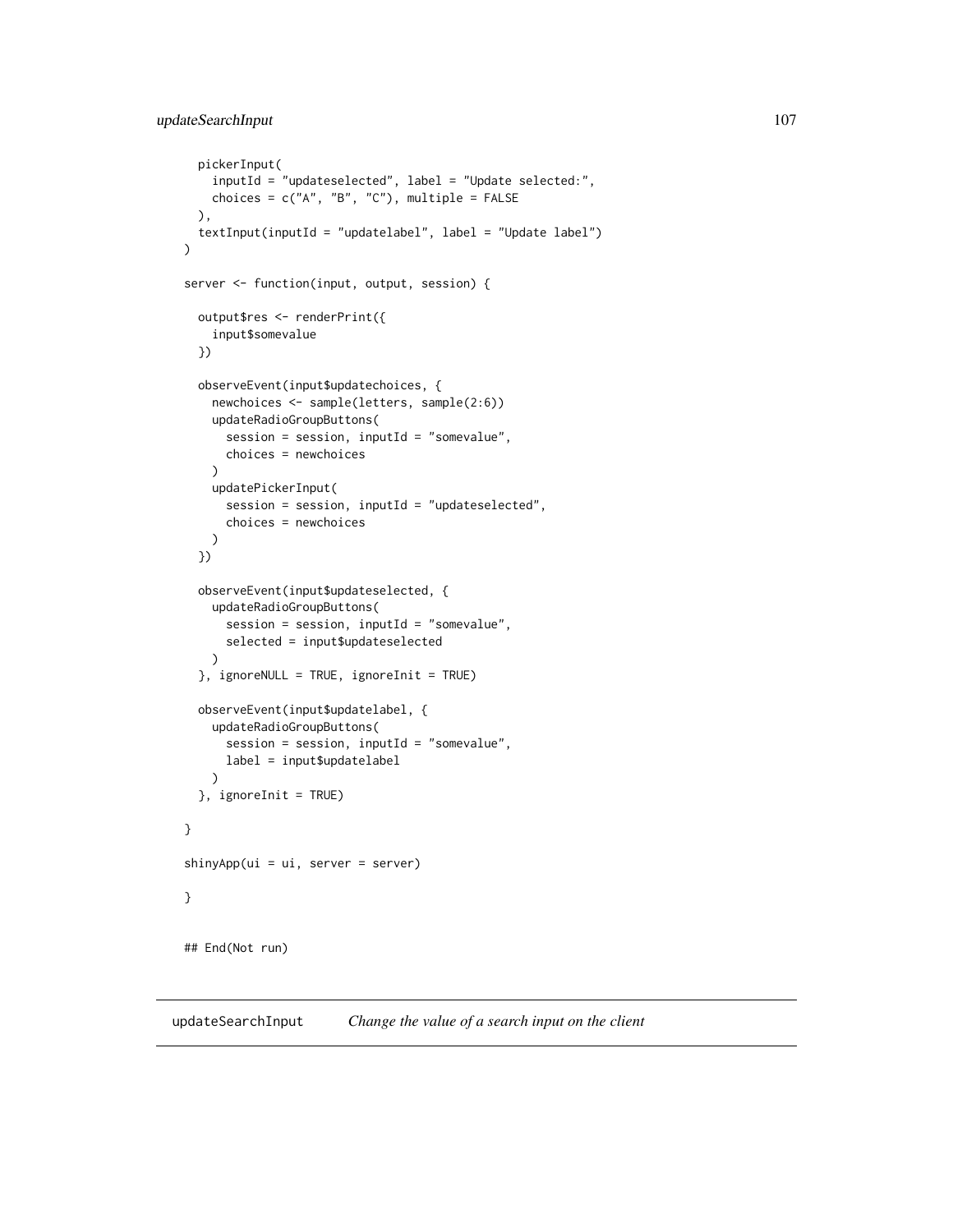```
    pickerInput(
      inputId = "updateselected", label = "Update selected:",
      choices = c("A", "B", "C"), multiple = FALSE
    ),
    textInput(inputId = "updatelabel", label = "Update label")
  )

  server <- function(input, output, session) {

    output$res <- renderPrint({
      input$somevalue
    })

    observeEvent(input$updatechoices, {
      newchoices <- sample(letters, sample(2:6))
      updateRadioGroupButtons(
        session = session, inputId = "somevalue",
        choices = newchoices
      )
      updatePickerInput(
        session = session, inputId = "updateselected",
        choices = newchoices
      )
    })

    observeEvent(input$updateselected, {
      updateRadioGroupButtons(
        session = session, inputId = "somevalue",
        selected = input$updateselected
      )
    }, ignoreNULL = TRUE, ignoreInit = TRUE)

    observeEvent(input$updatelabel, {
      updateRadioGroupButtons(
        session = session, inputId = "somevalue",
        label = input$updatelabel
      )
    }, ignoreInit = TRUE)

  }

  shinyApp(ui = ui, server = server)

  }


  ## End(Not run)
```

---

`updateSearchInput` *Change the value of a search input on the client*

---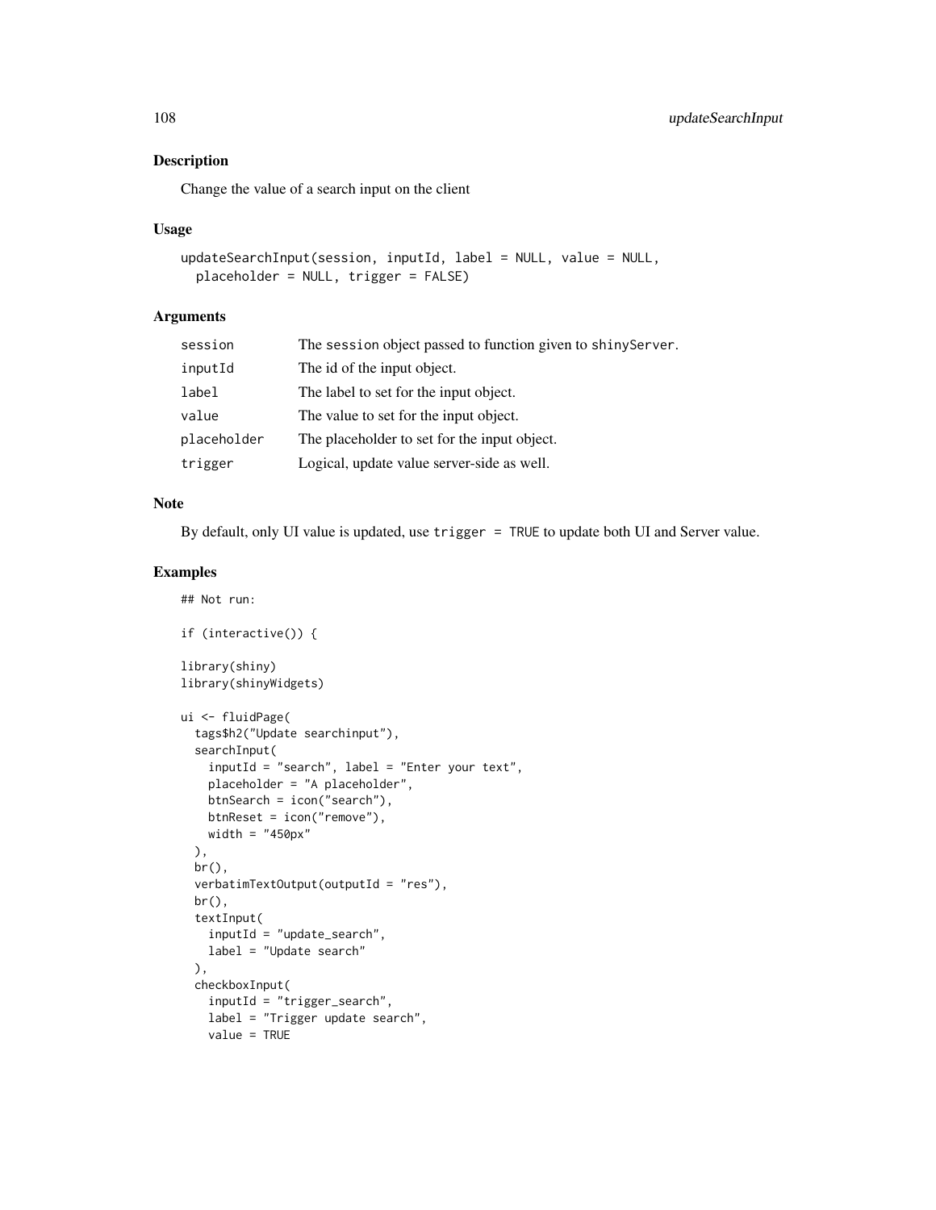## Description

Change the value of a search input on the client

## Usage

```
updateSearchInput(session, inputId, label = NULL, value = NULL,
  placeholder = NULL, trigger = FALSE)
```

## Arguments

| | |
|---|---|
| session | The session object passed to function given to shinyServer. |
| inputId | The id of the input object. |
| label | The label to set for the input object. |
| value | The value to set for the input object. |
| placeholder | The placeholder to set for the input object. |
| trigger | Logical, update value server-side as well. |

## Note

By default, only UI value is updated, use `trigger = TRUE` to update both UI and Server value.

## Examples

```
## Not run:

if (interactive()) {

library(shiny)
library(shinyWidgets)

ui <- fluidPage(
  tags$h2("Update searchinput"),
  searchInput(
    inputId = "search", label = "Enter your text",
    placeholder = "A placeholder",
    btnSearch = icon("search"),
    btnReset = icon("remove"),
    width = "450px"
  ),
  br(),
  verbatimTextOutput(outputId = "res"),
  br(),
  textInput(
    inputId = "update_search",
    label = "Update search"
  ),
  checkboxInput(
    inputId = "trigger_search",
    label = "Trigger update search",
    value = TRUE
```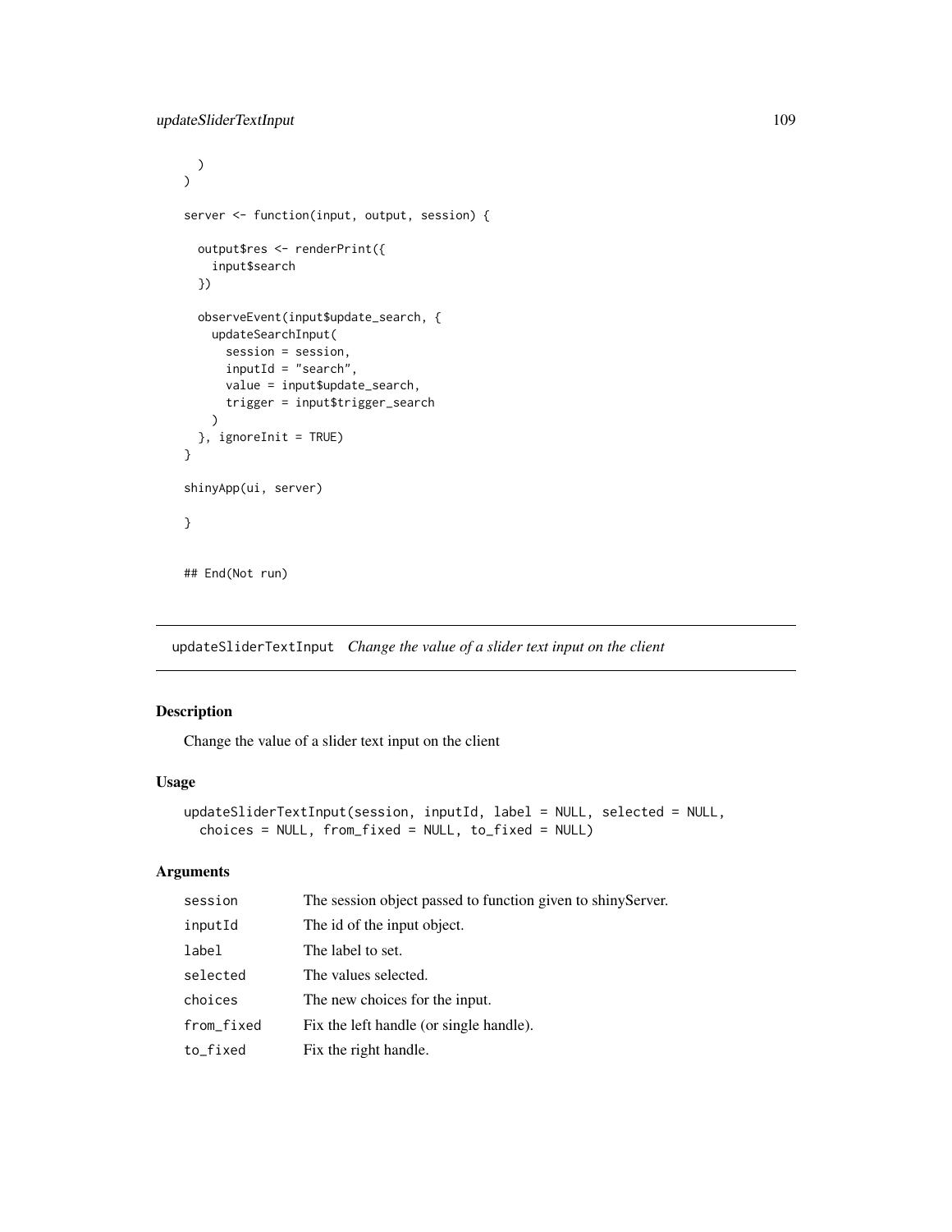```
  )
)

server <- function(input, output, session) {

  output$res <- renderPrint({
    input$search
  })

  observeEvent(input$update_search, {
    updateSearchInput(
      session = session,
      inputId = "search",
      value = input$update_search,
      trigger = input$trigger_search
    )
  }, ignoreInit = TRUE)
}

shinyApp(ui, server)

}

## End(Not run)
```

---

## updateSliderTextInput *Change the value of a slider text input on the client*

### Description

Change the value of a slider text input on the client

### Usage

```
updateSliderTextInput(session, inputId, label = NULL, selected = NULL,
  choices = NULL, from_fixed = NULL, to_fixed = NULL)
```

### Arguments

| | |
|---|---|
| session | The session object passed to function given to shinyServer. |
| inputId | The id of the input object. |
| label | The label to set. |
| selected | The values selected. |
| choices | The new choices for the input. |
| from_fixed | Fix the left handle (or single handle). |
| to_fixed | Fix the right handle. |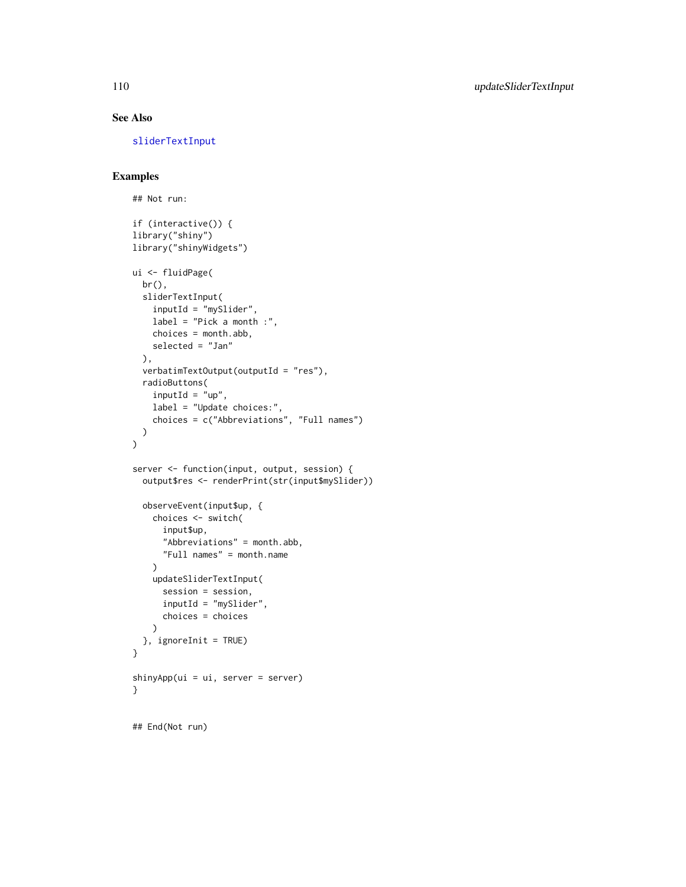## See Also

sliderTextInput

## Examples

```
## Not run:

if (interactive()) {
library("shiny")
library("shinyWidgets")

ui <- fluidPage(
  br(),
  sliderTextInput(
    inputId = "mySlider",
    label = "Pick a month :",
    choices = month.abb,
    selected = "Jan"
  ),
  verbatimTextOutput(outputId = "res"),
  radioButtons(
    inputId = "up",
    label = "Update choices:",
    choices = c("Abbreviations", "Full names")
  )
)

server <- function(input, output, session) {
  output$res <- renderPrint(str(input$mySlider))

  observeEvent(input$up, {
    choices <- switch(
      input$up,
      "Abbreviations" = month.abb,
      "Full names" = month.name
    )
    updateSliderTextInput(
      session = session,
      inputId = "mySlider",
      choices = choices
    )
  }, ignoreInit = TRUE)
}

shinyApp(ui = ui, server = server)
}


## End(Not run)
```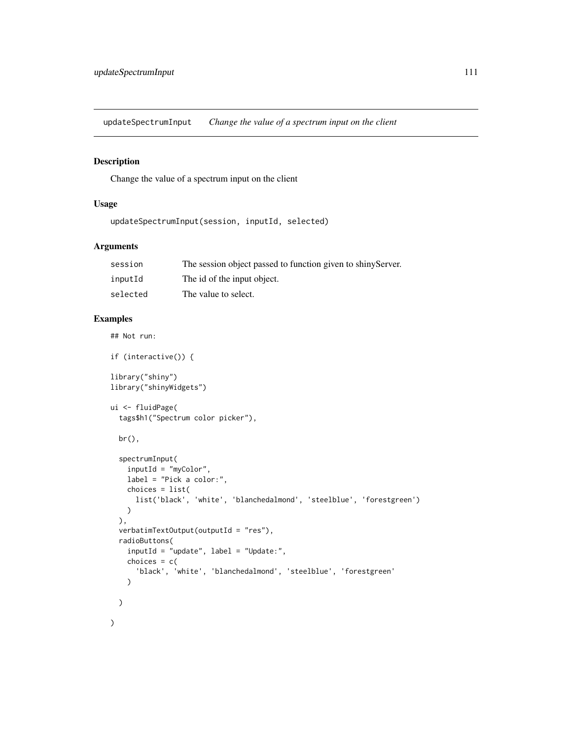`updateSpectrumInput` *Change the value of a spectrum input on the client*

## Description

Change the value of a spectrum input on the client

## Usage

```
updateSpectrumInput(session, inputId, selected)
```

## Arguments

| | |
|---|---|
| session | The session object passed to function given to shinyServer. |
| inputId | The id of the input object. |
| selected | The value to select. |

## Examples

```
## Not run:

if (interactive()) {

library("shiny")
library("shinyWidgets")

ui <- fluidPage(
  tags$h1("Spectrum color picker"),

  br(),

  spectrumInput(
    inputId = "myColor",
    label = "Pick a color:",
    choices = list(
      list('black', 'white', 'blanchedalmond', 'steelblue', 'forestgreen')
    )
  ),
  verbatimTextOutput(outputId = "res"),
  radioButtons(
    inputId = "update", label = "Update:",
    choices = c(
      'black', 'white', 'blanchedalmond', 'steelblue', 'forestgreen'
    )

  )

)
```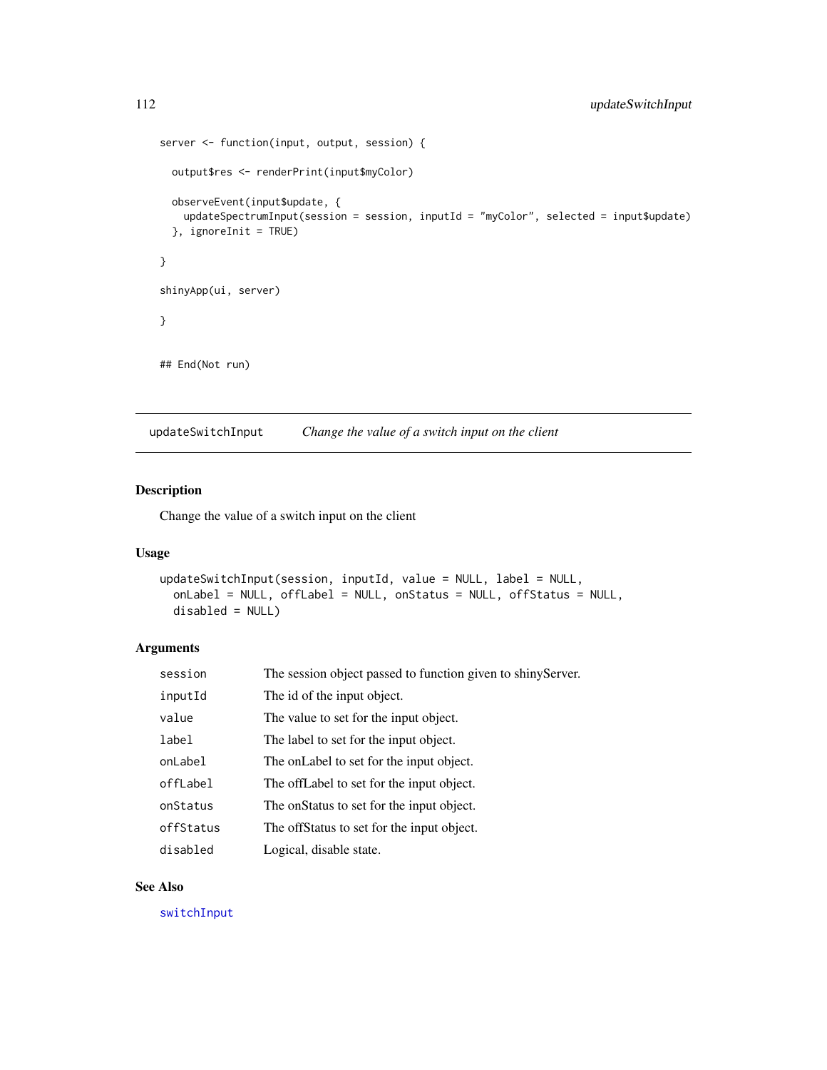```
server <- function(input, output, session) {

  output$res <- renderPrint(input$myColor)

  observeEvent(input$update, {
    updateSpectrumInput(session = session, inputId = "myColor", selected = input$update)
  }, ignoreInit = TRUE)

}

shinyApp(ui, server)

}

## End(Not run)
```

## updateSwitchInput — *Change the value of a switch input on the client*

### Description

Change the value of a switch input on the client

### Usage

```
updateSwitchInput(session, inputId, value = NULL, label = NULL,
  onLabel = NULL, offLabel = NULL, onStatus = NULL, offStatus = NULL,
  disabled = NULL)
```

### Arguments

| | |
|---|---|
| session | The session object passed to function given to shinyServer. |
| inputId | The id of the input object. |
| value | The value to set for the input object. |
| label | The label to set for the input object. |
| onLabel | The onLabel to set for the input object. |
| offLabel | The offLabel to set for the input object. |
| onStatus | The onStatus to set for the input object. |
| offStatus | The offStatus to set for the input object. |
| disabled | Logical, disable state. |

### See Also

switchInput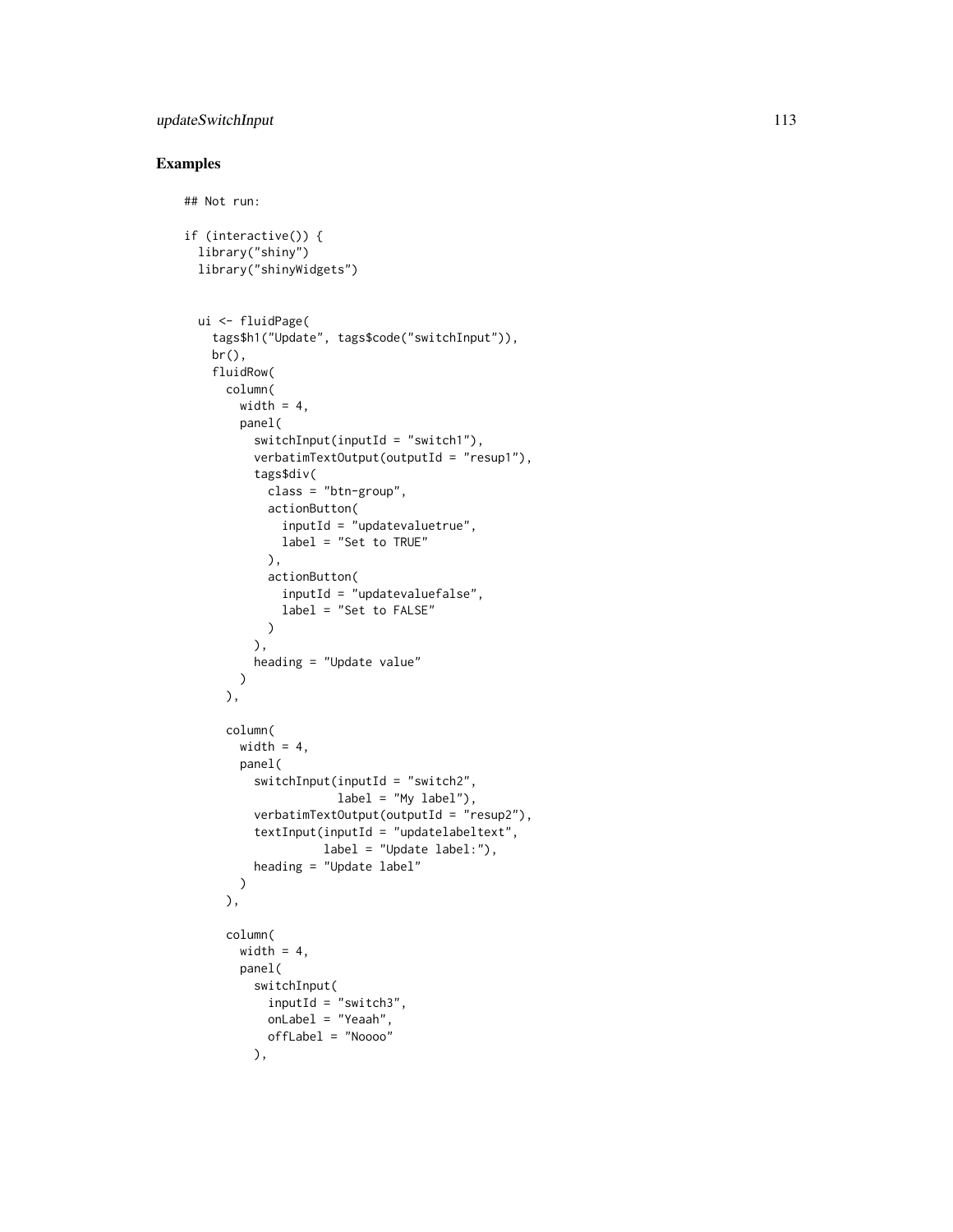## Examples

```
## Not run:

if (interactive()) {
  library("shiny")
  library("shinyWidgets")


  ui <- fluidPage(
    tags$h1("Update", tags$code("switchInput")),
    br(),
    fluidRow(
      column(
        width = 4,
        panel(
          switchInput(inputId = "switch1"),
          verbatimTextOutput(outputId = "resup1"),
          tags$div(
            class = "btn-group",
            actionButton(
              inputId = "updatevaluetrue",
              label = "Set to TRUE"
            ),
            actionButton(
              inputId = "updatevaluefalse",
              label = "Set to FALSE"
            )
          ),
          heading = "Update value"
        )
      ),

      column(
        width = 4,
        panel(
          switchInput(inputId = "switch2",
                      label = "My label"),
          verbatimTextOutput(outputId = "resup2"),
          textInput(inputId = "updatelabeltext",
                    label = "Update label:"),
          heading = "Update label"
        )
      ),

      column(
        width = 4,
        panel(
          switchInput(
            inputId = "switch3",
            onLabel = "Yeaah",
            offLabel = "Noooo"
          ),
```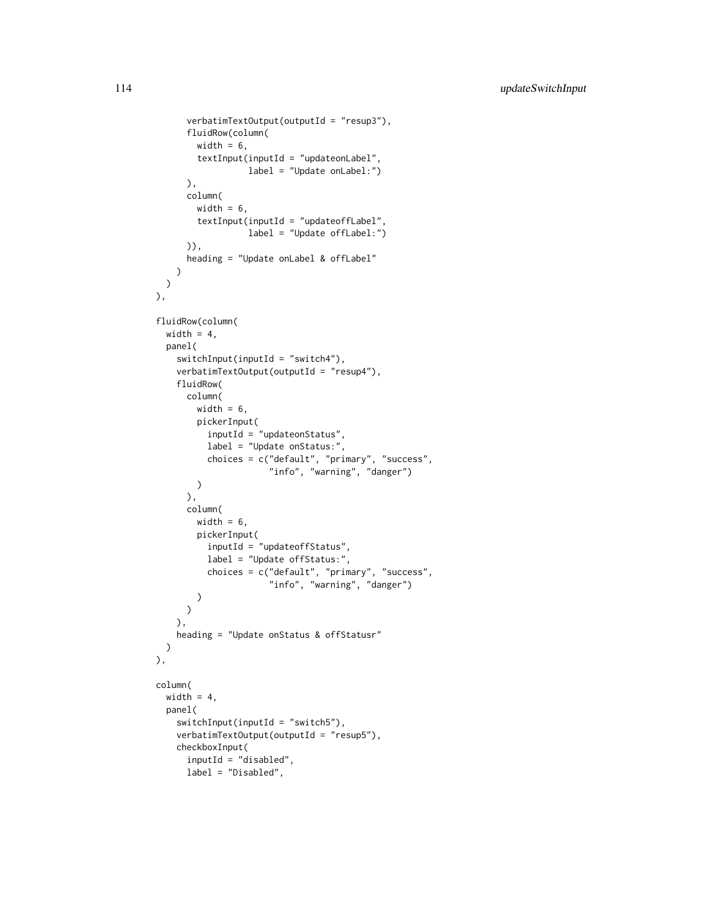```
      verbatimTextOutput(outputId = "resup3"),
      fluidRow(column(
        width = 6,
        textInput(inputId = "updateonLabel",
                  label = "Update onLabel:")
      ),
      column(
        width = 6,
        textInput(inputId = "updateoffLabel",
                  label = "Update offLabel:")
      )),
      heading = "Update onLabel & offLabel"
    )
  )
),

fluidRow(column(
  width = 4,
  panel(
    switchInput(inputId = "switch4"),
    verbatimTextOutput(outputId = "resup4"),
    fluidRow(
      column(
        width = 6,
        pickerInput(
          inputId = "updateonStatus",
          label = "Update onStatus:",
          choices = c("default", "primary", "success",
                      "info", "warning", "danger")
        )
      ),
      column(
        width = 6,
        pickerInput(
          inputId = "updateoffStatus",
          label = "Update offStatus:",
          choices = c("default", "primary", "success",
                      "info", "warning", "danger")
        )
      )
    ),
    heading = "Update onStatus & offStatusr"
  )
),

column(
  width = 4,
  panel(
    switchInput(inputId = "switch5"),
    verbatimTextOutput(outputId = "resup5"),
    checkboxInput(
      inputId = "disabled",
      label = "Disabled",
```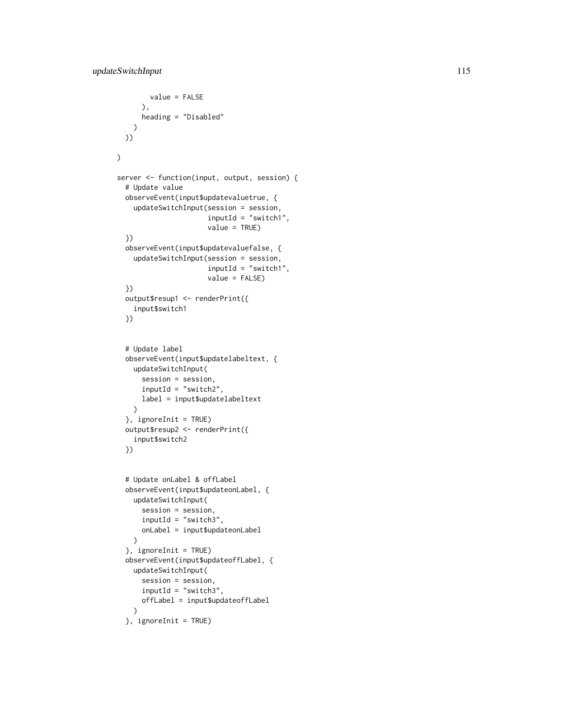```
        value = FALSE
      ),
      heading = "Disabled"
    )
  ))

)

server <- function(input, output, session) {
  # Update value
  observeEvent(input$updatevaluetrue, {
    updateSwitchInput(session = session,
                      inputId = "switch1",
                      value = TRUE)
  })
  observeEvent(input$updatevaluefalse, {
    updateSwitchInput(session = session,
                      inputId = "switch1",
                      value = FALSE)
  })
  output$resup1 <- renderPrint({
    input$switch1
  })


  # Update label
  observeEvent(input$updatelabeltext, {
    updateSwitchInput(
      session = session,
      inputId = "switch2",
      label = input$updatelabeltext
    )
  }, ignoreInit = TRUE)
  output$resup2 <- renderPrint({
    input$switch2
  })


  # Update onLabel & offLabel
  observeEvent(input$updateonLabel, {
    updateSwitchInput(
      session = session,
      inputId = "switch3",
      onLabel = input$updateonLabel
    )
  }, ignoreInit = TRUE)
  observeEvent(input$updateoffLabel, {
    updateSwitchInput(
      session = session,
      inputId = "switch3",
      offLabel = input$updateoffLabel
    )
  }, ignoreInit = TRUE)
```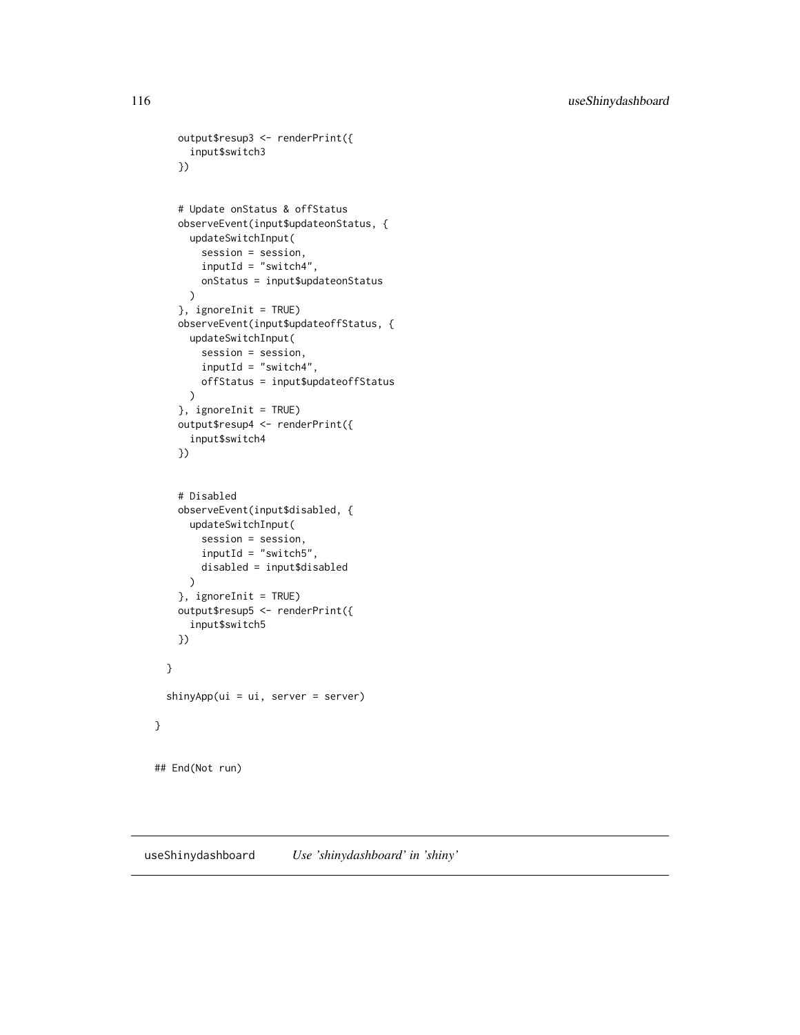```
    output$resup3 <- renderPrint({
      input$switch3
    })


    # Update onStatus & offStatus
    observeEvent(input$updateonStatus, {
      updateSwitchInput(
        session = session,
        inputId = "switch4",
        onStatus = input$updateonStatus
      )
    }, ignoreInit = TRUE)
    observeEvent(input$updateoffStatus, {
      updateSwitchInput(
        session = session,
        inputId = "switch4",
        offStatus = input$updateoffStatus
      )
    }, ignoreInit = TRUE)
    output$resup4 <- renderPrint({
      input$switch4
    })


    # Disabled
    observeEvent(input$disabled, {
      updateSwitchInput(
        session = session,
        inputId = "switch5",
        disabled = input$disabled
      )
    }, ignoreInit = TRUE)
    output$resup5 <- renderPrint({
      input$switch5
    })

  }

  shinyApp(ui = ui, server = server)

}


## End(Not run)
```

---

useShinydashboard *Use 'shinydashboard' in 'shiny'*

---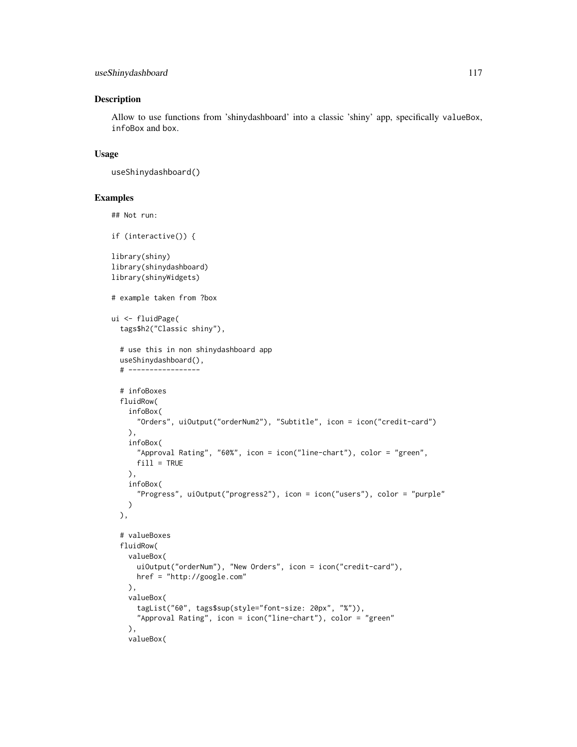## Description

Allow to use functions from 'shinydashboard' into a classic 'shiny' app, specifically `valueBox`, `infoBox` and `box`.

## Usage

```
useShinydashboard()
```

## Examples

```
## Not run:

if (interactive()) {

library(shiny)
library(shinydashboard)
library(shinyWidgets)

# example taken from ?box

ui <- fluidPage(
  tags$h2("Classic shiny"),

  # use this in non shinydashboard app
  useShinydashboard(),
  # -----------------

  # infoBoxes
  fluidRow(
    infoBox(
      "Orders", uiOutput("orderNum2"), "Subtitle", icon = icon("credit-card")
    ),
    infoBox(
      "Approval Rating", "60%", icon = icon("line-chart"), color = "green",
      fill = TRUE
    ),
    infoBox(
      "Progress", uiOutput("progress2"), icon = icon("users"), color = "purple"
    )
  ),

  # valueBoxes
  fluidRow(
    valueBox(
      uiOutput("orderNum"), "New Orders", icon = icon("credit-card"),
      href = "http://google.com"
    ),
    valueBox(
      tagList("60", tags$sup(style="font-size: 20px", "%")),
      "Approval Rating", icon = icon("line-chart"), color = "green"
    ),
    valueBox(
```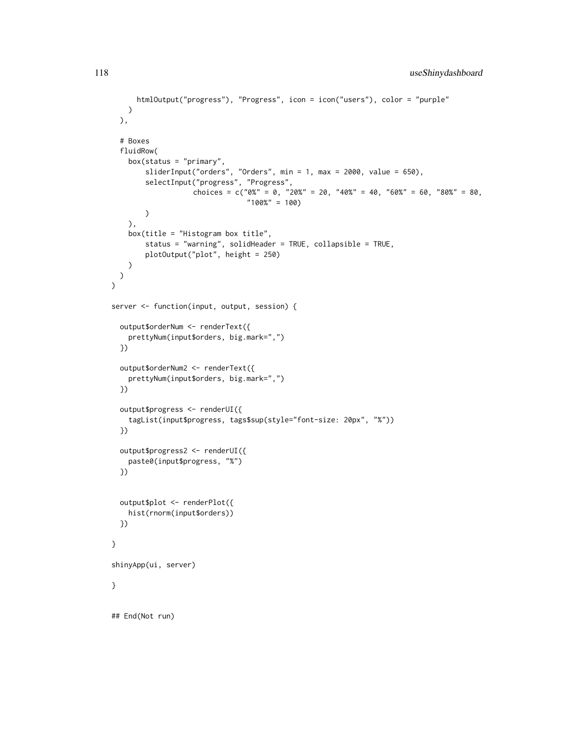```
      htmlOutput("progress"), "Progress", icon = icon("users"), color = "purple"
    )
  ),

  # Boxes
  fluidRow(
    box(status = "primary",
        sliderInput("orders", "Orders", min = 1, max = 2000, value = 650),
        selectInput("progress", "Progress",
                    choices = c("0%" = 0, "20%" = 20, "40%" = 40, "60%" = 60, "80%" = 80,
                                "100%" = 100)
        )
    ),
    box(title = "Histogram box title",
        status = "warning", solidHeader = TRUE, collapsible = TRUE,
        plotOutput("plot", height = 250)
    )
  )
)

server <- function(input, output, session) {

  output$orderNum <- renderText({
    prettyNum(input$orders, big.mark=",")
  })

  output$orderNum2 <- renderText({
    prettyNum(input$orders, big.mark=",")
  })

  output$progress <- renderUI({
    tagList(input$progress, tags$sup(style="font-size: 20px", "%"))
  })

  output$progress2 <- renderUI({
    paste0(input$progress, "%")
  })


  output$plot <- renderPlot({
    hist(rnorm(input$orders))
  })

}

shinyApp(ui, server)

}


## End(Not run)
```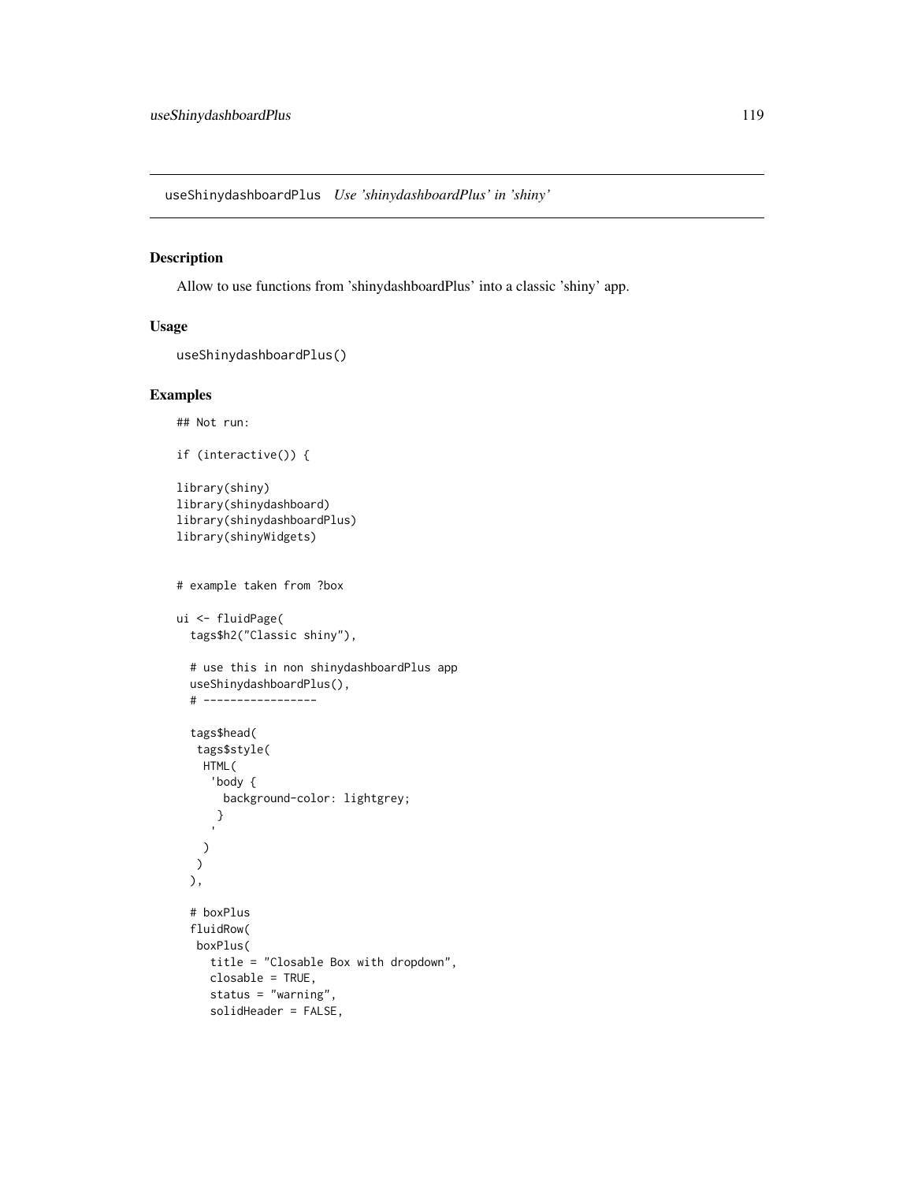useShinydashboardPlus *Use 'shinydashboardPlus' in 'shiny'*

## Description

Allow to use functions from 'shinydashboardPlus' into a classic 'shiny' app.

## Usage

```
useShinydashboardPlus()
```

## Examples

```
## Not run:

if (interactive()) {

library(shiny)
library(shinydashboard)
library(shinydashboardPlus)
library(shinyWidgets)


# example taken from ?box

ui <- fluidPage(
  tags$h2("Classic shiny"),

  # use this in non shinydashboardPlus app
  useShinydashboardPlus(),
  # -----------------

  tags$head(
   tags$style(
    HTML(
     'body {
       background-color: lightgrey;
      }
     '
    )
   )
  ),

  # boxPlus
  fluidRow(
   boxPlus(
     title = "Closable Box with dropdown",
     closable = TRUE,
     status = "warning",
     solidHeader = FALSE,
```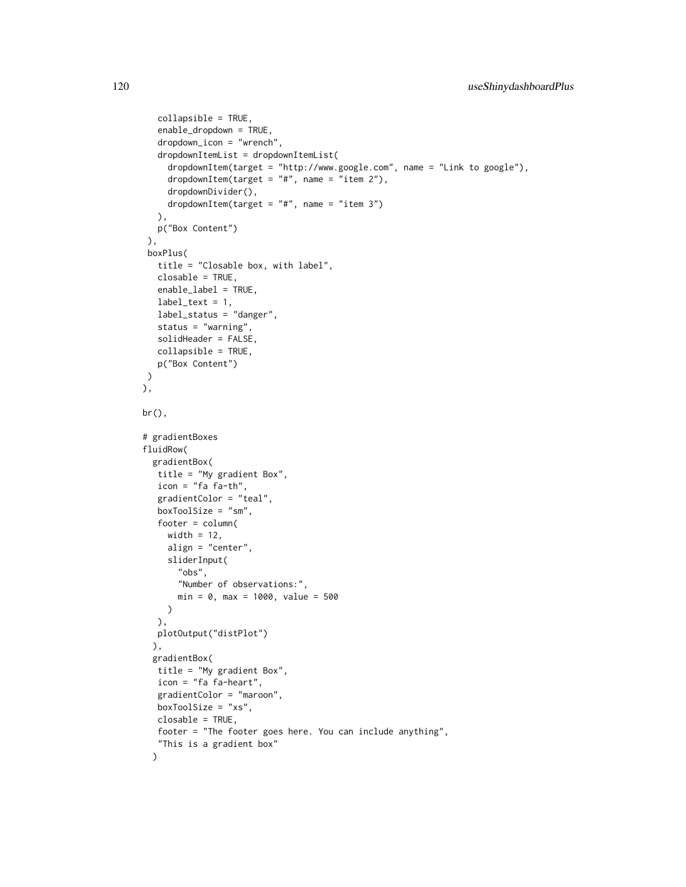```
    collapsible = TRUE,
    enable_dropdown = TRUE,
    dropdown_icon = "wrench",
    dropdownItemList = dropdownItemList(
      dropdownItem(target = "http://www.google.com", name = "Link to google"),
      dropdownItem(target = "#", name = "item 2"),
      dropdownDivider(),
      dropdownItem(target = "#", name = "item 3")
    ),
    p("Box Content")
  ),
  boxPlus(
    title = "Closable box, with label",
    closable = TRUE,
    enable_label = TRUE,
    label_text = 1,
    label_status = "danger",
    status = "warning",
    solidHeader = FALSE,
    collapsible = TRUE,
    p("Box Content")
  )
 ),

 br(),

 # gradientBoxes
 fluidRow(
   gradientBox(
    title = "My gradient Box",
    icon = "fa fa-th",
    gradientColor = "teal",
    boxToolSize = "sm",
    footer = column(
      width = 12,
      align = "center",
      sliderInput(
        "obs",
        "Number of observations:",
        min = 0, max = 1000, value = 500
      )
    ),
    plotOutput("distPlot")
   ),
   gradientBox(
    title = "My gradient Box",
    icon = "fa fa-heart",
    gradientColor = "maroon",
    boxToolSize = "xs",
    closable = TRUE,
    footer = "The footer goes here. You can include anything",
    "This is a gradient box"
   )
```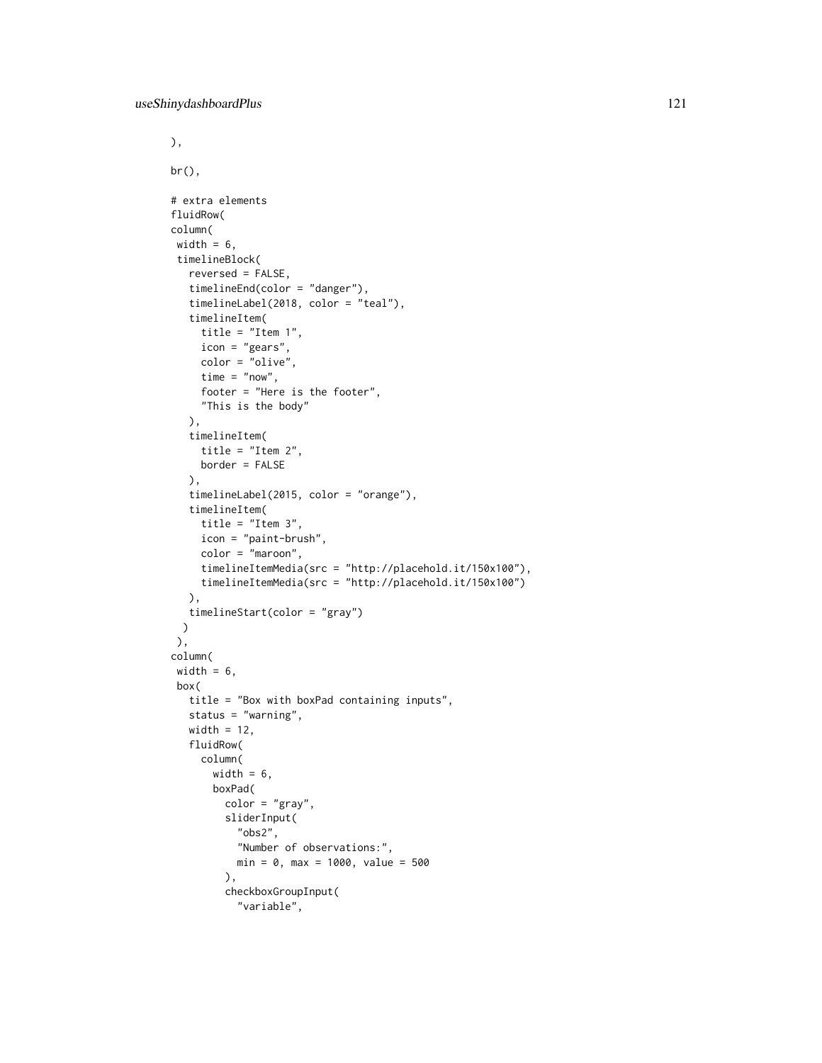```
),

br(),

# extra elements
fluidRow(
column(
 width = 6,
 timelineBlock(
   reversed = FALSE,
   timelineEnd(color = "danger"),
   timelineLabel(2018, color = "teal"),
   timelineItem(
     title = "Item 1",
     icon = "gears",
     color = "olive",
     time = "now",
     footer = "Here is the footer",
     "This is the body"
   ),
   timelineItem(
     title = "Item 2",
     border = FALSE
   ),
   timelineLabel(2015, color = "orange"),
   timelineItem(
     title = "Item 3",
     icon = "paint-brush",
     color = "maroon",
     timelineItemMedia(src = "http://placehold.it/150x100"),
     timelineItemMedia(src = "http://placehold.it/150x100")
   ),
   timelineStart(color = "gray")
  )
 ),
column(
 width = 6,
 box(
   title = "Box with boxPad containing inputs",
   status = "warning",
   width = 12,
   fluidRow(
     column(
       width = 6,
       boxPad(
         color = "gray",
         sliderInput(
           "obs2",
           "Number of observations:",
           min = 0, max = 1000, value = 500
         ),
         checkboxGroupInput(
           "variable",
```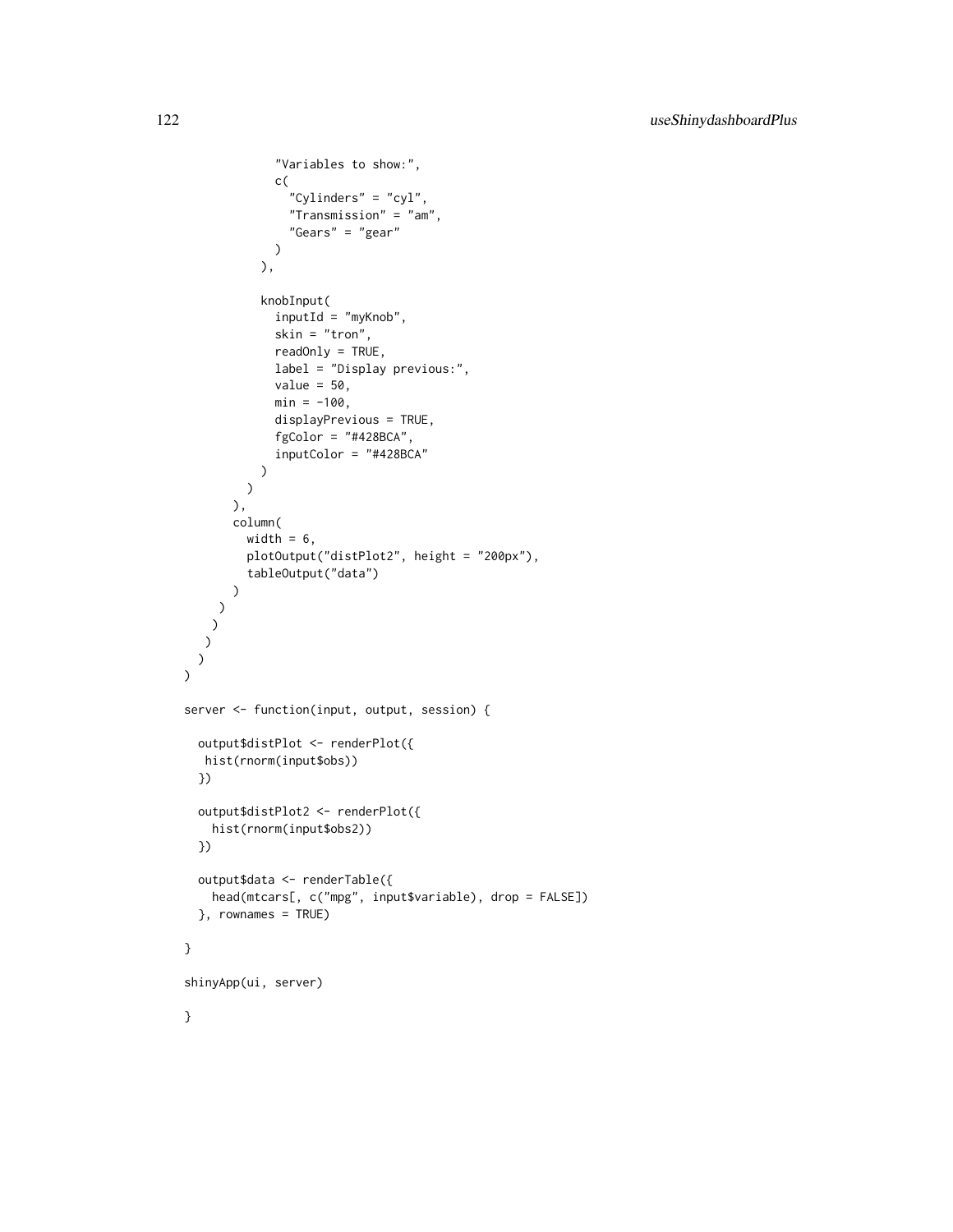```
            "Variables to show:",
            c(
              "Cylinders" = "cyl",
              "Transmission" = "am",
              "Gears" = "gear"
            )
          ),

          knobInput(
            inputId = "myKnob",
            skin = "tron",
            readOnly = TRUE,
            label = "Display previous:",
            value = 50,
            min = -100,
            displayPrevious = TRUE,
            fgColor = "#428BCA",
            inputColor = "#428BCA"
          )
        )
      ),
      column(
        width = 6,
        plotOutput("distPlot2", height = "200px"),
        tableOutput("data")
      )
     )
    )
   )
  )
)

server <- function(input, output, session) {

  output$distPlot <- renderPlot({
   hist(rnorm(input$obs))
  })

  output$distPlot2 <- renderPlot({
    hist(rnorm(input$obs2))
  })

  output$data <- renderTable({
    head(mtcars[, c("mpg", input$variable), drop = FALSE])
  }, rownames = TRUE)

}

shinyApp(ui, server)

}
```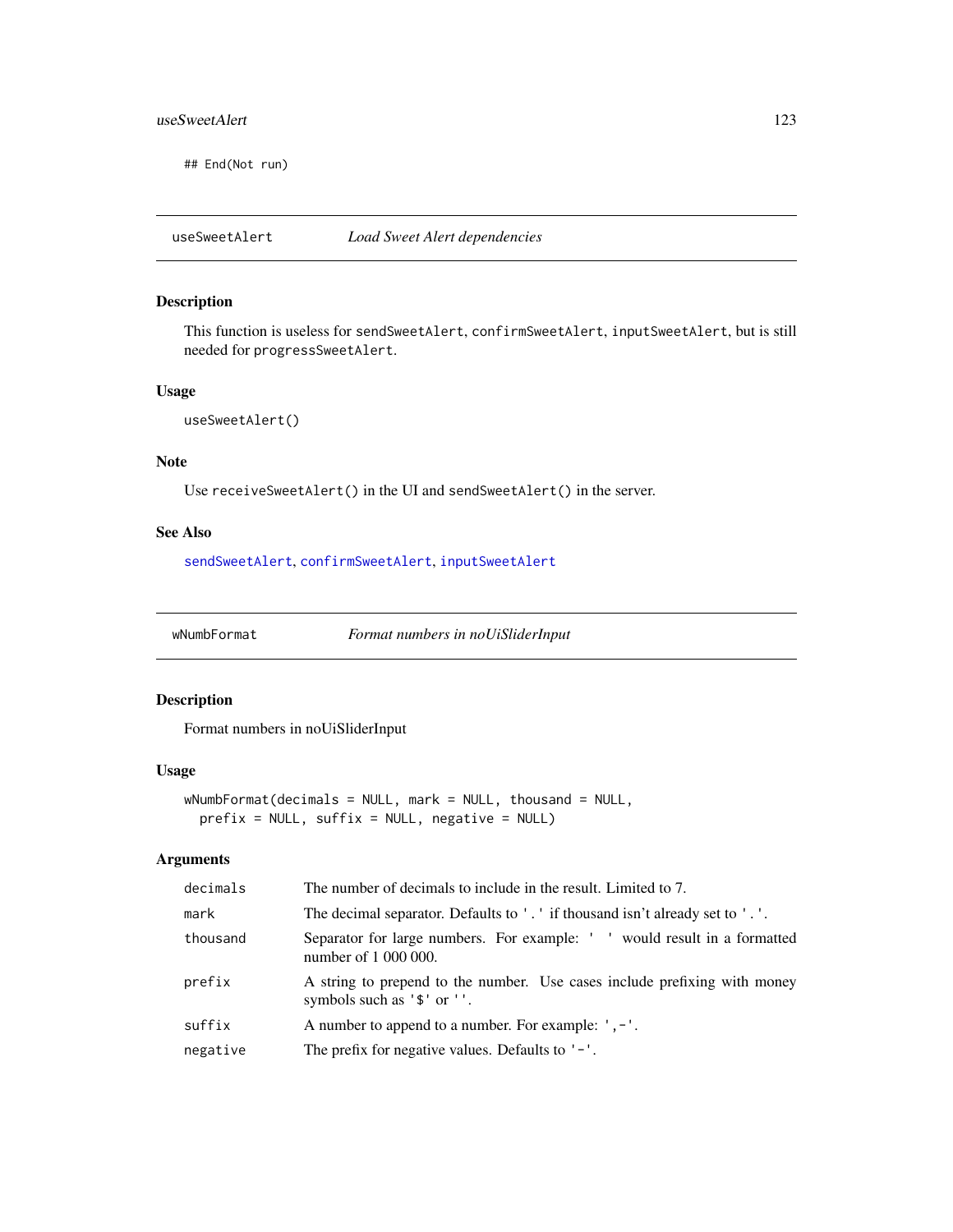```
## End(Not run)
```

## useSweetAlert — *Load Sweet Alert dependencies*

### Description

This function is useless for `sendSweetAlert`, `confirmSweetAlert`, `inputSweetAlert`, but is still needed for `progressSweetAlert`.

### Usage

```
useSweetAlert()
```

### Note

Use `receiveSweetAlert()` in the UI and `sendSweetAlert()` in the server.

### See Also

sendSweetAlert, confirmSweetAlert, inputSweetAlert

## wNumbFormat — *Format numbers in noUiSliderInput*

### Description

Format numbers in noUiSliderInput

### Usage

```
wNumbFormat(decimals = NULL, mark = NULL, thousand = NULL,
  prefix = NULL, suffix = NULL, negative = NULL)
```

### Arguments

| | |
|---|---|
| `decimals` | The number of decimals to include in the result. Limited to 7. |
| `mark` | The decimal separator. Defaults to '.' if thousand isn't already set to '.'. |
| `thousand` | Separator for large numbers. For example: ' ' would result in a formatted number of 1 000 000. |
| `prefix` | A string to prepend to the number. Use cases include prefixing with money symbols such as '$' or ''. |
| `suffix` | A number to append to a number. For example: ',-'. |
| `negative` | The prefix for negative values. Defaults to '-'. |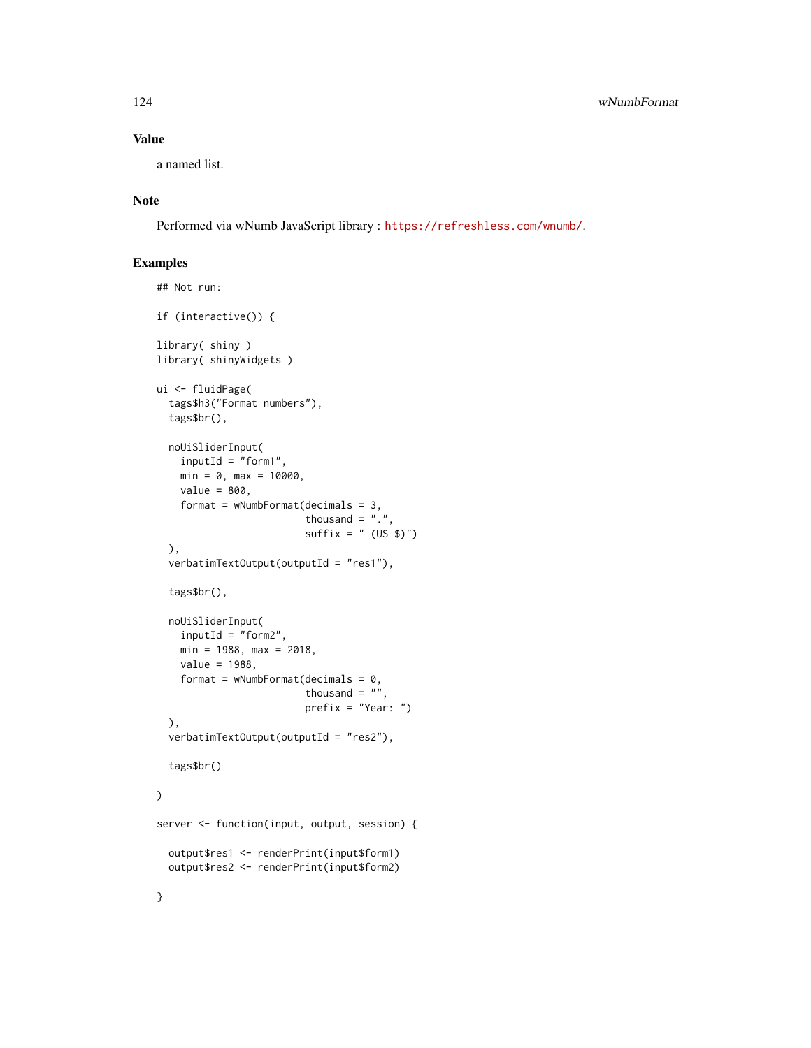### Value

a named list.

### Note

Performed via wNumb JavaScript library : https://refreshless.com/wnumb/.

### Examples

```
## Not run:

if (interactive()) {

library( shiny )
library( shinyWidgets )

ui <- fluidPage(
  tags$h3("Format numbers"),
  tags$br(),

  noUiSliderInput(
    inputId = "form1",
    min = 0, max = 10000,
    value = 800,
    format = wNumbFormat(decimals = 3,
                         thousand = ".",
                         suffix = " (US $)")
  ),
  verbatimTextOutput(outputId = "res1"),

  tags$br(),

  noUiSliderInput(
    inputId = "form2",
    min = 1988, max = 2018,
    value = 1988,
    format = wNumbFormat(decimals = 0,
                         thousand = "",
                         prefix = "Year: ")
  ),
  verbatimTextOutput(outputId = "res2"),

  tags$br()

)

server <- function(input, output, session) {

  output$res1 <- renderPrint(input$form1)
  output$res2 <- renderPrint(input$form2)

}
```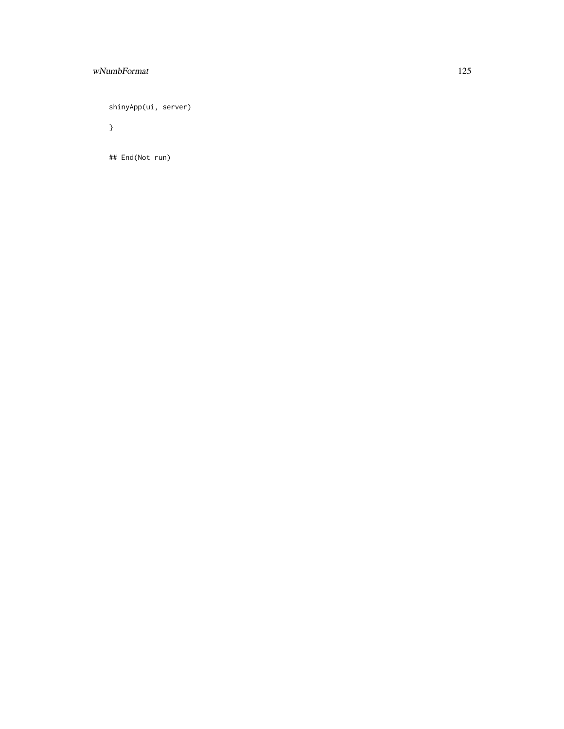```
shinyApp(ui, server)

}


## End(Not run)
```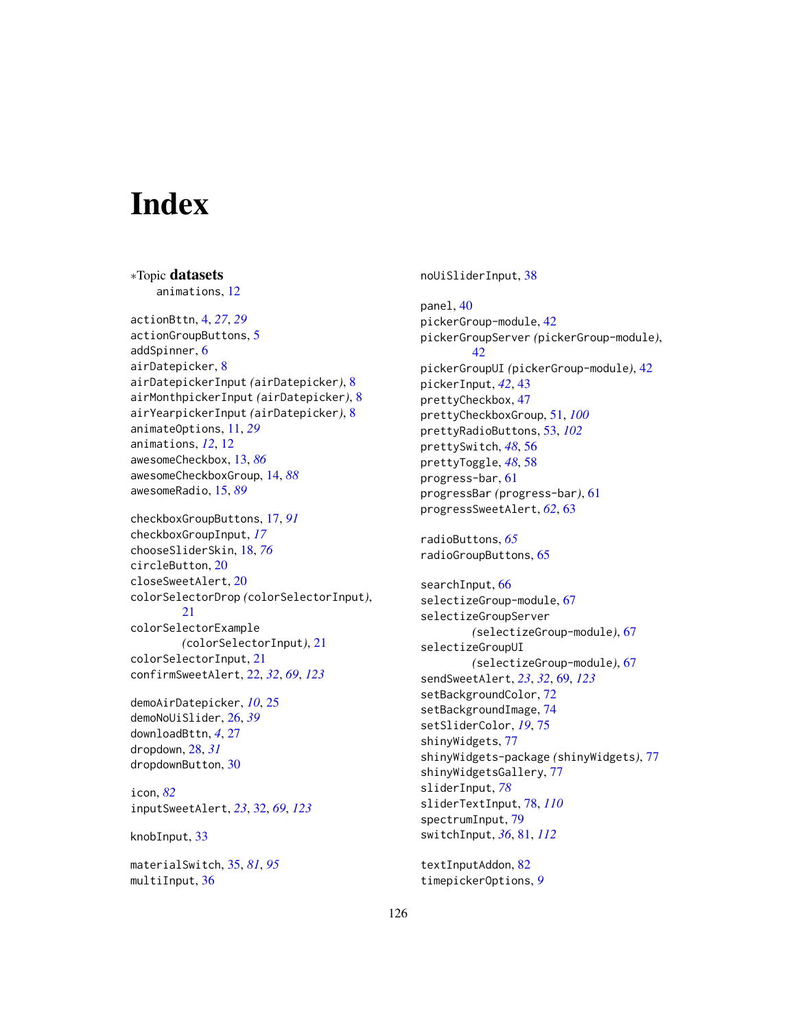# Index

∗Topic **datasets**
animations, 12

actionBttn, 4, *27*, *29*
actionGroupButtons, 5
addSpinner, 6
airDatepicker, 8
airDatepickerInput *(*airDatepicker*)*, 8
airMonthpickerInput *(*airDatepicker*)*, 8
airYearpickerInput *(*airDatepicker*)*, 8
animateOptions, 11, *29*
animations, *12*, 12
awesomeCheckbox, 13, *86*
awesomeCheckboxGroup, 14, *88*
awesomeRadio, 15, *89*

checkboxGroupButtons, 17, *91*
checkboxGroupInput, *17*
chooseSliderSkin, 18, *76*
circleButton, 20
closeSweetAlert, 20
colorSelectorDrop *(*colorSelectorInput*)*, 21
colorSelectorExample *(*colorSelectorInput*)*, 21
colorSelectorInput, 21
confirmSweetAlert, 22, *32*, *69*, *123*

demoAirDatepicker, *10*, 25
demoNoUiSlider, 26, *39*
downloadBttn, *4*, 27
dropdown, 28, *31*
dropdownButton, 30

icon, *82*
inputSweetAlert, *23*, 32, *69*, *123*

knobInput, 33

materialSwitch, 35, *81*, *95*
multiInput, 36

noUiSliderInput, 38

panel, 40
pickerGroup-module, 42
pickerGroupServer *(*pickerGroup-module*)*, 42
pickerGroupUI *(*pickerGroup-module*)*, 42
pickerInput, *42*, 43
prettyCheckbox, 47
prettyCheckboxGroup, 51, *100*
prettyRadioButtons, 53, *102*
prettySwitch, *48*, 56
prettyToggle, *48*, 58
progress-bar, 61
progressBar *(*progress-bar*)*, 61
progressSweetAlert, *62*, 63

radioButtons, *65*
radioGroupButtons, 65

searchInput, 66
selectizeGroup-module, 67
selectizeGroupServer *(*selectizeGroup-module*)*, 67
selectizeGroupUI *(*selectizeGroup-module*)*, 67
sendSweetAlert, *23*, *32*, 69, *123*
setBackgroundColor, 72
setBackgroundImage, 74
setSliderColor, *19*, 75
shinyWidgets, 77
shinyWidgets-package *(*shinyWidgets*)*, 77
shinyWidgetsGallery, 77
sliderInput, *78*
sliderTextInput, 78, *110*
spectrumInput, 79
switchInput, *36*, 81, *112*

textInputAddon, 82
timepickerOptions, *9*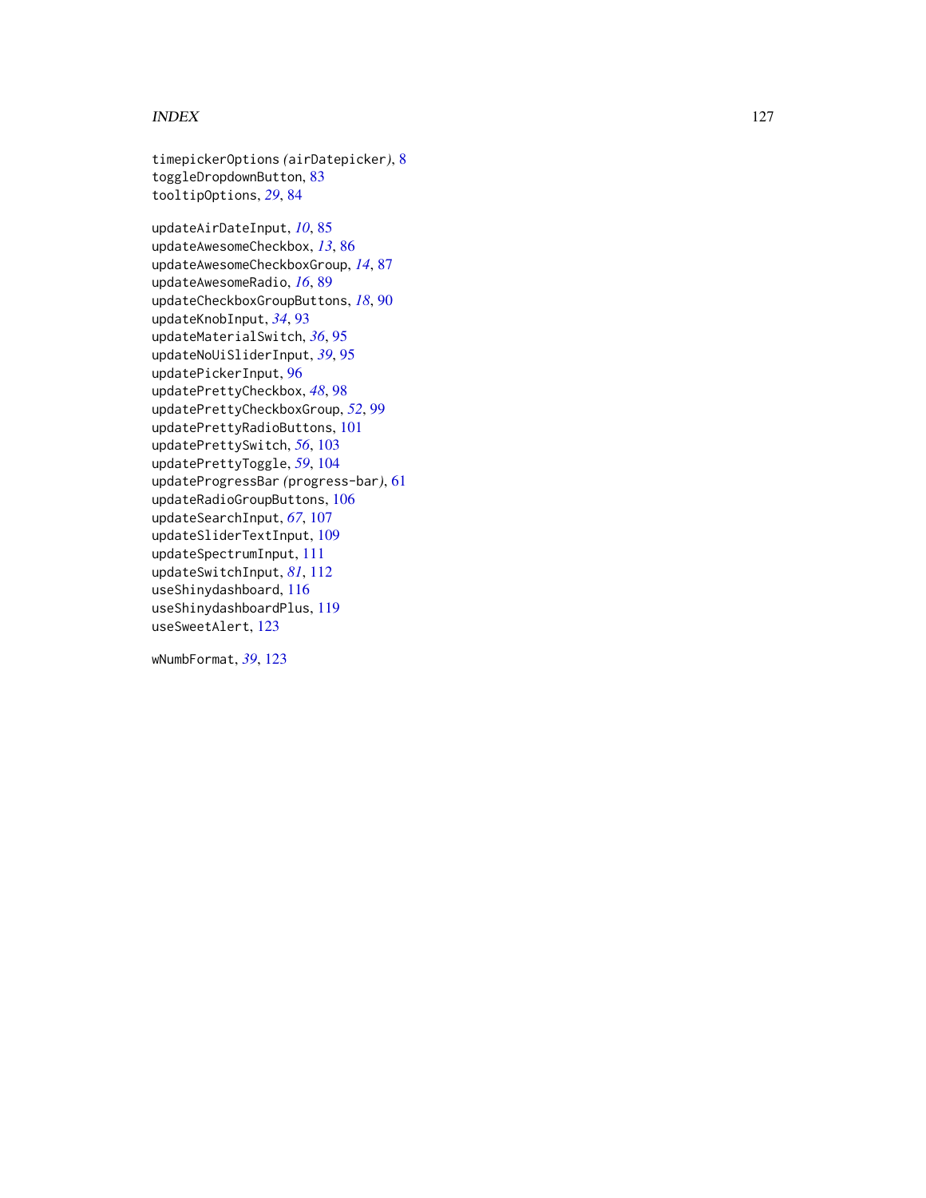timepickerOptions *(*airDatepicker*)*, 8
toggleDropdownButton, 83
tooltipOptions, *29*, 84

updateAirDateInput, *10*, 85
updateAwesomeCheckbox, *13*, 86
updateAwesomeCheckboxGroup, *14*, 87
updateAwesomeRadio, *16*, 89
updateCheckboxGroupButtons, *18*, 90
updateKnobInput, *34*, 93
updateMaterialSwitch, *36*, 95
updateNoUiSliderInput, *39*, 95
updatePickerInput, 96
updatePrettyCheckbox, *48*, 98
updatePrettyCheckboxGroup, *52*, 99
updatePrettyRadioButtons, 101
updatePrettySwitch, *56*, 103
updatePrettyToggle, *59*, 104
updateProgressBar *(*progress-bar*)*, 61
updateRadioGroupButtons, 106
updateSearchInput, *67*, 107
updateSliderTextInput, 109
updateSpectrumInput, 111
updateSwitchInput, *81*, 112
useShinydashboard, 116
useShinydashboardPlus, 119
useSweetAlert, 123

wNumbFormat, *39*, 123